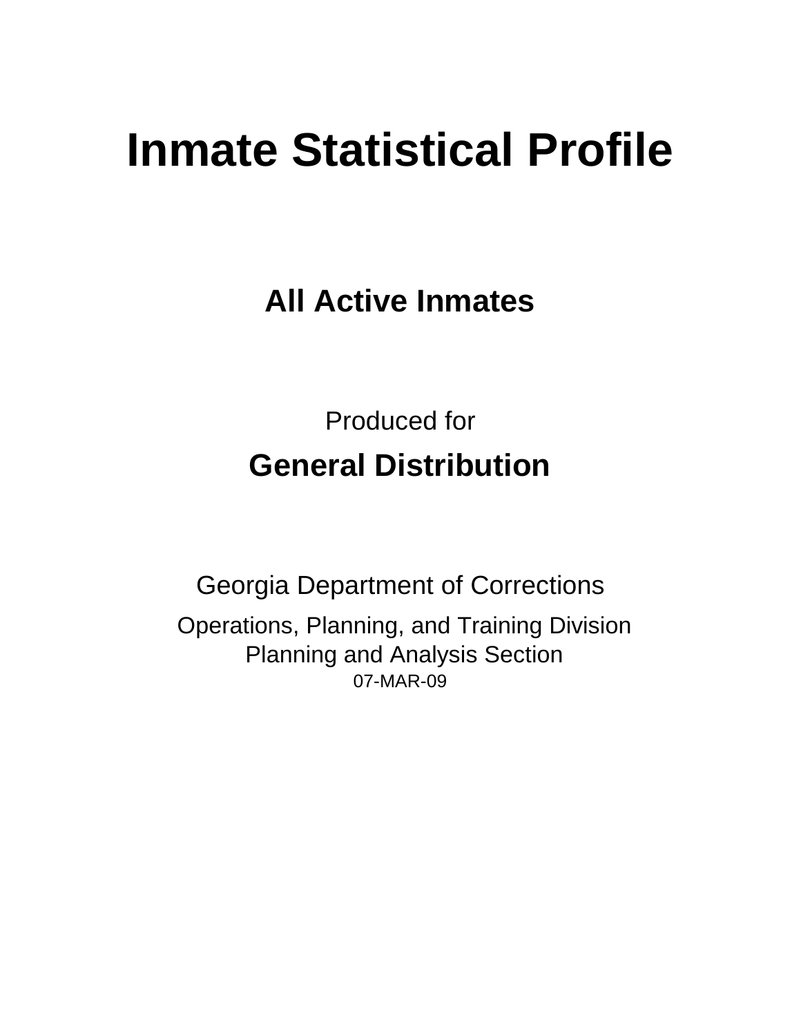# Inmate Statistical Profile

## All Active Inmates

Produced for

## General Distribution

Georgia Department of Corrections

Operations, Planning, and Training Division
Planning and Analysis Section
07-MAR-09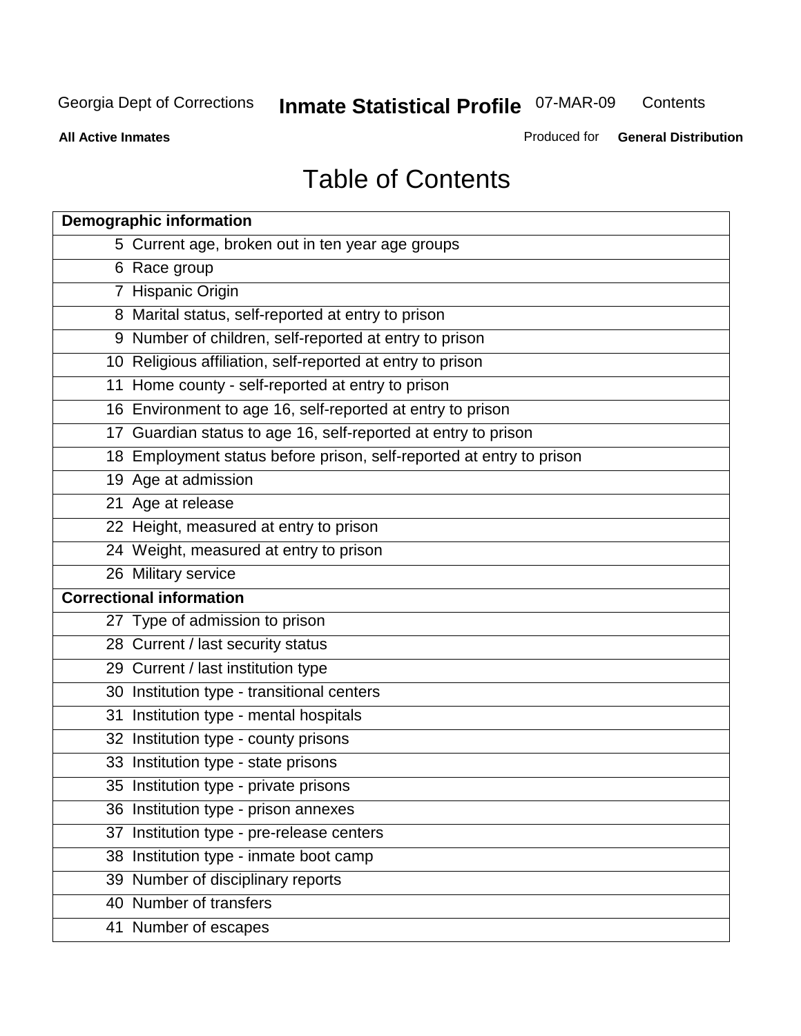# Table of Contents

| Demographic information | |
|---|---|
| 5 | Current age, broken out in ten year age groups |
| 6 | Race group |
| 7 | Hispanic Origin |
| 8 | Marital status, self-reported at entry to prison |
| 9 | Number of children, self-reported at entry to prison |
| 10 | Religious affiliation, self-reported at entry to prison |
| 11 | Home county - self-reported at entry to prison |
| 16 | Environment to age 16, self-reported at entry to prison |
| 17 | Guardian status to age 16, self-reported at entry to prison |
| 18 | Employment status before prison, self-reported at entry to prison |
| 19 | Age at admission |
| 21 | Age at release |
| 22 | Height, measured at entry to prison |
| 24 | Weight, measured at entry to prison |
| 26 | Military service |
| **Correctional information** | |
| 27 | Type of admission to prison |
| 28 | Current / last security status |
| 29 | Current / last institution type |
| 30 | Institution type - transitional centers |
| 31 | Institution type - mental hospitals |
| 32 | Institution type - county prisons |
| 33 | Institution type - state prisons |
| 35 | Institution type - private prisons |
| 36 | Institution type - prison annexes |
| 37 | Institution type - pre-release centers |
| 38 | Institution type - inmate boot camp |
| 39 | Number of disciplinary reports |
| 40 | Number of transfers |
| 41 | Number of escapes |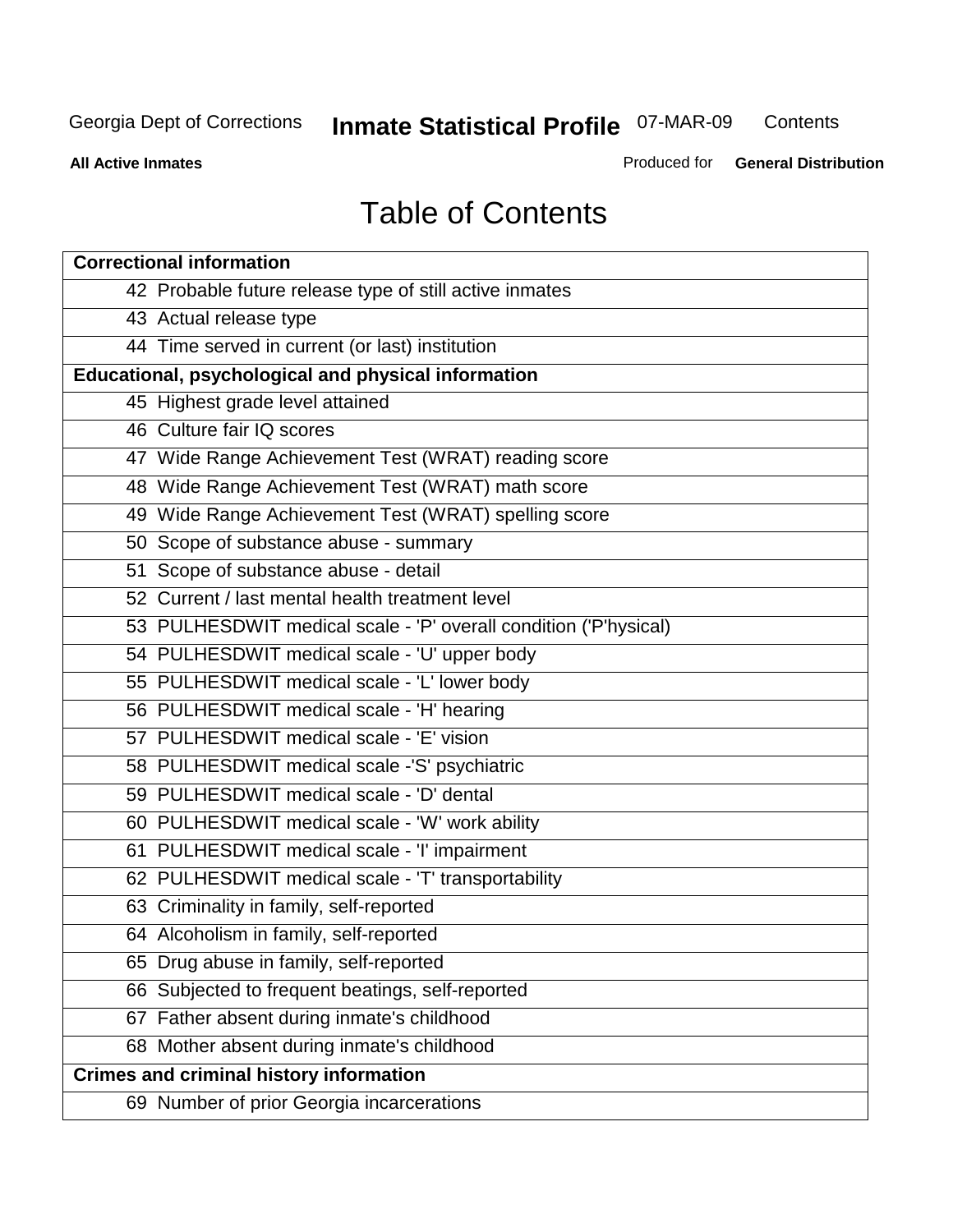# Table of Contents

| Correctional information |
|---|
| 42 Probable future release type of still active inmates |
| 43 Actual release type |
| 44 Time served in current (or last) institution |
| **Educational, psychological and physical information** |
| 45 Highest grade level attained |
| 46 Culture fair IQ scores |
| 47 Wide Range Achievement Test (WRAT) reading score |
| 48 Wide Range Achievement Test (WRAT) math score |
| 49 Wide Range Achievement Test (WRAT) spelling score |
| 50 Scope of substance abuse - summary |
| 51 Scope of substance abuse - detail |
| 52 Current / last mental health treatment level |
| 53 PULHESDWIT medical scale - 'P' overall condition ('P'hysical) |
| 54 PULHESDWIT medical scale - 'U' upper body |
| 55 PULHESDWIT medical scale - 'L' lower body |
| 56 PULHESDWIT medical scale - 'H' hearing |
| 57 PULHESDWIT medical scale - 'E' vision |
| 58 PULHESDWIT medical scale -'S' psychiatric |
| 59 PULHESDWIT medical scale - 'D' dental |
| 60 PULHESDWIT medical scale - 'W' work ability |
| 61 PULHESDWIT medical scale - 'I' impairment |
| 62 PULHESDWIT medical scale - 'T' transportability |
| 63 Criminality in family, self-reported |
| 64 Alcoholism in family, self-reported |
| 65 Drug abuse in family, self-reported |
| 66 Subjected to frequent beatings, self-reported |
| 67 Father absent during inmate's childhood |
| 68 Mother absent during inmate's childhood |
| **Crimes and criminal history information** |
| 69 Number of prior Georgia incarcerations |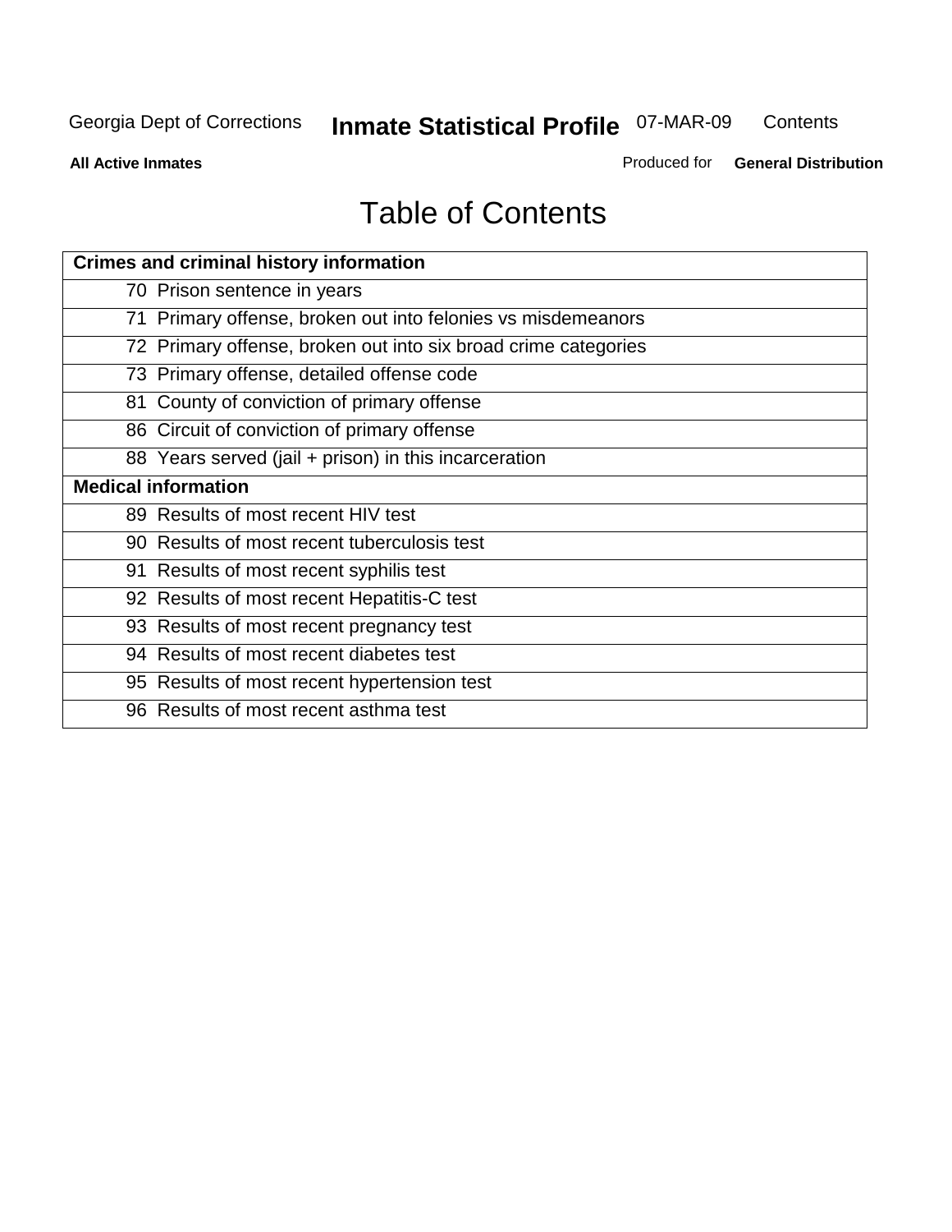# Table of Contents

| Crimes and criminal history information | |
|---|---|
| 70 | Prison sentence in years |
| 71 | Primary offense, broken out into felonies vs misdemeanors |
| 72 | Primary offense, broken out into six broad crime categories |
| 73 | Primary offense, detailed offense code |
| 81 | County of conviction of primary offense |
| 86 | Circuit of conviction of primary offense |
| 88 | Years served (jail + prison) in this incarceration |
| **Medical information** | |
| 89 | Results of most recent HIV test |
| 90 | Results of most recent tuberculosis test |
| 91 | Results of most recent syphilis test |
| 92 | Results of most recent Hepatitis-C test |
| 93 | Results of most recent pregnancy test |
| 94 | Results of most recent diabetes test |
| 95 | Results of most recent hypertension test |
| 96 | Results of most recent asthma test |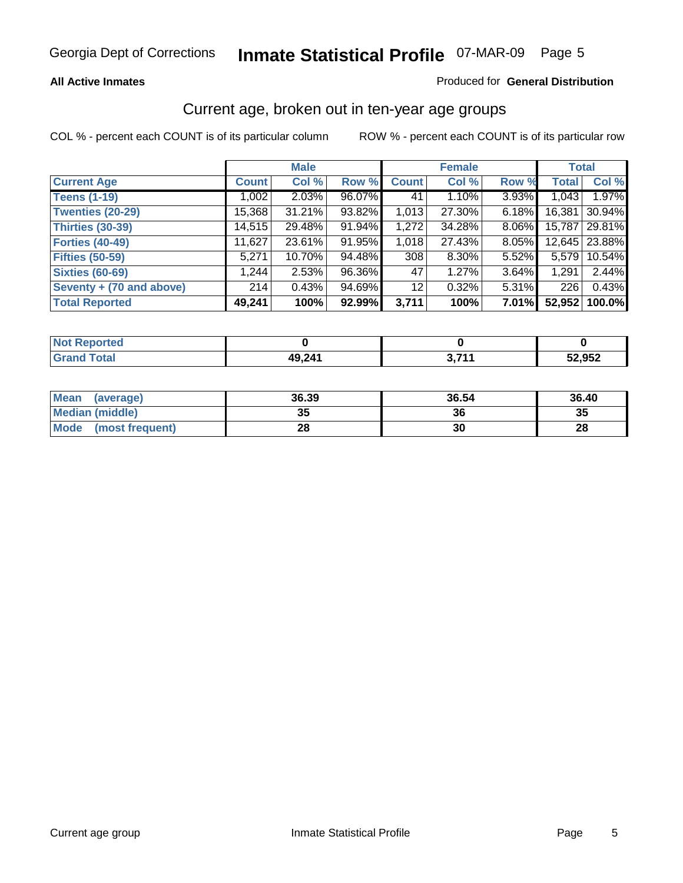**All Active Inmates** Produced for **General Distribution**

## Current age, broken out in ten-year age groups

COL % - percent each COUNT is of its particular column ROW % - percent each COUNT is of its particular row

| | Male | | | Female | | | Total | |
|---|---|---|---|---|---|---|---|---|
| **Current Age** | **Count** | **Col %** | **Row %** | **Count** | **Col %** | **Row %** | **Total** | **Col %** |
| **Teens (1-19)** | 1,002 | 2.03% | 96.07% | 41 | 1.10% | 3.93% | 1,043 | 1.97% |
| **Twenties (20-29)** | 15,368 | 31.21% | 93.82% | 1,013 | 27.30% | 6.18% | 16,381 | 30.94% |
| **Thirties (30-39)** | 14,515 | 29.48% | 91.94% | 1,272 | 34.28% | 8.06% | 15,787 | 29.81% |
| **Forties (40-49)** | 11,627 | 23.61% | 91.95% | 1,018 | 27.43% | 8.05% | 12,645 | 23.88% |
| **Fifties (50-59)** | 5,271 | 10.70% | 94.48% | 308 | 8.30% | 5.52% | 5,579 | 10.54% |
| **Sixties (60-69)** | 1,244 | 2.53% | 96.36% | 47 | 1.27% | 3.64% | 1,291 | 2.44% |
| **Seventy + (70 and above)** | 214 | 0.43% | 94.69% | 12 | 0.32% | 5.31% | 226 | 0.43% |
| **Total Reported** | **49,241** | **100%** | **92.99%** | **3,711** | **100%** | **7.01%** | **52,952** | **100.0%** |

| | Male | Female | Total |
|---|---|---|---|
| **Not Reported** | **0** | **0** | **0** |
| **Grand Total** | **49,241** | **3,711** | **52,952** |

| | Male | Female | Total |
|---|---|---|---|
| **Mean (average)** | **36.39** | **36.54** | **36.40** |
| **Median (middle)** | **35** | **36** | **35** |
| **Mode (most frequent)** | **28** | **30** | **28** |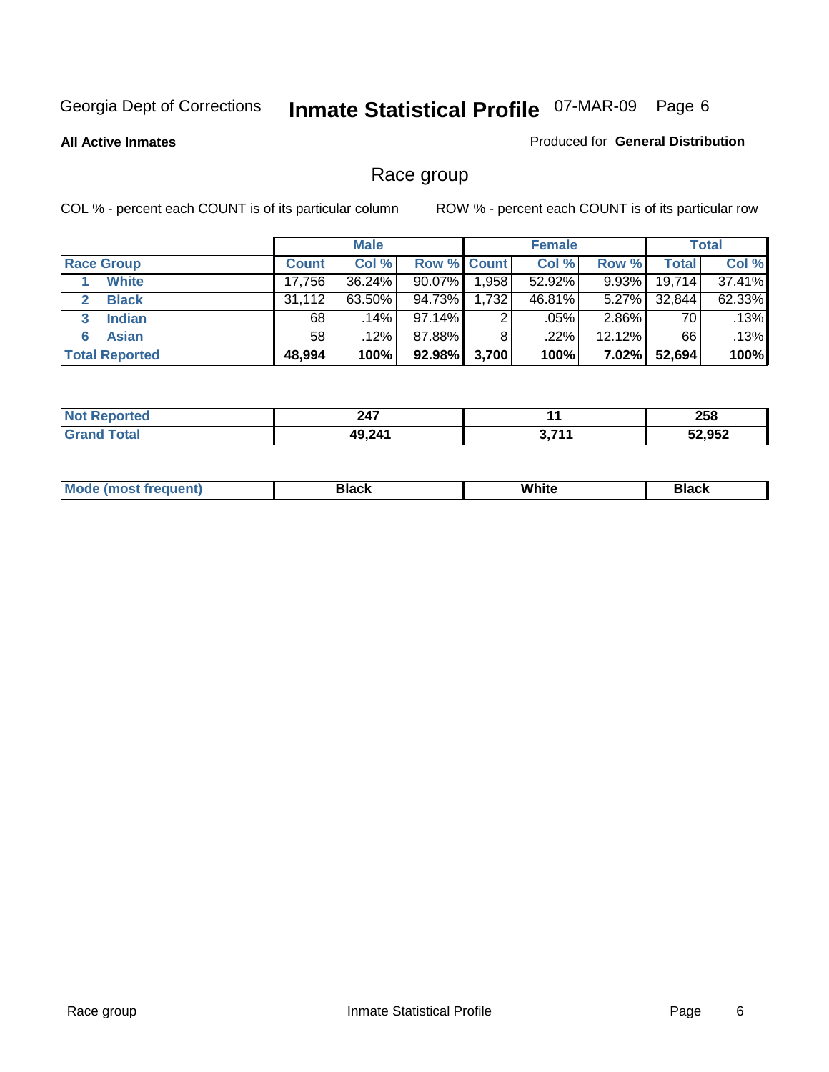Georgia Dept of Corrections **Inmate Statistical Profile** 07-MAR-09

**All Active Inmates** Produced for **General Distribution**

## Race group

COL % - percent each COUNT is of its particular column ROW % - percent each COUNT is of its particular row

| | Male | | | Female | | | Total | |
|---|---|---|---|---|---|---|---|---|
| **Race Group** | **Count** | **Col %** | **Row %** | **Count** | **Col %** | **Row %** | **Total** | **Col %** |
| 1 **White** | 17,756 | 36.24% | 90.07% | 1,958 | 52.92% | 9.93% | 19,714 | 37.41% |
| 2 **Black** | 31,112 | 63.50% | 94.73% | 1,732 | 46.81% | 5.27% | 32,844 | 62.33% |
| 3 **Indian** | 68 | .14% | 97.14% | 2 | .05% | 2.86% | 70 | .13% |
| 6 **Asian** | 58 | .12% | 87.88% | 8 | .22% | 12.12% | 66 | .13% |
| **Total Reported** | **48,994** | **100%** | **92.98%** | **3,700** | **100%** | **7.02%** | **52,694** | **100%** |

| | Male | Female | Total |
|---|---|---|---|
| **Not Reported** | **247** | **11** | **258** |
| **Grand Total** | **49,241** | **3,711** | **52,952** |

| | Male | Female | Total |
|---|---|---|---|
| **Mode (most frequent)** | **Black** | **White** | **Black** |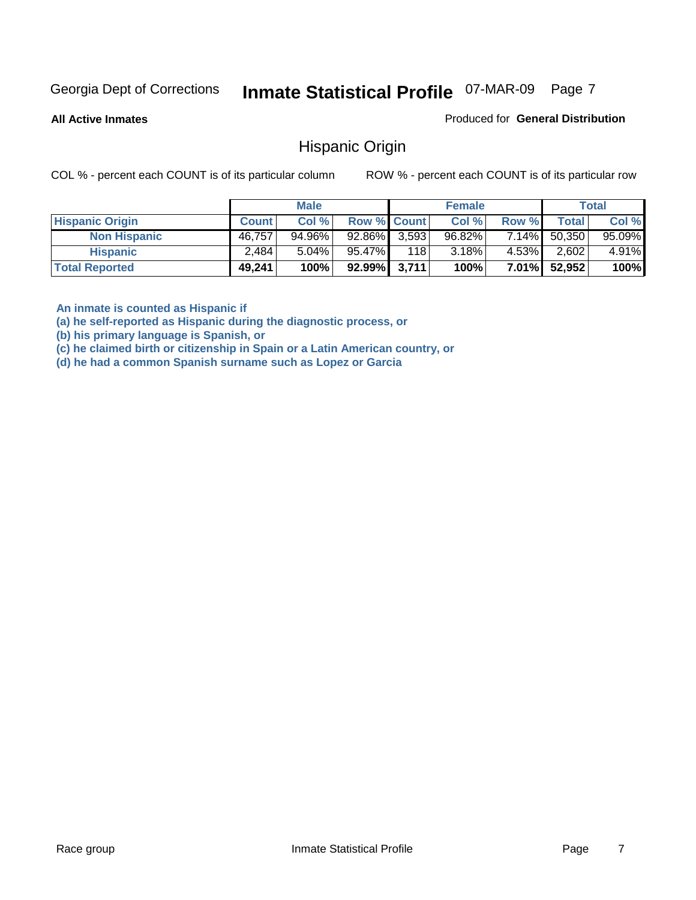Georgia Dept of Corrections **Inmate Statistical Profile** 07-MAR-09

**All Active Inmates** Produced for **General Distribution**

## Hispanic Origin

COL % - percent each COUNT is of its particular column ROW % - percent each COUNT is of its particular row

| | Male | | | Female | | | Total | |
|---|---|---|---|---|---|---|---|---|
| **Hispanic Origin** | **Count** | **Col %** | **Row %** | **Count** | **Col %** | **Row %** | **Total** | **Col %** |
| **Non Hispanic** | 46,757 | 94.96% | 92.86% | 3,593 | 96.82% | 7.14% | 50,350 | 95.09% |
| **Hispanic** | 2,484 | 5.04% | 95.47% | 118 | 3.18% | 4.53% | 2,602 | 4.91% |
| **Total Reported** | **49,241** | **100%** | **92.99%** | **3,711** | **100%** | **7.01%** | **52,952** | **100%** |

**An inmate is counted as Hispanic if**
**(a) he self-reported as Hispanic during the diagnostic process, or**
**(b) his primary language is Spanish, or**
**(c) he claimed birth or citizenship in Spain or a Latin American country, or**
**(d) he had a common Spanish surname such as Lopez or Garcia**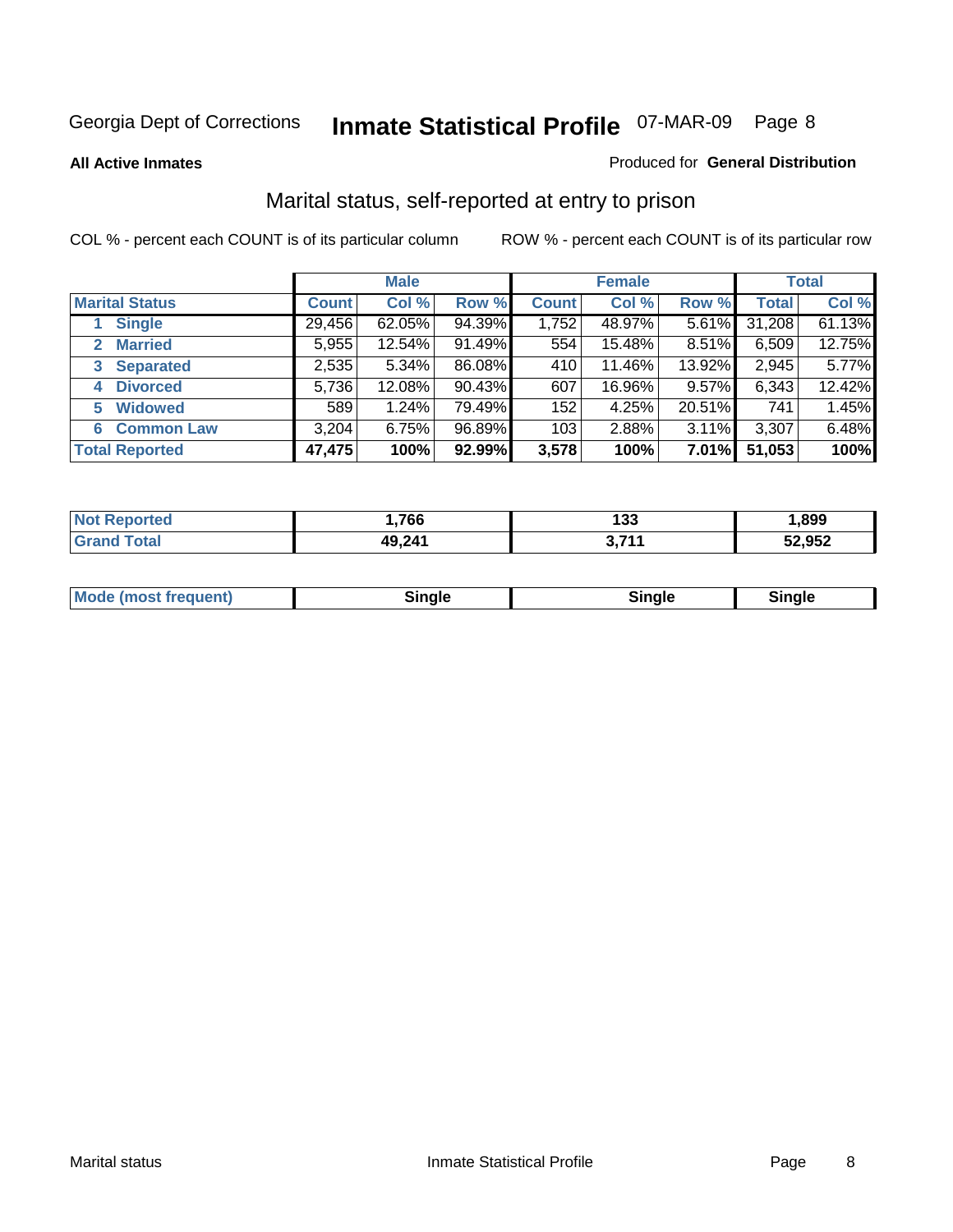Georgia Dept of Corrections **Inmate Statistical Profile** 07-MAR-09

**All Active Inmates**

Produced for **General Distribution**

## Marital status, self-reported at entry to prison

COL % - percent each COUNT is of its particular column

ROW % - percent each COUNT is of its particular row

| | Male | | | Female | | | Total | |
|---|---|---|---|---|---|---|---|---|
| **Marital Status** | **Count** | **Col %** | **Row %** | **Count** | **Col %** | **Row %** | **Total** | **Col %** |
| 1 Single | 29,456 | 62.05% | 94.39% | 1,752 | 48.97% | 5.61% | 31,208 | 61.13% |
| 2 Married | 5,955 | 12.54% | 91.49% | 554 | 15.48% | 8.51% | 6,509 | 12.75% |
| 3 Separated | 2,535 | 5.34% | 86.08% | 410 | 11.46% | 13.92% | 2,945 | 5.77% |
| 4 Divorced | 5,736 | 12.08% | 90.43% | 607 | 16.96% | 9.57% | 6,343 | 12.42% |
| 5 Widowed | 589 | 1.24% | 79.49% | 152 | 4.25% | 20.51% | 741 | 1.45% |
| 6 Common Law | 3,204 | 6.75% | 96.89% | 103 | 2.88% | 3.11% | 3,307 | 6.48% |
| **Total Reported** | **47,475** | **100%** | **92.99%** | **3,578** | **100%** | **7.01%** | **51,053** | **100%** |

| | Male | Female | Total |
|---|---|---|---|
| **Not Reported** | **1,766** | **133** | **1,899** |
| **Grand Total** | **49,241** | **3,711** | **52,952** |

| | Male | Female | Total |
|---|---|---|---|
| **Mode (most frequent)** | **Single** | **Single** | **Single** |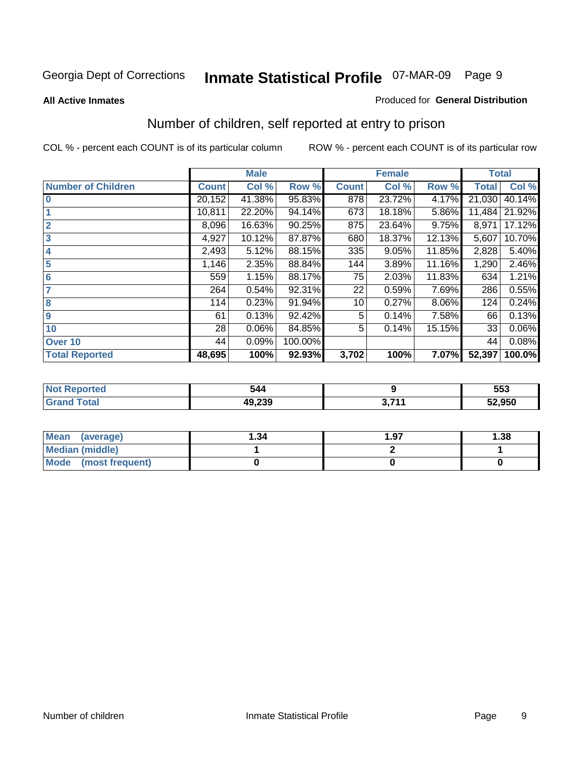Georgia Dept of Corrections **Inmate Statistical Profile** 07-MAR-09

**All Active Inmates**

Produced for **General Distribution**

## Number of children, self reported at entry to prison

COL % - percent each COUNT is of its particular column ROW % - percent each COUNT is of its particular row

| | Male | | | Female | | | Total | |
|---|---|---|---|---|---|---|---|---|
| **Number of Children** | **Count** | **Col %** | **Row %** | **Count** | **Col %** | **Row %** | **Total** | **Col %** |
| **0** | 20,152 | 41.38% | 95.83% | 878 | 23.72% | 4.17% | 21,030 | 40.14% |
| **1** | 10,811 | 22.20% | 94.14% | 673 | 18.18% | 5.86% | 11,484 | 21.92% |
| **2** | 8,096 | 16.63% | 90.25% | 875 | 23.64% | 9.75% | 8,971 | 17.12% |
| **3** | 4,927 | 10.12% | 87.87% | 680 | 18.37% | 12.13% | 5,607 | 10.70% |
| **4** | 2,493 | 5.12% | 88.15% | 335 | 9.05% | 11.85% | 2,828 | 5.40% |
| **5** | 1,146 | 2.35% | 88.84% | 144 | 3.89% | 11.16% | 1,290 | 2.46% |
| **6** | 559 | 1.15% | 88.17% | 75 | 2.03% | 11.83% | 634 | 1.21% |
| **7** | 264 | 0.54% | 92.31% | 22 | 0.59% | 7.69% | 286 | 0.55% |
| **8** | 114 | 0.23% | 91.94% | 10 | 0.27% | 8.06% | 124 | 0.24% |
| **9** | 61 | 0.13% | 92.42% | 5 | 0.14% | 7.58% | 66 | 0.13% |
| **10** | 28 | 0.06% | 84.85% | 5 | 0.14% | 15.15% | 33 | 0.06% |
| **Over 10** | 44 | 0.09% | 100.00% | | | | 44 | 0.08% |
| **Total Reported** | **48,695** | **100%** | **92.93%** | **3,702** | **100%** | **7.07%** | **52,397** | **100.0%** |

| | Male | Female | Total |
|---|---|---|---|
| **Not Reported** | **544** | **9** | **553** |
| **Grand Total** | **49,239** | **3,711** | **52,950** |

| | Male | Female | Total |
|---|---|---|---|
| **Mean (average)** | **1.34** | **1.97** | **1.38** |
| **Median (middle)** | **1** | **2** | **1** |
| **Mode (most frequent)** | **0** | **0** | **0** |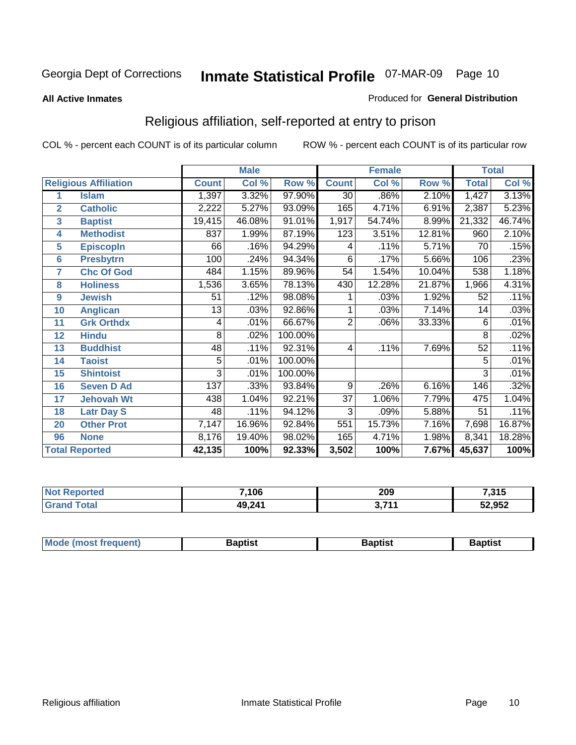Georgia Dept of Corrections **Inmate Statistical Profile** 07-MAR-09

**All Active Inmates**

Produced for **General Distribution**

## Religious affiliation, self-reported at entry to prison

COL % - percent each COUNT is of its particular column

ROW % - percent each COUNT is of its particular row

| | | Male | | | Female | | | Total | |
|---|---|---|---|---|---|---|---|---|---|
| **Religious Affiliation** | | **Count** | **Col %** | **Row %** | **Count** | **Col %** | **Row %** | **Total** | **Col %** |
| 1 | Islam | 1,397 | 3.32% | 97.90% | 30 | .86% | 2.10% | 1,427 | 3.13% |
| 2 | Catholic | 2,222 | 5.27% | 93.09% | 165 | 4.71% | 6.91% | 2,387 | 5.23% |
| 3 | Baptist | 19,415 | 46.08% | 91.01% | 1,917 | 54.74% | 8.99% | 21,332 | 46.74% |
| 4 | Methodist | 837 | 1.99% | 87.19% | 123 | 3.51% | 12.81% | 960 | 2.10% |
| 5 | Episcopln | 66 | .16% | 94.29% | 4 | .11% | 5.71% | 70 | .15% |
| 6 | Presbytrn | 100 | .24% | 94.34% | 6 | .17% | 5.66% | 106 | .23% |
| 7 | Chc Of God | 484 | 1.15% | 89.96% | 54 | 1.54% | 10.04% | 538 | 1.18% |
| 8 | Holiness | 1,536 | 3.65% | 78.13% | 430 | 12.28% | 21.87% | 1,966 | 4.31% |
| 9 | Jewish | 51 | .12% | 98.08% | 1 | .03% | 1.92% | 52 | .11% |
| 10 | Anglican | 13 | .03% | 92.86% | 1 | .03% | 7.14% | 14 | .03% |
| 11 | Grk Orthdx | 4 | .01% | 66.67% | 2 | .06% | 33.33% | 6 | .01% |
| 12 | Hindu | 8 | .02% | 100.00% | | | | 8 | .02% |
| 13 | Buddhist | 48 | .11% | 92.31% | 4 | .11% | 7.69% | 52 | .11% |
| 14 | Taoist | 5 | .01% | 100.00% | | | | 5 | .01% |
| 15 | Shintoist | 3 | .01% | 100.00% | | | | 3 | .01% |
| 16 | Seven D Ad | 137 | .33% | 93.84% | 9 | .26% | 6.16% | 146 | .32% |
| 17 | Jehovah Wt | 438 | 1.04% | 92.21% | 37 | 1.06% | 7.79% | 475 | 1.04% |
| 18 | Latr Day S | 48 | .11% | 94.12% | 3 | .09% | 5.88% | 51 | .11% |
| 20 | Other Prot | 7,147 | 16.96% | 92.84% | 551 | 15.73% | 7.16% | 7,698 | 16.87% |
| 96 | None | 8,176 | 19.40% | 98.02% | 165 | 4.71% | 1.98% | 8,341 | 18.28% |
| **Total Reported** | | **42,135** | **100%** | **92.33%** | **3,502** | **100%** | **7.67%** | **45,637** | **100%** |

| | Male | Female | Total |
|---|---|---|---|
| Not Reported | 7,106 | 209 | 7,315 |
| Grand Total | 49,241 | 3,711 | 52,952 |

| | Male | Female | Total |
|---|---|---|---|
| Mode (most frequent) | Baptist | Baptist | Baptist |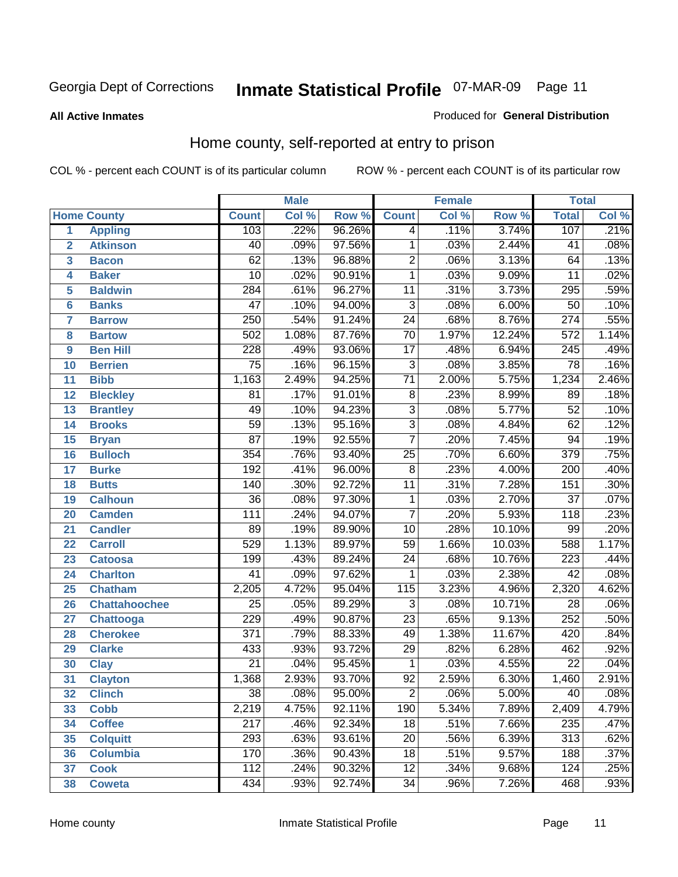Georgia Dept of Corrections **Inmate Statistical Profile** 07-MAR-09

**All Active Inmates**

Produced for **General Distribution**

## Home county, self-reported at entry to prison

COL % - percent each COUNT is of its particular column ROW % - percent each COUNT is of its particular row

| | | Male | | | Female | | | Total | |
|---|---|---|---|---|---|---|---|---|---|
| | Home County | Count | Col % | Row % | Count | Col % | Row % | Total | Col % |
| 1 | Appling | 103 | .22% | 96.26% | 4 | .11% | 3.74% | 107 | .21% |
| 2 | Atkinson | 40 | .09% | 97.56% | 1 | .03% | 2.44% | 41 | .08% |
| 3 | Bacon | 62 | .13% | 96.88% | 2 | .06% | 3.13% | 64 | .13% |
| 4 | Baker | 10 | .02% | 90.91% | 1 | .03% | 9.09% | 11 | .02% |
| 5 | Baldwin | 284 | .61% | 96.27% | 11 | .31% | 3.73% | 295 | .59% |
| 6 | Banks | 47 | .10% | 94.00% | 3 | .08% | 6.00% | 50 | .10% |
| 7 | Barrow | 250 | .54% | 91.24% | 24 | .68% | 8.76% | 274 | .55% |
| 8 | Bartow | 502 | 1.08% | 87.76% | 70 | 1.97% | 12.24% | 572 | 1.14% |
| 9 | Ben Hill | 228 | .49% | 93.06% | 17 | .48% | 6.94% | 245 | .49% |
| 10 | Berrien | 75 | .16% | 96.15% | 3 | .08% | 3.85% | 78 | .16% |
| 11 | Bibb | 1,163 | 2.49% | 94.25% | 71 | 2.00% | 5.75% | 1,234 | 2.46% |
| 12 | Bleckley | 81 | .17% | 91.01% | 8 | .23% | 8.99% | 89 | .18% |
| 13 | Brantley | 49 | .10% | 94.23% | 3 | .08% | 5.77% | 52 | .10% |
| 14 | Brooks | 59 | .13% | 95.16% | 3 | .08% | 4.84% | 62 | .12% |
| 15 | Bryan | 87 | .19% | 92.55% | 7 | .20% | 7.45% | 94 | .19% |
| 16 | Bulloch | 354 | .76% | 93.40% | 25 | .70% | 6.60% | 379 | .75% |
| 17 | Burke | 192 | .41% | 96.00% | 8 | .23% | 4.00% | 200 | .40% |
| 18 | Butts | 140 | .30% | 92.72% | 11 | .31% | 7.28% | 151 | .30% |
| 19 | Calhoun | 36 | .08% | 97.30% | 1 | .03% | 2.70% | 37 | .07% |
| 20 | Camden | 111 | .24% | 94.07% | 7 | .20% | 5.93% | 118 | .23% |
| 21 | Candler | 89 | .19% | 89.90% | 10 | .28% | 10.10% | 99 | .20% |
| 22 | Carroll | 529 | 1.13% | 89.97% | 59 | 1.66% | 10.03% | 588 | 1.17% |
| 23 | Catoosa | 199 | .43% | 89.24% | 24 | .68% | 10.76% | 223 | .44% |
| 24 | Charlton | 41 | .09% | 97.62% | 1 | .03% | 2.38% | 42 | .08% |
| 25 | Chatham | 2,205 | 4.72% | 95.04% | 115 | 3.23% | 4.96% | 2,320 | 4.62% |
| 26 | Chattahoochee | 25 | .05% | 89.29% | 3 | .08% | 10.71% | 28 | .06% |
| 27 | Chattooga | 229 | .49% | 90.87% | 23 | .65% | 9.13% | 252 | .50% |
| 28 | Cherokee | 371 | .79% | 88.33% | 49 | 1.38% | 11.67% | 420 | .84% |
| 29 | Clarke | 433 | .93% | 93.72% | 29 | .82% | 6.28% | 462 | .92% |
| 30 | Clay | 21 | .04% | 95.45% | 1 | .03% | 4.55% | 22 | .04% |
| 31 | Clayton | 1,368 | 2.93% | 93.70% | 92 | 2.59% | 6.30% | 1,460 | 2.91% |
| 32 | Clinch | 38 | .08% | 95.00% | 2 | .06% | 5.00% | 40 | .08% |
| 33 | Cobb | 2,219 | 4.75% | 92.11% | 190 | 5.34% | 7.89% | 2,409 | 4.79% |
| 34 | Coffee | 217 | .46% | 92.34% | 18 | .51% | 7.66% | 235 | .47% |
| 35 | Colquitt | 293 | .63% | 93.61% | 20 | .56% | 6.39% | 313 | .62% |
| 36 | Columbia | 170 | .36% | 90.43% | 18 | .51% | 9.57% | 188 | .37% |
| 37 | Cook | 112 | .24% | 90.32% | 12 | .34% | 9.68% | 124 | .25% |
| 38 | Coweta | 434 | .93% | 92.74% | 34 | .96% | 7.26% | 468 | .93% |

Home county Inmate Statistical Profile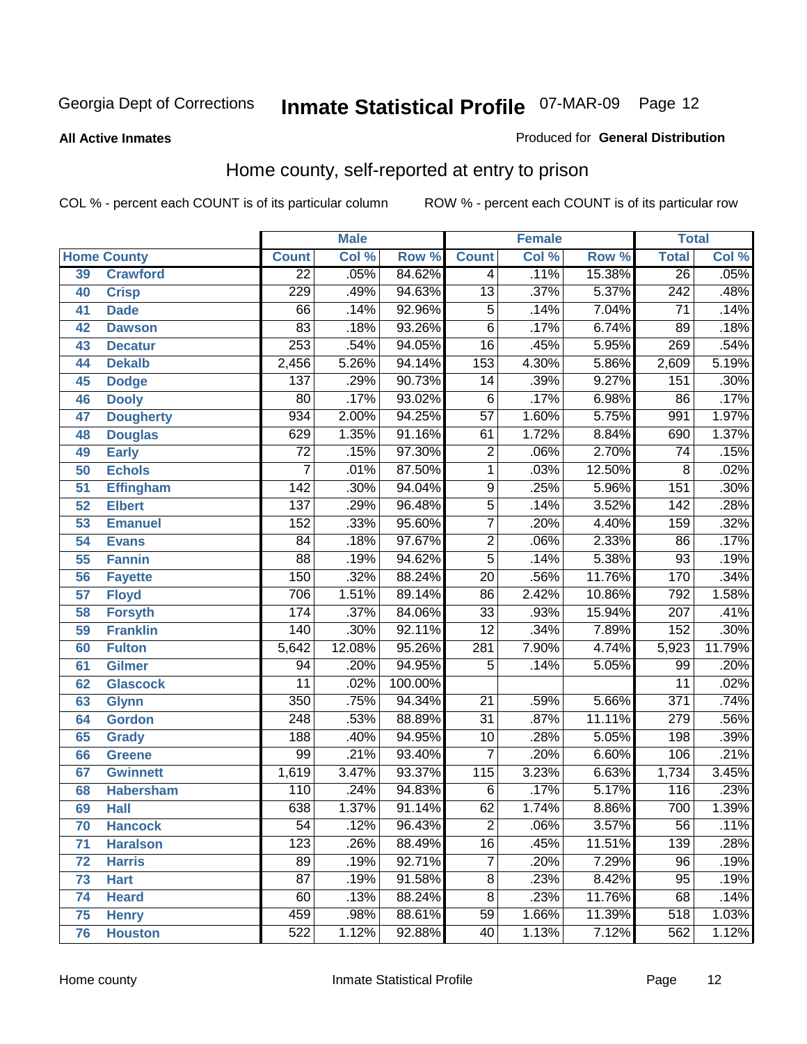Georgia Dept of Corrections **Inmate Statistical Profile** 07-MAR-09

**All Active Inmates**

Produced for **General Distribution**

## Home county, self-reported at entry to prison

COL % - percent each COUNT is of its particular column    ROW % - percent each COUNT is of its particular row

| Home County | | Male | | | Female | | | Total | |
|---|---|---|---|---|---|---|---|---|---|
| | | Count | Col % | Row % | Count | Col % | Row % | Total | Col % |
| 39 | Crawford | 22 | .05% | 84.62% | 4 | .11% | 15.38% | 26 | .05% |
| 40 | Crisp | 229 | .49% | 94.63% | 13 | .37% | 5.37% | 242 | .48% |
| 41 | Dade | 66 | .14% | 92.96% | 5 | .14% | 7.04% | 71 | .14% |
| 42 | Dawson | 83 | .18% | 93.26% | 6 | .17% | 6.74% | 89 | .18% |
| 43 | Decatur | 253 | .54% | 94.05% | 16 | .45% | 5.95% | 269 | .54% |
| 44 | Dekalb | 2,456 | 5.26% | 94.14% | 153 | 4.30% | 5.86% | 2,609 | 5.19% |
| 45 | Dodge | 137 | .29% | 90.73% | 14 | .39% | 9.27% | 151 | .30% |
| 46 | Dooly | 80 | .17% | 93.02% | 6 | .17% | 6.98% | 86 | .17% |
| 47 | Dougherty | 934 | 2.00% | 94.25% | 57 | 1.60% | 5.75% | 991 | 1.97% |
| 48 | Douglas | 629 | 1.35% | 91.16% | 61 | 1.72% | 8.84% | 690 | 1.37% |
| 49 | Early | 72 | .15% | 97.30% | 2 | .06% | 2.70% | 74 | .15% |
| 50 | Echols | 7 | .01% | 87.50% | 1 | .03% | 12.50% | 8 | .02% |
| 51 | Effingham | 142 | .30% | 94.04% | 9 | .25% | 5.96% | 151 | .30% |
| 52 | Elbert | 137 | .29% | 96.48% | 5 | .14% | 3.52% | 142 | .28% |
| 53 | Emanuel | 152 | .33% | 95.60% | 7 | .20% | 4.40% | 159 | .32% |
| 54 | Evans | 84 | .18% | 97.67% | 2 | .06% | 2.33% | 86 | .17% |
| 55 | Fannin | 88 | .19% | 94.62% | 5 | .14% | 5.38% | 93 | .19% |
| 56 | Fayette | 150 | .32% | 88.24% | 20 | .56% | 11.76% | 170 | .34% |
| 57 | Floyd | 706 | 1.51% | 89.14% | 86 | 2.42% | 10.86% | 792 | 1.58% |
| 58 | Forsyth | 174 | .37% | 84.06% | 33 | .93% | 15.94% | 207 | .41% |
| 59 | Franklin | 140 | .30% | 92.11% | 12 | .34% | 7.89% | 152 | .30% |
| 60 | Fulton | 5,642 | 12.08% | 95.26% | 281 | 7.90% | 4.74% | 5,923 | 11.79% |
| 61 | Gilmer | 94 | .20% | 94.95% | 5 | .14% | 5.05% | 99 | .20% |
| 62 | Glascock | 11 | .02% | 100.00% | | | | 11 | .02% |
| 63 | Glynn | 350 | .75% | 94.34% | 21 | .59% | 5.66% | 371 | .74% |
| 64 | Gordon | 248 | .53% | 88.89% | 31 | .87% | 11.11% | 279 | .56% |
| 65 | Grady | 188 | .40% | 94.95% | 10 | .28% | 5.05% | 198 | .39% |
| 66 | Greene | 99 | .21% | 93.40% | 7 | .20% | 6.60% | 106 | .21% |
| 67 | Gwinnett | 1,619 | 3.47% | 93.37% | 115 | 3.23% | 6.63% | 1,734 | 3.45% |
| 68 | Habersham | 110 | .24% | 94.83% | 6 | .17% | 5.17% | 116 | .23% |
| 69 | Hall | 638 | 1.37% | 91.14% | 62 | 1.74% | 8.86% | 700 | 1.39% |
| 70 | Hancock | 54 | .12% | 96.43% | 2 | .06% | 3.57% | 56 | .11% |
| 71 | Haralson | 123 | .26% | 88.49% | 16 | .45% | 11.51% | 139 | .28% |
| 72 | Harris | 89 | .19% | 92.71% | 7 | .20% | 7.29% | 96 | .19% |
| 73 | Hart | 87 | .19% | 91.58% | 8 | .23% | 8.42% | 95 | .19% |
| 74 | Heard | 60 | .13% | 88.24% | 8 | .23% | 11.76% | 68 | .14% |
| 75 | Henry | 459 | .98% | 88.61% | 59 | 1.66% | 11.39% | 518 | 1.03% |
| 76 | Houston | 522 | 1.12% | 92.88% | 40 | 1.13% | 7.12% | 562 | 1.12% |

Home county    Inmate Statistical Profile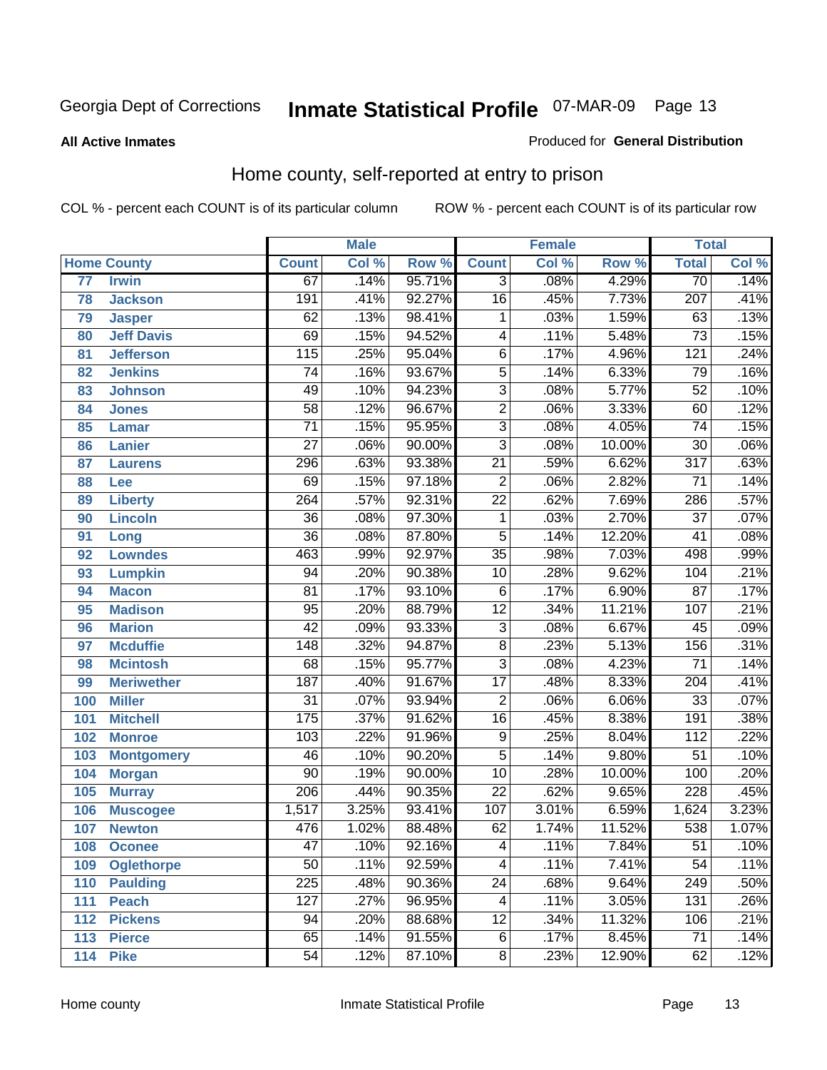Georgia Dept of Corrections **Inmate Statistical Profile** 07-MAR-09 Page 13

**All Active Inmates**

Produced for **General Distribution**

## Home county, self-reported at entry to prison

COL % - percent each COUNT is of its particular column ROW % - percent each COUNT is of its particular row

| | | Male | | | Female | | | Total | |
|---|---|---|---|---|---|---|---|---|---|
| **Home County** | | **Count** | **Col %** | **Row %** | **Count** | **Col %** | **Row %** | **Total** | **Col %** |
| 77 | **Irwin** | 67 | .14% | 95.71% | 3 | .08% | 4.29% | 70 | .14% |
| 78 | **Jackson** | 191 | .41% | 92.27% | 16 | .45% | 7.73% | 207 | .41% |
| 79 | **Jasper** | 62 | .13% | 98.41% | 1 | .03% | 1.59% | 63 | .13% |
| 80 | **Jeff Davis** | 69 | .15% | 94.52% | 4 | .11% | 5.48% | 73 | .15% |
| 81 | **Jefferson** | 115 | .25% | 95.04% | 6 | .17% | 4.96% | 121 | .24% |
| 82 | **Jenkins** | 74 | .16% | 93.67% | 5 | .14% | 6.33% | 79 | .16% |
| 83 | **Johnson** | 49 | .10% | 94.23% | 3 | .08% | 5.77% | 52 | .10% |
| 84 | **Jones** | 58 | .12% | 96.67% | 2 | .06% | 3.33% | 60 | .12% |
| 85 | **Lamar** | 71 | .15% | 95.95% | 3 | .08% | 4.05% | 74 | .15% |
| 86 | **Lanier** | 27 | .06% | 90.00% | 3 | .08% | 10.00% | 30 | .06% |
| 87 | **Laurens** | 296 | .63% | 93.38% | 21 | .59% | 6.62% | 317 | .63% |
| 88 | **Lee** | 69 | .15% | 97.18% | 2 | .06% | 2.82% | 71 | .14% |
| 89 | **Liberty** | 264 | .57% | 92.31% | 22 | .62% | 7.69% | 286 | .57% |
| 90 | **Lincoln** | 36 | .08% | 97.30% | 1 | .03% | 2.70% | 37 | .07% |
| 91 | **Long** | 36 | .08% | 87.80% | 5 | .14% | 12.20% | 41 | .08% |
| 92 | **Lowndes** | 463 | .99% | 92.97% | 35 | .98% | 7.03% | 498 | .99% |
| 93 | **Lumpkin** | 94 | .20% | 90.38% | 10 | .28% | 9.62% | 104 | .21% |
| 94 | **Macon** | 81 | .17% | 93.10% | 6 | .17% | 6.90% | 87 | .17% |
| 95 | **Madison** | 95 | .20% | 88.79% | 12 | .34% | 11.21% | 107 | .21% |
| 96 | **Marion** | 42 | .09% | 93.33% | 3 | .08% | 6.67% | 45 | .09% |
| 97 | **Mcduffie** | 148 | .32% | 94.87% | 8 | .23% | 5.13% | 156 | .31% |
| 98 | **Mcintosh** | 68 | .15% | 95.77% | 3 | .08% | 4.23% | 71 | .14% |
| 99 | **Meriwether** | 187 | .40% | 91.67% | 17 | .48% | 8.33% | 204 | .41% |
| 100 | **Miller** | 31 | .07% | 93.94% | 2 | .06% | 6.06% | 33 | .07% |
| 101 | **Mitchell** | 175 | .37% | 91.62% | 16 | .45% | 8.38% | 191 | .38% |
| 102 | **Monroe** | 103 | .22% | 91.96% | 9 | .25% | 8.04% | 112 | .22% |
| 103 | **Montgomery** | 46 | .10% | 90.20% | 5 | .14% | 9.80% | 51 | .10% |
| 104 | **Morgan** | 90 | .19% | 90.00% | 10 | .28% | 10.00% | 100 | .20% |
| 105 | **Murray** | 206 | .44% | 90.35% | 22 | .62% | 9.65% | 228 | .45% |
| 106 | **Muscogee** | 1,517 | 3.25% | 93.41% | 107 | 3.01% | 6.59% | 1,624 | 3.23% |
| 107 | **Newton** | 476 | 1.02% | 88.48% | 62 | 1.74% | 11.52% | 538 | 1.07% |
| 108 | **Oconee** | 47 | .10% | 92.16% | 4 | .11% | 7.84% | 51 | .10% |
| 109 | **Oglethorpe** | 50 | .11% | 92.59% | 4 | .11% | 7.41% | 54 | .11% |
| 110 | **Paulding** | 225 | .48% | 90.36% | 24 | .68% | 9.64% | 249 | .50% |
| 111 | **Peach** | 127 | .27% | 96.95% | 4 | .11% | 3.05% | 131 | .26% |
| 112 | **Pickens** | 94 | .20% | 88.68% | 12 | .34% | 11.32% | 106 | .21% |
| 113 | **Pierce** | 65 | .14% | 91.55% | 6 | .17% | 8.45% | 71 | .14% |
| 114 | **Pike** | 54 | .12% | 87.10% | 8 | .23% | 12.90% | 62 | .12% |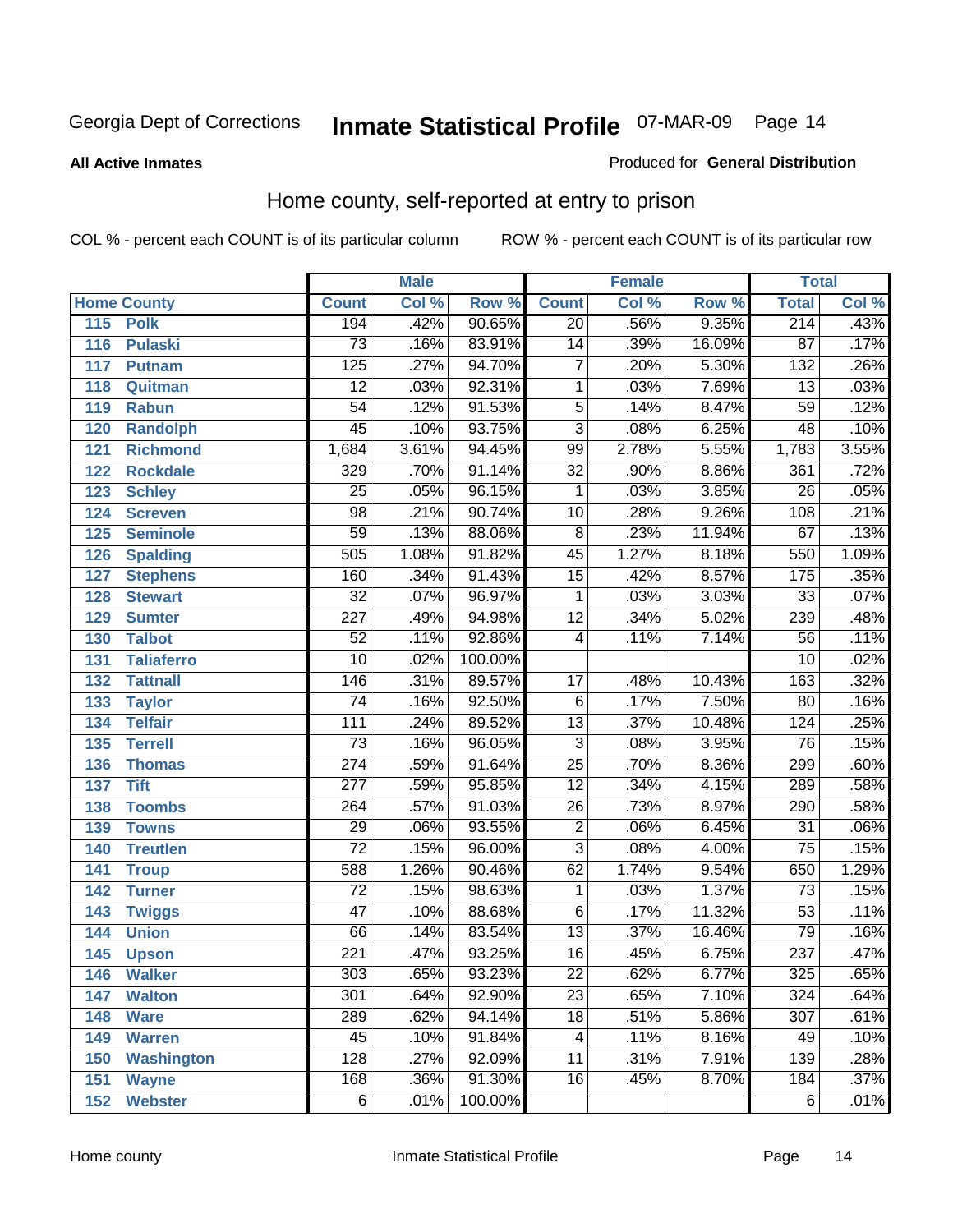Georgia Dept of Corrections **Inmate Statistical Profile** 07-MAR-09

**All Active Inmates**

Produced for **General Distribution**

## Home county, self-reported at entry to prison

COL % - percent each COUNT is of its particular column ROW % - percent each COUNT is of its particular row

| Home County | | Male | | | Female | | | Total | |
|---|---|---|---|---|---|---|---|---|---|
| | | Count | Col % | Row % | Count | Col % | Row % | Total | Col % |
| 115 | Polk | 194 | .42% | 90.65% | 20 | .56% | 9.35% | 214 | .43% |
| 116 | Pulaski | 73 | .16% | 83.91% | 14 | .39% | 16.09% | 87 | .17% |
| 117 | Putnam | 125 | .27% | 94.70% | 7 | .20% | 5.30% | 132 | .26% |
| 118 | Quitman | 12 | .03% | 92.31% | 1 | .03% | 7.69% | 13 | .03% |
| 119 | Rabun | 54 | .12% | 91.53% | 5 | .14% | 8.47% | 59 | .12% |
| 120 | Randolph | 45 | .10% | 93.75% | 3 | .08% | 6.25% | 48 | .10% |
| 121 | Richmond | 1,684 | 3.61% | 94.45% | 99 | 2.78% | 5.55% | 1,783 | 3.55% |
| 122 | Rockdale | 329 | .70% | 91.14% | 32 | .90% | 8.86% | 361 | .72% |
| 123 | Schley | 25 | .05% | 96.15% | 1 | .03% | 3.85% | 26 | .05% |
| 124 | Screven | 98 | .21% | 90.74% | 10 | .28% | 9.26% | 108 | .21% |
| 125 | Seminole | 59 | .13% | 88.06% | 8 | .23% | 11.94% | 67 | .13% |
| 126 | Spalding | 505 | 1.08% | 91.82% | 45 | 1.27% | 8.18% | 550 | 1.09% |
| 127 | Stephens | 160 | .34% | 91.43% | 15 | .42% | 8.57% | 175 | .35% |
| 128 | Stewart | 32 | .07% | 96.97% | 1 | .03% | 3.03% | 33 | .07% |
| 129 | Sumter | 227 | .49% | 94.98% | 12 | .34% | 5.02% | 239 | .48% |
| 130 | Talbot | 52 | .11% | 92.86% | 4 | .11% | 7.14% | 56 | .11% |
| 131 | Taliaferro | 10 | .02% | 100.00% | | | | 10 | .02% |
| 132 | Tattnall | 146 | .31% | 89.57% | 17 | .48% | 10.43% | 163 | .32% |
| 133 | Taylor | 74 | .16% | 92.50% | 6 | .17% | 7.50% | 80 | .16% |
| 134 | Telfair | 111 | .24% | 89.52% | 13 | .37% | 10.48% | 124 | .25% |
| 135 | Terrell | 73 | .16% | 96.05% | 3 | .08% | 3.95% | 76 | .15% |
| 136 | Thomas | 274 | .59% | 91.64% | 25 | .70% | 8.36% | 299 | .60% |
| 137 | Tift | 277 | .59% | 95.85% | 12 | .34% | 4.15% | 289 | .58% |
| 138 | Toombs | 264 | .57% | 91.03% | 26 | .73% | 8.97% | 290 | .58% |
| 139 | Towns | 29 | .06% | 93.55% | 2 | .06% | 6.45% | 31 | .06% |
| 140 | Treutlen | 72 | .15% | 96.00% | 3 | .08% | 4.00% | 75 | .15% |
| 141 | Troup | 588 | 1.26% | 90.46% | 62 | 1.74% | 9.54% | 650 | 1.29% |
| 142 | Turner | 72 | .15% | 98.63% | 1 | .03% | 1.37% | 73 | .15% |
| 143 | Twiggs | 47 | .10% | 88.68% | 6 | .17% | 11.32% | 53 | .11% |
| 144 | Union | 66 | .14% | 83.54% | 13 | .37% | 16.46% | 79 | .16% |
| 145 | Upson | 221 | .47% | 93.25% | 16 | .45% | 6.75% | 237 | .47% |
| 146 | Walker | 303 | .65% | 93.23% | 22 | .62% | 6.77% | 325 | .65% |
| 147 | Walton | 301 | .64% | 92.90% | 23 | .65% | 7.10% | 324 | .64% |
| 148 | Ware | 289 | .62% | 94.14% | 18 | .51% | 5.86% | 307 | .61% |
| 149 | Warren | 45 | .10% | 91.84% | 4 | .11% | 8.16% | 49 | .10% |
| 150 | Washington | 128 | .27% | 92.09% | 11 | .31% | 7.91% | 139 | .28% |
| 151 | Wayne | 168 | .36% | 91.30% | 16 | .45% | 8.70% | 184 | .37% |
| 152 | Webster | 6 | .01% | 100.00% | | | | 6 | .01% |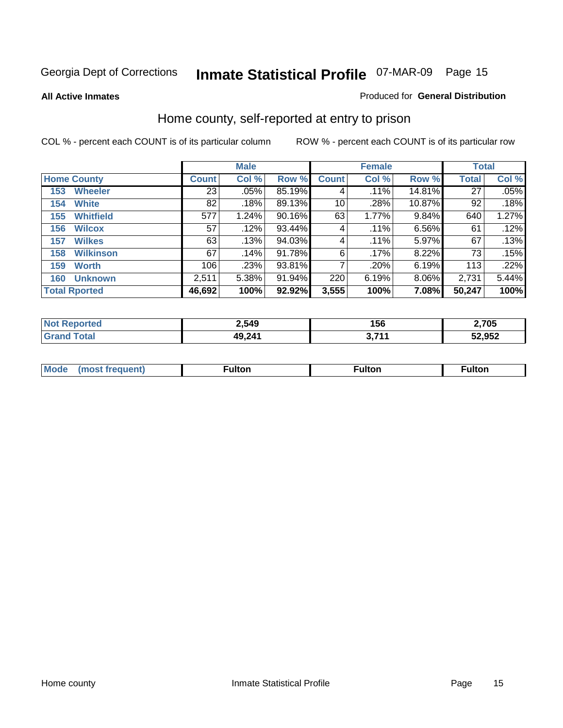Georgia Dept of Corrections **Inmate Statistical Profile** 07-MAR-09

**All Active Inmates**

Produced for **General Distribution**

## Home county, self-reported at entry to prison

COL % - percent each COUNT is of its particular column ROW % - percent each COUNT is of its particular row

| | Male | | | Female | | | Total | |
|---|---|---|---|---|---|---|---|---|
| **Home County** | **Count** | **Col %** | **Row %** | **Count** | **Col %** | **Row %** | **Total** | **Col %** |
| 153 Wheeler | 23 | .05% | 85.19% | 4 | .11% | 14.81% | 27 | .05% |
| 154 White | 82 | .18% | 89.13% | 10 | .28% | 10.87% | 92 | .18% |
| 155 Whitfield | 577 | 1.24% | 90.16% | 63 | 1.77% | 9.84% | 640 | 1.27% |
| 156 Wilcox | 57 | .12% | 93.44% | 4 | .11% | 6.56% | 61 | .12% |
| 157 Wilkes | 63 | .13% | 94.03% | 4 | .11% | 5.97% | 67 | .13% |
| 158 Wilkinson | 67 | .14% | 91.78% | 6 | .17% | 8.22% | 73 | .15% |
| 159 Worth | 106 | .23% | 93.81% | 7 | .20% | 6.19% | 113 | .22% |
| 160 Unknown | 2,511 | 5.38% | 91.94% | 220 | 6.19% | 8.06% | 2,731 | 5.44% |
| **Total Rported** | **46,692** | **100%** | **92.92%** | **3,555** | **100%** | **7.08%** | **50,247** | **100%** |

| | Male | Female | Total |
|---|---|---|---|
| **Not Reported** | **2,549** | **156** | **2,705** |
| **Grand Total** | **49,241** | **3,711** | **52,952** |

| | Male | Female | Total |
|---|---|---|---|
| **Mode (most frequent)** | **Fulton** | **Fulton** | **Fulton** |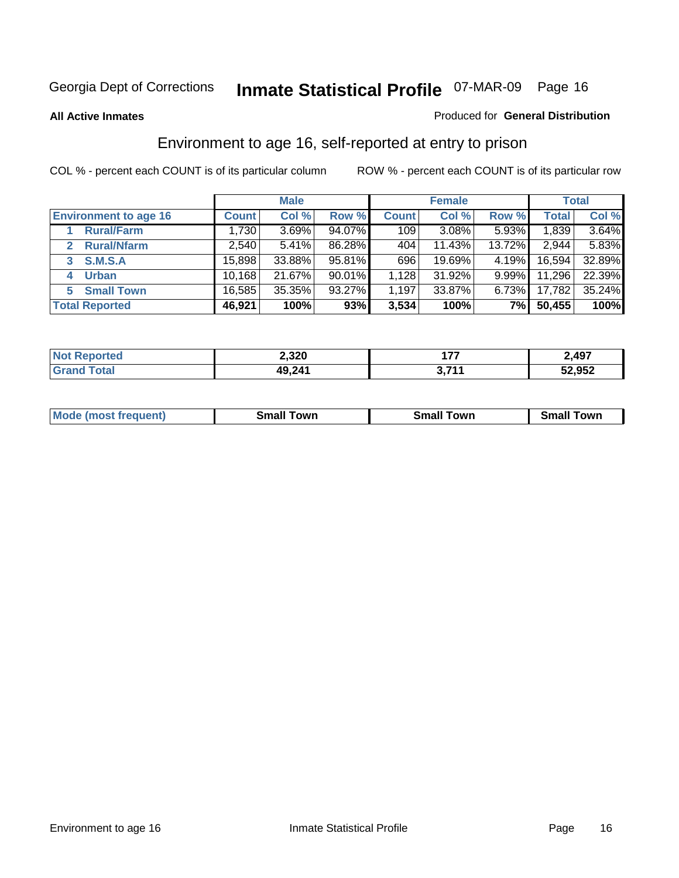Georgia Dept of Corrections **Inmate Statistical Profile** 07-MAR-09

**All Active Inmates**

Produced for **General Distribution**

## Environment to age 16, self-reported at entry to prison

COL % - percent each COUNT is of its particular column

ROW % - percent each COUNT is of its particular row

| | Male | | | Female | | | Total | |
|---|---|---|---|---|---|---|---|---|
| **Environment to age 16** | **Count** | **Col %** | **Row %** | **Count** | **Col %** | **Row %** | **Total** | **Col %** |
| 1 **Rural/Farm** | 1,730 | 3.69% | 94.07% | 109 | 3.08% | 5.93% | 1,839 | 3.64% |
| 2 **Rural/Nfarm** | 2,540 | 5.41% | 86.28% | 404 | 11.43% | 13.72% | 2,944 | 5.83% |
| 3 **S.M.S.A** | 15,898 | 33.88% | 95.81% | 696 | 19.69% | 4.19% | 16,594 | 32.89% |
| 4 **Urban** | 10,168 | 21.67% | 90.01% | 1,128 | 31.92% | 9.99% | 11,296 | 22.39% |
| 5 **Small Town** | 16,585 | 35.35% | 93.27% | 1,197 | 33.87% | 6.73% | 17,782 | 35.24% |
| **Total Reported** | **46,921** | **100%** | **93%** | **3,534** | **100%** | **7%** | **50,455** | **100%** |

| | Male | Female | Total |
|---|---|---|---|
| **Not Reported** | **2,320** | **177** | **2,497** |
| **Grand Total** | **49,241** | **3,711** | **52,952** |

| | Male | Female | Total |
|---|---|---|---|
| **Mode (most frequent)** | **Small Town** | **Small Town** | **Small Town** |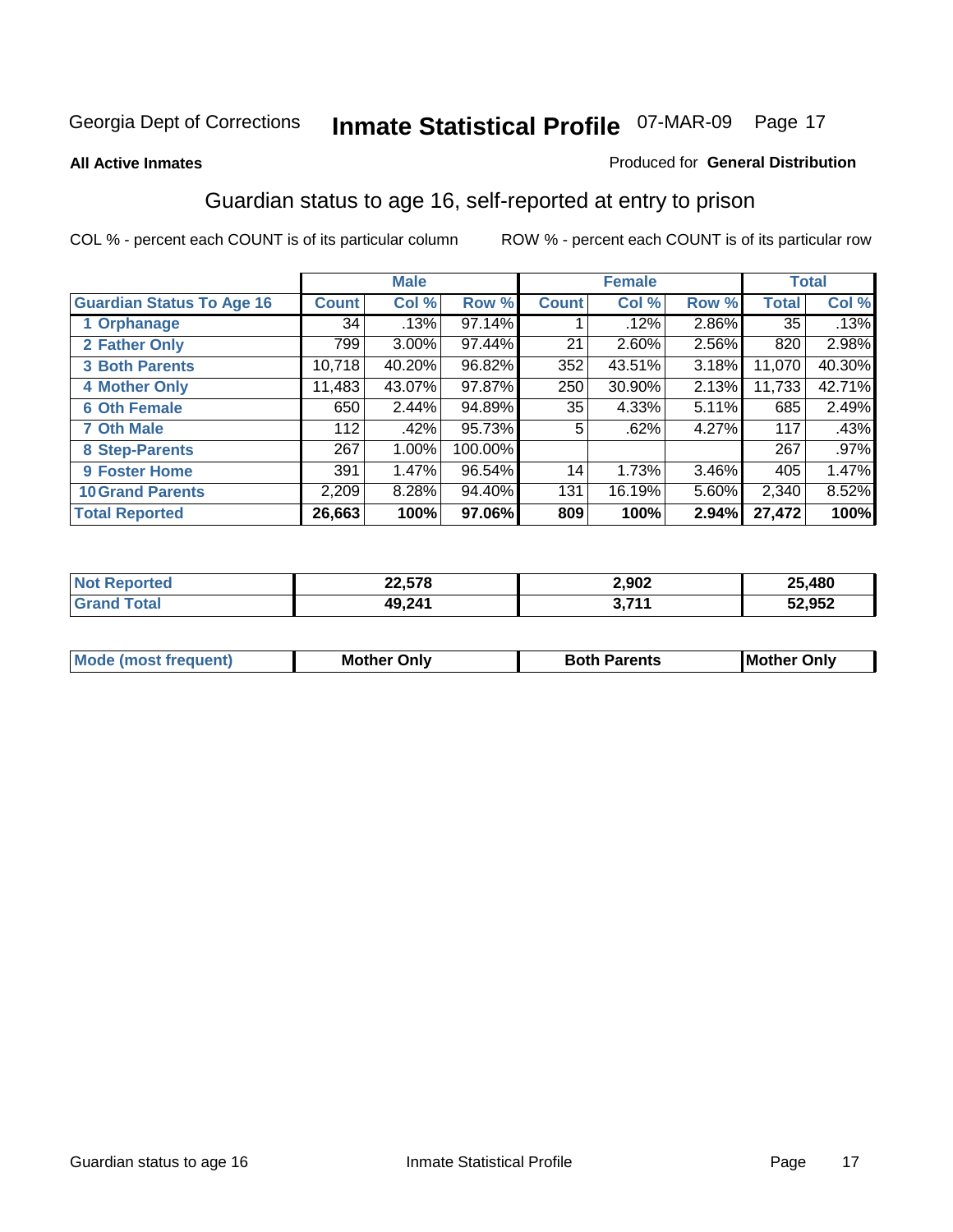Georgia Dept of Corrections **Inmate Statistical Profile** 07-MAR-09

**All Active Inmates**

Produced for **General Distribution**

## Guardian status to age 16, self-reported at entry to prison

COL % - percent each COUNT is of its particular column

ROW % - percent each COUNT is of its particular row

| | Male | | | Female | | | Total | |
|---|---|---|---|---|---|---|---|---|
| **Guardian Status To Age 16** | **Count** | **Col %** | **Row %** | **Count** | **Col %** | **Row %** | **Total** | **Col %** |
| 1 Orphanage | 34 | .13% | 97.14% | 1 | .12% | 2.86% | 35 | .13% |
| 2 Father Only | 799 | 3.00% | 97.44% | 21 | 2.60% | 2.56% | 820 | 2.98% |
| 3 Both Parents | 10,718 | 40.20% | 96.82% | 352 | 43.51% | 3.18% | 11,070 | 40.30% |
| 4 Mother Only | 11,483 | 43.07% | 97.87% | 250 | 30.90% | 2.13% | 11,733 | 42.71% |
| 6 Oth Female | 650 | 2.44% | 94.89% | 35 | 4.33% | 5.11% | 685 | 2.49% |
| 7 Oth Male | 112 | .42% | 95.73% | 5 | .62% | 4.27% | 117 | .43% |
| 8 Step-Parents | 267 | 1.00% | 100.00% | | | | 267 | .97% |
| 9 Foster Home | 391 | 1.47% | 96.54% | 14 | 1.73% | 3.46% | 405 | 1.47% |
| 10 Grand Parents | 2,209 | 8.28% | 94.40% | 131 | 16.19% | 5.60% | 2,340 | 8.52% |
| **Total Reported** | **26,663** | **100%** | **97.06%** | **809** | **100%** | **2.94%** | **27,472** | **100%** |

| | Male | Female | Total |
|---|---|---|---|
| Not Reported | 22,578 | 2,902 | 25,480 |
| Grand Total | 49,241 | 3,711 | 52,952 |

| | Male | Female | Total |
|---|---|---|---|
| Mode (most frequent) | Mother Only | Both Parents | Mother Only |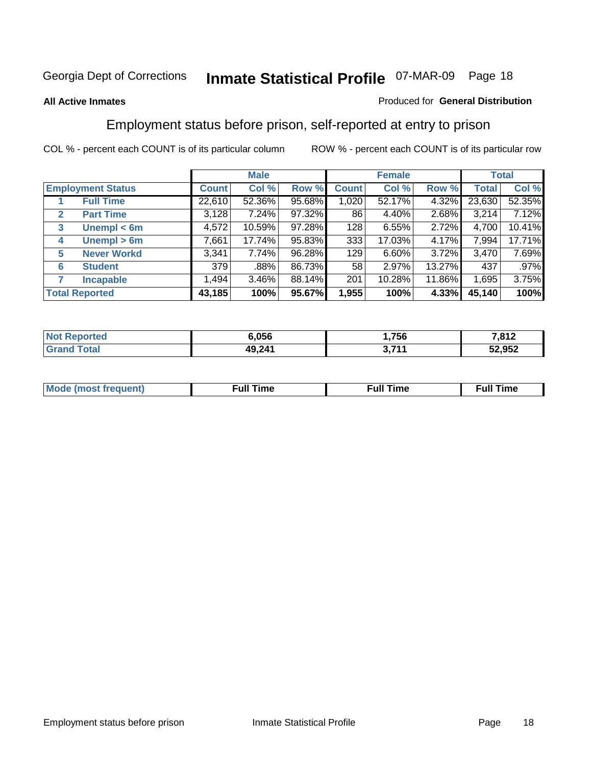Georgia Dept of Corrections **Inmate Statistical Profile** 07-MAR-09

**All Active Inmates**

Produced for **General Distribution**

## Employment status before prison, self-reported at entry to prison

COL % - percent each COUNT is of its particular column

ROW % - percent each COUNT is of its particular row

| | | Male | | | Female | | | Total | |
|---|---|---|---|---|---|---|---|---|---|
| **Employment Status** | | **Count** | **Col %** | **Row %** | **Count** | **Col %** | **Row %** | **Total** | **Col %** |
| 1 | **Full Time** | 22,610 | 52.36% | 95.68% | 1,020 | 52.17% | 4.32% | 23,630 | 52.35% |
| 2 | **Part Time** | 3,128 | 7.24% | 97.32% | 86 | 4.40% | 2.68% | 3,214 | 7.12% |
| 3 | **Unempl < 6m** | 4,572 | 10.59% | 97.28% | 128 | 6.55% | 2.72% | 4,700 | 10.41% |
| 4 | **Unempl > 6m** | 7,661 | 17.74% | 95.83% | 333 | 17.03% | 4.17% | 7,994 | 17.71% |
| 5 | **Never Workd** | 3,341 | 7.74% | 96.28% | 129 | 6.60% | 3.72% | 3,470 | 7.69% |
| 6 | **Student** | 379 | .88% | 86.73% | 58 | 2.97% | 13.27% | 437 | .97% |
| 7 | **Incapable** | 1,494 | 3.46% | 88.14% | 201 | 10.28% | 11.86% | 1,695 | 3.75% |
| **Total Reported** | | **43,185** | **100%** | **95.67%** | **1,955** | **100%** | **4.33%** | **45,140** | **100%** |

| | Male | Female | Total |
|---|---|---|---|
| **Not Reported** | **6,056** | **1,756** | **7,812** |
| **Grand Total** | **49,241** | **3,711** | **52,952** |

| | Male | Female | Total |
|---|---|---|---|
| **Mode (most frequent)** | **Full Time** | **Full Time** | **Full Time** |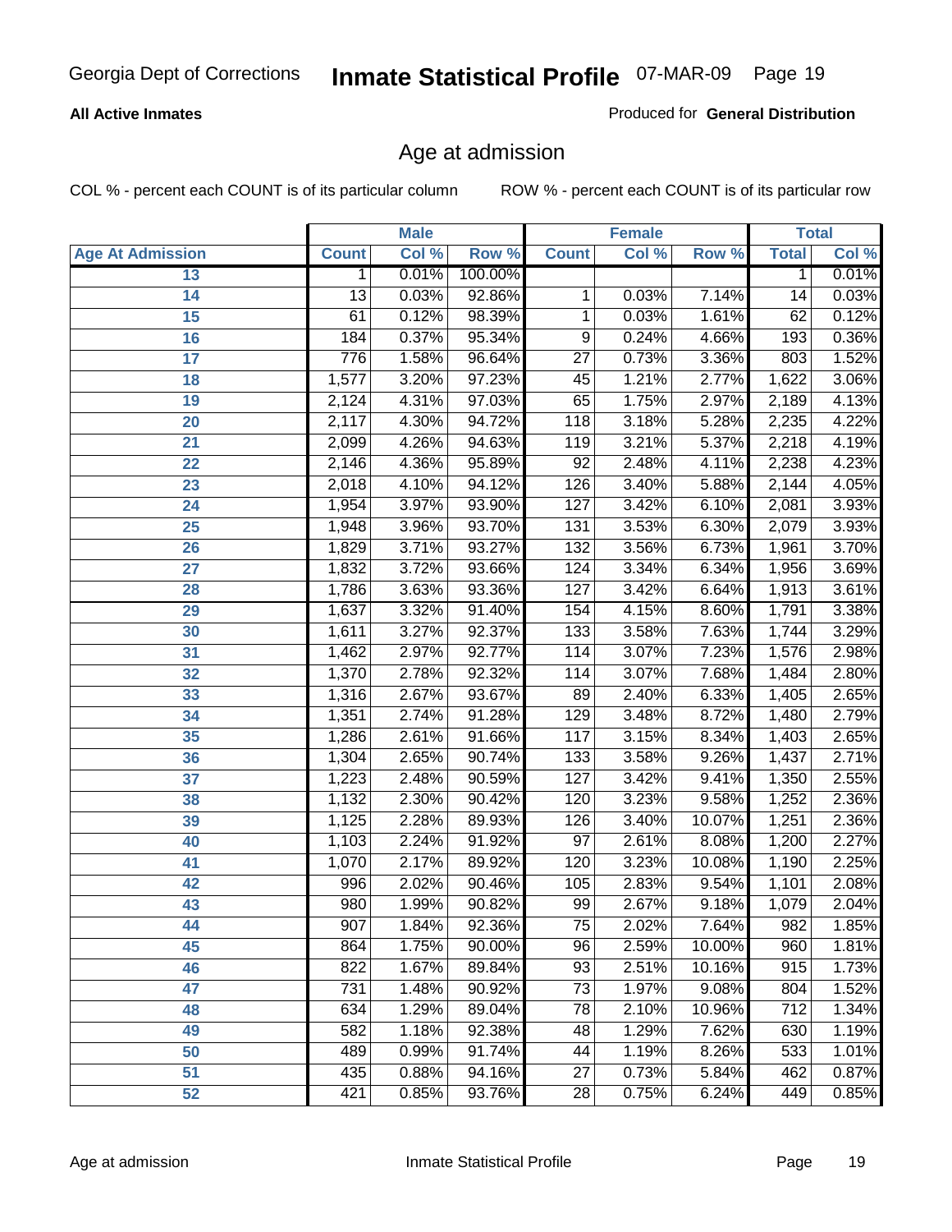**All Active Inmates** — Produced for **General Distribution**

## Age at admission

COL % - percent each COUNT is of its particular column ROW % - percent each COUNT is of its particular row

| Age At Admission | Male | | | Female | | | Total | |
|---|---|---|---|---|---|---|---|---|
| | Count | Col % | Row % | Count | Col % | Row % | Total | Col % |
| 13 | 1 | 0.01% | 100.00% | | | | 1 | 0.01% |
| 14 | 13 | 0.03% | 92.86% | 1 | 0.03% | 7.14% | 14 | 0.03% |
| 15 | 61 | 0.12% | 98.39% | 1 | 0.03% | 1.61% | 62 | 0.12% |
| 16 | 184 | 0.37% | 95.34% | 9 | 0.24% | 4.66% | 193 | 0.36% |
| 17 | 776 | 1.58% | 96.64% | 27 | 0.73% | 3.36% | 803 | 1.52% |
| 18 | 1,577 | 3.20% | 97.23% | 45 | 1.21% | 2.77% | 1,622 | 3.06% |
| 19 | 2,124 | 4.31% | 97.03% | 65 | 1.75% | 2.97% | 2,189 | 4.13% |
| 20 | 2,117 | 4.30% | 94.72% | 118 | 3.18% | 5.28% | 2,235 | 4.22% |
| 21 | 2,099 | 4.26% | 94.63% | 119 | 3.21% | 5.37% | 2,218 | 4.19% |
| 22 | 2,146 | 4.36% | 95.89% | 92 | 2.48% | 4.11% | 2,238 | 4.23% |
| 23 | 2,018 | 4.10% | 94.12% | 126 | 3.40% | 5.88% | 2,144 | 4.05% |
| 24 | 1,954 | 3.97% | 93.90% | 127 | 3.42% | 6.10% | 2,081 | 3.93% |
| 25 | 1,948 | 3.96% | 93.70% | 131 | 3.53% | 6.30% | 2,079 | 3.93% |
| 26 | 1,829 | 3.71% | 93.27% | 132 | 3.56% | 6.73% | 1,961 | 3.70% |
| 27 | 1,832 | 3.72% | 93.66% | 124 | 3.34% | 6.34% | 1,956 | 3.69% |
| 28 | 1,786 | 3.63% | 93.36% | 127 | 3.42% | 6.64% | 1,913 | 3.61% |
| 29 | 1,637 | 3.32% | 91.40% | 154 | 4.15% | 8.60% | 1,791 | 3.38% |
| 30 | 1,611 | 3.27% | 92.37% | 133 | 3.58% | 7.63% | 1,744 | 3.29% |
| 31 | 1,462 | 2.97% | 92.77% | 114 | 3.07% | 7.23% | 1,576 | 2.98% |
| 32 | 1,370 | 2.78% | 92.32% | 114 | 3.07% | 7.68% | 1,484 | 2.80% |
| 33 | 1,316 | 2.67% | 93.67% | 89 | 2.40% | 6.33% | 1,405 | 2.65% |
| 34 | 1,351 | 2.74% | 91.28% | 129 | 3.48% | 8.72% | 1,480 | 2.79% |
| 35 | 1,286 | 2.61% | 91.66% | 117 | 3.15% | 8.34% | 1,403 | 2.65% |
| 36 | 1,304 | 2.65% | 90.74% | 133 | 3.58% | 9.26% | 1,437 | 2.71% |
| 37 | 1,223 | 2.48% | 90.59% | 127 | 3.42% | 9.41% | 1,350 | 2.55% |
| 38 | 1,132 | 2.30% | 90.42% | 120 | 3.23% | 9.58% | 1,252 | 2.36% |
| 39 | 1,125 | 2.28% | 89.93% | 126 | 3.40% | 10.07% | 1,251 | 2.36% |
| 40 | 1,103 | 2.24% | 91.92% | 97 | 2.61% | 8.08% | 1,200 | 2.27% |
| 41 | 1,070 | 2.17% | 89.92% | 120 | 3.23% | 10.08% | 1,190 | 2.25% |
| 42 | 996 | 2.02% | 90.46% | 105 | 2.83% | 9.54% | 1,101 | 2.08% |
| 43 | 980 | 1.99% | 90.82% | 99 | 2.67% | 9.18% | 1,079 | 2.04% |
| 44 | 907 | 1.84% | 92.36% | 75 | 2.02% | 7.64% | 982 | 1.85% |
| 45 | 864 | 1.75% | 90.00% | 96 | 2.59% | 10.00% | 960 | 1.81% |
| 46 | 822 | 1.67% | 89.84% | 93 | 2.51% | 10.16% | 915 | 1.73% |
| 47 | 731 | 1.48% | 90.92% | 73 | 1.97% | 9.08% | 804 | 1.52% |
| 48 | 634 | 1.29% | 89.04% | 78 | 2.10% | 10.96% | 712 | 1.34% |
| 49 | 582 | 1.18% | 92.38% | 48 | 1.29% | 7.62% | 630 | 1.19% |
| 50 | 489 | 0.99% | 91.74% | 44 | 1.19% | 8.26% | 533 | 1.01% |
| 51 | 435 | 0.88% | 94.16% | 27 | 0.73% | 5.84% | 462 | 0.87% |
| 52 | 421 | 0.85% | 93.76% | 28 | 0.75% | 6.24% | 449 | 0.85% |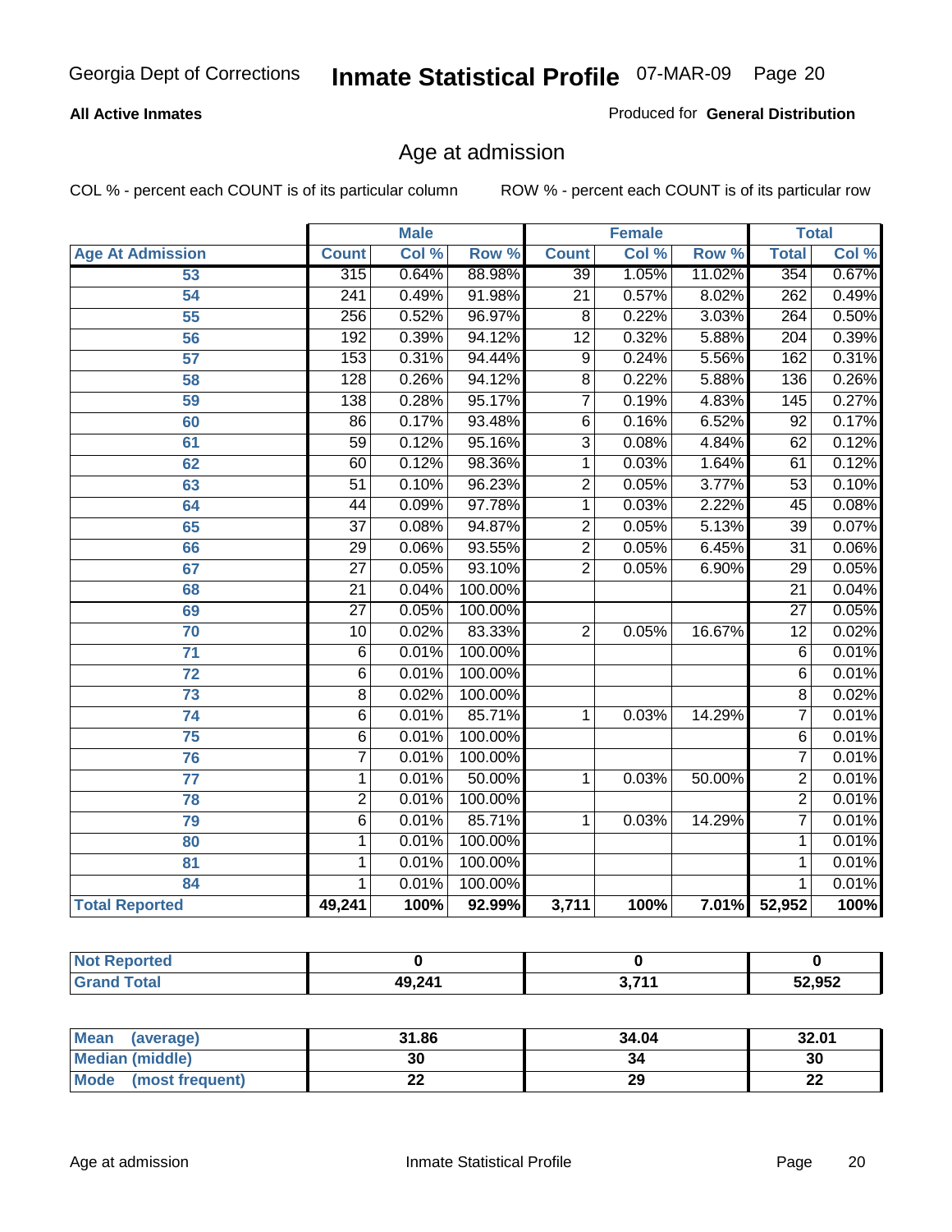Georgia Dept of Corrections **Inmate Statistical Profile** 07-MAR-09

**All Active Inmates** Produced for **General Distribution**

## Age at admission

COL % - percent each COUNT is of its particular column ROW % - percent each COUNT is of its particular row

| | Male | | | Female | | | Total | |
|---|---|---|---|---|---|---|---|---|
| **Age At Admission** | **Count** | **Col %** | **Row %** | **Count** | **Col %** | **Row %** | **Total** | **Col %** |
| 53 | 315 | 0.64% | 88.98% | 39 | 1.05% | 11.02% | 354 | 0.67% |
| 54 | 241 | 0.49% | 91.98% | 21 | 0.57% | 8.02% | 262 | 0.49% |
| 55 | 256 | 0.52% | 96.97% | 8 | 0.22% | 3.03% | 264 | 0.50% |
| 56 | 192 | 0.39% | 94.12% | 12 | 0.32% | 5.88% | 204 | 0.39% |
| 57 | 153 | 0.31% | 94.44% | 9 | 0.24% | 5.56% | 162 | 0.31% |
| 58 | 128 | 0.26% | 94.12% | 8 | 0.22% | 5.88% | 136 | 0.26% |
| 59 | 138 | 0.28% | 95.17% | 7 | 0.19% | 4.83% | 145 | 0.27% |
| 60 | 86 | 0.17% | 93.48% | 6 | 0.16% | 6.52% | 92 | 0.17% |
| 61 | 59 | 0.12% | 95.16% | 3 | 0.08% | 4.84% | 62 | 0.12% |
| 62 | 60 | 0.12% | 98.36% | 1 | 0.03% | 1.64% | 61 | 0.12% |
| 63 | 51 | 0.10% | 96.23% | 2 | 0.05% | 3.77% | 53 | 0.10% |
| 64 | 44 | 0.09% | 97.78% | 1 | 0.03% | 2.22% | 45 | 0.08% |
| 65 | 37 | 0.08% | 94.87% | 2 | 0.05% | 5.13% | 39 | 0.07% |
| 66 | 29 | 0.06% | 93.55% | 2 | 0.05% | 6.45% | 31 | 0.06% |
| 67 | 27 | 0.05% | 93.10% | 2 | 0.05% | 6.90% | 29 | 0.05% |
| 68 | 21 | 0.04% | 100.00% | | | | 21 | 0.04% |
| 69 | 27 | 0.05% | 100.00% | | | | 27 | 0.05% |
| 70 | 10 | 0.02% | 83.33% | 2 | 0.05% | 16.67% | 12 | 0.02% |
| 71 | 6 | 0.01% | 100.00% | | | | 6 | 0.01% |
| 72 | 6 | 0.01% | 100.00% | | | | 6 | 0.01% |
| 73 | 8 | 0.02% | 100.00% | | | | 8 | 0.02% |
| 74 | 6 | 0.01% | 85.71% | 1 | 0.03% | 14.29% | 7 | 0.01% |
| 75 | 6 | 0.01% | 100.00% | | | | 6 | 0.01% |
| 76 | 7 | 0.01% | 100.00% | | | | 7 | 0.01% |
| 77 | 1 | 0.01% | 50.00% | 1 | 0.03% | 50.00% | 2 | 0.01% |
| 78 | 2 | 0.01% | 100.00% | | | | 2 | 0.01% |
| 79 | 6 | 0.01% | 85.71% | 1 | 0.03% | 14.29% | 7 | 0.01% |
| 80 | 1 | 0.01% | 100.00% | | | | 1 | 0.01% |
| 81 | 1 | 0.01% | 100.00% | | | | 1 | 0.01% |
| 84 | 1 | 0.01% | 100.00% | | | | 1 | 0.01% |
| **Total Reported** | **49,241** | **100%** | **92.99%** | **3,711** | **100%** | **7.01%** | **52,952** | **100%** |

| | Male | Female | Total |
|---|---|---|---|
| **Not Reported** | **0** | **0** | **0** |
| **Grand Total** | **49,241** | **3,711** | **52,952** |

| | Male | Female | Total |
|---|---|---|---|
| **Mean (average)** | **31.86** | **34.04** | **32.01** |
| **Median (middle)** | **30** | **34** | **30** |
| **Mode (most frequent)** | **22** | **29** | **22** |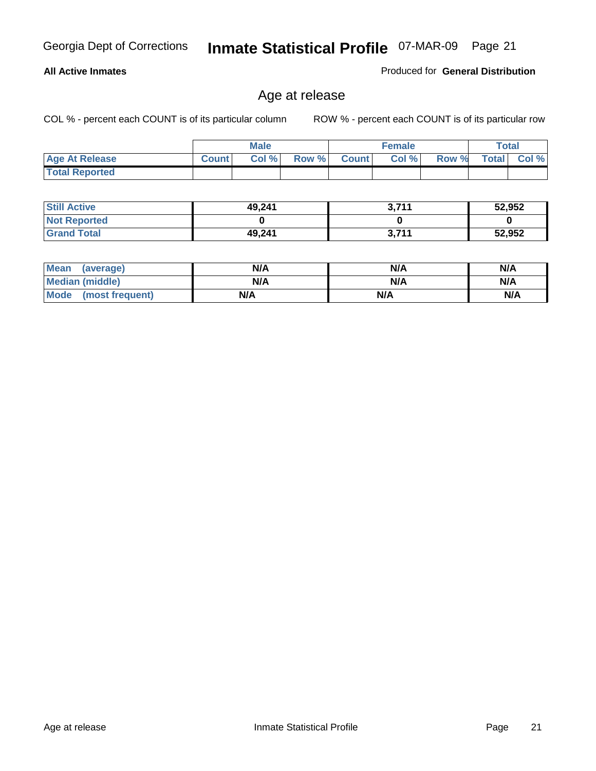Georgia Dept of Corrections **Inmate Statistical Profile** 07-MAR-09

**All Active Inmates**

Produced for **General Distribution**

## Age at release

COL % - percent each COUNT is of its particular column

ROW % - percent each COUNT is of its particular row

| | Male | | | Female | | | Total | |
|---|---|---|---|---|---|---|---|---|
| **Age At Release** | **Count** | **Col %** | **Row %** | **Count** | **Col %** | **Row %** | **Total** | **Col %** |
| **Total Reported** | | | | | | | | |

| | Male | Female | Total |
|---|---|---|---|
| **Still Active** | 49,241 | 3,711 | 52,952 |
| **Not Reported** | 0 | 0 | 0 |
| **Grand Total** | 49,241 | 3,711 | 52,952 |

| | Male | Female | Total |
|---|---|---|---|
| **Mean (average)** | N/A | N/A | N/A |
| **Median (middle)** | N/A | N/A | N/A |
| **Mode (most frequent)** | N/A | N/A | N/A |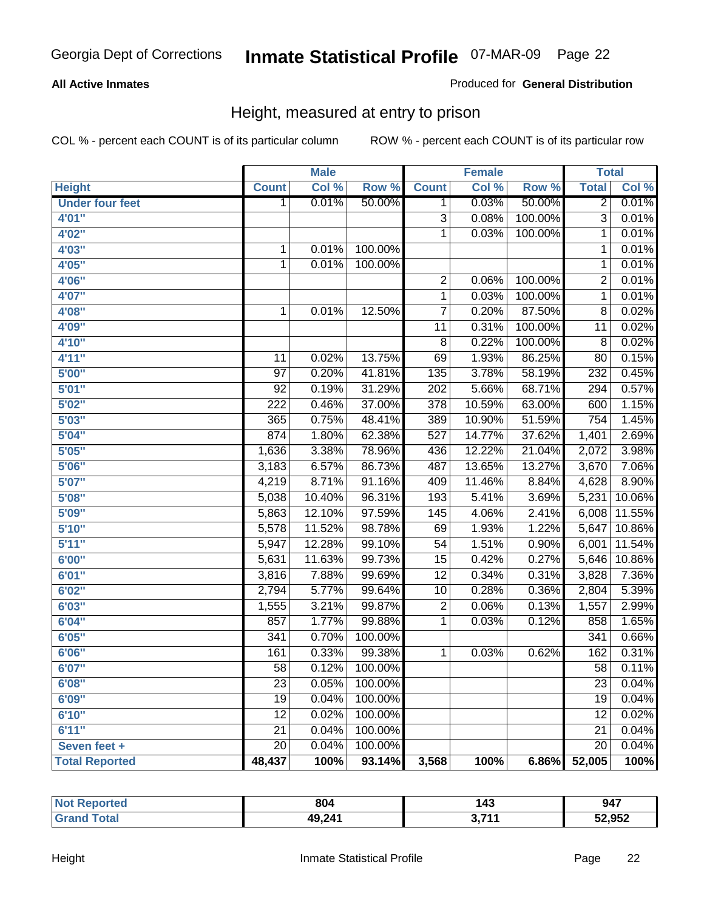# Inmate Statistical Profile

Georgia Dept of Corrections — 07-MAR-09

**All Active Inmates** — Produced for **General Distribution**

## Height, measured at entry to prison

COL % - percent each COUNT is of its particular column        ROW % - percent each COUNT is of its particular row

| Height | Male | | | Female | | | Total | |
|---|---|---|---|---|---|---|---|---|
| | Count | Col % | Row % | Count | Col % | Row % | Total | Col % |
| Under four feet | 1 | 0.01% | 50.00% | 1 | 0.03% | 50.00% | 2 | 0.01% |
| 4'01" | | | | 3 | 0.08% | 100.00% | 3 | 0.01% |
| 4'02" | | | | 1 | 0.03% | 100.00% | 1 | 0.01% |
| 4'03" | 1 | 0.01% | 100.00% | | | | 1 | 0.01% |
| 4'05" | 1 | 0.01% | 100.00% | | | | 1 | 0.01% |
| 4'06" | | | | 2 | 0.06% | 100.00% | 2 | 0.01% |
| 4'07" | | | | 1 | 0.03% | 100.00% | 1 | 0.01% |
| 4'08" | 1 | 0.01% | 12.50% | 7 | 0.20% | 87.50% | 8 | 0.02% |
| 4'09" | | | | 11 | 0.31% | 100.00% | 11 | 0.02% |
| 4'10" | | | | 8 | 0.22% | 100.00% | 8 | 0.02% |
| 4'11" | 11 | 0.02% | 13.75% | 69 | 1.93% | 86.25% | 80 | 0.15% |
| 5'00" | 97 | 0.20% | 41.81% | 135 | 3.78% | 58.19% | 232 | 0.45% |
| 5'01" | 92 | 0.19% | 31.29% | 202 | 5.66% | 68.71% | 294 | 0.57% |
| 5'02" | 222 | 0.46% | 37.00% | 378 | 10.59% | 63.00% | 600 | 1.15% |
| 5'03" | 365 | 0.75% | 48.41% | 389 | 10.90% | 51.59% | 754 | 1.45% |
| 5'04" | 874 | 1.80% | 62.38% | 527 | 14.77% | 37.62% | 1,401 | 2.69% |
| 5'05" | 1,636 | 3.38% | 78.96% | 436 | 12.22% | 21.04% | 2,072 | 3.98% |
| 5'06" | 3,183 | 6.57% | 86.73% | 487 | 13.65% | 13.27% | 3,670 | 7.06% |
| 5'07" | 4,219 | 8.71% | 91.16% | 409 | 11.46% | 8.84% | 4,628 | 8.90% |
| 5'08" | 5,038 | 10.40% | 96.31% | 193 | 5.41% | 3.69% | 5,231 | 10.06% |
| 5'09" | 5,863 | 12.10% | 97.59% | 145 | 4.06% | 2.41% | 6,008 | 11.55% |
| 5'10" | 5,578 | 11.52% | 98.78% | 69 | 1.93% | 1.22% | 5,647 | 10.86% |
| 5'11" | 5,947 | 12.28% | 99.10% | 54 | 1.51% | 0.90% | 6,001 | 11.54% |
| 6'00" | 5,631 | 11.63% | 99.73% | 15 | 0.42% | 0.27% | 5,646 | 10.86% |
| 6'01" | 3,816 | 7.88% | 99.69% | 12 | 0.34% | 0.31% | 3,828 | 7.36% |
| 6'02" | 2,794 | 5.77% | 99.64% | 10 | 0.28% | 0.36% | 2,804 | 5.39% |
| 6'03" | 1,555 | 3.21% | 99.87% | 2 | 0.06% | 0.13% | 1,557 | 2.99% |
| 6'04" | 857 | 1.77% | 99.88% | 1 | 0.03% | 0.12% | 858 | 1.65% |
| 6'05" | 341 | 0.70% | 100.00% | | | | 341 | 0.66% |
| 6'06" | 161 | 0.33% | 99.38% | 1 | 0.03% | 0.62% | 162 | 0.31% |
| 6'07" | 58 | 0.12% | 100.00% | | | | 58 | 0.11% |
| 6'08" | 23 | 0.05% | 100.00% | | | | 23 | 0.04% |
| 6'09" | 19 | 0.04% | 100.00% | | | | 19 | 0.04% |
| 6'10" | 12 | 0.02% | 100.00% | | | | 12 | 0.02% |
| 6'11" | 21 | 0.04% | 100.00% | | | | 21 | 0.04% |
| Seven feet + | 20 | 0.04% | 100.00% | | | | 20 | 0.04% |
| **Total Reported** | **48,437** | **100%** | **93.14%** | **3,568** | **100%** | **6.86%** | **52,005** | **100%** |

| | Male | Female | Total |
|---|---|---|---|
| Not Reported | 804 | 143 | 947 |
| Grand Total | 49,241 | 3,711 | 52,952 |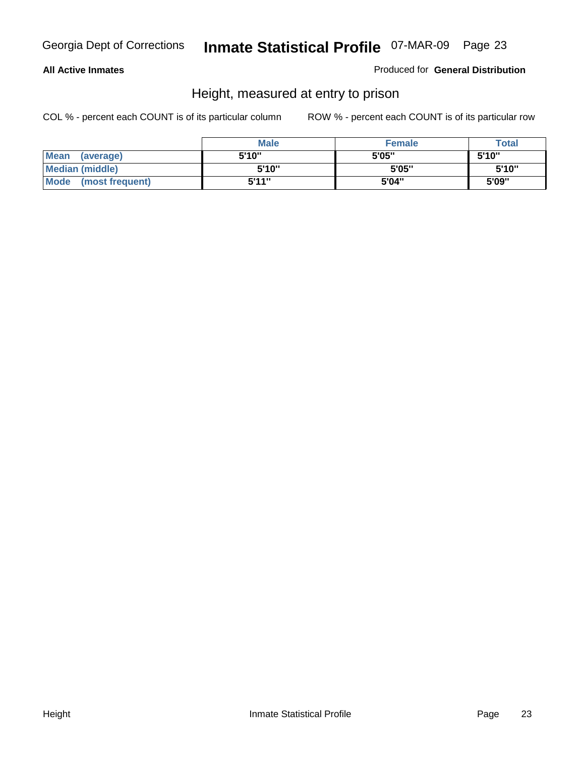**All Active Inmates** Produced for **General Distribution**

## Height, measured at entry to prison

COL % - percent each COUNT is of its particular column ROW % - percent each COUNT is of its particular row

| | Male | Female | Total |
|---|---|---|---|
| **Mean (average)** | 5'10" | 5'05" | 5'10" |
| **Median (middle)** | 5'10" | 5'05" | 5'10" |
| **Mode (most frequent)** | 5'11" | 5'04" | 5'09" |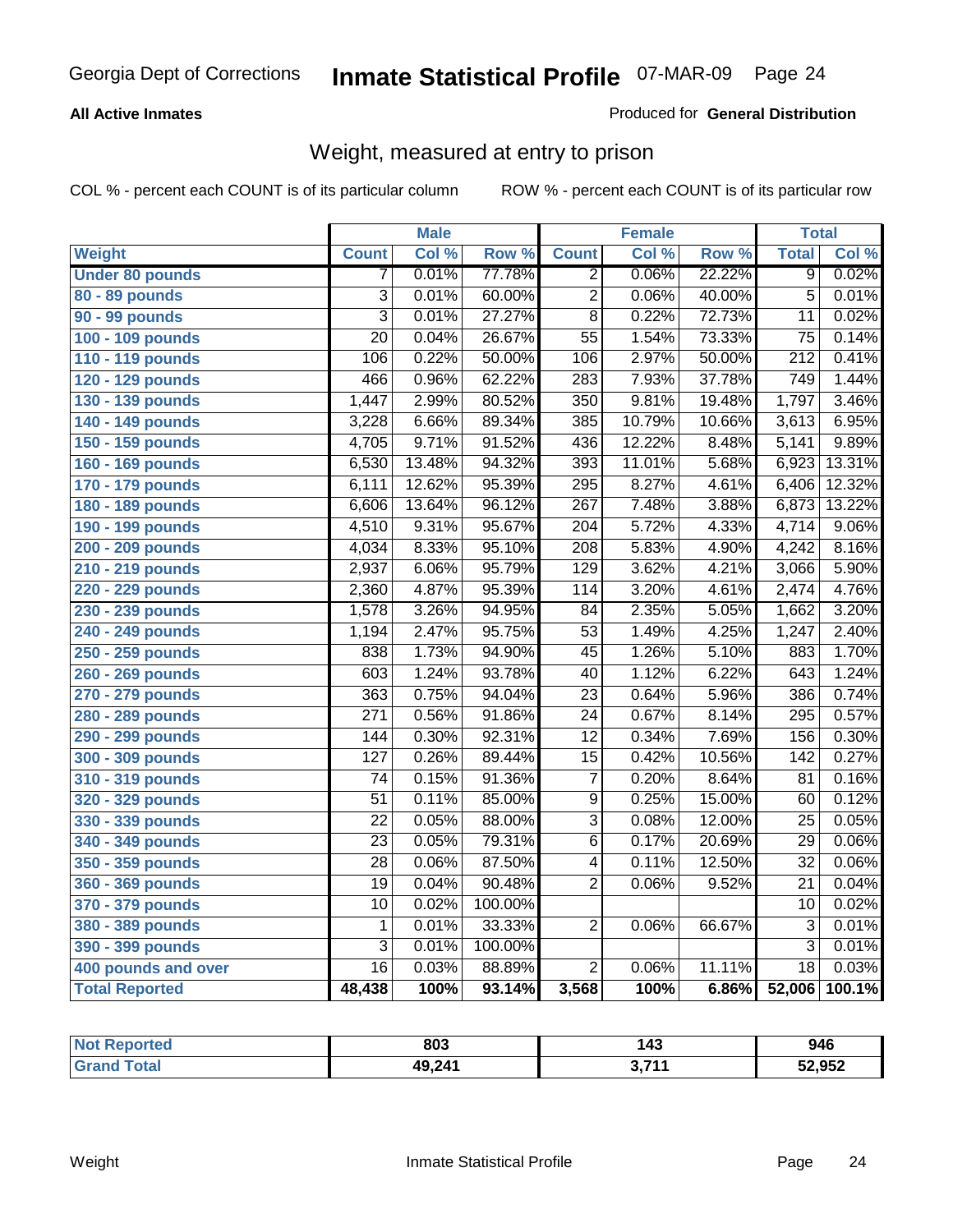Georgia Dept of Corrections **Inmate Statistical Profile** 07-MAR-09

**All Active Inmates** Produced for **General Distribution**

## Weight, measured at entry to prison

COL % - percent each COUNT is of its particular column ROW % - percent each COUNT is of its particular row

| | Male | | | Female | | | Total | |
|---|---|---|---|---|---|---|---|---|
| **Weight** | **Count** | **Col %** | **Row %** | **Count** | **Col %** | **Row %** | **Total** | **Col %** |
| **Under 80 pounds** | 7 | 0.01% | 77.78% | 2 | 0.06% | 22.22% | 9 | 0.02% |
| **80 - 89 pounds** | 3 | 0.01% | 60.00% | 2 | 0.06% | 40.00% | 5 | 0.01% |
| **90 - 99 pounds** | 3 | 0.01% | 27.27% | 8 | 0.22% | 72.73% | 11 | 0.02% |
| **100 - 109 pounds** | 20 | 0.04% | 26.67% | 55 | 1.54% | 73.33% | 75 | 0.14% |
| **110 - 119 pounds** | 106 | 0.22% | 50.00% | 106 | 2.97% | 50.00% | 212 | 0.41% |
| **120 - 129 pounds** | 466 | 0.96% | 62.22% | 283 | 7.93% | 37.78% | 749 | 1.44% |
| **130 - 139 pounds** | 1,447 | 2.99% | 80.52% | 350 | 9.81% | 19.48% | 1,797 | 3.46% |
| **140 - 149 pounds** | 3,228 | 6.66% | 89.34% | 385 | 10.79% | 10.66% | 3,613 | 6.95% |
| **150 - 159 pounds** | 4,705 | 9.71% | 91.52% | 436 | 12.22% | 8.48% | 5,141 | 9.89% |
| **160 - 169 pounds** | 6,530 | 13.48% | 94.32% | 393 | 11.01% | 5.68% | 6,923 | 13.31% |
| **170 - 179 pounds** | 6,111 | 12.62% | 95.39% | 295 | 8.27% | 4.61% | 6,406 | 12.32% |
| **180 - 189 pounds** | 6,606 | 13.64% | 96.12% | 267 | 7.48% | 3.88% | 6,873 | 13.22% |
| **190 - 199 pounds** | 4,510 | 9.31% | 95.67% | 204 | 5.72% | 4.33% | 4,714 | 9.06% |
| **200 - 209 pounds** | 4,034 | 8.33% | 95.10% | 208 | 5.83% | 4.90% | 4,242 | 8.16% |
| **210 - 219 pounds** | 2,937 | 6.06% | 95.79% | 129 | 3.62% | 4.21% | 3,066 | 5.90% |
| **220 - 229 pounds** | 2,360 | 4.87% | 95.39% | 114 | 3.20% | 4.61% | 2,474 | 4.76% |
| **230 - 239 pounds** | 1,578 | 3.26% | 94.95% | 84 | 2.35% | 5.05% | 1,662 | 3.20% |
| **240 - 249 pounds** | 1,194 | 2.47% | 95.75% | 53 | 1.49% | 4.25% | 1,247 | 2.40% |
| **250 - 259 pounds** | 838 | 1.73% | 94.90% | 45 | 1.26% | 5.10% | 883 | 1.70% |
| **260 - 269 pounds** | 603 | 1.24% | 93.78% | 40 | 1.12% | 6.22% | 643 | 1.24% |
| **270 - 279 pounds** | 363 | 0.75% | 94.04% | 23 | 0.64% | 5.96% | 386 | 0.74% |
| **280 - 289 pounds** | 271 | 0.56% | 91.86% | 24 | 0.67% | 8.14% | 295 | 0.57% |
| **290 - 299 pounds** | 144 | 0.30% | 92.31% | 12 | 0.34% | 7.69% | 156 | 0.30% |
| **300 - 309 pounds** | 127 | 0.26% | 89.44% | 15 | 0.42% | 10.56% | 142 | 0.27% |
| **310 - 319 pounds** | 74 | 0.15% | 91.36% | 7 | 0.20% | 8.64% | 81 | 0.16% |
| **320 - 329 pounds** | 51 | 0.11% | 85.00% | 9 | 0.25% | 15.00% | 60 | 0.12% |
| **330 - 339 pounds** | 22 | 0.05% | 88.00% | 3 | 0.08% | 12.00% | 25 | 0.05% |
| **340 - 349 pounds** | 23 | 0.05% | 79.31% | 6 | 0.17% | 20.69% | 29 | 0.06% |
| **350 - 359 pounds** | 28 | 0.06% | 87.50% | 4 | 0.11% | 12.50% | 32 | 0.06% |
| **360 - 369 pounds** | 19 | 0.04% | 90.48% | 2 | 0.06% | 9.52% | 21 | 0.04% |
| **370 - 379 pounds** | 10 | 0.02% | 100.00% | | | | 10 | 0.02% |
| **380 - 389 pounds** | 1 | 0.01% | 33.33% | 2 | 0.06% | 66.67% | 3 | 0.01% |
| **390 - 399 pounds** | 3 | 0.01% | 100.00% | | | | 3 | 0.01% |
| **400 pounds and over** | 16 | 0.03% | 88.89% | 2 | 0.06% | 11.11% | 18 | 0.03% |
| **Total Reported** | **48,438** | **100%** | **93.14%** | **3,568** | **100%** | **6.86%** | **52,006** | **100.1%** |

| | Male | Female | Total |
|---|---|---|---|
| **Not Reported** | **803** | **143** | **946** |
| **Grand Total** | **49,241** | **3,711** | **52,952** |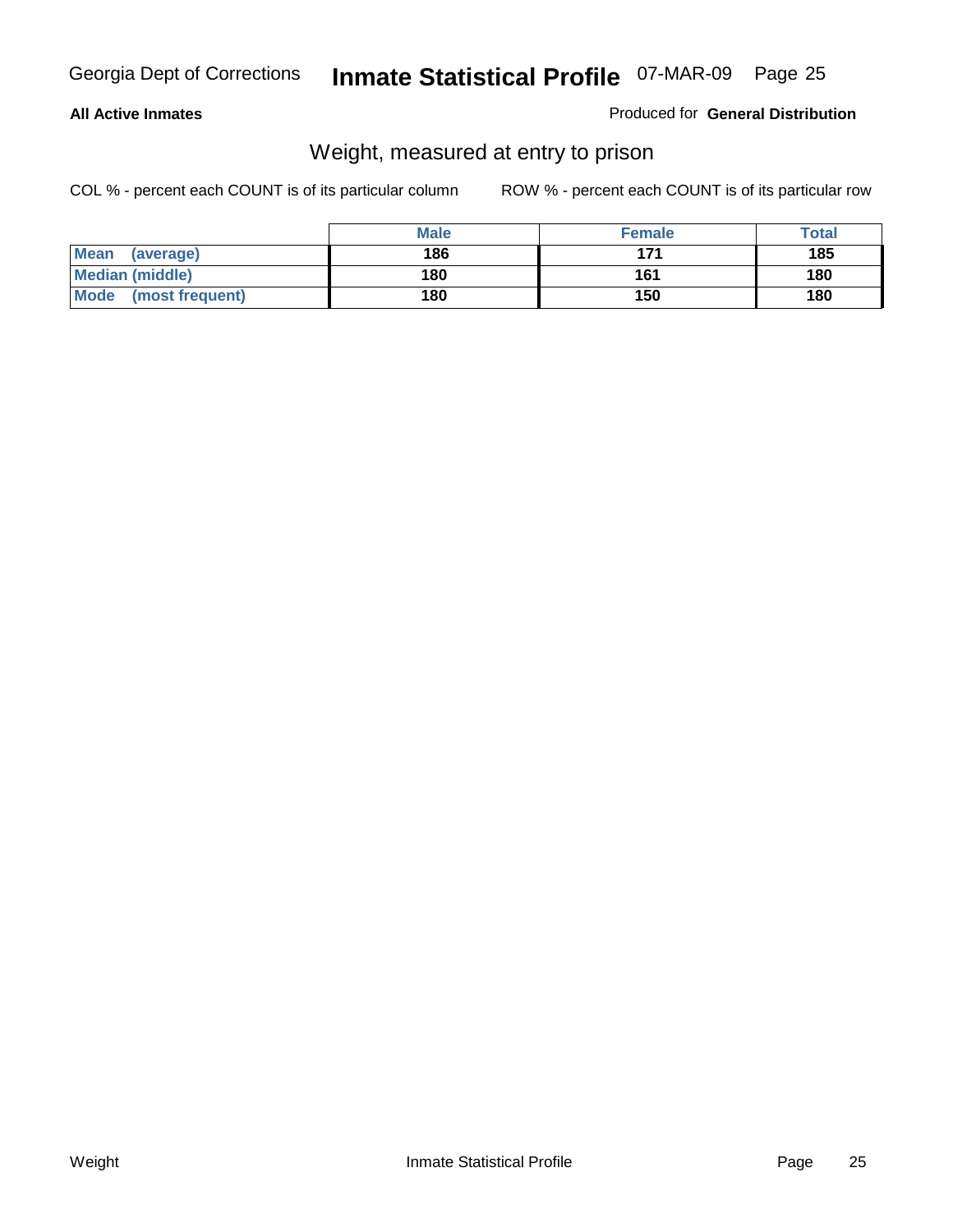**All Active Inmates** Produced for **General Distribution**

## Weight, measured at entry to prison

COL % - percent each COUNT is of its particular column ROW % - percent each COUNT is of its particular row

| | Male | Female | Total |
|---|---|---|---|
| **Mean (average)** | **186** | **171** | **185** |
| **Median (middle)** | **180** | **161** | **180** |
| **Mode (most frequent)** | **180** | **150** | **180** |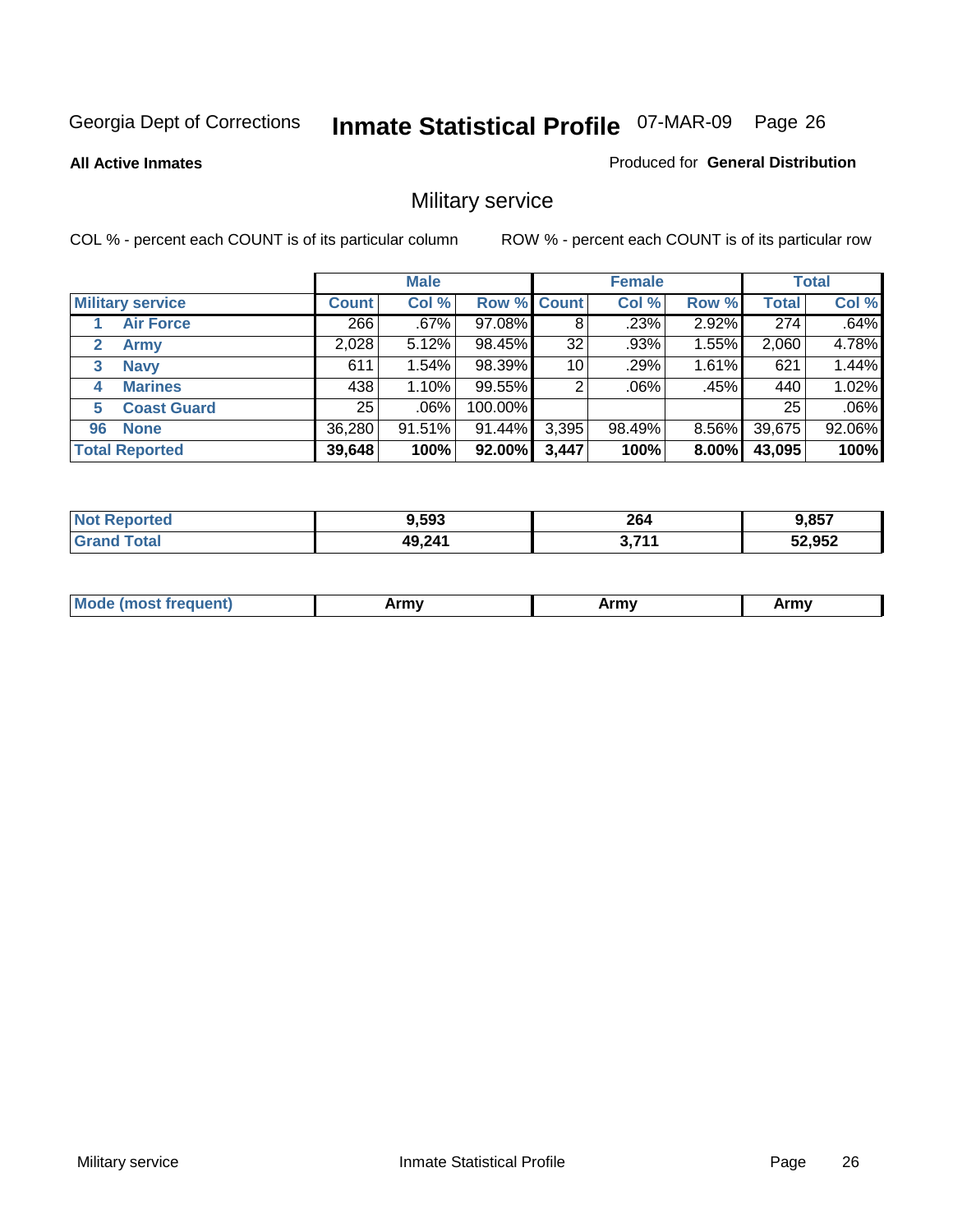Georgia Dept of Corrections **Inmate Statistical Profile** 07-MAR-09

**All Active Inmates**

Produced for **General Distribution**

## Military service

COL % - percent each COUNT is of its particular column

ROW % - percent each COUNT is of its particular row

| | Male | | | Female | | | Total | |
|---|---|---|---|---|---|---|---|---|
| **Military service** | **Count** | **Col %** | **Row %** | **Count** | **Col %** | **Row %** | **Total** | **Col %** |
| 1 Air Force | 266 | .67% | 97.08% | 8 | .23% | 2.92% | 274 | .64% |
| 2 Army | 2,028 | 5.12% | 98.45% | 32 | .93% | 1.55% | 2,060 | 4.78% |
| 3 Navy | 611 | 1.54% | 98.39% | 10 | .29% | 1.61% | 621 | 1.44% |
| 4 Marines | 438 | 1.10% | 99.55% | 2 | .06% | .45% | 440 | 1.02% |
| 5 Coast Guard | 25 | .06% | 100.00% | | | | 25 | .06% |
| 96 None | 36,280 | 91.51% | 91.44% | 3,395 | 98.49% | 8.56% | 39,675 | 92.06% |
| **Total Reported** | **39,648** | **100%** | **92.00%** | **3,447** | **100%** | **8.00%** | **43,095** | **100%** |

| | Male | Female | Total |
|---|---|---|---|
| Not Reported | 9,593 | 264 | 9,857 |
| Grand Total | 49,241 | 3,711 | 52,952 |

| | Male | Female | Total |
|---|---|---|---|
| Mode (most frequent) | Army | Army | Army |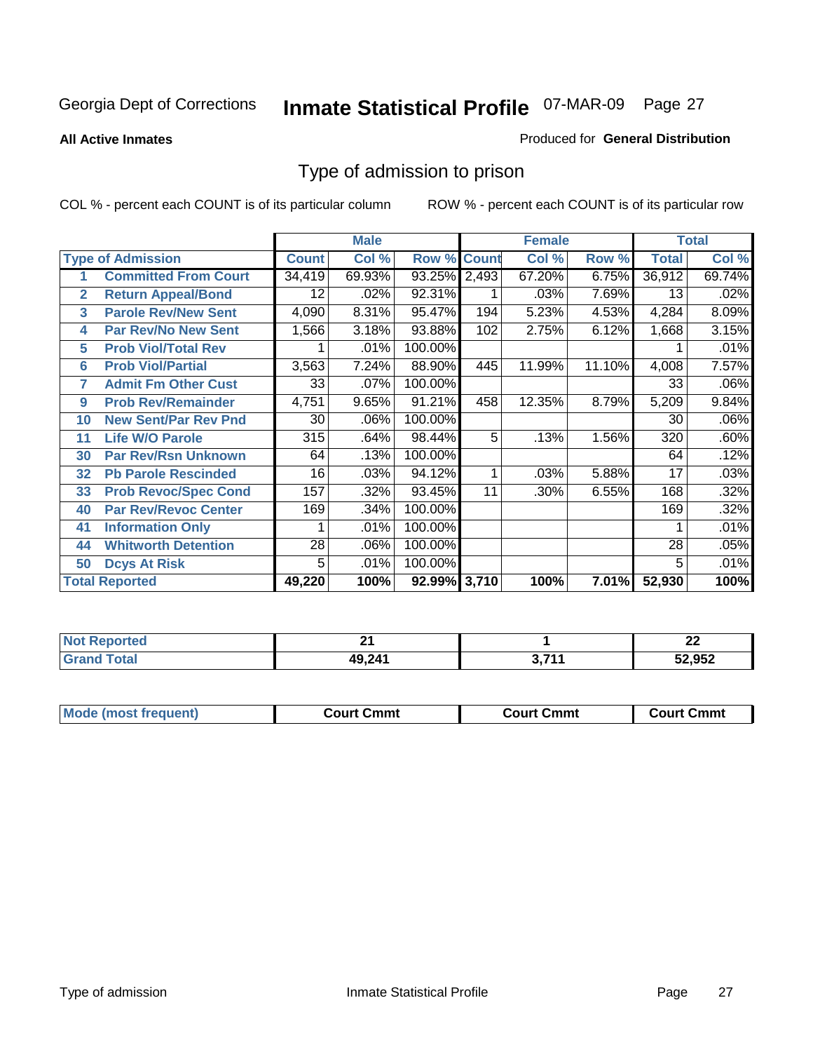Georgia Dept of Corrections **Inmate Statistical Profile** 07-MAR-09 Page 27

**All Active Inmates**

Produced for **General Distribution**

# Type of admission to prison

COL % - percent each COUNT is of its particular column

ROW % - percent each COUNT is of its particular row

| | | Male | | | Female | | | Total | |
|---|---|---|---|---|---|---|---|---|---|
| **Type of Admission** | | **Count** | **Col %** | **Row %** | **Count** | **Col %** | **Row %** | **Total** | **Col %** |
| 1 | Committed From Court | 34,419 | 69.93% | 93.25% | 2,493 | 67.20% | 6.75% | 36,912 | 69.74% |
| 2 | Return Appeal/Bond | 12 | .02% | 92.31% | 1 | .03% | 7.69% | 13 | .02% |
| 3 | Parole Rev/New Sent | 4,090 | 8.31% | 95.47% | 194 | 5.23% | 4.53% | 4,284 | 8.09% |
| 4 | Par Rev/No New Sent | 1,566 | 3.18% | 93.88% | 102 | 2.75% | 6.12% | 1,668 | 3.15% |
| 5 | Prob Viol/Total Rev | 1 | .01% | 100.00% | | | | 1 | .01% |
| 6 | Prob Viol/Partial | 3,563 | 7.24% | 88.90% | 445 | 11.99% | 11.10% | 4,008 | 7.57% |
| 7 | Admit Fm Other Cust | 33 | .07% | 100.00% | | | | 33 | .06% |
| 9 | Prob Rev/Remainder | 4,751 | 9.65% | 91.21% | 458 | 12.35% | 8.79% | 5,209 | 9.84% |
| 10 | New Sent/Par Rev Pnd | 30 | .06% | 100.00% | | | | 30 | .06% |
| 11 | Life W/O Parole | 315 | .64% | 98.44% | 5 | .13% | 1.56% | 320 | .60% |
| 30 | Par Rev/Rsn Unknown | 64 | .13% | 100.00% | | | | 64 | .12% |
| 32 | Pb Parole Rescinded | 16 | .03% | 94.12% | 1 | .03% | 5.88% | 17 | .03% |
| 33 | Prob Revoc/Spec Cond | 157 | .32% | 93.45% | 11 | .30% | 6.55% | 168 | .32% |
| 40 | Par Rev/Revoc Center | 169 | .34% | 100.00% | | | | 169 | .32% |
| 41 | Information Only | 1 | .01% | 100.00% | | | | 1 | .01% |
| 44 | Whitworth Detention | 28 | .06% | 100.00% | | | | 28 | .05% |
| 50 | Dcys At Risk | 5 | .01% | 100.00% | | | | 5 | .01% |
| **Total Reported** | | **49,220** | **100%** | **92.99%** | **3,710** | **100%** | **7.01%** | **52,930** | **100%** |

| | Male | Female | Total |
|---|---|---|---|
| **Not Reported** | **21** | **1** | **22** |
| **Grand Total** | **49,241** | **3,711** | **52,952** |

| | Male | Female | Total |
|---|---|---|---|
| **Mode (most frequent)** | **Court Cmmt** | **Court Cmmt** | **Court Cmmt** |

Type of admission Inmate Statistical Profile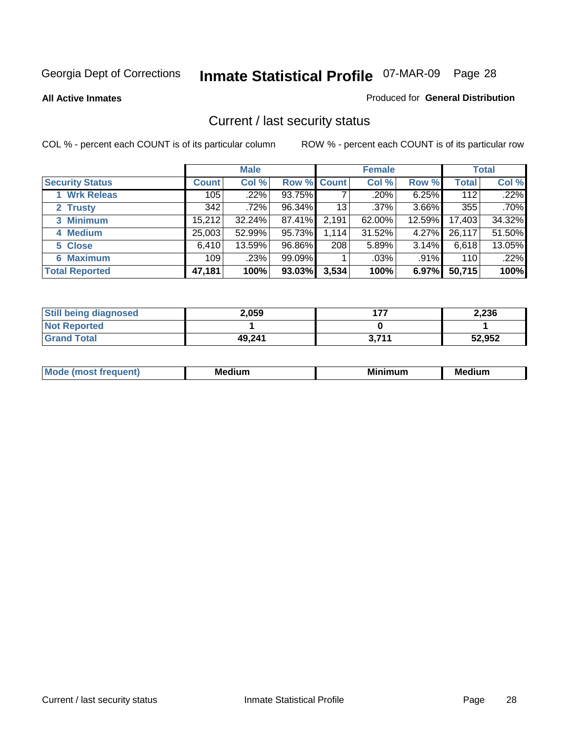Georgia Dept of Corrections **Inmate Statistical Profile** 07-MAR-09 Page 28

**All Active Inmates**

Produced for **General Distribution**

## Current / last security status

COL % - percent each COUNT is of its particular column ROW % - percent each COUNT is of its particular row

| | Male | | | Female | | | Total | |
|---|---|---|---|---|---|---|---|---|
| **Security Status** | **Count** | **Col %** | **Row %** | **Count** | **Col %** | **Row %** | **Total** | **Col %** |
| 1 Wrk Releas | 105 | .22% | 93.75% | 7 | .20% | 6.25% | 112 | .22% |
| 2 Trusty | 342 | .72% | 96.34% | 13 | .37% | 3.66% | 355 | .70% |
| 3 Minimum | 15,212 | 32.24% | 87.41% | 2,191 | 62.00% | 12.59% | 17,403 | 34.32% |
| 4 Medium | 25,003 | 52.99% | 95.73% | 1,114 | 31.52% | 4.27% | 26,117 | 51.50% |
| 5 Close | 6,410 | 13.59% | 96.86% | 208 | 5.89% | 3.14% | 6,618 | 13.05% |
| 6 Maximum | 109 | .23% | 99.09% | 1 | .03% | .91% | 110 | .22% |
| **Total Reported** | **47,181** | **100%** | **93.03%** | **3,534** | **100%** | **6.97%** | **50,715** | **100%** |

| | Male | Female | Total |
|---|---|---|---|
| Still being diagnosed | 2,059 | 177 | 2,236 |
| Not Reported | 1 | 0 | 1 |
| Grand Total | 49,241 | 3,711 | 52,952 |

| | Male | Female | Total |
|---|---|---|---|
| Mode (most frequent) | Medium | Minimum | Medium |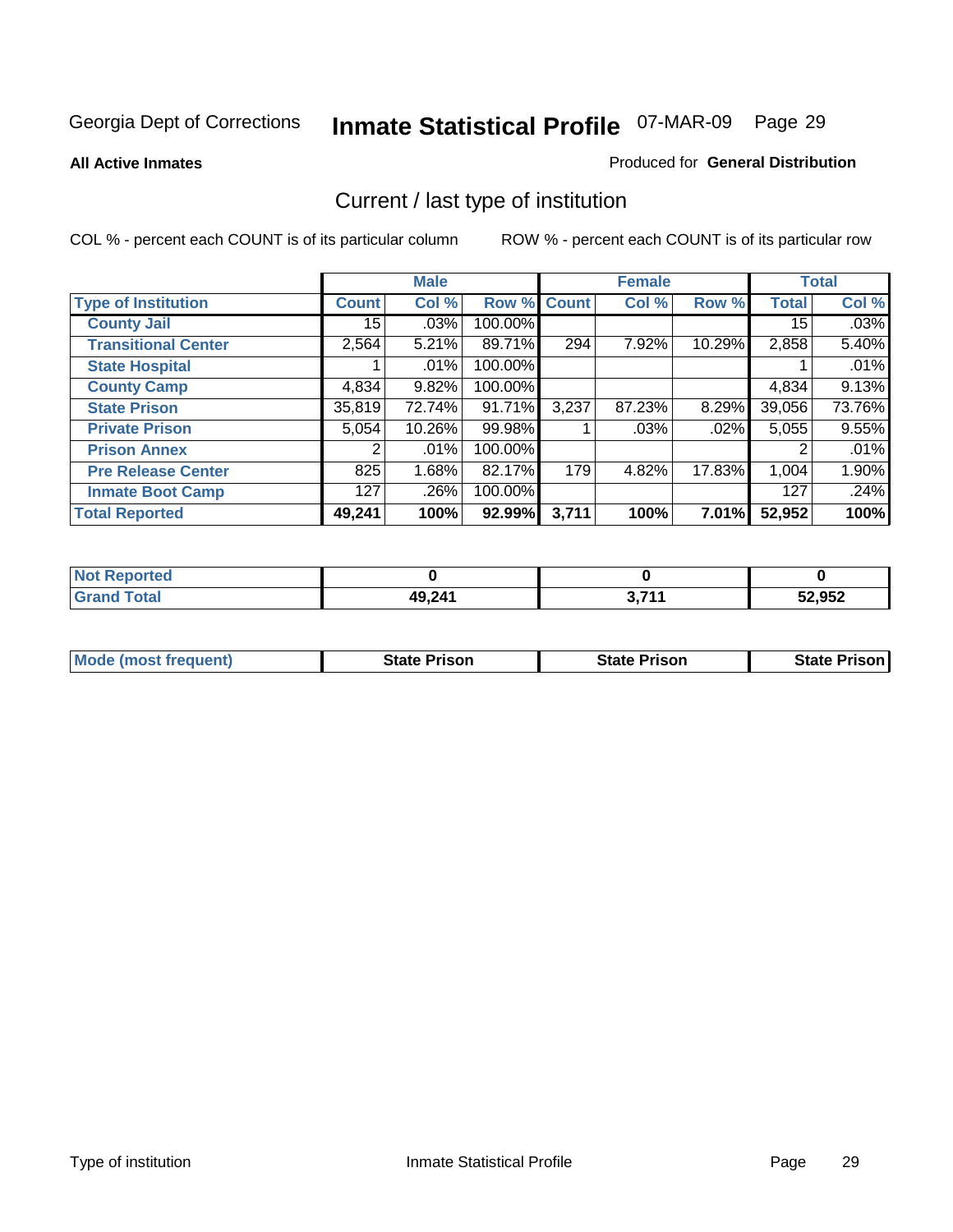Georgia Dept of Corrections **Inmate Statistical Profile** 07-MAR-09

**All Active Inmates**

Produced for **General Distribution**

## Current / last type of institution

COL % - percent each COUNT is of its particular column

ROW % - percent each COUNT is of its particular row

| | Male | | | Female | | | Total | |
|---|---|---|---|---|---|---|---|---|
| **Type of Institution** | **Count** | **Col %** | **Row %** | **Count** | **Col %** | **Row %** | **Total** | **Col %** |
| **County Jail** | 15 | .03% | 100.00% | | | | 15 | .03% |
| **Transitional Center** | 2,564 | 5.21% | 89.71% | 294 | 7.92% | 10.29% | 2,858 | 5.40% |
| **State Hospital** | 1 | .01% | 100.00% | | | | 1 | .01% |
| **County Camp** | 4,834 | 9.82% | 100.00% | | | | 4,834 | 9.13% |
| **State Prison** | 35,819 | 72.74% | 91.71% | 3,237 | 87.23% | 8.29% | 39,056 | 73.76% |
| **Private Prison** | 5,054 | 10.26% | 99.98% | 1 | .03% | .02% | 5,055 | 9.55% |
| **Prison Annex** | 2 | .01% | 100.00% | | | | 2 | .01% |
| **Pre Release Center** | 825 | 1.68% | 82.17% | 179 | 4.82% | 17.83% | 1,004 | 1.90% |
| **Inmate Boot Camp** | 127 | .26% | 100.00% | | | | 127 | .24% |
| **Total Reported** | **49,241** | **100%** | **92.99%** | **3,711** | **100%** | **7.01%** | **52,952** | **100%** |

| | Male | Female | Total |
|---|---|---|---|
| **Not Reported** | **0** | **0** | **0** |
| **Grand Total** | **49,241** | **3,711** | **52,952** |

| | Male | Female | Total |
|---|---|---|---|
| **Mode (most frequent)** | **State Prison** | **State Prison** | **State Prison** |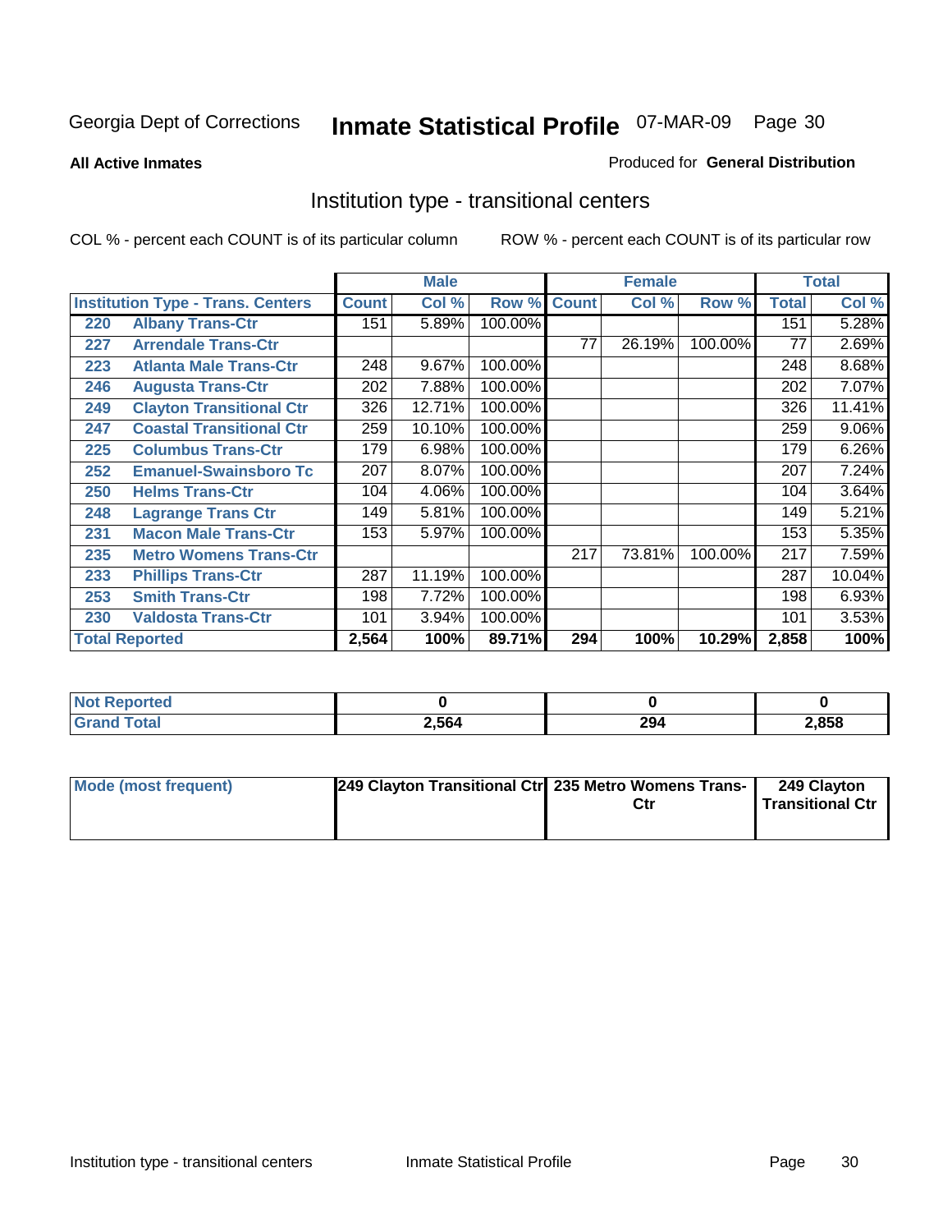Georgia Dept of Corrections

# Inmate Statistical Profile 07-MAR-09 Page 30

**All Active Inmates**

Produced for **General Distribution**

## Institution type - transitional centers

COL % - percent each COUNT is of its particular column

ROW % - percent each COUNT is of its particular row

| | | Male | | | Female | | | Total | |
|---|---|---|---|---|---|---|---|---|---|
| **Institution Type - Trans. Centers** | | **Count** | **Col %** | **Row %** | **Count** | **Col %** | **Row %** | **Total** | **Col %** |
| 220 | Albany Trans-Ctr | 151 | 5.89% | 100.00% | | | | 151 | 5.28% |
| 227 | Arrendale Trans-Ctr | | | | 77 | 26.19% | 100.00% | 77 | 2.69% |
| 223 | Atlanta Male Trans-Ctr | 248 | 9.67% | 100.00% | | | | 248 | 8.68% |
| 246 | Augusta Trans-Ctr | 202 | 7.88% | 100.00% | | | | 202 | 7.07% |
| 249 | Clayton Transitional Ctr | 326 | 12.71% | 100.00% | | | | 326 | 11.41% |
| 247 | Coastal Transitional Ctr | 259 | 10.10% | 100.00% | | | | 259 | 9.06% |
| 225 | Columbus Trans-Ctr | 179 | 6.98% | 100.00% | | | | 179 | 6.26% |
| 252 | Emanuel-Swainsboro Tc | 207 | 8.07% | 100.00% | | | | 207 | 7.24% |
| 250 | Helms Trans-Ctr | 104 | 4.06% | 100.00% | | | | 104 | 3.64% |
| 248 | Lagrange Trans Ctr | 149 | 5.81% | 100.00% | | | | 149 | 5.21% |
| 231 | Macon Male Trans-Ctr | 153 | 5.97% | 100.00% | | | | 153 | 5.35% |
| 235 | Metro Womens Trans-Ctr | | | | 217 | 73.81% | 100.00% | 217 | 7.59% |
| 233 | Phillips Trans-Ctr | 287 | 11.19% | 100.00% | | | | 287 | 10.04% |
| 253 | Smith Trans-Ctr | 198 | 7.72% | 100.00% | | | | 198 | 6.93% |
| 230 | Valdosta Trans-Ctr | 101 | 3.94% | 100.00% | | | | 101 | 3.53% |
| **Total Reported** | | **2,564** | **100%** | **89.71%** | **294** | **100%** | **10.29%** | **2,858** | **100%** |

| | Male | Female | Total |
|---|---|---|---|
| **Not Reported** | **0** | **0** | **0** |
| **Grand Total** | **2,564** | **294** | **2,858** |

| | Male | Female | Total |
|---|---|---|---|
| **Mode (most frequent)** | **249 Clayton Transitional Ctr** | **235 Metro Womens Trans-Ctr** | **249 Clayton Transitional Ctr** |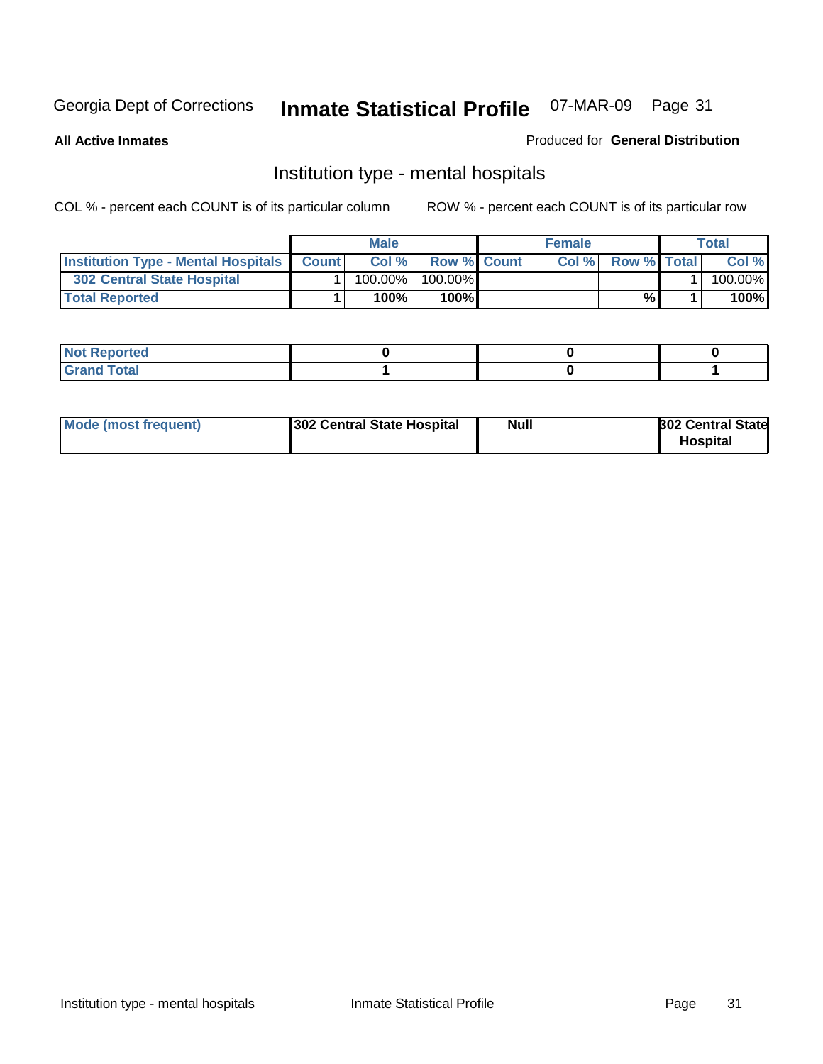Georgia Dept of Corrections **Inmate Statistical Profile** 07-MAR-09 Page 31

**All Active Inmates**

Produced for **General Distribution**

## Institution type - mental hospitals

COL % - percent each COUNT is of its particular column

ROW % - percent each COUNT is of its particular row

| | Male | | | Female | | | Total | |
|---|---|---|---|---|---|---|---|---|
| **Institution Type - Mental Hospitals** | **Count** | **Col %** | **Row %** | **Count** | **Col %** | **Row %** | **Total** | **Col %** |
| **302 Central State Hospital** | 1 | 100.00% | 100.00% | | | | 1 | 100.00% |
| **Total Reported** | **1** | **100%** | **100%** | | | **%** | **1** | **100%** |

| | Male | Female | Total |
|---|---|---|---|
| **Not Reported** | **0** | **0** | **0** |
| **Grand Total** | **1** | **0** | **1** |

| | Male | Female | Total |
|---|---|---|---|
| **Mode (most frequent)** | **302 Central State Hospital** | **Null** | **302 Central State Hospital** |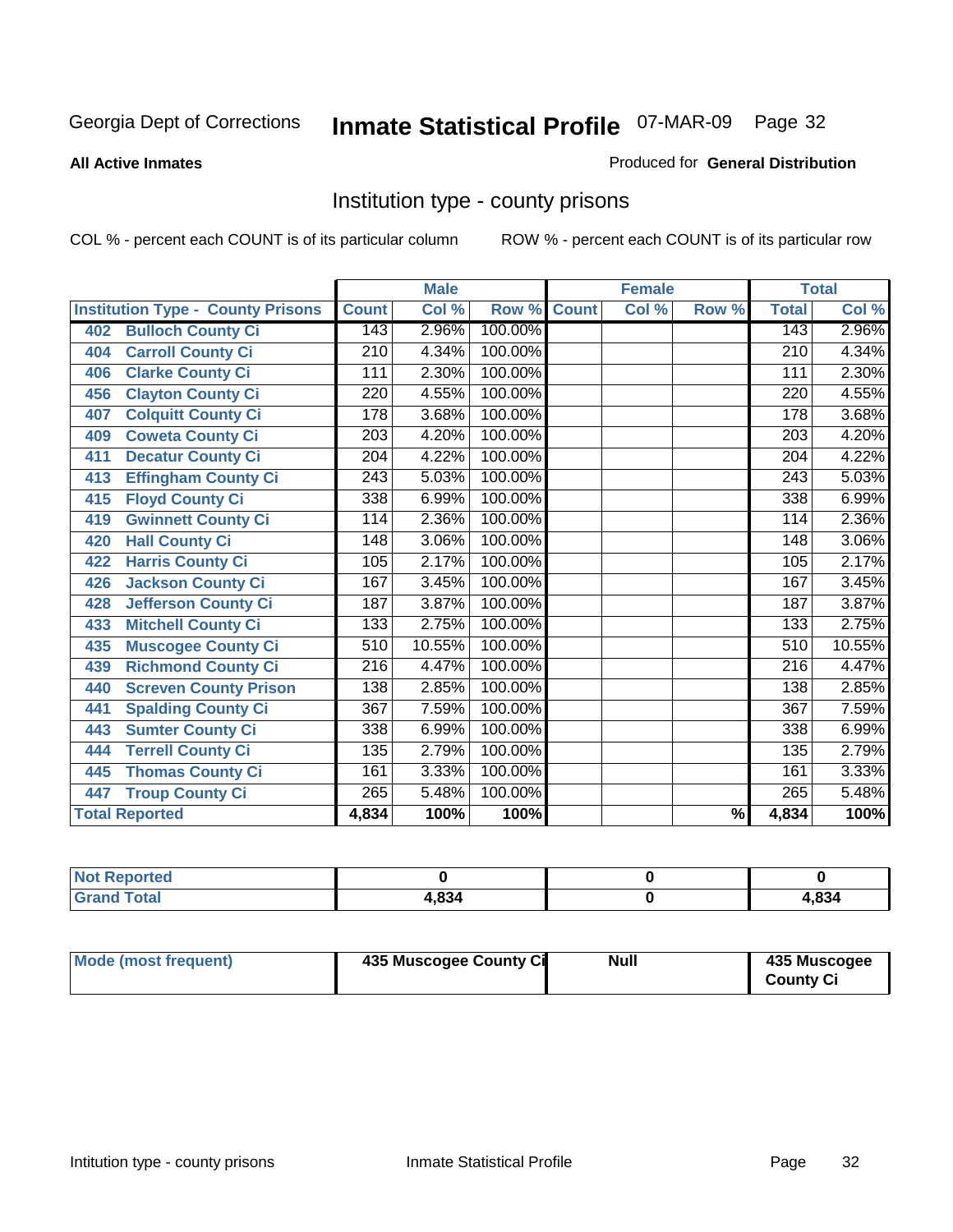Georgia Dept of Corrections **Inmate Statistical Profile** 07-MAR-09

**All Active Inmates**

Produced for **General Distribution**

## Institution type - county prisons

COL % - percent each COUNT is of its particular column

ROW % - percent each COUNT is of its particular row

| Institution Type - County Prisons | Male | | | Female | | | Total | |
|---|---|---|---|---|---|---|---|---|
| | Count | Col % | Row % | Count | Col % | Row % | Total | Col % |
| 402 Bulloch County Ci | 143 | 2.96% | 100.00% | | | | 143 | 2.96% |
| 404 Carroll County Ci | 210 | 4.34% | 100.00% | | | | 210 | 4.34% |
| 406 Clarke County Ci | 111 | 2.30% | 100.00% | | | | 111 | 2.30% |
| 456 Clayton County Ci | 220 | 4.55% | 100.00% | | | | 220 | 4.55% |
| 407 Colquitt County Ci | 178 | 3.68% | 100.00% | | | | 178 | 3.68% |
| 409 Coweta County Ci | 203 | 4.20% | 100.00% | | | | 203 | 4.20% |
| 411 Decatur County Ci | 204 | 4.22% | 100.00% | | | | 204 | 4.22% |
| 413 Effingham County Ci | 243 | 5.03% | 100.00% | | | | 243 | 5.03% |
| 415 Floyd County Ci | 338 | 6.99% | 100.00% | | | | 338 | 6.99% |
| 419 Gwinnett County Ci | 114 | 2.36% | 100.00% | | | | 114 | 2.36% |
| 420 Hall County Ci | 148 | 3.06% | 100.00% | | | | 148 | 3.06% |
| 422 Harris County Ci | 105 | 2.17% | 100.00% | | | | 105 | 2.17% |
| 426 Jackson County Ci | 167 | 3.45% | 100.00% | | | | 167 | 3.45% |
| 428 Jefferson County Ci | 187 | 3.87% | 100.00% | | | | 187 | 3.87% |
| 433 Mitchell County Ci | 133 | 2.75% | 100.00% | | | | 133 | 2.75% |
| 435 Muscogee County Ci | 510 | 10.55% | 100.00% | | | | 510 | 10.55% |
| 439 Richmond County Ci | 216 | 4.47% | 100.00% | | | | 216 | 4.47% |
| 440 Screven County Prison | 138 | 2.85% | 100.00% | | | | 138 | 2.85% |
| 441 Spalding County Ci | 367 | 7.59% | 100.00% | | | | 367 | 7.59% |
| 443 Sumter County Ci | 338 | 6.99% | 100.00% | | | | 338 | 6.99% |
| 444 Terrell County Ci | 135 | 2.79% | 100.00% | | | | 135 | 2.79% |
| 445 Thomas County Ci | 161 | 3.33% | 100.00% | | | | 161 | 3.33% |
| 447 Troup County Ci | 265 | 5.48% | 100.00% | | | | 265 | 5.48% |
| **Total Reported** | **4,834** | **100%** | **100%** | | | **%** | **4,834** | **100%** |

| | Male | Female | Total |
|---|---|---|---|
| Not Reported | 0 | 0 | 0 |
| Grand Total | 4,834 | 0 | 4,834 |

| | Male | Female | Total |
|---|---|---|---|
| Mode (most frequent) | 435 Muscogee County Ci | Null | 435 Muscogee County Ci |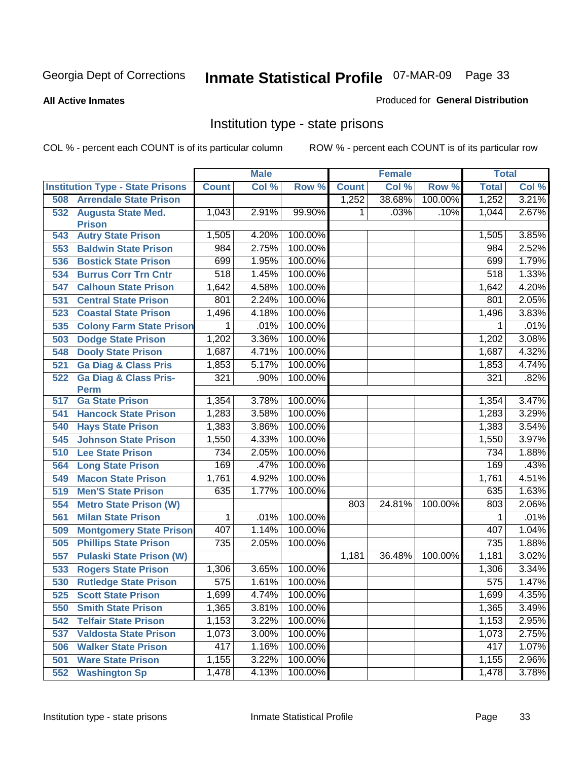Georgia Dept of Corrections

# Inmate Statistical Profile 07-MAR-09 Page 33

**All Active Inmates**

Produced for **General Distribution**

## Institution type - state prisons

COL % - percent each COUNT is of its particular column

ROW % - percent each COUNT is of its particular row

| Institution Type - State Prisons | Male | | | Female | | | Total | |
|---|---|---|---|---|---|---|---|---|
| | Count | Col % | Row % | Count | Col % | Row % | Total | Col % |
| 508 Arrendale State Prison | | | | 1,252 | 38.68% | 100.00% | 1,252 | 3.21% |
| 532 Augusta State Med. Prison | 1,043 | 2.91% | 99.90% | 1 | .03% | .10% | 1,044 | 2.67% |
| 543 Autry State Prison | 1,505 | 4.20% | 100.00% | | | | 1,505 | 3.85% |
| 553 Baldwin State Prison | 984 | 2.75% | 100.00% | | | | 984 | 2.52% |
| 536 Bostick State Prison | 699 | 1.95% | 100.00% | | | | 699 | 1.79% |
| 534 Burrus Corr Trn Cntr | 518 | 1.45% | 100.00% | | | | 518 | 1.33% |
| 547 Calhoun State Prison | 1,642 | 4.58% | 100.00% | | | | 1,642 | 4.20% |
| 531 Central State Prison | 801 | 2.24% | 100.00% | | | | 801 | 2.05% |
| 523 Coastal State Prison | 1,496 | 4.18% | 100.00% | | | | 1,496 | 3.83% |
| 535 Colony Farm State Prison | 1 | .01% | 100.00% | | | | 1 | .01% |
| 503 Dodge State Prison | 1,202 | 3.36% | 100.00% | | | | 1,202 | 3.08% |
| 548 Dooly State Prison | 1,687 | 4.71% | 100.00% | | | | 1,687 | 4.32% |
| 521 Ga Diag & Class Pris | 1,853 | 5.17% | 100.00% | | | | 1,853 | 4.74% |
| 522 Ga Diag & Class Pris-Perm | 321 | .90% | 100.00% | | | | 321 | .82% |
| 517 Ga State Prison | 1,354 | 3.78% | 100.00% | | | | 1,354 | 3.47% |
| 541 Hancock State Prison | 1,283 | 3.58% | 100.00% | | | | 1,283 | 3.29% |
| 540 Hays State Prison | 1,383 | 3.86% | 100.00% | | | | 1,383 | 3.54% |
| 545 Johnson State Prison | 1,550 | 4.33% | 100.00% | | | | 1,550 | 3.97% |
| 510 Lee State Prison | 734 | 2.05% | 100.00% | | | | 734 | 1.88% |
| 564 Long State Prison | 169 | .47% | 100.00% | | | | 169 | .43% |
| 549 Macon State Prison | 1,761 | 4.92% | 100.00% | | | | 1,761 | 4.51% |
| 519 Men'S State Prison | 635 | 1.77% | 100.00% | | | | 635 | 1.63% |
| 554 Metro State Prison (W) | | | | 803 | 24.81% | 100.00% | 803 | 2.06% |
| 561 Milan State Prison | 1 | .01% | 100.00% | | | | 1 | .01% |
| 509 Montgomery State Prison | 407 | 1.14% | 100.00% | | | | 407 | 1.04% |
| 505 Phillips State Prison | 735 | 2.05% | 100.00% | | | | 735 | 1.88% |
| 557 Pulaski State Prison (W) | | | | 1,181 | 36.48% | 100.00% | 1,181 | 3.02% |
| 533 Rogers State Prison | 1,306 | 3.65% | 100.00% | | | | 1,306 | 3.34% |
| 530 Rutledge State Prison | 575 | 1.61% | 100.00% | | | | 575 | 1.47% |
| 525 Scott State Prison | 1,699 | 4.74% | 100.00% | | | | 1,699 | 4.35% |
| 550 Smith State Prison | 1,365 | 3.81% | 100.00% | | | | 1,365 | 3.49% |
| 542 Telfair State Prison | 1,153 | 3.22% | 100.00% | | | | 1,153 | 2.95% |
| 537 Valdosta State Prison | 1,073 | 3.00% | 100.00% | | | | 1,073 | 2.75% |
| 506 Walker State Prison | 417 | 1.16% | 100.00% | | | | 417 | 1.07% |
| 501 Ware State Prison | 1,155 | 3.22% | 100.00% | | | | 1,155 | 2.96% |
| 552 Washington Sp | 1,478 | 4.13% | 100.00% | | | | 1,478 | 3.78% |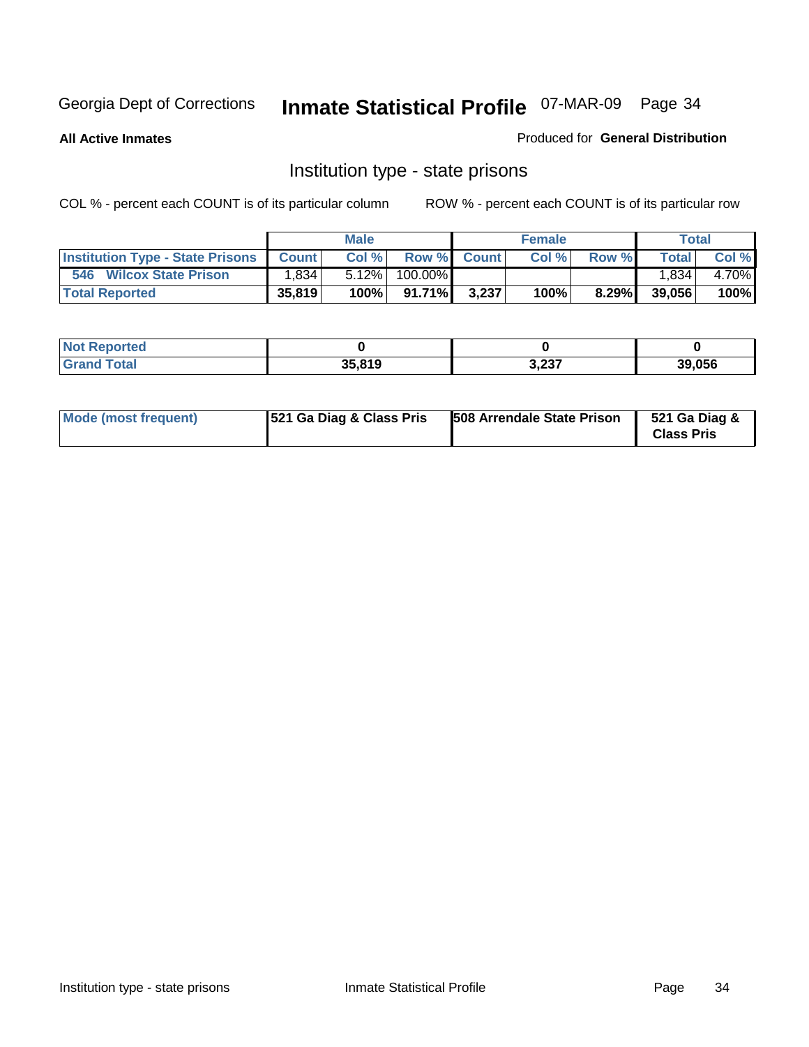Georgia Dept of Corrections **Inmate Statistical Profile** 07-MAR-09

**All Active Inmates**

Produced for **General Distribution**

## Institution type - state prisons

COL % - percent each COUNT is of its particular column    ROW % - percent each COUNT is of its particular row

| | Male | | | Female | | | Total | |
|---|---|---|---|---|---|---|---|---|
| **Institution Type - State Prisons** | **Count** | **Col %** | **Row %** | **Count** | **Col %** | **Row %** | **Total** | **Col %** |
| **546 Wilcox State Prison** | 1,834 | 5.12% | 100.00% | | | | 1,834 | 4.70% |
| **Total Reported** | **35,819** | **100%** | **91.71%** | **3,237** | **100%** | **8.29%** | **39,056** | **100%** |

| | Male | Female | Total |
|---|---|---|---|
| **Not Reported** | **0** | **0** | **0** |
| **Grand Total** | **35,819** | **3,237** | **39,056** |

| | Male | Female | Total |
|---|---|---|---|
| **Mode (most frequent)** | **521 Ga Diag & Class Pris** | **508 Arrendale State Prison** | **521 Ga Diag & Class Pris** |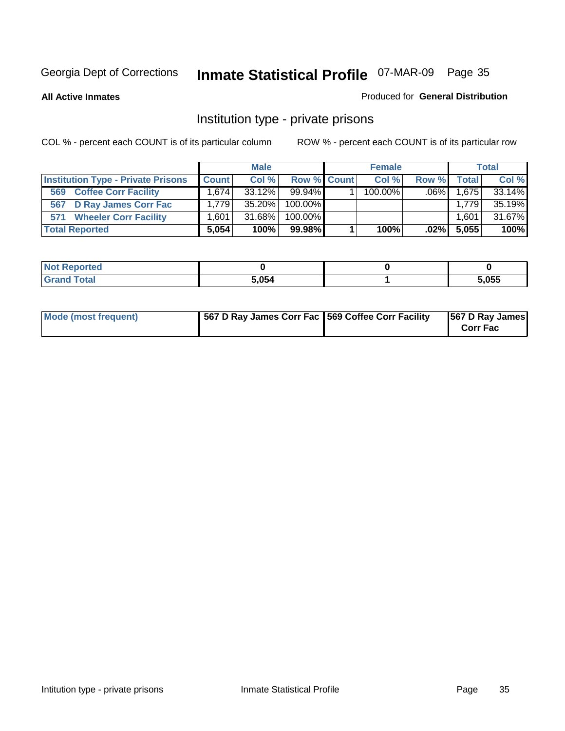Georgia Dept of Corrections **Inmate Statistical Profile** 07-MAR-09

**All Active Inmates**

Produced for **General Distribution**

## Institution type - private prisons

COL % - percent each COUNT is of its particular column

ROW % - percent each COUNT is of its particular row

| | Male | | | Female | | | Total | |
|---|---|---|---|---|---|---|---|---|
| **Institution Type - Private Prisons** | **Count** | **Col %** | **Row %** | **Count** | **Col %** | **Row %** | **Total** | **Col %** |
| 569 Coffee Corr Facility | 1,674 | 33.12% | 99.94% | 1 | 100.00% | .06% | 1,675 | 33.14% |
| 567 D Ray James Corr Fac | 1,779 | 35.20% | 100.00% | | | | 1,779 | 35.19% |
| 571 Wheeler Corr Facility | 1,601 | 31.68% | 100.00% | | | | 1,601 | 31.67% |
| **Total Reported** | **5,054** | **100%** | **99.98%** | **1** | **100%** | **.02%** | **5,055** | **100%** |

| | Male | Female | Total |
|---|---|---|---|
| **Not Reported** | **0** | **0** | **0** |
| **Grand Total** | **5,054** | **1** | **5,055** |

| | Male | Female | Total |
|---|---|---|---|
| **Mode (most frequent)** | **567 D Ray James Corr Fac** | **569 Coffee Corr Facility** | **567 D Ray James Corr Fac** |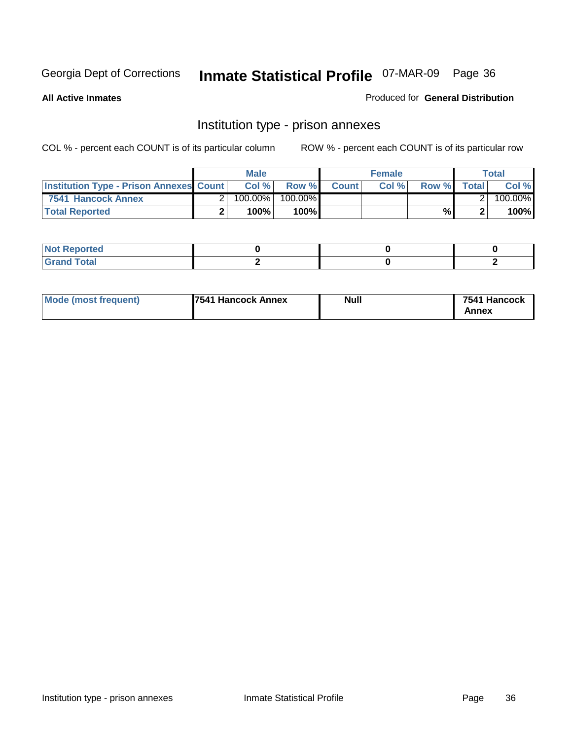Georgia Dept of Corrections **Inmate Statistical Profile** 07-MAR-09

**All Active Inmates**

Produced for **General Distribution**

## Institution type - prison annexes

COL % - percent each COUNT is of its particular column

ROW % - percent each COUNT is of its particular row

| | Male | | | Female | | | Total | |
|---|---|---|---|---|---|---|---|---|
| Institution Type - Prison Annexes | Count | Col % | Row % | Count | Col % | Row % | Total | Col % |
| 7541 Hancock Annex | 2 | 100.00% | 100.00% | | | | 2 | 100.00% |
| **Total Reported** | **2** | **100%** | **100%** | | | **%** | **2** | **100%** |

| | Male | Female | Total |
|---|---|---|---|
| Not Reported | **0** | **0** | **0** |
| Grand Total | **2** | **0** | **2** |

| | Male | Female | Total |
|---|---|---|---|
| Mode (most frequent) | **7541 Hancock Annex** | **Null** | **7541 Hancock Annex** |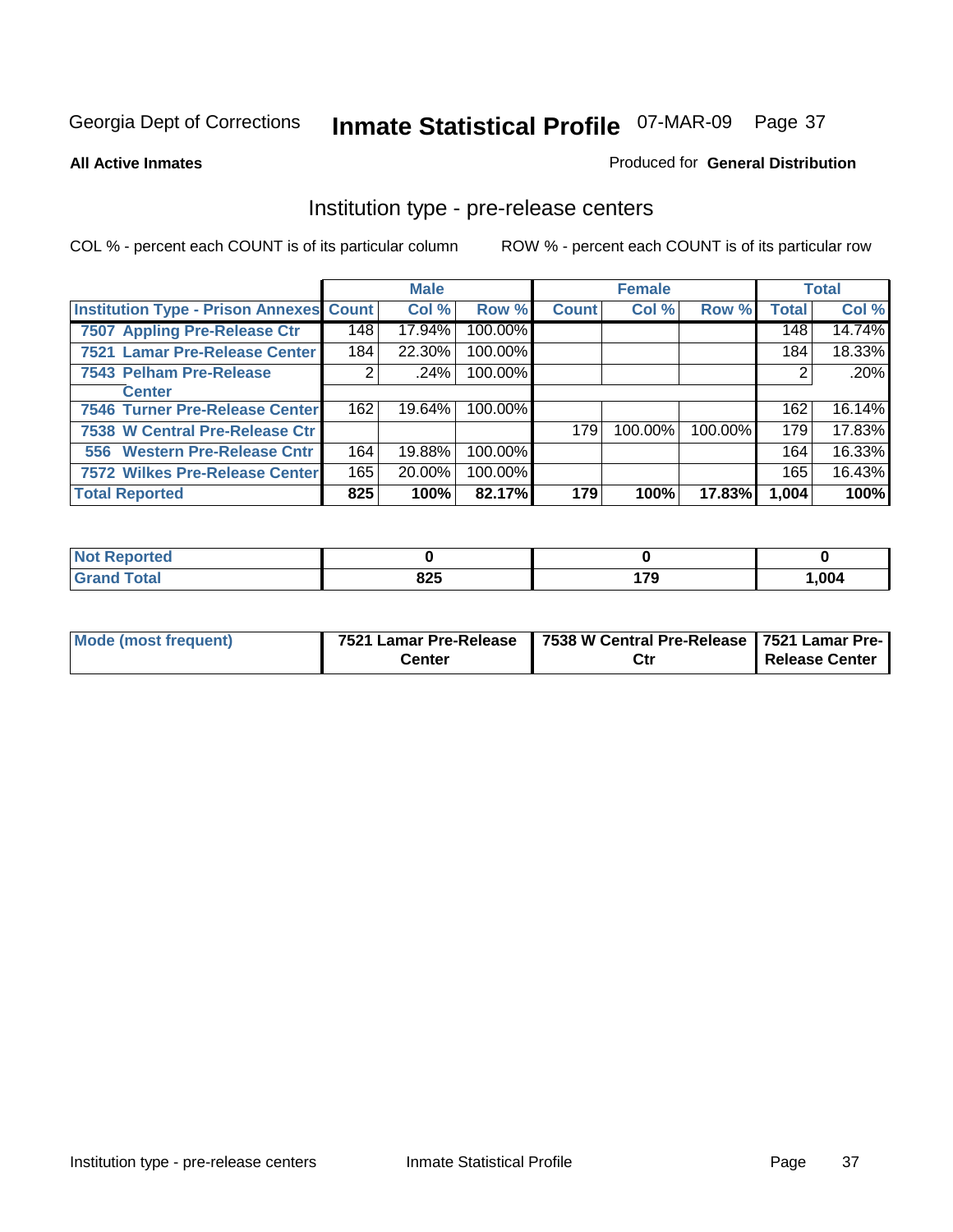Georgia Dept of Corrections **Inmate Statistical Profile** 07-MAR-09

**All Active Inmates**

Produced for **General Distribution**

## Institution type - pre-release centers

COL % - percent each COUNT is of its particular column ROW % - percent each COUNT is of its particular row

| | Male | | | Female | | | Total | |
|---|---|---|---|---|---|---|---|---|
| **Institution Type - Prison Annexes** | **Count** | **Col %** | **Row %** | **Count** | **Col %** | **Row %** | **Total** | **Col %** |
| 7507 Appling Pre-Release Ctr | 148 | 17.94% | 100.00% | | | | 148 | 14.74% |
| 7521 Lamar Pre-Release Center | 184 | 22.30% | 100.00% | | | | 184 | 18.33% |
| 7543 Pelham Pre-Release Center | 2 | .24% | 100.00% | | | | 2 | .20% |
| 7546 Turner Pre-Release Center | 162 | 19.64% | 100.00% | | | | 162 | 16.14% |
| 7538 W Central Pre-Release Ctr | | | | 179 | 100.00% | 100.00% | 179 | 17.83% |
| 556 Western Pre-Release Cntr | 164 | 19.88% | 100.00% | | | | 164 | 16.33% |
| 7572 Wilkes Pre-Release Center | 165 | 20.00% | 100.00% | | | | 165 | 16.43% |
| **Total Reported** | **825** | **100%** | **82.17%** | **179** | **100%** | **17.83%** | **1,004** | **100%** |

| | Male | Female | Total |
|---|---|---|---|
| **Not Reported** | **0** | **0** | **0** |
| **Grand Total** | **825** | **179** | **1,004** |

| | Male | Female | Total |
|---|---|---|---|
| **Mode (most frequent)** | **7521 Lamar Pre-Release Center** | **7538 W Central Pre-Release Ctr** | **7521 Lamar Pre-Release Center** |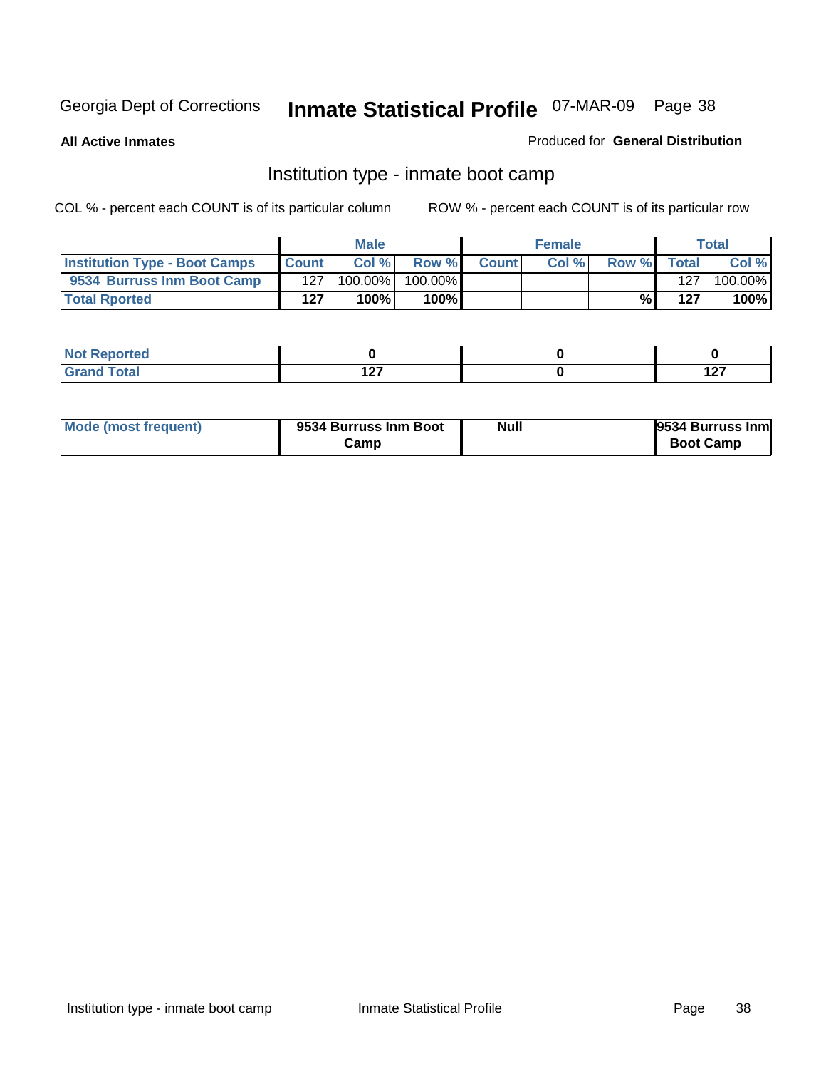Georgia Dept of Corrections **Inmate Statistical Profile** 07-MAR-09

**All Active Inmates**

Produced for **General Distribution**

## Institution type - inmate boot camp

COL % - percent each COUNT is of its particular column        ROW % - percent each COUNT is of its particular row

| | Male | | | Female | | | Total | |
|---|---|---|---|---|---|---|---|---|
| **Institution Type - Boot Camps** | **Count** | **Col %** | **Row %** | **Count** | **Col %** | **Row %** | **Total** | **Col %** |
| **9534 Burruss Inm Boot Camp** | 127 | 100.00% | 100.00% | | | | 127 | 100.00% |
| **Total Rported** | **127** | **100%** | **100%** | | | **%** | **127** | **100%** |

| | Male | Female | Total |
|---|---|---|---|
| **Not Reported** | **0** | **0** | **0** |
| **Grand Total** | **127** | **0** | **127** |

| | Male | Female | Total |
|---|---|---|---|
| **Mode (most frequent)** | **9534 Burruss Inm Boot Camp** | **Null** | **9534 Burruss Inm Boot Camp** |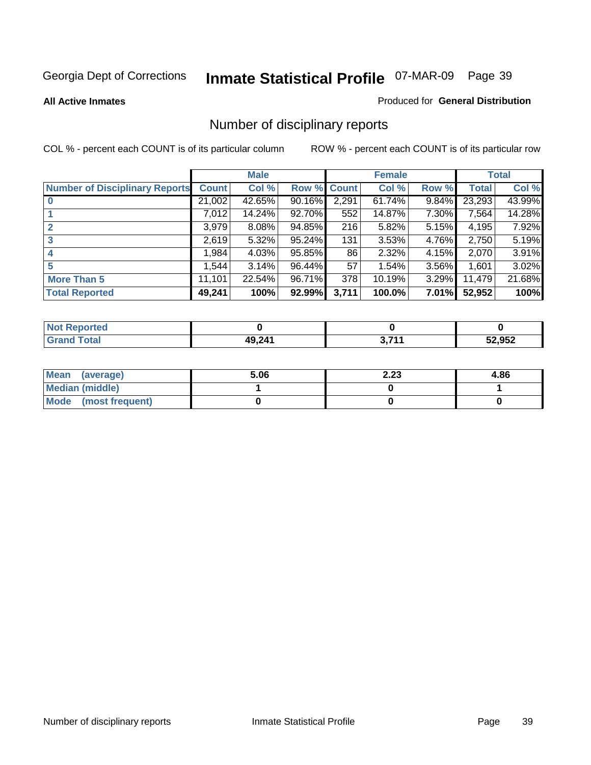Georgia Dept of Corrections **Inmate Statistical Profile** 07-MAR-09

**All Active Inmates**

Produced for **General Distribution**

## Number of disciplinary reports

COL % - percent each COUNT is of its particular column    ROW % - percent each COUNT is of its particular row

| | Male | | | Female | | | Total | |
|---|---|---|---|---|---|---|---|---|
| **Number of Disciplinary Reports** | **Count** | **Col %** | **Row %** | **Count** | **Col %** | **Row %** | **Total** | **Col %** |
| **0** | 21,002 | 42.65% | 90.16% | 2,291 | 61.74% | 9.84% | 23,293 | 43.99% |
| **1** | 7,012 | 14.24% | 92.70% | 552 | 14.87% | 7.30% | 7,564 | 14.28% |
| **2** | 3,979 | 8.08% | 94.85% | 216 | 5.82% | 5.15% | 4,195 | 7.92% |
| **3** | 2,619 | 5.32% | 95.24% | 131 | 3.53% | 4.76% | 2,750 | 5.19% |
| **4** | 1,984 | 4.03% | 95.85% | 86 | 2.32% | 4.15% | 2,070 | 3.91% |
| **5** | 1,544 | 3.14% | 96.44% | 57 | 1.54% | 3.56% | 1,601 | 3.02% |
| **More Than 5** | 11,101 | 22.54% | 96.71% | 378 | 10.19% | 3.29% | 11,479 | 21.68% |
| **Total Reported** | **49,241** | **100%** | **92.99%** | **3,711** | **100.0%** | **7.01%** | **52,952** | **100%** |

| | Male | Female | Total |
|---|---|---|---|
| **Not Reported** | **0** | **0** | **0** |
| **Grand Total** | **49,241** | **3,711** | **52,952** |

| | Male | Female | Total |
|---|---|---|---|
| **Mean (average)** | **5.06** | **2.23** | **4.86** |
| **Median (middle)** | **1** | **0** | **1** |
| **Mode (most frequent)** | **0** | **0** | **0** |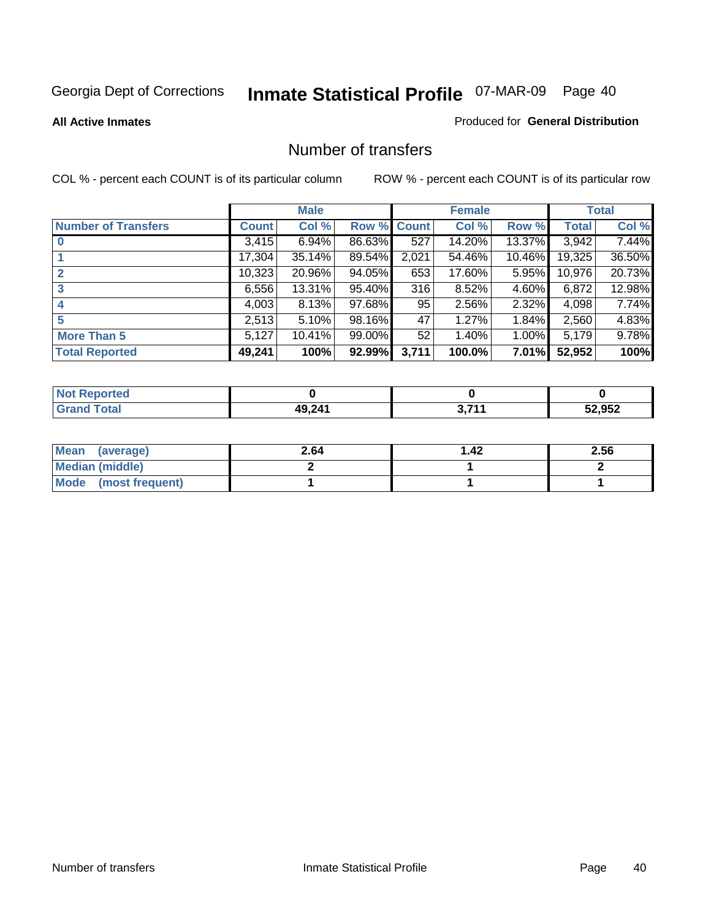Georgia Dept of Corrections **Inmate Statistical Profile** 07-MAR-09 Page 40

**All Active Inmates**

Produced for **General Distribution**

## Number of transfers

COL % - percent each COUNT is of its particular column ROW % - percent each COUNT is of its particular row

| | Male | | | Female | | | Total | |
|---|---|---|---|---|---|---|---|---|
| Number of Transfers | Count | Col % | Row % | Count | Col % | Row % | Total | Col % |
| 0 | 3,415 | 6.94% | 86.63% | 527 | 14.20% | 13.37% | 3,942 | 7.44% |
| 1 | 17,304 | 35.14% | 89.54% | 2,021 | 54.46% | 10.46% | 19,325 | 36.50% |
| 2 | 10,323 | 20.96% | 94.05% | 653 | 17.60% | 5.95% | 10,976 | 20.73% |
| 3 | 6,556 | 13.31% | 95.40% | 316 | 8.52% | 4.60% | 6,872 | 12.98% |
| 4 | 4,003 | 8.13% | 97.68% | 95 | 2.56% | 2.32% | 4,098 | 7.74% |
| 5 | 2,513 | 5.10% | 98.16% | 47 | 1.27% | 1.84% | 2,560 | 4.83% |
| More Than 5 | 5,127 | 10.41% | 99.00% | 52 | 1.40% | 1.00% | 5,179 | 9.78% |
| **Total Reported** | **49,241** | **100%** | **92.99%** | **3,711** | **100.0%** | **7.01%** | **52,952** | **100%** |

| | Male | Female | Total |
|---|---|---|---|
| Not Reported | 0 | 0 | 0 |
| Grand Total | 49,241 | 3,711 | 52,952 |

| | Male | Female | Total |
|---|---|---|---|
| Mean (average) | 2.64 | 1.42 | 2.56 |
| Median (middle) | 2 | 1 | 2 |
| Mode (most frequent) | 1 | 1 | 1 |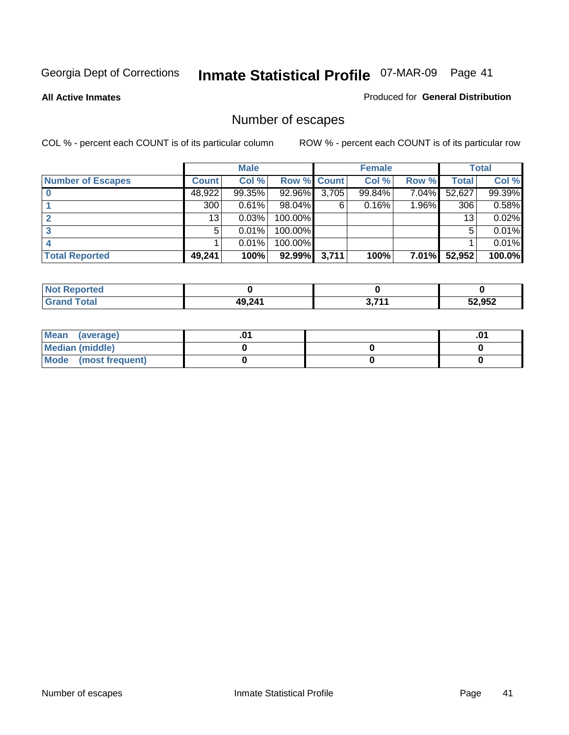Georgia Dept of Corrections **Inmate Statistical Profile** 07-MAR-09

**All Active Inmates**

Produced for **General Distribution**

## Number of escapes

COL % - percent each COUNT is of its particular column

ROW % - percent each COUNT is of its particular row

| | Male | | | Female | | | Total | |
|---|---|---|---|---|---|---|---|---|
| **Number of Escapes** | **Count** | **Col %** | **Row %** | **Count** | **Col %** | **Row %** | **Total** | **Col %** |
| **0** | 48,922 | 99.35% | 92.96% | 3,705 | 99.84% | 7.04% | 52,627 | 99.39% |
| **1** | 300 | 0.61% | 98.04% | 6 | 0.16% | 1.96% | 306 | 0.58% |
| **2** | 13 | 0.03% | 100.00% | | | | 13 | 0.02% |
| **3** | 5 | 0.01% | 100.00% | | | | 5 | 0.01% |
| **4** | 1 | 0.01% | 100.00% | | | | 1 | 0.01% |
| **Total Reported** | **49,241** | **100%** | **92.99%** | **3,711** | **100%** | **7.01%** | **52,952** | **100.0%** |

| | Male | Female | Total |
|---|---|---|---|
| **Not Reported** | **0** | **0** | **0** |
| **Grand Total** | **49,241** | **3,711** | **52,952** |

| | Male | Female | Total |
|---|---|---|---|
| **Mean (average)** | **.01** | | **.01** |
| **Median (middle)** | **0** | **0** | **0** |
| **Mode (most frequent)** | **0** | **0** | **0** |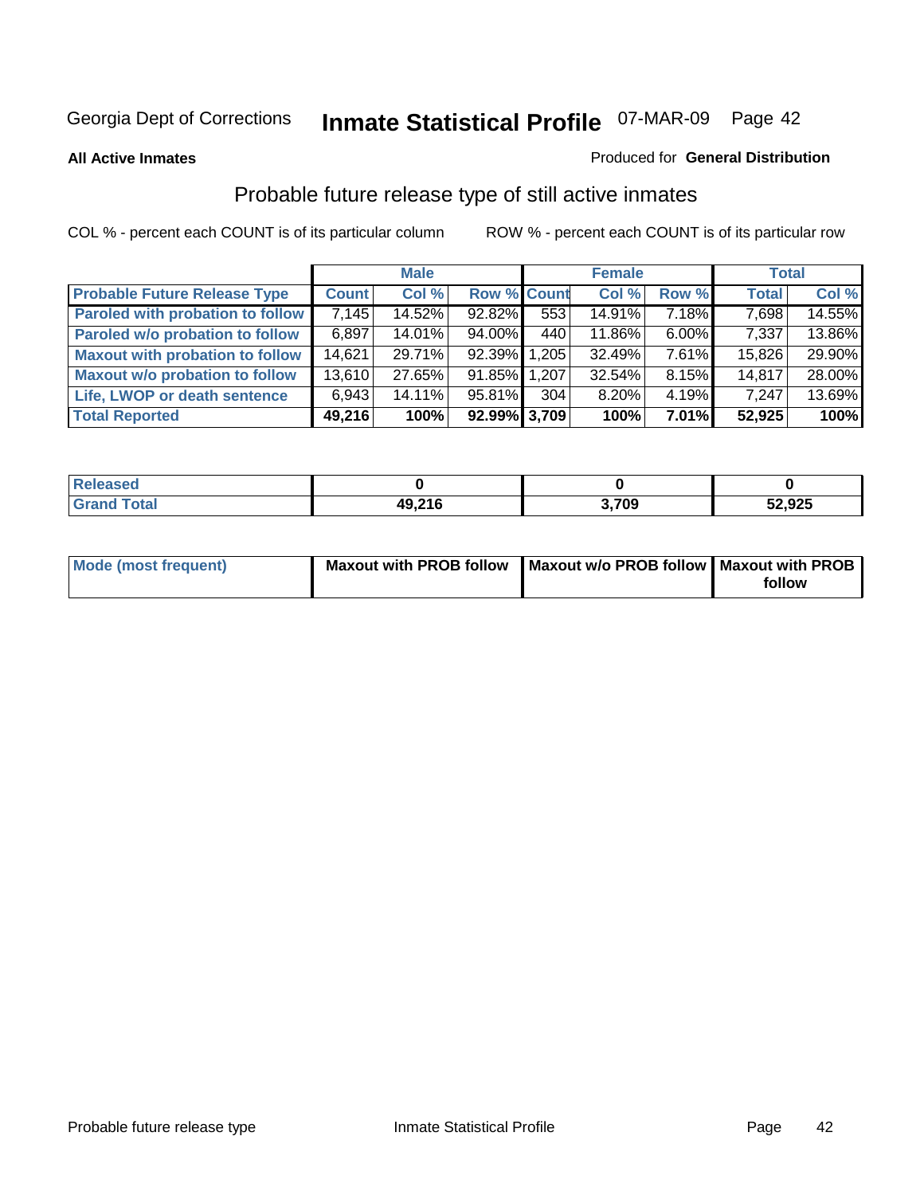Georgia Dept of Corrections **Inmate Statistical Profile** 07-MAR-09 Page 42

**All Active Inmates**

Produced for **General Distribution**

## Probable future release type of still active inmates

COL % - percent each COUNT is of its particular column ROW % - percent each COUNT is of its particular row

| | Male | | | Female | | | Total | |
|---|---|---|---|---|---|---|---|---|
| **Probable Future Release Type** | **Count** | **Col %** | **Row %** | **Count** | **Col %** | **Row %** | **Total** | **Col %** |
| **Paroled with probation to follow** | 7,145 | 14.52% | 92.82% | 553 | 14.91% | 7.18% | 7,698 | 14.55% |
| **Paroled w/o probation to follow** | 6,897 | 14.01% | 94.00% | 440 | 11.86% | 6.00% | 7,337 | 13.86% |
| **Maxout with probation to follow** | 14,621 | 29.71% | 92.39% | 1,205 | 32.49% | 7.61% | 15,826 | 29.90% |
| **Maxout w/o probation to follow** | 13,610 | 27.65% | 91.85% | 1,207 | 32.54% | 8.15% | 14,817 | 28.00% |
| **Life, LWOP or death sentence** | 6,943 | 14.11% | 95.81% | 304 | 8.20% | 4.19% | 7,247 | 13.69% |
| **Total Reported** | **49,216** | **100%** | **92.99%** | **3,709** | **100%** | **7.01%** | **52,925** | **100%** |

| | Male | Female | Total |
|---|---|---|---|
| **Released** | **0** | **0** | **0** |
| **Grand Total** | **49,216** | **3,709** | **52,925** |

| | Male | Female | Total |
|---|---|---|---|
| **Mode (most frequent)** | **Maxout with PROB follow** | **Maxout w/o PROB follow** | **Maxout with PROB follow** |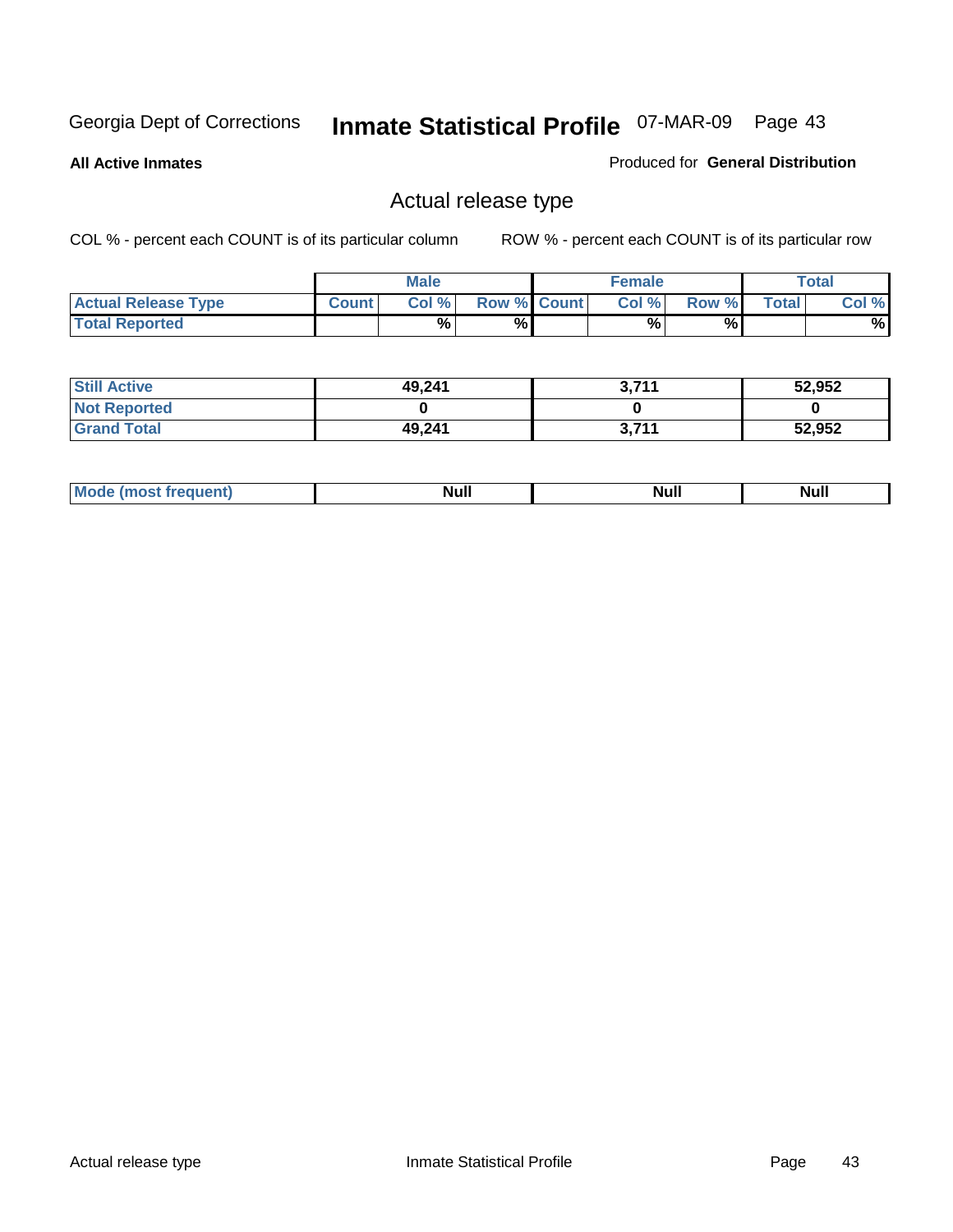Georgia Dept of Corrections **Inmate Statistical Profile** 07-MAR-09

**All Active Inmates**

Produced for **General Distribution**

## Actual release type

COL % - percent each COUNT is of its particular column    ROW % - percent each COUNT is of its particular row

| | Male | | | Female | | | Total | |
|---|---|---|---|---|---|---|---|---|
| **Actual Release Type** | **Count** | **Col %** | **Row %** | **Count** | **Col %** | **Row %** | **Total** | **Col %** |
| **Total Reported** | | **%** | **%** | | **%** | **%** | | **%** |
| **Still Active** | 49,241 | | | 3,711 | | | 52,952 | |
| **Not Reported** | 0 | | | 0 | | | 0 | |
| **Grand Total** | 49,241 | | | 3,711 | | | 52,952 | |
| **Mode (most frequent)** | Null | | | Null | | | Null | |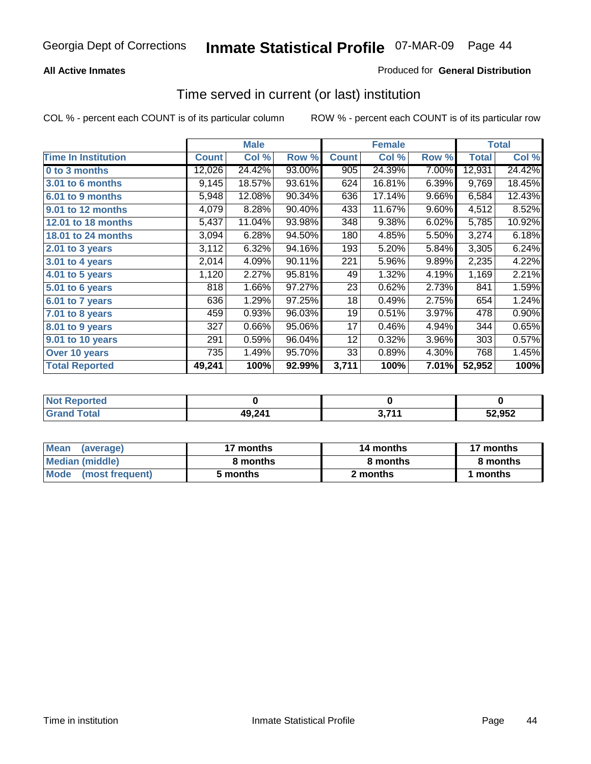**All Active Inmates**

Produced for **General Distribution**

## Time served in current (or last) institution

COL % - percent each COUNT is of its particular column

ROW % - percent each COUNT is of its particular row

| | Male | | | Female | | | Total | |
|---|---|---|---|---|---|---|---|---|
| **Time In Institution** | **Count** | **Col %** | **Row %** | **Count** | **Col %** | **Row %** | **Total** | **Col %** |
| 0 to 3 months | 12,026 | 24.42% | 93.00% | 905 | 24.39% | 7.00% | 12,931 | 24.42% |
| 3.01 to 6 months | 9,145 | 18.57% | 93.61% | 624 | 16.81% | 6.39% | 9,769 | 18.45% |
| 6.01 to 9 months | 5,948 | 12.08% | 90.34% | 636 | 17.14% | 9.66% | 6,584 | 12.43% |
| 9.01 to 12 months | 4,079 | 8.28% | 90.40% | 433 | 11.67% | 9.60% | 4,512 | 8.52% |
| 12.01 to 18 months | 5,437 | 11.04% | 93.98% | 348 | 9.38% | 6.02% | 5,785 | 10.92% |
| 18.01 to 24 months | 3,094 | 6.28% | 94.50% | 180 | 4.85% | 5.50% | 3,274 | 6.18% |
| 2.01 to 3 years | 3,112 | 6.32% | 94.16% | 193 | 5.20% | 5.84% | 3,305 | 6.24% |
| 3.01 to 4 years | 2,014 | 4.09% | 90.11% | 221 | 5.96% | 9.89% | 2,235 | 4.22% |
| 4.01 to 5 years | 1,120 | 2.27% | 95.81% | 49 | 1.32% | 4.19% | 1,169 | 2.21% |
| 5.01 to 6 years | 818 | 1.66% | 97.27% | 23 | 0.62% | 2.73% | 841 | 1.59% |
| 6.01 to 7 years | 636 | 1.29% | 97.25% | 18 | 0.49% | 2.75% | 654 | 1.24% |
| 7.01 to 8 years | 459 | 0.93% | 96.03% | 19 | 0.51% | 3.97% | 478 | 0.90% |
| 8.01 to 9 years | 327 | 0.66% | 95.06% | 17 | 0.46% | 4.94% | 344 | 0.65% |
| 9.01 to 10 years | 291 | 0.59% | 96.04% | 12 | 0.32% | 3.96% | 303 | 0.57% |
| Over 10 years | 735 | 1.49% | 95.70% | 33 | 0.89% | 4.30% | 768 | 1.45% |
| **Total Reported** | **49,241** | **100%** | **92.99%** | **3,711** | **100%** | **7.01%** | **52,952** | **100%** |

| | Male | Female | Total |
|---|---|---|---|
| Not Reported | 0 | 0 | 0 |
| Grand Total | 49,241 | 3,711 | 52,952 |

| | Male | Female | Total |
|---|---|---|---|
| Mean (average) | 17 months | 14 months | 17 months |
| Median (middle) | 8 months | 8 months | 8 months |
| Mode (most frequent) | 5 months | 2 months | 1 months |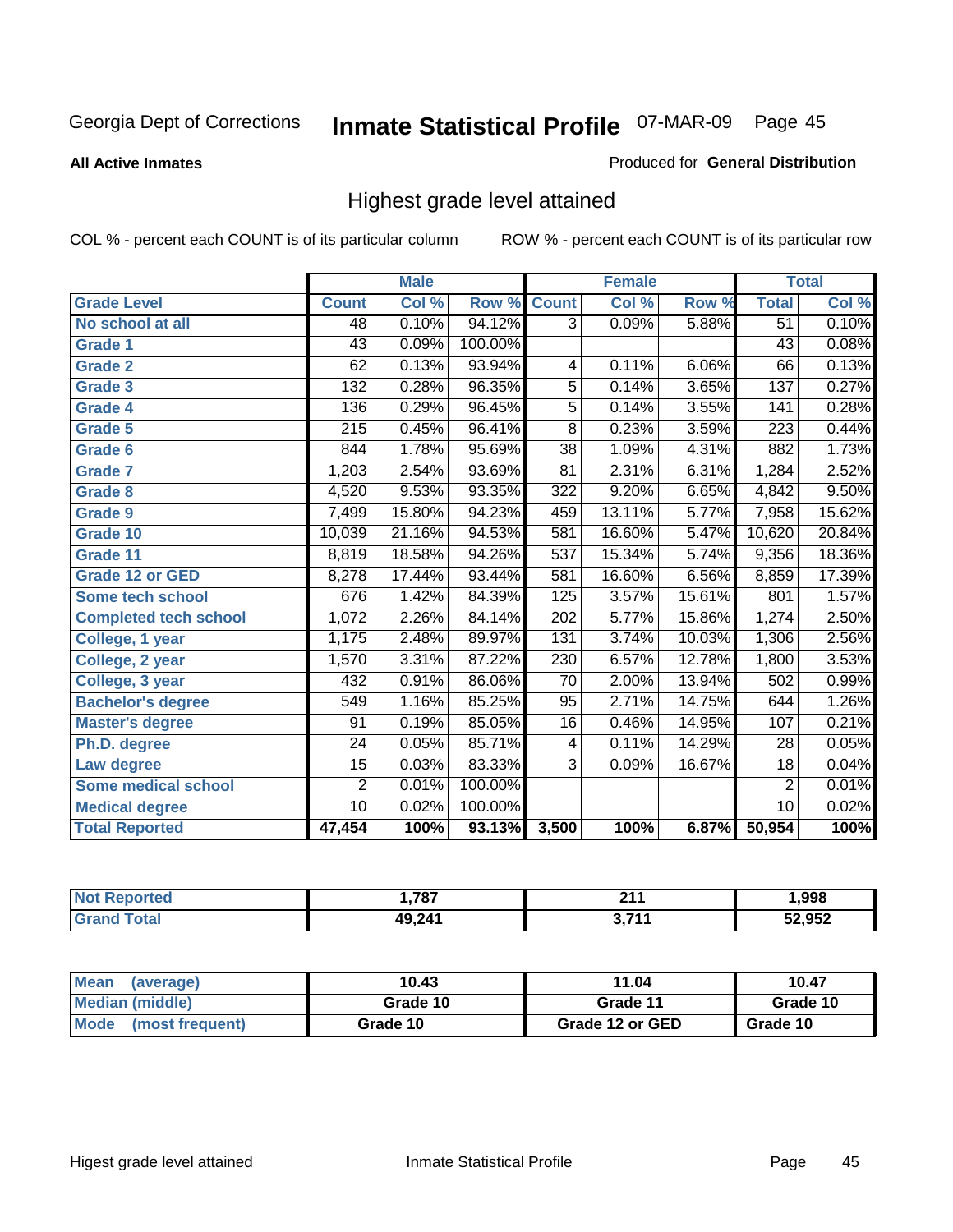Georgia Dept of Corrections **Inmate Statistical Profile** 07-MAR-09

**All Active Inmates**

Produced for **General Distribution**

## Highest grade level attained

COL % - percent each COUNT is of its particular column

ROW % - percent each COUNT is of its particular row

| | Male | | | Female | | | Total | |
|---|---|---|---|---|---|---|---|---|
| **Grade Level** | **Count** | **Col %** | **Row %** | **Count** | **Col %** | **Row %** | **Total** | **Col %** |
| No school at all | 48 | 0.10% | 94.12% | 3 | 0.09% | 5.88% | 51 | 0.10% |
| Grade 1 | 43 | 0.09% | 100.00% | | | | 43 | 0.08% |
| Grade 2 | 62 | 0.13% | 93.94% | 4 | 0.11% | 6.06% | 66 | 0.13% |
| Grade 3 | 132 | 0.28% | 96.35% | 5 | 0.14% | 3.65% | 137 | 0.27% |
| Grade 4 | 136 | 0.29% | 96.45% | 5 | 0.14% | 3.55% | 141 | 0.28% |
| Grade 5 | 215 | 0.45% | 96.41% | 8 | 0.23% | 3.59% | 223 | 0.44% |
| Grade 6 | 844 | 1.78% | 95.69% | 38 | 1.09% | 4.31% | 882 | 1.73% |
| Grade 7 | 1,203 | 2.54% | 93.69% | 81 | 2.31% | 6.31% | 1,284 | 2.52% |
| Grade 8 | 4,520 | 9.53% | 93.35% | 322 | 9.20% | 6.65% | 4,842 | 9.50% |
| Grade 9 | 7,499 | 15.80% | 94.23% | 459 | 13.11% | 5.77% | 7,958 | 15.62% |
| Grade 10 | 10,039 | 21.16% | 94.53% | 581 | 16.60% | 5.47% | 10,620 | 20.84% |
| Grade 11 | 8,819 | 18.58% | 94.26% | 537 | 15.34% | 5.74% | 9,356 | 18.36% |
| Grade 12 or GED | 8,278 | 17.44% | 93.44% | 581 | 16.60% | 6.56% | 8,859 | 17.39% |
| Some tech school | 676 | 1.42% | 84.39% | 125 | 3.57% | 15.61% | 801 | 1.57% |
| Completed tech school | 1,072 | 2.26% | 84.14% | 202 | 5.77% | 15.86% | 1,274 | 2.50% |
| College, 1 year | 1,175 | 2.48% | 89.97% | 131 | 3.74% | 10.03% | 1,306 | 2.56% |
| College, 2 year | 1,570 | 3.31% | 87.22% | 230 | 6.57% | 12.78% | 1,800 | 3.53% |
| College, 3 year | 432 | 0.91% | 86.06% | 70 | 2.00% | 13.94% | 502 | 0.99% |
| Bachelor's degree | 549 | 1.16% | 85.25% | 95 | 2.71% | 14.75% | 644 | 1.26% |
| Master's degree | 91 | 0.19% | 85.05% | 16 | 0.46% | 14.95% | 107 | 0.21% |
| Ph.D. degree | 24 | 0.05% | 85.71% | 4 | 0.11% | 14.29% | 28 | 0.05% |
| Law degree | 15 | 0.03% | 83.33% | 3 | 0.09% | 16.67% | 18 | 0.04% |
| Some medical school | 2 | 0.01% | 100.00% | | | | 2 | 0.01% |
| Medical degree | 10 | 0.02% | 100.00% | | | | 10 | 0.02% |
| **Total Reported** | **47,454** | **100%** | **93.13%** | **3,500** | **100%** | **6.87%** | **50,954** | **100%** |

| | Male | Female | Total |
|---|---|---|---|
| Not Reported | 1,787 | 211 | 1,998 |
| Grand Total | 49,241 | 3,711 | 52,952 |

| | Male | Female | Total |
|---|---|---|---|
| Mean (average) | 10.43 | 11.04 | 10.47 |
| Median (middle) | Grade 10 | Grade 11 | Grade 10 |
| Mode (most frequent) | Grade 10 | Grade 12 or GED | Grade 10 |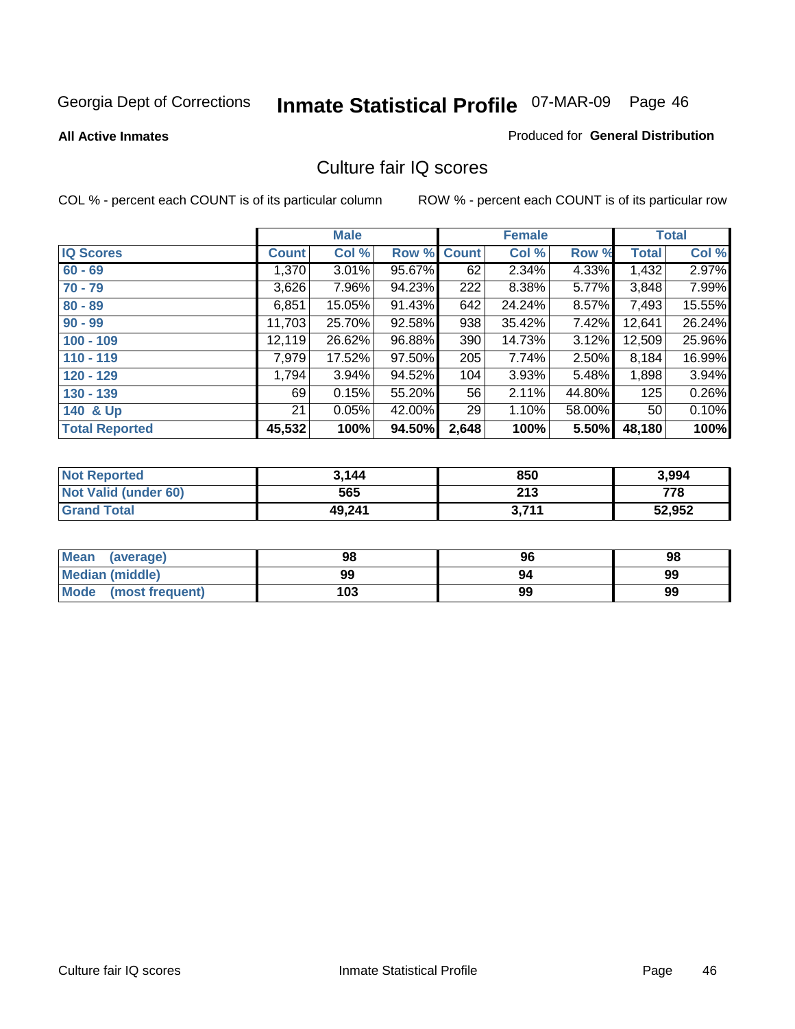Georgia Dept of Corrections **Inmate Statistical Profile** 07-MAR-09

**All Active Inmates**

Produced for **General Distribution**

## Culture fair IQ scores

COL % - percent each COUNT is of its particular column

ROW % - percent each COUNT is of its particular row

| | Male | | | Female | | | Total | |
|---|---|---|---|---|---|---|---|---|
| **IQ Scores** | **Count** | **Col %** | **Row %** | **Count** | **Col %** | **Row %** | **Total** | **Col %** |
| 60 - 69 | 1,370 | 3.01% | 95.67% | 62 | 2.34% | 4.33% | 1,432 | 2.97% |
| 70 - 79 | 3,626 | 7.96% | 94.23% | 222 | 8.38% | 5.77% | 3,848 | 7.99% |
| 80 - 89 | 6,851 | 15.05% | 91.43% | 642 | 24.24% | 8.57% | 7,493 | 15.55% |
| 90 - 99 | 11,703 | 25.70% | 92.58% | 938 | 35.42% | 7.42% | 12,641 | 26.24% |
| 100 - 109 | 12,119 | 26.62% | 96.88% | 390 | 14.73% | 3.12% | 12,509 | 25.96% |
| 110 - 119 | 7,979 | 17.52% | 97.50% | 205 | 7.74% | 2.50% | 8,184 | 16.99% |
| 120 - 129 | 1,794 | 3.94% | 94.52% | 104 | 3.93% | 5.48% | 1,898 | 3.94% |
| 130 - 139 | 69 | 0.15% | 55.20% | 56 | 2.11% | 44.80% | 125 | 0.26% |
| 140 & Up | 21 | 0.05% | 42.00% | 29 | 1.10% | 58.00% | 50 | 0.10% |
| **Total Reported** | **45,532** | **100%** | **94.50%** | **2,648** | **100%** | **5.50%** | **48,180** | **100%** |

| | Male | Female | Total |
|---|---|---|---|
| Not Reported | 3,144 | 850 | 3,994 |
| Not Valid (under 60) | 565 | 213 | 778 |
| Grand Total | 49,241 | 3,711 | 52,952 |

| | Male | Female | Total |
|---|---|---|---|
| Mean (average) | 98 | 96 | 98 |
| Median (middle) | 99 | 94 | 99 |
| Mode (most frequent) | 103 | 99 | 99 |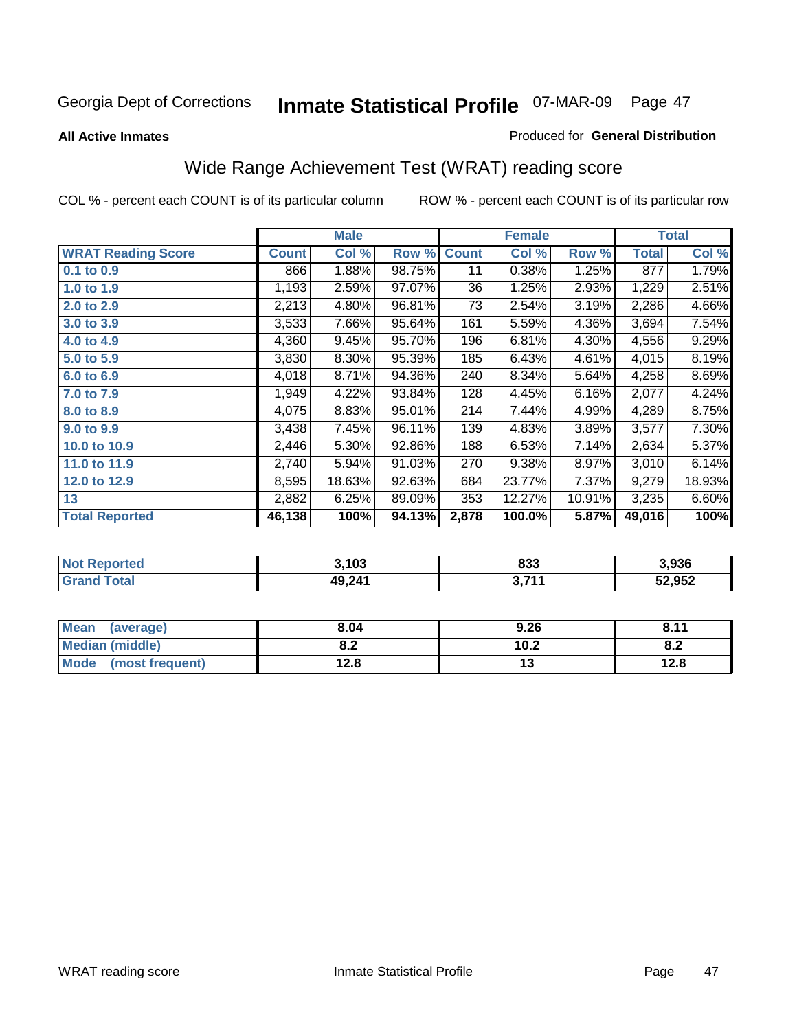Georgia Dept of Corrections **Inmate Statistical Profile** 07-MAR-09

**All Active Inmates**

Produced for **General Distribution**

## Wide Range Achievement Test (WRAT) reading score

COL % - percent each COUNT is of its particular column ROW % - percent each COUNT is of its particular row

| | Male | | | Female | | | Total | |
|---|---|---|---|---|---|---|---|---|
| **WRAT Reading Score** | **Count** | **Col %** | **Row %** | **Count** | **Col %** | **Row %** | **Total** | **Col %** |
| **0.1 to 0.9** | 866 | 1.88% | 98.75% | 11 | 0.38% | 1.25% | 877 | 1.79% |
| **1.0 to 1.9** | 1,193 | 2.59% | 97.07% | 36 | 1.25% | 2.93% | 1,229 | 2.51% |
| **2.0 to 2.9** | 2,213 | 4.80% | 96.81% | 73 | 2.54% | 3.19% | 2,286 | 4.66% |
| **3.0 to 3.9** | 3,533 | 7.66% | 95.64% | 161 | 5.59% | 4.36% | 3,694 | 7.54% |
| **4.0 to 4.9** | 4,360 | 9.45% | 95.70% | 196 | 6.81% | 4.30% | 4,556 | 9.29% |
| **5.0 to 5.9** | 3,830 | 8.30% | 95.39% | 185 | 6.43% | 4.61% | 4,015 | 8.19% |
| **6.0 to 6.9** | 4,018 | 8.71% | 94.36% | 240 | 8.34% | 5.64% | 4,258 | 8.69% |
| **7.0 to 7.9** | 1,949 | 4.22% | 93.84% | 128 | 4.45% | 6.16% | 2,077 | 4.24% |
| **8.0 to 8.9** | 4,075 | 8.83% | 95.01% | 214 | 7.44% | 4.99% | 4,289 | 8.75% |
| **9.0 to 9.9** | 3,438 | 7.45% | 96.11% | 139 | 4.83% | 3.89% | 3,577 | 7.30% |
| **10.0 to 10.9** | 2,446 | 5.30% | 92.86% | 188 | 6.53% | 7.14% | 2,634 | 5.37% |
| **11.0 to 11.9** | 2,740 | 5.94% | 91.03% | 270 | 9.38% | 8.97% | 3,010 | 6.14% |
| **12.0 to 12.9** | 8,595 | 18.63% | 92.63% | 684 | 23.77% | 7.37% | 9,279 | 18.93% |
| **13** | 2,882 | 6.25% | 89.09% | 353 | 12.27% | 10.91% | 3,235 | 6.60% |
| **Total Reported** | **46,138** | **100%** | **94.13%** | **2,878** | **100.0%** | **5.87%** | **49,016** | **100%** |

| | Male | Female | Total |
|---|---|---|---|
| **Not Reported** | **3,103** | **833** | **3,936** |
| **Grand Total** | **49,241** | **3,711** | **52,952** |

| | Male | Female | Total |
|---|---|---|---|
| **Mean (average)** | **8.04** | **9.26** | **8.11** |
| **Median (middle)** | **8.2** | **10.2** | **8.2** |
| **Mode (most frequent)** | **12.8** | **13** | **12.8** |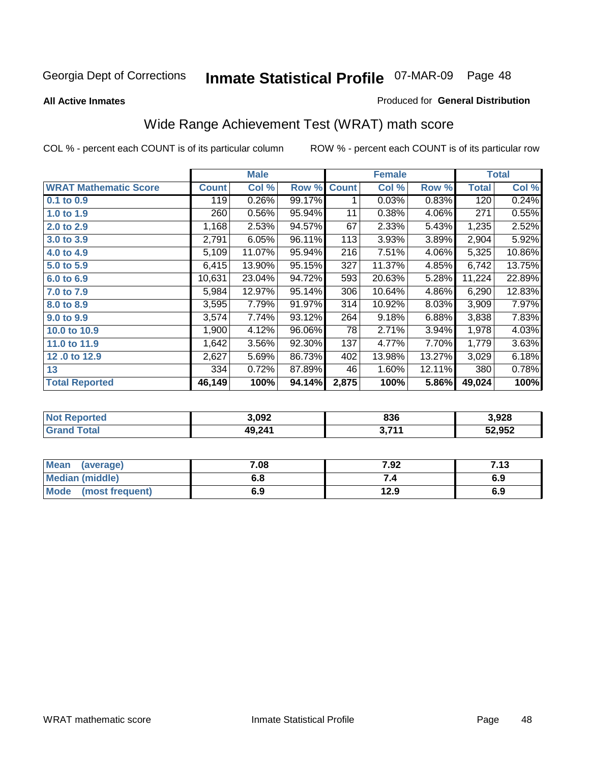Georgia Dept of Corrections **Inmate Statistical Profile** 07-MAR-09

**All Active Inmates**

Produced for **General Distribution**

## Wide Range Achievement Test (WRAT) math score

COL % - percent each COUNT is of its particular column

ROW % - percent each COUNT is of its particular row

| | Male | | | Female | | | Total | |
|---|---|---|---|---|---|---|---|---|
| **WRAT Mathematic Score** | **Count** | **Col %** | **Row %** | **Count** | **Col %** | **Row %** | **Total** | **Col %** |
| 0.1 to 0.9 | 119 | 0.26% | 99.17% | 1 | 0.03% | 0.83% | 120 | 0.24% |
| 1.0 to 1.9 | 260 | 0.56% | 95.94% | 11 | 0.38% | 4.06% | 271 | 0.55% |
| 2.0 to 2.9 | 1,168 | 2.53% | 94.57% | 67 | 2.33% | 5.43% | 1,235 | 2.52% |
| 3.0 to 3.9 | 2,791 | 6.05% | 96.11% | 113 | 3.93% | 3.89% | 2,904 | 5.92% |
| 4.0 to 4.9 | 5,109 | 11.07% | 95.94% | 216 | 7.51% | 4.06% | 5,325 | 10.86% |
| 5.0 to 5.9 | 6,415 | 13.90% | 95.15% | 327 | 11.37% | 4.85% | 6,742 | 13.75% |
| 6.0 to 6.9 | 10,631 | 23.04% | 94.72% | 593 | 20.63% | 5.28% | 11,224 | 22.89% |
| 7.0 to 7.9 | 5,984 | 12.97% | 95.14% | 306 | 10.64% | 4.86% | 6,290 | 12.83% |
| 8.0 to 8.9 | 3,595 | 7.79% | 91.97% | 314 | 10.92% | 8.03% | 3,909 | 7.97% |
| 9.0 to 9.9 | 3,574 | 7.74% | 93.12% | 264 | 9.18% | 6.88% | 3,838 | 7.83% |
| 10.0 to 10.9 | 1,900 | 4.12% | 96.06% | 78 | 2.71% | 3.94% | 1,978 | 4.03% |
| 11.0 to 11.9 | 1,642 | 3.56% | 92.30% | 137 | 4.77% | 7.70% | 1,779 | 3.63% |
| 12 .0 to 12.9 | 2,627 | 5.69% | 86.73% | 402 | 13.98% | 13.27% | 3,029 | 6.18% |
| 13 | 334 | 0.72% | 87.89% | 46 | 1.60% | 12.11% | 380 | 0.78% |
| **Total Reported** | **46,149** | **100%** | **94.14%** | **2,875** | **100%** | **5.86%** | **49,024** | **100%** |

| | Male | Female | Total |
|---|---|---|---|
| **Not Reported** | **3,092** | **836** | **3,928** |
| **Grand Total** | **49,241** | **3,711** | **52,952** |

| | Male | Female | Total |
|---|---|---|---|
| **Mean (average)** | **7.08** | **7.92** | **7.13** |
| **Median (middle)** | **6.8** | **7.4** | **6.9** |
| **Mode (most frequent)** | **6.9** | **12.9** | **6.9** |

WRAT mathematic score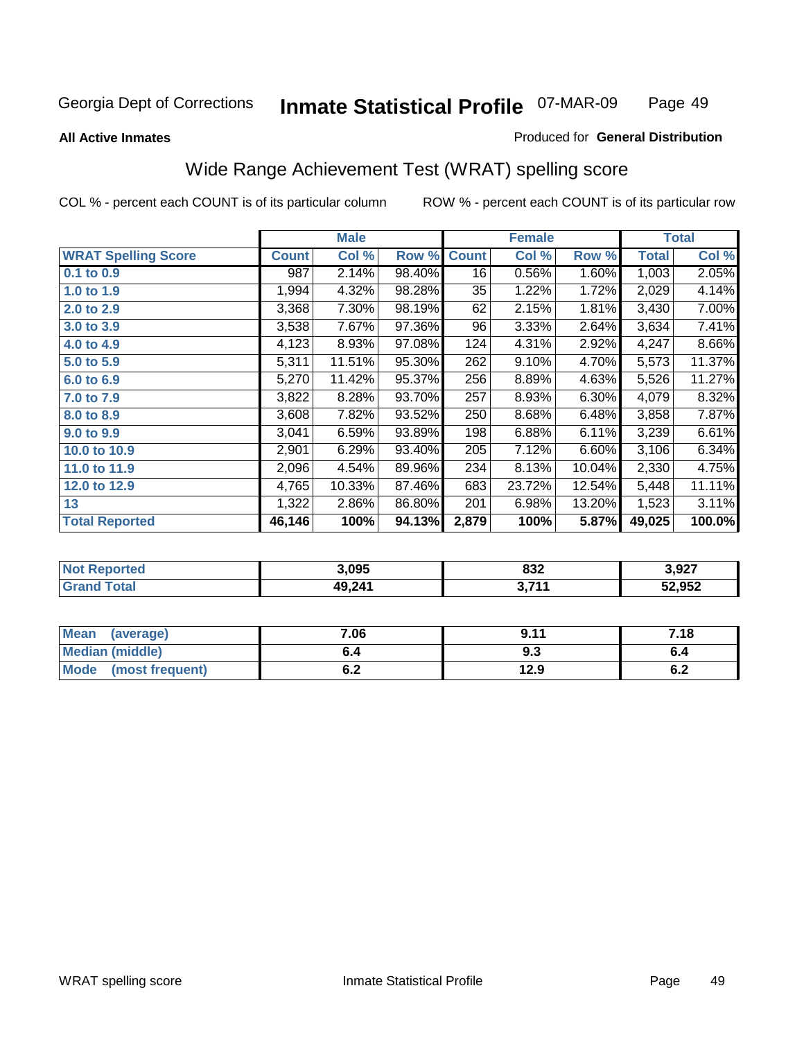**All Active Inmates**

Produced for **General Distribution**

## Wide Range Achievement Test (WRAT) spelling score

COL % - percent each COUNT is of its particular column

ROW % - percent each COUNT is of its particular row

| | Male | | | Female | | | Total | |
|---|---|---|---|---|---|---|---|---|
| **WRAT Spelling Score** | **Count** | **Col %** | **Row %** | **Count** | **Col %** | **Row %** | **Total** | **Col %** |
| 0.1 to 0.9 | 987 | 2.14% | 98.40% | 16 | 0.56% | 1.60% | 1,003 | 2.05% |
| 1.0 to 1.9 | 1,994 | 4.32% | 98.28% | 35 | 1.22% | 1.72% | 2,029 | 4.14% |
| 2.0 to 2.9 | 3,368 | 7.30% | 98.19% | 62 | 2.15% | 1.81% | 3,430 | 7.00% |
| 3.0 to 3.9 | 3,538 | 7.67% | 97.36% | 96 | 3.33% | 2.64% | 3,634 | 7.41% |
| 4.0 to 4.9 | 4,123 | 8.93% | 97.08% | 124 | 4.31% | 2.92% | 4,247 | 8.66% |
| 5.0 to 5.9 | 5,311 | 11.51% | 95.30% | 262 | 9.10% | 4.70% | 5,573 | 11.37% |
| 6.0 to 6.9 | 5,270 | 11.42% | 95.37% | 256 | 8.89% | 4.63% | 5,526 | 11.27% |
| 7.0 to 7.9 | 3,822 | 8.28% | 93.70% | 257 | 8.93% | 6.30% | 4,079 | 8.32% |
| 8.0 to 8.9 | 3,608 | 7.82% | 93.52% | 250 | 8.68% | 6.48% | 3,858 | 7.87% |
| 9.0 to 9.9 | 3,041 | 6.59% | 93.89% | 198 | 6.88% | 6.11% | 3,239 | 6.61% |
| 10.0 to 10.9 | 2,901 | 6.29% | 93.40% | 205 | 7.12% | 6.60% | 3,106 | 6.34% |
| 11.0 to 11.9 | 2,096 | 4.54% | 89.96% | 234 | 8.13% | 10.04% | 2,330 | 4.75% |
| 12.0 to 12.9 | 4,765 | 10.33% | 87.46% | 683 | 23.72% | 12.54% | 5,448 | 11.11% |
| 13 | 1,322 | 2.86% | 86.80% | 201 | 6.98% | 13.20% | 1,523 | 3.11% |
| **Total Reported** | **46,146** | **100%** | **94.13%** | **2,879** | **100%** | **5.87%** | **49,025** | **100.0%** |

| | Male | Female | Total |
|---|---|---|---|
| **Not Reported** | **3,095** | **832** | **3,927** |
| **Grand Total** | **49,241** | **3,711** | **52,952** |

| | Male | Female | Total |
|---|---|---|---|
| **Mean (average)** | **7.06** | **9.11** | **7.18** |
| **Median (middle)** | **6.4** | **9.3** | **6.4** |
| **Mode (most frequent)** | **6.2** | **12.9** | **6.2** |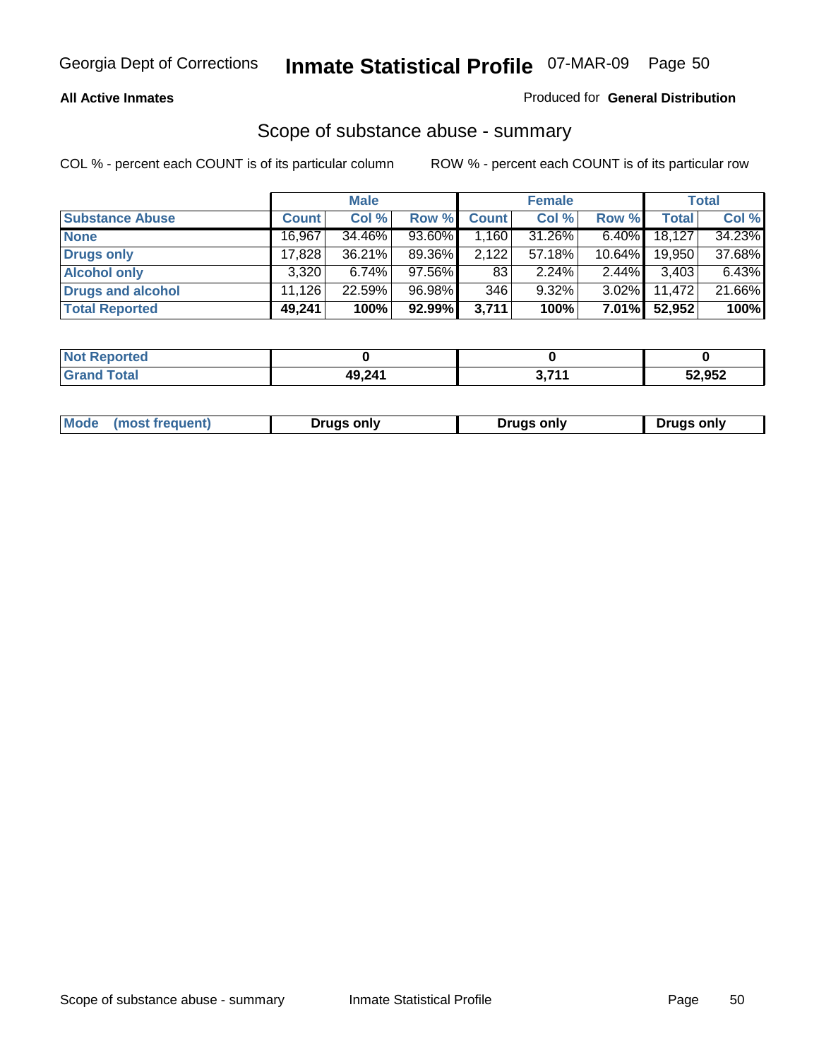**All Active Inmates**

Produced for **General Distribution**

## Scope of substance abuse - summary

COL % - percent each COUNT is of its particular column

ROW % - percent each COUNT is of its particular row

| | Male | | | Female | | | Total | |
|---|---|---|---|---|---|---|---|---|
| **Substance Abuse** | **Count** | **Col %** | **Row %** | **Count** | **Col %** | **Row %** | **Total** | **Col %** |
| **None** | 16,967 | 34.46% | 93.60% | 1,160 | 31.26% | 6.40% | 18,127 | 34.23% |
| **Drugs only** | 17,828 | 36.21% | 89.36% | 2,122 | 57.18% | 10.64% | 19,950 | 37.68% |
| **Alcohol only** | 3,320 | 6.74% | 97.56% | 83 | 2.24% | 2.44% | 3,403 | 6.43% |
| **Drugs and alcohol** | 11,126 | 22.59% | 96.98% | 346 | 9.32% | 3.02% | 11,472 | 21.66% |
| **Total Reported** | **49,241** | **100%** | **92.99%** | **3,711** | **100%** | **7.01%** | **52,952** | **100%** |

| | Male | Female | Total |
|---|---|---|---|
| **Not Reported** | **0** | **0** | **0** |
| **Grand Total** | **49,241** | **3,711** | **52,952** |

| | Male | Female | Total |
|---|---|---|---|
| **Mode (most frequent)** | **Drugs only** | **Drugs only** | **Drugs only** |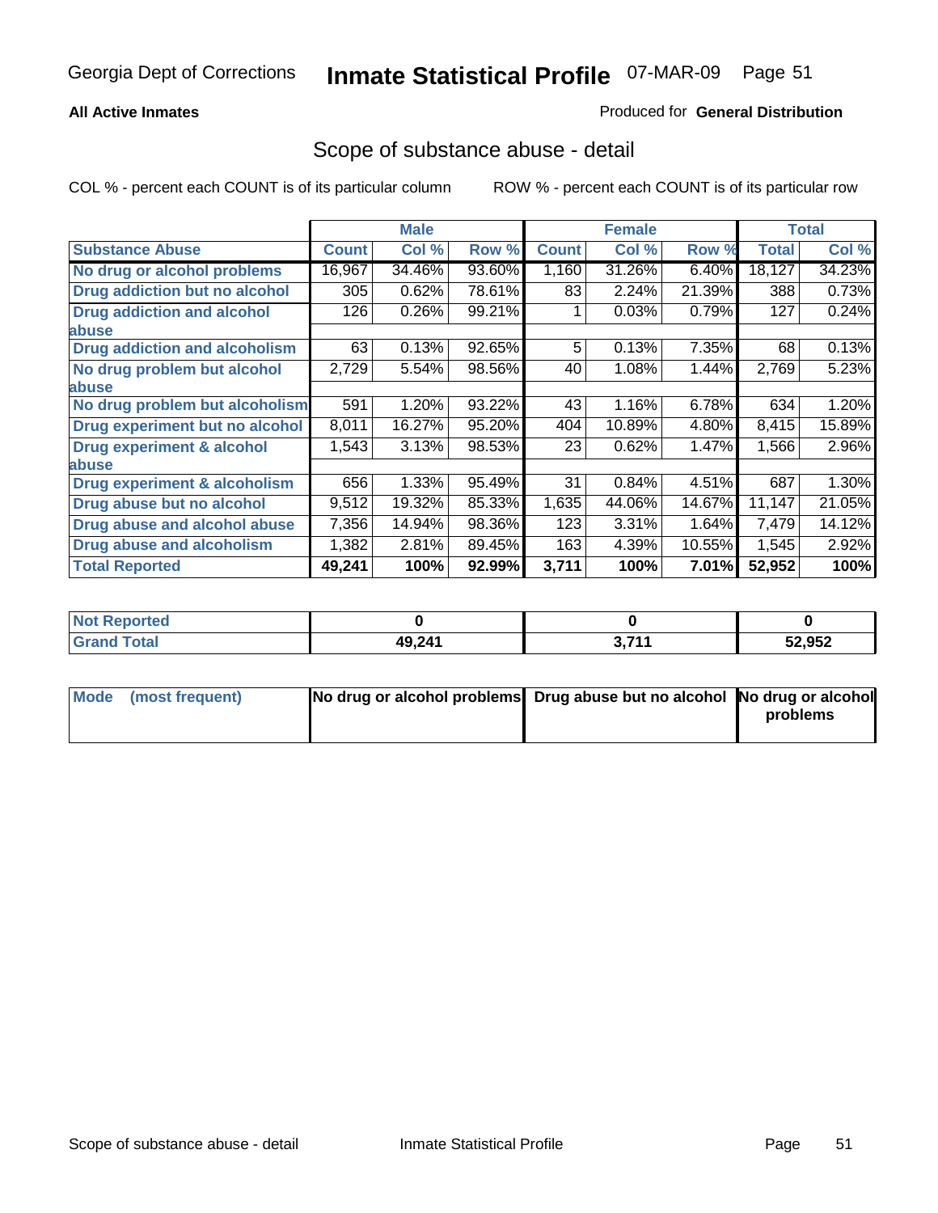Georgia Dept of Corrections **Inmate Statistical Profile** 07-MAR-09

**All Active Inmates**

Produced for **General Distribution**

## Scope of substance abuse - detail

COL % - percent each COUNT is of its particular column ROW % - percent each COUNT is of its particular row

| | Male | | | Female | | | Total | |
|---|---|---|---|---|---|---|---|---|
| **Substance Abuse** | **Count** | **Col %** | **Row %** | **Count** | **Col %** | **Row %** | **Total** | **Col %** |
| **No drug or alcohol problems** | 16,967 | 34.46% | 93.60% | 1,160 | 31.26% | 6.40% | 18,127 | 34.23% |
| **Drug addiction but no alcohol** | 305 | 0.62% | 78.61% | 83 | 2.24% | 21.39% | 388 | 0.73% |
| **Drug addiction and alcohol abuse** | 126 | 0.26% | 99.21% | 1 | 0.03% | 0.79% | 127 | 0.24% |
| **Drug addiction and alcoholism** | 63 | 0.13% | 92.65% | 5 | 0.13% | 7.35% | 68 | 0.13% |
| **No drug problem but alcohol abuse** | 2,729 | 5.54% | 98.56% | 40 | 1.08% | 1.44% | 2,769 | 5.23% |
| **No drug problem but alcoholism** | 591 | 1.20% | 93.22% | 43 | 1.16% | 6.78% | 634 | 1.20% |
| **Drug experiment but no alcohol** | 8,011 | 16.27% | 95.20% | 404 | 10.89% | 4.80% | 8,415 | 15.89% |
| **Drug experiment & alcohol abuse** | 1,543 | 3.13% | 98.53% | 23 | 0.62% | 1.47% | 1,566 | 2.96% |
| **Drug experiment & alcoholism** | 656 | 1.33% | 95.49% | 31 | 0.84% | 4.51% | 687 | 1.30% |
| **Drug abuse but no alcohol** | 9,512 | 19.32% | 85.33% | 1,635 | 44.06% | 14.67% | 11,147 | 21.05% |
| **Drug abuse and alcohol abuse** | 7,356 | 14.94% | 98.36% | 123 | 3.31% | 1.64% | 7,479 | 14.12% |
| **Drug abuse and alcoholism** | 1,382 | 2.81% | 89.45% | 163 | 4.39% | 10.55% | 1,545 | 2.92% |
| **Total Reported** | **49,241** | **100%** | **92.99%** | **3,711** | **100%** | **7.01%** | **52,952** | **100%** |

| | Male | Female | Total |
|---|---|---|---|
| **Not Reported** | **0** | **0** | **0** |
| **Grand Total** | **49,241** | **3,711** | **52,952** |

| | Male | Female | Total |
|---|---|---|---|
| **Mode (most frequent)** | **No drug or alcohol problems** | **Drug abuse but no alcohol** | **No drug or alcohol problems** |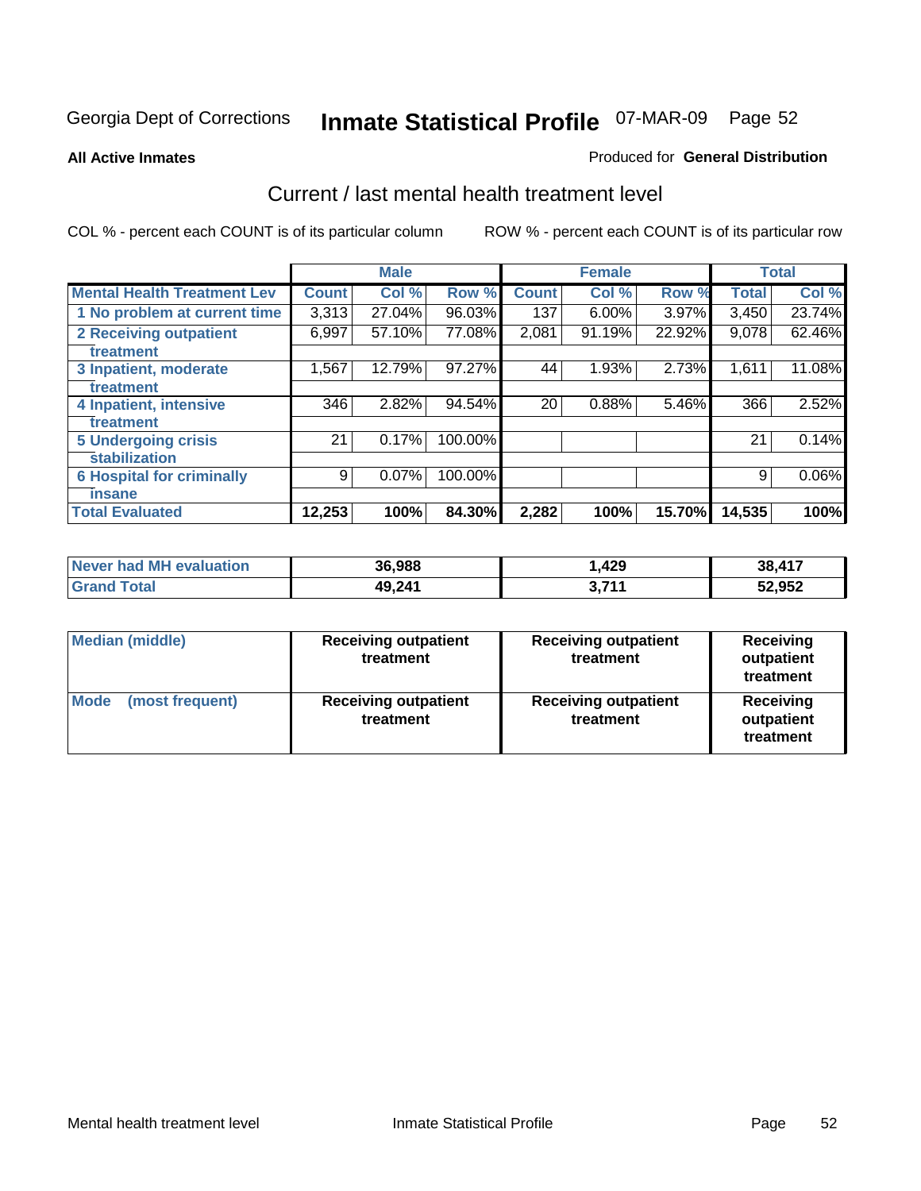Georgia Dept of Corrections **Inmate Statistical Profile** 07-MAR-09

**All Active Inmates**

Produced for **General Distribution**

## Current / last mental health treatment level

COL % - percent each COUNT is of its particular column

ROW % - percent each COUNT is of its particular row

| | Male | | | Female | | | Total | |
|---|---|---|---|---|---|---|---|---|
| **Mental Health Treatment Lev** | **Count** | **Col %** | **Row %** | **Count** | **Col %** | **Row %** | **Total** | **Col %** |
| 1 No problem at current time | 3,313 | 27.04% | 96.03% | 137 | 6.00% | 3.97% | 3,450 | 23.74% |
| 2 Receiving outpatient treatment | 6,997 | 57.10% | 77.08% | 2,081 | 91.19% | 22.92% | 9,078 | 62.46% |
| 3 Inpatient, moderate treatment | 1,567 | 12.79% | 97.27% | 44 | 1.93% | 2.73% | 1,611 | 11.08% |
| 4 Inpatient, intensive treatment | 346 | 2.82% | 94.54% | 20 | 0.88% | 5.46% | 366 | 2.52% |
| 5 Undergoing crisis stabilization | 21 | 0.17% | 100.00% | | | | 21 | 0.14% |
| 6 Hospital for criminally insane | 9 | 0.07% | 100.00% | | | | 9 | 0.06% |
| **Total Evaluated** | **12,253** | **100%** | **84.30%** | **2,282** | **100%** | **15.70%** | **14,535** | **100%** |

| | Male | Female | Total |
|---|---|---|---|
| Never had MH evaluation | **36,988** | **1,429** | **38,417** |
| Grand Total | **49,241** | **3,711** | **52,952** |

| | Male | Female | Total |
|---|---|---|---|
| Median (middle) | **Receiving outpatient treatment** | **Receiving outpatient treatment** | **Receiving outpatient treatment** |
| Mode (most frequent) | **Receiving outpatient treatment** | **Receiving outpatient treatment** | **Receiving outpatient treatment** |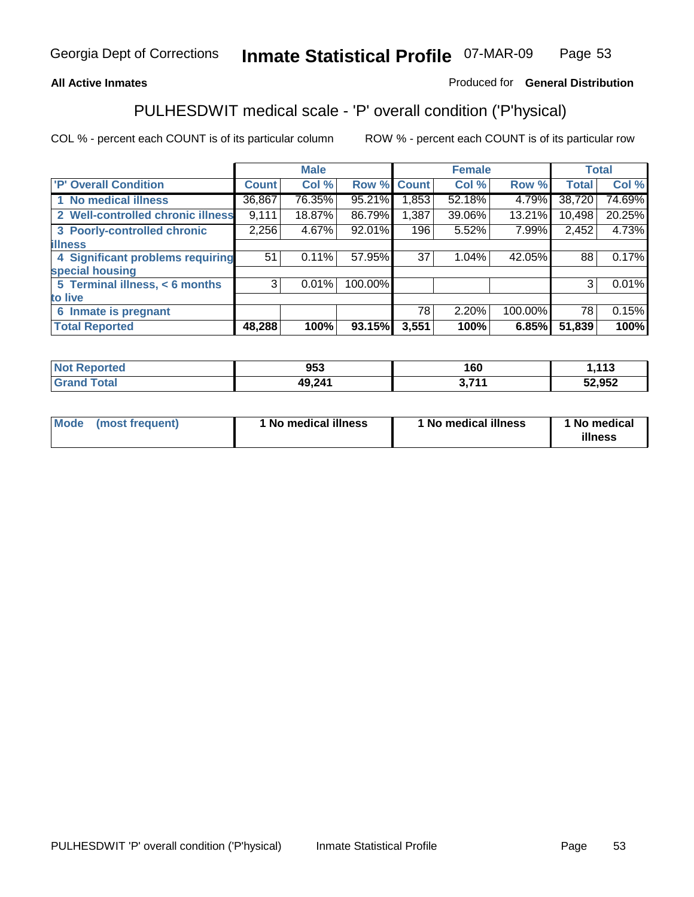**All Active Inmates**

Produced for **General Distribution**

## PULHESDWIT medical scale - 'P' overall condition ('P'hysical)

COL % - percent each COUNT is of its particular column

ROW % - percent each COUNT is of its particular row

| 'P' Overall Condition | Male | | | Female | | | Total | |
|---|---|---|---|---|---|---|---|---|
| | Count | Col % | Row % | Count | Col % | Row % | Total | Col % |
| 1 No medical illness | 36,867 | 76.35% | 95.21% | 1,853 | 52.18% | 4.79% | 38,720 | 74.69% |
| 2 Well-controlled chronic illness | 9,111 | 18.87% | 86.79% | 1,387 | 39.06% | 13.21% | 10,498 | 20.25% |
| 3 Poorly-controlled chronic illness | 2,256 | 4.67% | 92.01% | 196 | 5.52% | 7.99% | 2,452 | 4.73% |
| 4 Significant problems requiring special housing | 51 | 0.11% | 57.95% | 37 | 1.04% | 42.05% | 88 | 0.17% |
| 5 Terminal illness, < 6 months to live | 3 | 0.01% | 100.00% | | | | 3 | 0.01% |
| 6 Inmate is pregnant | | | | 78 | 2.20% | 100.00% | 78 | 0.15% |
| **Total Reported** | **48,288** | **100%** | **93.15%** | **3,551** | **100%** | **6.85%** | **51,839** | **100%** |

| | Male | Female | Total |
|---|---|---|---|
| Not Reported | 953 | 160 | 1,113 |
| Grand Total | 49,241 | 3,711 | 52,952 |

| | Male | Female | Total |
|---|---|---|---|
| Mode (most frequent) | 1 No medical illness | 1 No medical illness | 1 No medical illness |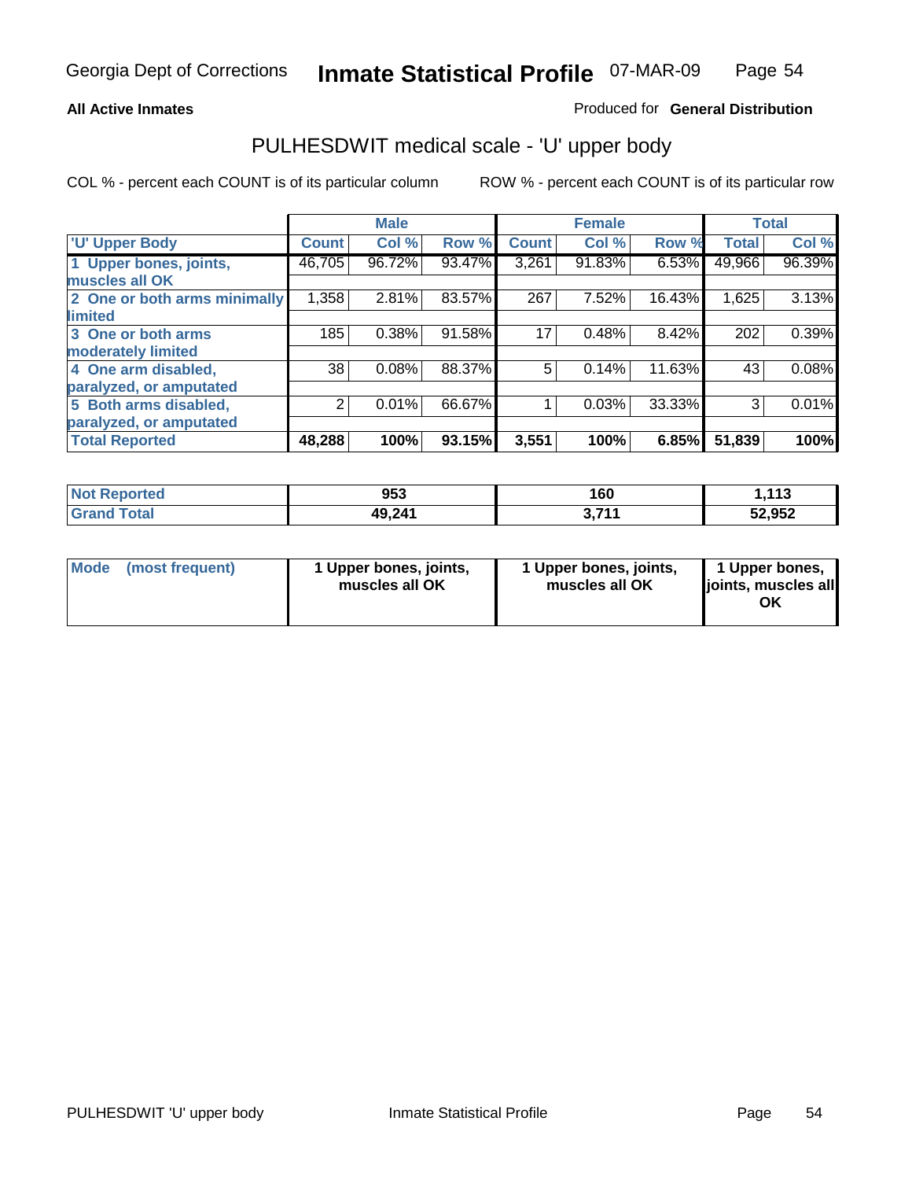**All Active Inmates**

Produced for **General Distribution**

# PULHESDWIT medical scale - 'U' upper body

COL % - percent each COUNT is of its particular column

ROW % - percent each COUNT is of its particular row

| | Male | | | Female | | | Total | |
|---|---|---|---|---|---|---|---|---|
| 'U' Upper Body | Count | Col % | Row % | Count | Col % | Row % | Total | Col % |
| 1 Upper bones, joints, muscles all OK | 46,705 | 96.72% | 93.47% | 3,261 | 91.83% | 6.53% | 49,966 | 96.39% |
| 2 One or both arms minimally limited | 1,358 | 2.81% | 83.57% | 267 | 7.52% | 16.43% | 1,625 | 3.13% |
| 3 One or both arms moderately limited | 185 | 0.38% | 91.58% | 17 | 0.48% | 8.42% | 202 | 0.39% |
| 4 One arm disabled, paralyzed, or amputated | 38 | 0.08% | 88.37% | 5 | 0.14% | 11.63% | 43 | 0.08% |
| 5 Both arms disabled, paralyzed, or amputated | 2 | 0.01% | 66.67% | 1 | 0.03% | 33.33% | 3 | 0.01% |
| **Total Reported** | **48,288** | **100%** | **93.15%** | **3,551** | **100%** | **6.85%** | **51,839** | **100%** |

| | Male | Female | Total |
|---|---|---|---|
| Not Reported | 953 | 160 | 1,113 |
| Grand Total | 49,241 | 3,711 | 52,952 |

| Mode (most frequent) | 1 Upper bones, joints, muscles all OK | 1 Upper bones, joints, muscles all OK | 1 Upper bones, joints, muscles all OK |
|---|---|---|---|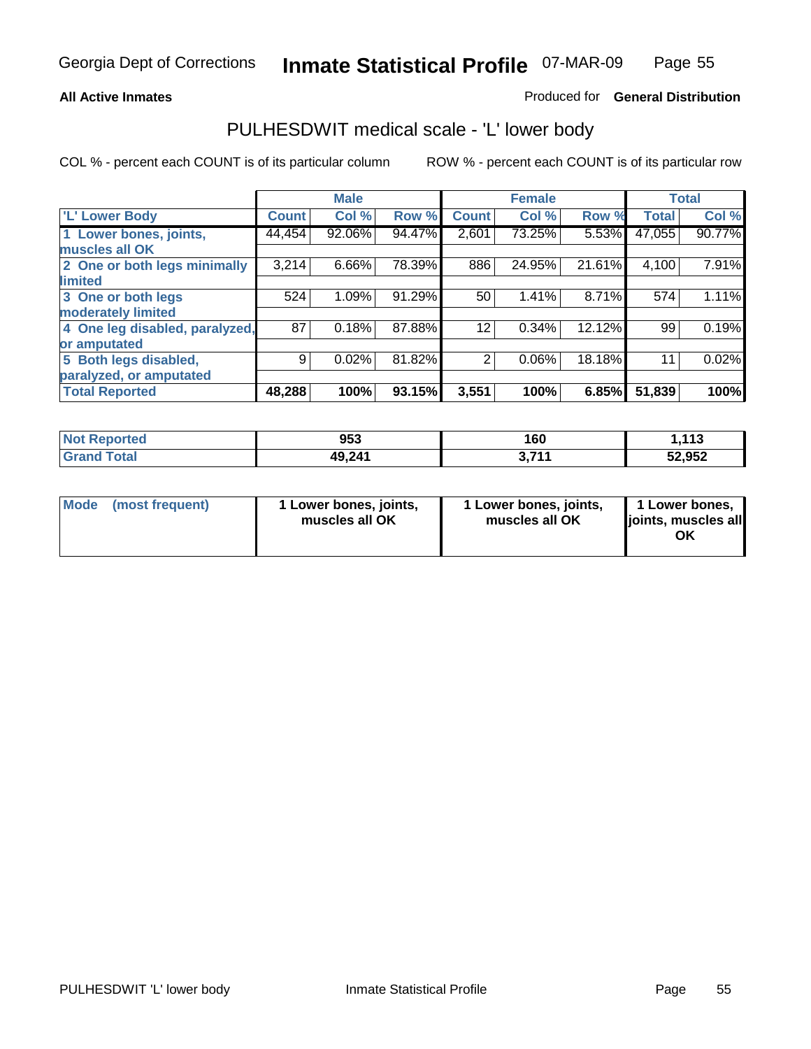**All Active Inmates**

Produced for **General Distribution**

## PULHESDWIT medical scale - 'L' lower body

COL % - percent each COUNT is of its particular column

ROW % - percent each COUNT is of its particular row

| | Male | | | Female | | | Total | |
|---|---|---|---|---|---|---|---|---|
| 'L' Lower Body | Count | Col % | Row % | Count | Col % | Row % | Total | Col % |
| 1 Lower bones, joints, muscles all OK | 44,454 | 92.06% | 94.47% | 2,601 | 73.25% | 5.53% | 47,055 | 90.77% |
| 2 One or both legs minimally limited | 3,214 | 6.66% | 78.39% | 886 | 24.95% | 21.61% | 4,100 | 7.91% |
| 3 One or both legs moderately limited | 524 | 1.09% | 91.29% | 50 | 1.41% | 8.71% | 574 | 1.11% |
| 4 One leg disabled, paralyzed, or amputated | 87 | 0.18% | 87.88% | 12 | 0.34% | 12.12% | 99 | 0.19% |
| 5 Both legs disabled, paralyzed, or amputated | 9 | 0.02% | 81.82% | 2 | 0.06% | 18.18% | 11 | 0.02% |
| **Total Reported** | **48,288** | **100%** | **93.15%** | **3,551** | **100%** | **6.85%** | **51,839** | **100%** |

| | Male | Female | Total |
|---|---|---|---|
| Not Reported | 953 | 160 | 1,113 |
| Grand Total | 49,241 | 3,711 | 52,952 |

| | Male | Female | Total |
|---|---|---|---|
| Mode (most frequent) | 1 Lower bones, joints, muscles all OK | 1 Lower bones, joints, muscles all OK | 1 Lower bones, joints, muscles all OK |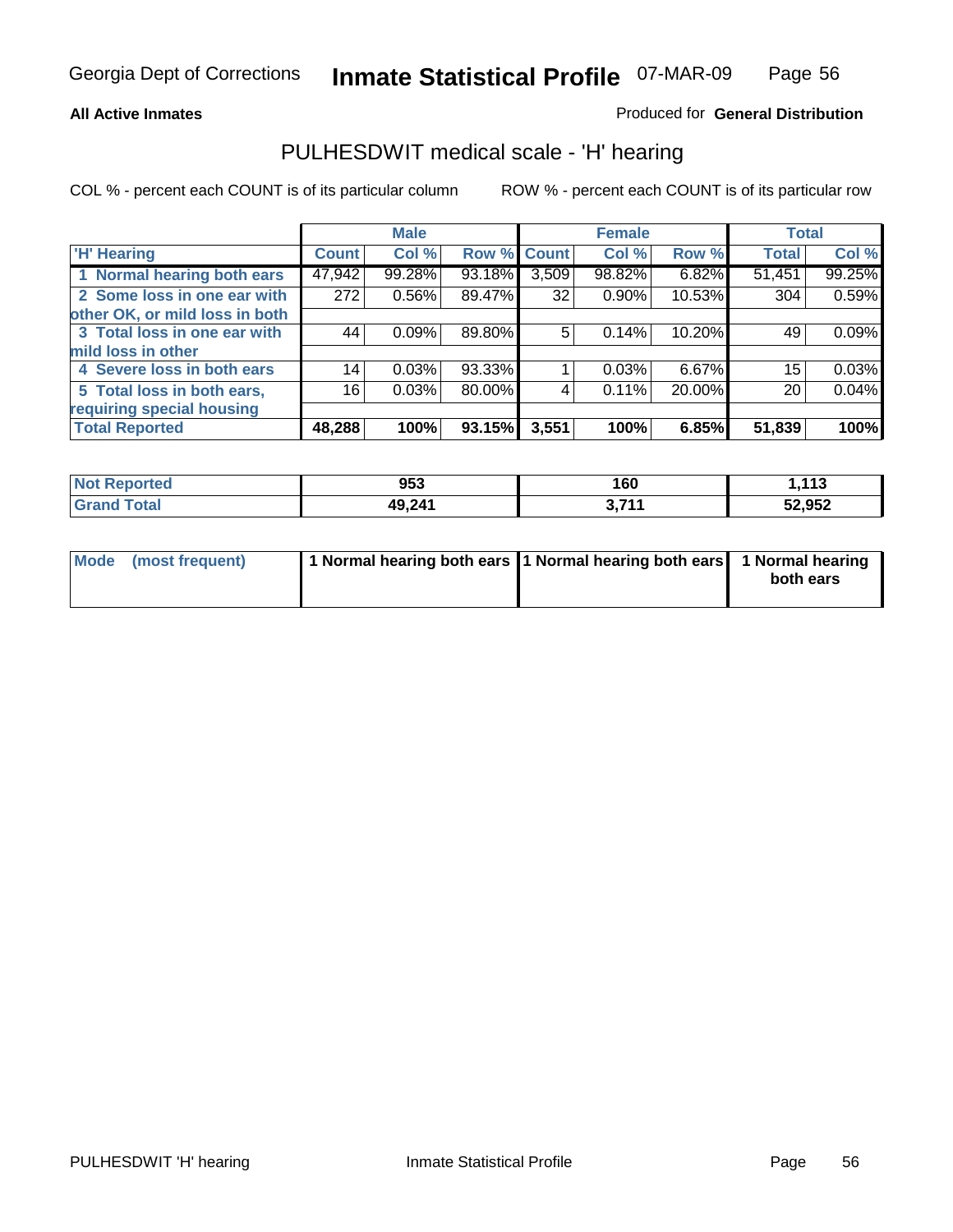Georgia Dept of Corrections **Inmate Statistical Profile** 07-MAR-09

**All Active Inmates**

Produced for **General Distribution**

## PULHESDWIT medical scale - 'H' hearing

COL % - percent each COUNT is of its particular column

ROW % - percent each COUNT is of its particular row

| 'H' Hearing | Male | | | Female | | | Total | |
|---|---|---|---|---|---|---|---|---|
| | Count | Col % | Row % | Count | Col % | Row % | Total | Col % |
| 1 Normal hearing both ears | 47,942 | 99.28% | 93.18% | 3,509 | 98.82% | 6.82% | 51,451 | 99.25% |
| 2 Some loss in one ear with other OK, or mild loss in both | 272 | 0.56% | 89.47% | 32 | 0.90% | 10.53% | 304 | 0.59% |
| 3 Total loss in one ear with mild loss in other | 44 | 0.09% | 89.80% | 5 | 0.14% | 10.20% | 49 | 0.09% |
| 4 Severe loss in both ears | 14 | 0.03% | 93.33% | 1 | 0.03% | 6.67% | 15 | 0.03% |
| 5 Total loss in both ears, requiring special housing | 16 | 0.03% | 80.00% | 4 | 0.11% | 20.00% | 20 | 0.04% |
| **Total Reported** | **48,288** | **100%** | **93.15%** | **3,551** | **100%** | **6.85%** | **51,839** | **100%** |

| | Male | Female | Total |
|---|---|---|---|
| Not Reported | 953 | 160 | 1,113 |
| Grand Total | 49,241 | 3,711 | 52,952 |

| | Male | Female | Total |
|---|---|---|---|
| Mode (most frequent) | 1 Normal hearing both ears | 1 Normal hearing both ears | 1 Normal hearing both ears |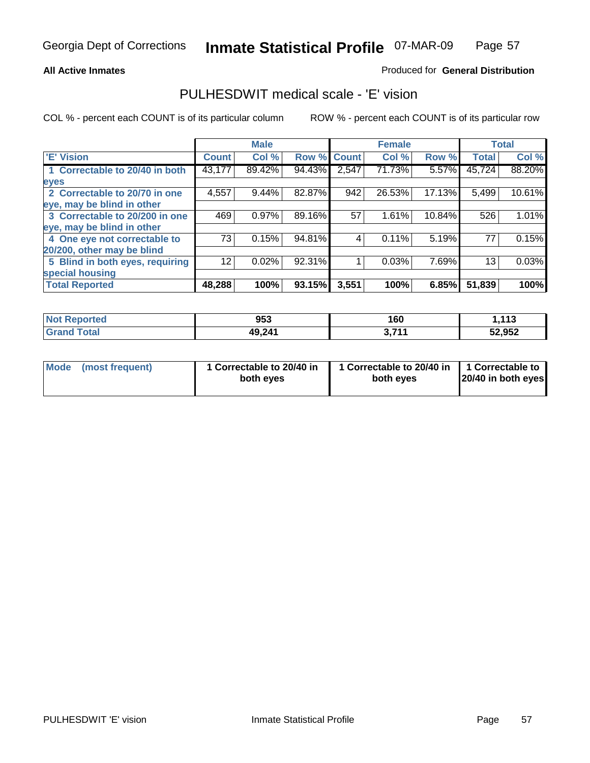Georgia Dept of Corrections **Inmate Statistical Profile** 07-MAR-09

**All Active Inmates**

Produced for **General Distribution**

## PULHESDWIT medical scale - 'E' vision

COL % - percent each COUNT is of its particular column     ROW % - percent each COUNT is of its particular row

| | Male | | | Female | | | Total | |
|---|---|---|---|---|---|---|---|---|
| 'E' Vision | Count | Col % | Row % | Count | Col % | Row % | Total | Col % |
| 1 Correctable to 20/40 in both eyes | 43,177 | 89.42% | 94.43% | 2,547 | 71.73% | 5.57% | 45,724 | 88.20% |
| 2 Correctable to 20/70 in one eye, may be blind in other | 4,557 | 9.44% | 82.87% | 942 | 26.53% | 17.13% | 5,499 | 10.61% |
| 3 Correctable to 20/200 in one eye, may be blind in other | 469 | 0.97% | 89.16% | 57 | 1.61% | 10.84% | 526 | 1.01% |
| 4 One eye not correctable to 20/200, other may be blind | 73 | 0.15% | 94.81% | 4 | 0.11% | 5.19% | 77 | 0.15% |
| 5 Blind in both eyes, requiring special housing | 12 | 0.02% | 92.31% | 1 | 0.03% | 7.69% | 13 | 0.03% |
| **Total Reported** | **48,288** | **100%** | **93.15%** | **3,551** | **100%** | **6.85%** | **51,839** | **100%** |

| | Male | Female | Total |
|---|---|---|---|
| Not Reported | 953 | 160 | 1,113 |
| Grand Total | 49,241 | 3,711 | 52,952 |

| | Male | Female | Total |
|---|---|---|---|
| Mode (most frequent) | 1 Correctable to 20/40 in both eyes | 1 Correctable to 20/40 in both eyes | 1 Correctable to 20/40 in both eyes |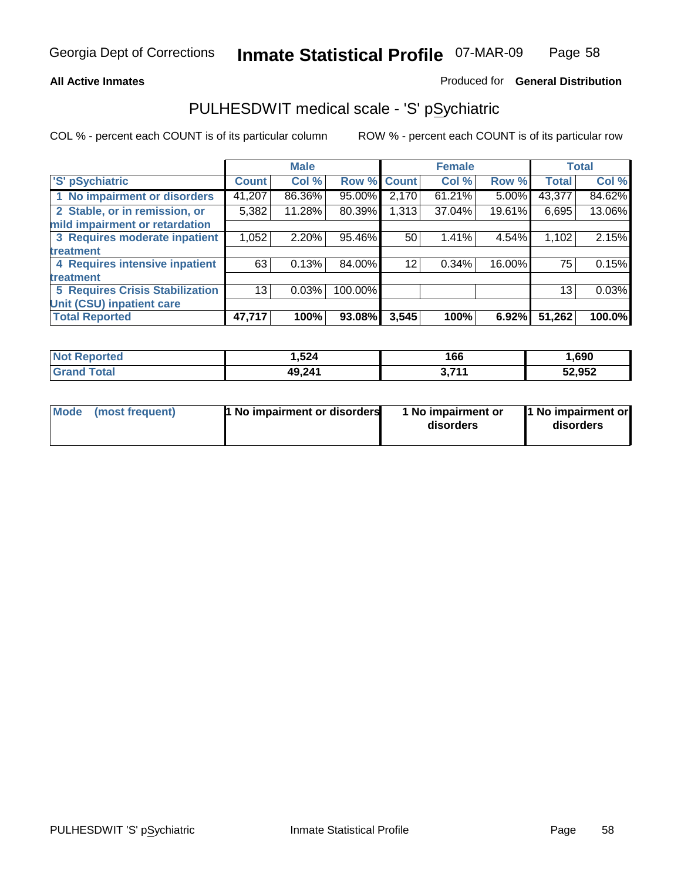Georgia Dept of Corrections **Inmate Statistical Profile** 07-MAR-09

**All Active Inmates**

Produced for **General Distribution**

## PULHESDWIT medical scale - 'S' pSychiatric

COL % - percent each COUNT is of its particular column

ROW % - percent each COUNT is of its particular row

| | Male | | | Female | | | Total | |
|---|---|---|---|---|---|---|---|---|
| 'S' pSychiatric | Count | Col % | Row % | Count | Col % | Row % | Total | Col % |
| 1 No impairment or disorders | 41,207 | 86.36% | 95.00% | 2,170 | 61.21% | 5.00% | 43,377 | 84.62% |
| 2 Stable, or in remission, or mild impairment or retardation | 5,382 | 11.28% | 80.39% | 1,313 | 37.04% | 19.61% | 6,695 | 13.06% |
| 3 Requires moderate inpatient treatment | 1,052 | 2.20% | 95.46% | 50 | 1.41% | 4.54% | 1,102 | 2.15% |
| 4 Requires intensive inpatient treatment | 63 | 0.13% | 84.00% | 12 | 0.34% | 16.00% | 75 | 0.15% |
| 5 Requires Crisis Stabilization Unit (CSU) inpatient care | 13 | 0.03% | 100.00% | | | | 13 | 0.03% |
| **Total Reported** | **47,717** | **100%** | **93.08%** | **3,545** | **100%** | **6.92%** | **51,262** | **100.0%** |

| | Male | Female | Total |
|---|---|---|---|
| Not Reported | 1,524 | 166 | 1,690 |
| Grand Total | 49,241 | 3,711 | 52,952 |

| | Male | Female | Total |
|---|---|---|---|
| Mode (most frequent) | 1 No impairment or disorders | 1 No impairment or disorders | 1 No impairment or disorders |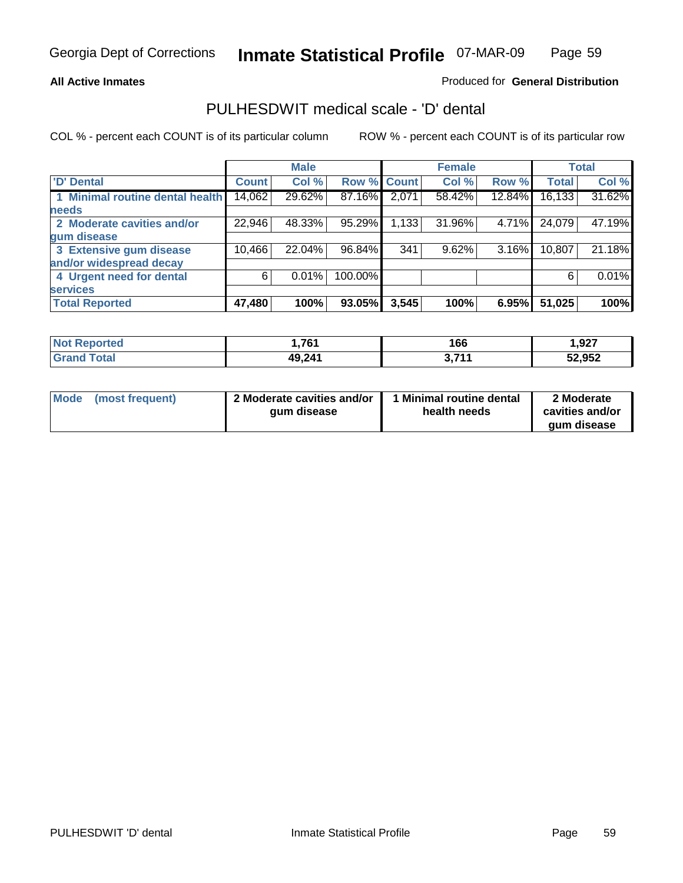**All Active Inmates**

Produced for **General Distribution**

## PULHESDWIT medical scale - 'D' dental

COL % - percent each COUNT is of its particular column

ROW % - percent each COUNT is of its particular row

| | Male | | | Female | | | Total | |
|---|---|---|---|---|---|---|---|---|
| 'D' Dental | Count | Col % | Row % | Count | Col % | Row % | Total | Col % |
| 1 Minimal routine dental health needs | 14,062 | 29.62% | 87.16% | 2,071 | 58.42% | 12.84% | 16,133 | 31.62% |
| 2 Moderate cavities and/or gum disease | 22,946 | 48.33% | 95.29% | 1,133 | 31.96% | 4.71% | 24,079 | 47.19% |
| 3 Extensive gum disease and/or widespread decay | 10,466 | 22.04% | 96.84% | 341 | 9.62% | 3.16% | 10,807 | 21.18% |
| 4 Urgent need for dental services | 6 | 0.01% | 100.00% | | | | 6 | 0.01% |
| **Total Reported** | **47,480** | **100%** | **93.05%** | **3,545** | **100%** | **6.95%** | **51,025** | **100%** |

| | Male | Female | Total |
|---|---|---|---|
| Not Reported | 1,761 | 166 | 1,927 |
| Grand Total | 49,241 | 3,711 | 52,952 |

| | Male | Female | Total |
|---|---|---|---|
| Mode (most frequent) | 2 Moderate cavities and/or gum disease | 1 Minimal routine dental health needs | 2 Moderate cavities and/or gum disease |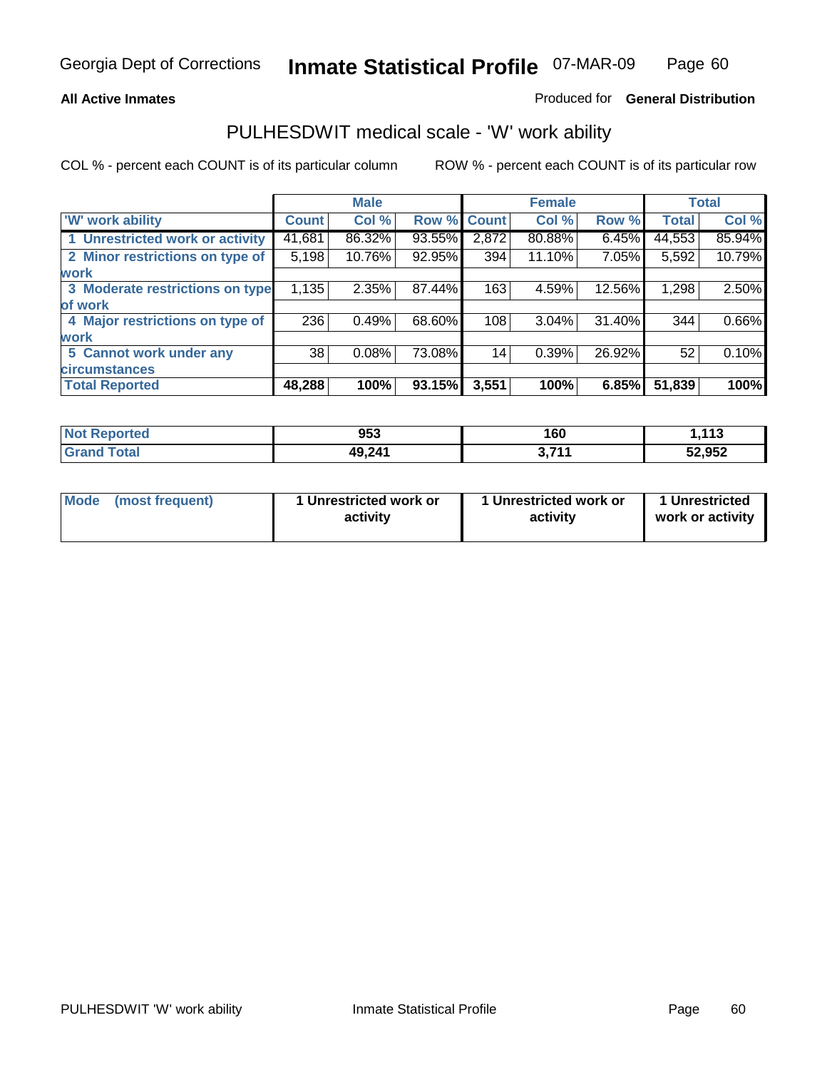**All Active Inmates** Produced for **General Distribution**

## PULHESDWIT medical scale - 'W' work ability

COL % - percent each COUNT is of its particular column ROW % - percent each COUNT is of its particular row

| | Male | | | Female | | | Total | |
|---|---|---|---|---|---|---|---|---|
| 'W' work ability | Count | Col % | Row % | Count | Col % | Row % | Total | Col % |
| 1 Unrestricted work or activity | 41,681 | 86.32% | 93.55% | 2,872 | 80.88% | 6.45% | 44,553 | 85.94% |
| 2 Minor restrictions on type of work | 5,198 | 10.76% | 92.95% | 394 | 11.10% | 7.05% | 5,592 | 10.79% |
| 3 Moderate restrictions on type of work | 1,135 | 2.35% | 87.44% | 163 | 4.59% | 12.56% | 1,298 | 2.50% |
| 4 Major restrictions on type of work | 236 | 0.49% | 68.60% | 108 | 3.04% | 31.40% | 344 | 0.66% |
| 5 Cannot work under any circumstances | 38 | 0.08% | 73.08% | 14 | 0.39% | 26.92% | 52 | 0.10% |
| **Total Reported** | **48,288** | **100%** | **93.15%** | **3,551** | **100%** | **6.85%** | **51,839** | **100%** |

| | Male | Female | Total |
|---|---|---|---|
| Not Reported | **953** | **160** | **1,113** |
| Grand Total | **49,241** | **3,711** | **52,952** |

| | Male | Female | Total |
|---|---|---|---|
| Mode (most frequent) | **1 Unrestricted work or activity** | **1 Unrestricted work or activity** | **1 Unrestricted work or activity** |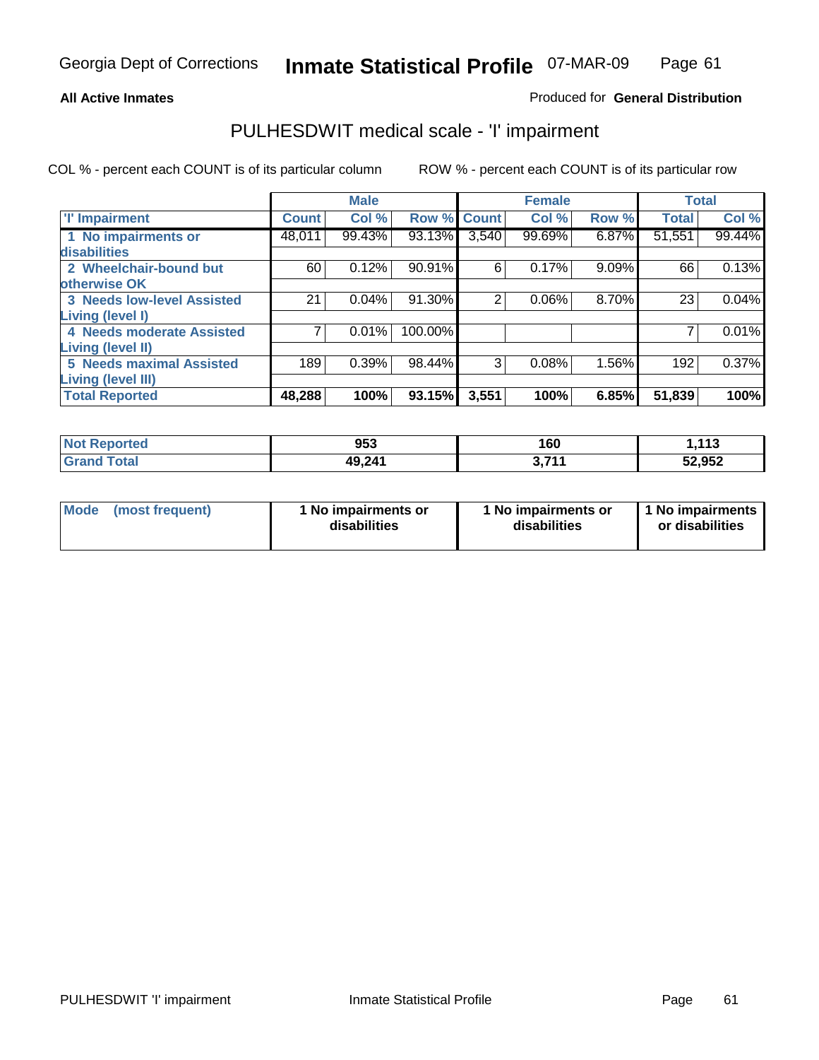Georgia Dept of Corrections **Inmate Statistical Profile** 07-MAR-09

**All Active Inmates**

Produced for **General Distribution**

## PULHESDWIT medical scale - 'I' impairment

COL % - percent each COUNT is of its particular column ROW % - percent each COUNT is of its particular row

| | Male | | | Female | | | Total | |
|---|---|---|---|---|---|---|---|---|
| 'I' Impairment | Count | Col % | Row % | Count | Col % | Row % | Total | Col % |
| 1 No impairments or disabilities | 48,011 | 99.43% | 93.13% | 3,540 | 99.69% | 6.87% | 51,551 | 99.44% |
| 2 Wheelchair-bound but otherwise OK | 60 | 0.12% | 90.91% | 6 | 0.17% | 9.09% | 66 | 0.13% |
| 3 Needs low-level Assisted Living (level I) | 21 | 0.04% | 91.30% | 2 | 0.06% | 8.70% | 23 | 0.04% |
| 4 Needs moderate Assisted Living (level II) | 7 | 0.01% | 100.00% | | | | 7 | 0.01% |
| 5 Needs maximal Assisted Living (level III) | 189 | 0.39% | 98.44% | 3 | 0.08% | 1.56% | 192 | 0.37% |
| **Total Reported** | **48,288** | **100%** | **93.15%** | **3,551** | **100%** | **6.85%** | **51,839** | **100%** |

| | Male | Female | Total |
|---|---|---|---|
| Not Reported | 953 | 160 | 1,113 |
| Grand Total | 49,241 | 3,711 | 52,952 |

| | Male | Female | Total |
|---|---|---|---|
| Mode (most frequent) | 1 No impairments or disabilities | 1 No impairments or disabilities | 1 No impairments or disabilities |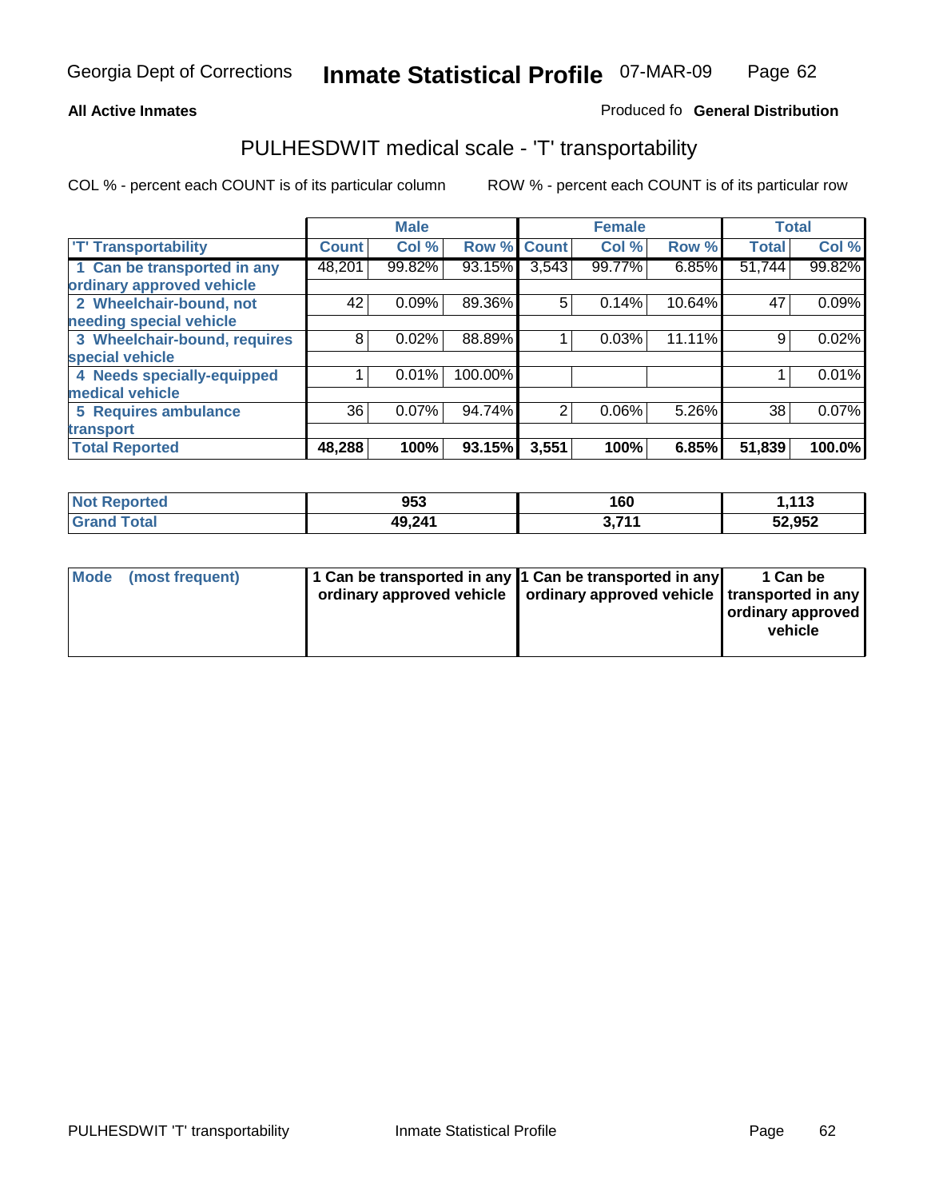Georgia Dept of Corrections **Inmate Statistical Profile** 07-MAR-09

**All Active Inmates**

Produced fo **General Distribution**

## PULHESDWIT medical scale - 'T' transportability

COL % - percent each COUNT is of its particular column

ROW % - percent each COUNT is of its particular row

| | Male | | | Female | | | Total | |
|---|---|---|---|---|---|---|---|---|
| 'T' Transportability | Count | Col % | Row % | Count | Col % | Row % | Total | Col % |
| 1 Can be transported in any ordinary approved vehicle | 48,201 | 99.82% | 93.15% | 3,543 | 99.77% | 6.85% | 51,744 | 99.82% |
| 2 Wheelchair-bound, not needing special vehicle | 42 | 0.09% | 89.36% | 5 | 0.14% | 10.64% | 47 | 0.09% |
| 3 Wheelchair-bound, requires special vehicle | 8 | 0.02% | 88.89% | 1 | 0.03% | 11.11% | 9 | 0.02% |
| 4 Needs specially-equipped medical vehicle | 1 | 0.01% | 100.00% | | | | 1 | 0.01% |
| 5 Requires ambulance transport | 36 | 0.07% | 94.74% | 2 | 0.06% | 5.26% | 38 | 0.07% |
| **Total Reported** | **48,288** | **100%** | **93.15%** | **3,551** | **100%** | **6.85%** | **51,839** | **100.0%** |

| | Male | Female | Total |
|---|---|---|---|
| Not Reported | 953 | 160 | 1,113 |
| Grand Total | 49,241 | 3,711 | 52,952 |

| | Male | Female | Total |
|---|---|---|---|
| Mode (most frequent) | 1 Can be transported in any ordinary approved vehicle | 1 Can be transported in any ordinary approved vehicle | 1 Can be transported in any ordinary approved vehicle |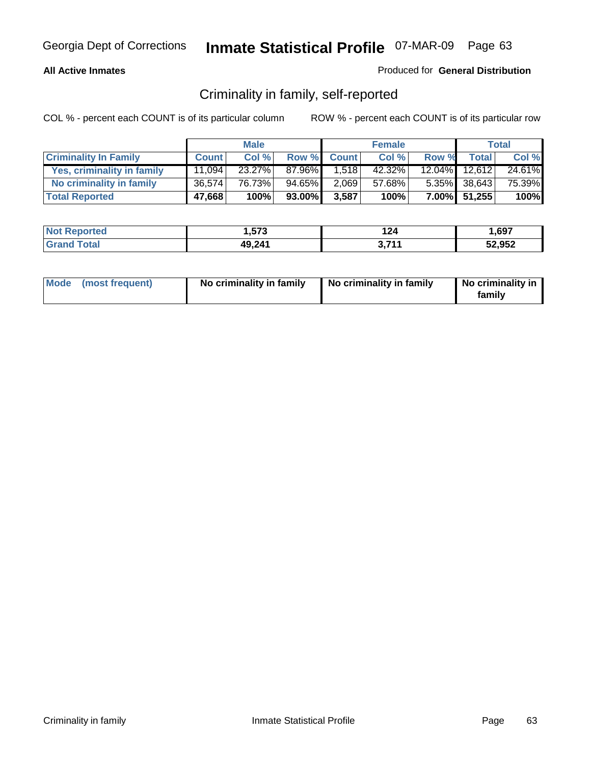Georgia Dept of Corrections **Inmate Statistical Profile** 07-MAR-09

**All Active Inmates**

Produced for **General Distribution**

## Criminality in family, self-reported

COL % - percent each COUNT is of its particular column    ROW % - percent each COUNT is of its particular row

| | Male | | | Female | | | Total | |
|---|---|---|---|---|---|---|---|---|
| **Criminality In Family** | **Count** | **Col %** | **Row %** | **Count** | **Col %** | **Row %** | **Total** | **Col %** |
| Yes, criminality in family | 11,094 | 23.27% | 87.96% | 1,518 | 42.32% | 12.04% | 12,612 | 24.61% |
| No criminality in family | 36,574 | 76.73% | 94.65% | 2,069 | 57.68% | 5.35% | 38,643 | 75.39% |
| **Total Reported** | **47,668** | **100%** | **93.00%** | **3,587** | **100%** | **7.00%** | **51,255** | **100%** |

| | Male | Female | Total |
|---|---|---|---|
| Not Reported | 1,573 | 124 | 1,697 |
| Grand Total | 49,241 | 3,711 | 52,952 |

| | Male | Female | Total |
|---|---|---|---|
| Mode (most frequent) | No criminality in family | No criminality in family | No criminality in family |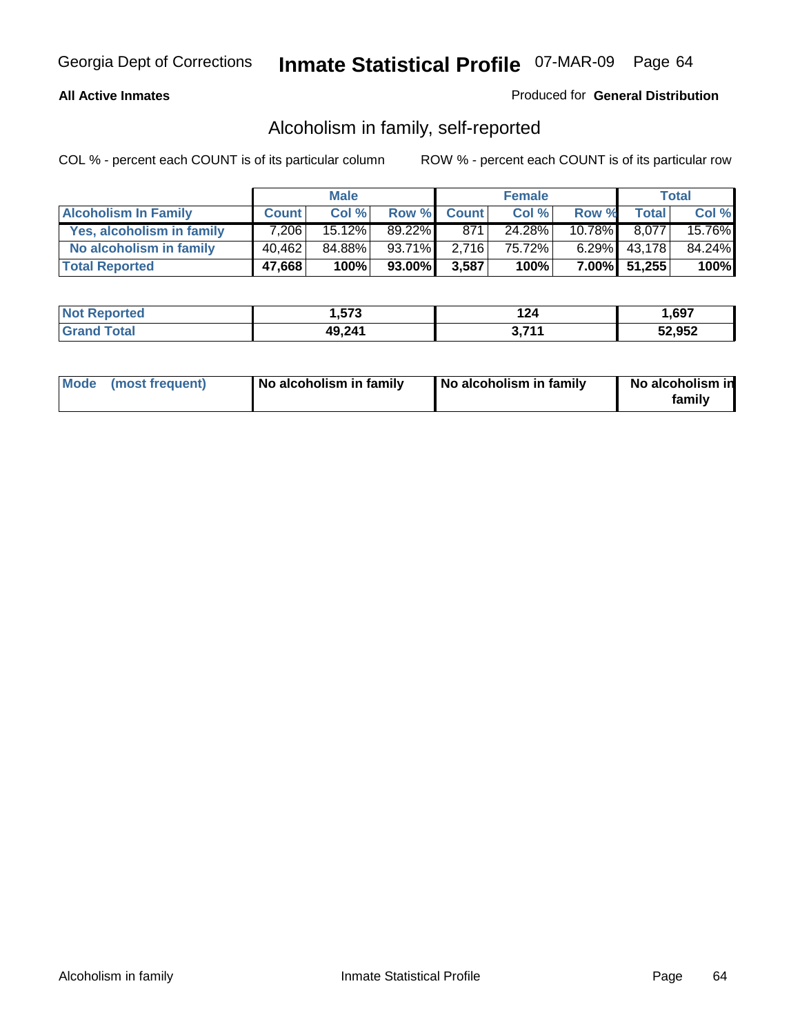Georgia Dept of Corrections **Inmate Statistical Profile** 07-MAR-09

**All Active Inmates**

Produced for **General Distribution**

## Alcoholism in family, self-reported

COL % - percent each COUNT is of its particular column     ROW % - percent each COUNT is of its particular row

| | Male | | | Female | | | Total | |
|---|---|---|---|---|---|---|---|---|
| **Alcoholism In Family** | **Count** | **Col %** | **Row %** | **Count** | **Col %** | **Row %** | **Total** | **Col %** |
| Yes, alcoholism in family | 7,206 | 15.12% | 89.22% | 871 | 24.28% | 10.78% | 8,077 | 15.76% |
| No alcoholism in family | 40,462 | 84.88% | 93.71% | 2,716 | 75.72% | 6.29% | 43,178 | 84.24% |
| **Total Reported** | **47,668** | **100%** | **93.00%** | **3,587** | **100%** | **7.00%** | **51,255** | **100%** |

| | Male | Female | Total |
|---|---|---|---|
| **Not Reported** | **1,573** | **124** | **1,697** |
| **Grand Total** | **49,241** | **3,711** | **52,952** |

| | Male | Female | Total |
|---|---|---|---|
| **Mode (most frequent)** | **No alcoholism in family** | **No alcoholism in family** | **No alcoholism in family** |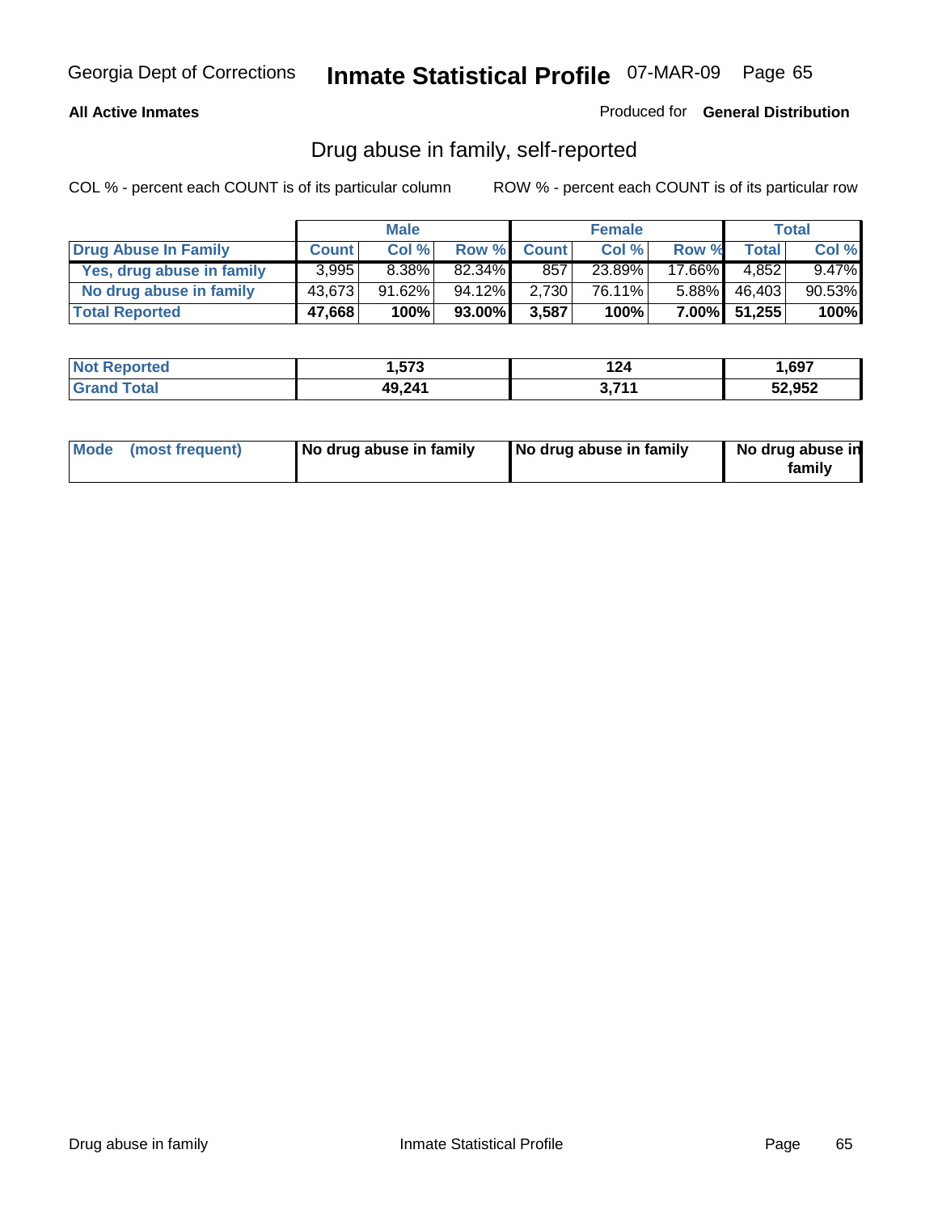Georgia Dept of Corrections **Inmate Statistical Profile** 07-MAR-09 Page 65

**All Active Inmates**

Produced for **General Distribution**

## Drug abuse in family, self-reported

COL % - percent each COUNT is of its particular column

ROW % - percent each COUNT is of its particular row

| | Male | | | Female | | | Total | |
|---|---|---|---|---|---|---|---|---|
| **Drug Abuse In Family** | **Count** | **Col %** | **Row %** | **Count** | **Col %** | **Row %** | **Total** | **Col %** |
| **Yes, drug abuse in family** | 3,995 | 8.38% | 82.34% | 857 | 23.89% | 17.66% | 4,852 | 9.47% |
| **No drug abuse in family** | 43,673 | 91.62% | 94.12% | 2,730 | 76.11% | 5.88% | 46,403 | 90.53% |
| **Total Reported** | **47,668** | **100%** | **93.00%** | **3,587** | **100%** | **7.00%** | **51,255** | **100%** |

| | Male | Female | Total |
|---|---|---|---|
| **Not Reported** | **1,573** | **124** | **1,697** |
| **Grand Total** | **49,241** | **3,711** | **52,952** |

| | Male | Female | Total |
|---|---|---|---|
| **Mode (most frequent)** | **No drug abuse in family** | **No drug abuse in family** | **No drug abuse in family** |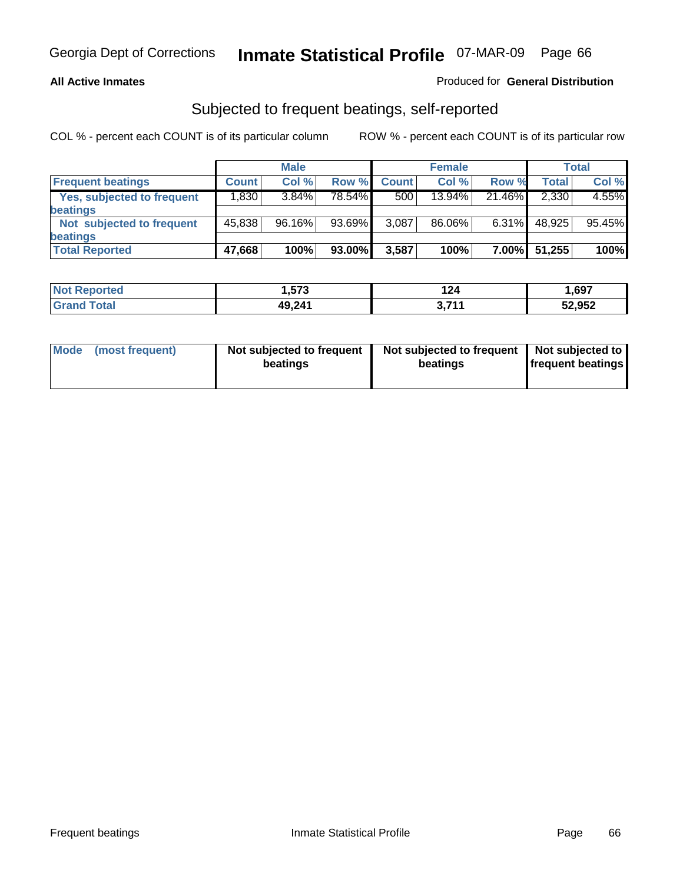# Georgia Dept of Corrections — Inmate Statistical Profile 07-MAR-09

**All Active Inmates**

Produced for **General Distribution**

## Subjected to frequent beatings, self-reported

COL % - percent each COUNT is of its particular column

ROW % - percent each COUNT is of its particular row

| | Male | | | Female | | | Total | |
|---|---|---|---|---|---|---|---|---|
| **Frequent beatings** | **Count** | **Col %** | **Row %** | **Count** | **Col %** | **Row %** | **Total** | **Col %** |
| **Yes, subjected to frequent beatings** | 1,830 | 3.84% | 78.54% | 500 | 13.94% | 21.46% | 2,330 | 4.55% |
| **Not subjected to frequent beatings** | 45,838 | 96.16% | 93.69% | 3,087 | 86.06% | 6.31% | 48,925 | 95.45% |
| **Total Reported** | **47,668** | **100%** | **93.00%** | **3,587** | **100%** | **7.00%** | **51,255** | **100%** |

| | Male | Female | Total |
|---|---|---|---|
| **Not Reported** | **1,573** | **124** | **1,697** |
| **Grand Total** | **49,241** | **3,711** | **52,952** |

| | Male | Female | Total |
|---|---|---|---|
| **Mode (most frequent)** | **Not subjected to frequent beatings** | **Not subjected to frequent beatings** | **Not subjected to frequent beatings** |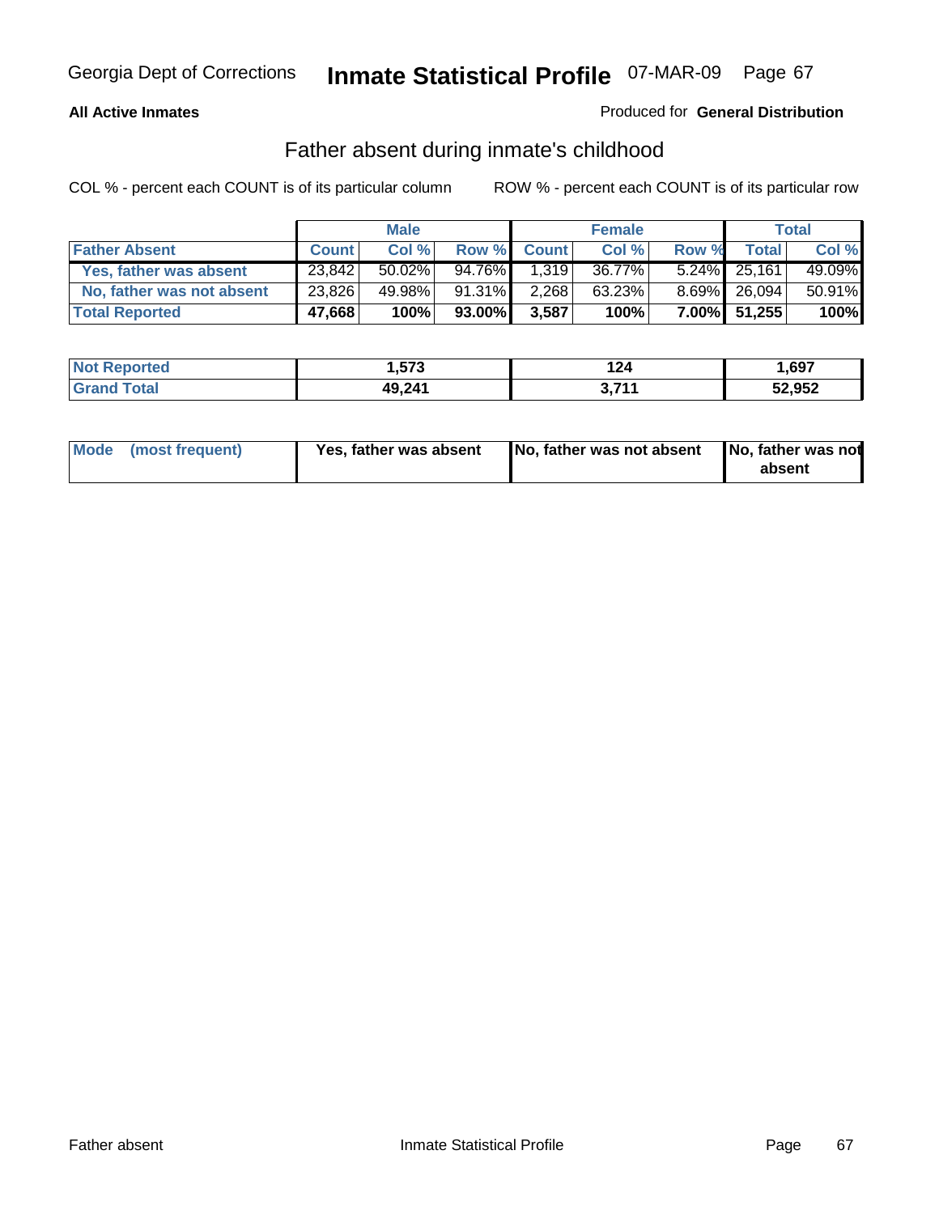Georgia Dept of Corrections **Inmate Statistical Profile** 07-MAR-09

**All Active Inmates**

Produced for **General Distribution**

## Father absent during inmate's childhood

COL % - percent each COUNT is of its particular column

ROW % - percent each COUNT is of its particular row

| | Male | | | Female | | | Total | |
|---|---|---|---|---|---|---|---|---|
| **Father Absent** | **Count** | **Col %** | **Row %** | **Count** | **Col %** | **Row %** | **Total** | **Col %** |
| **Yes, father was absent** | 23,842 | 50.02% | 94.76% | 1,319 | 36.77% | 5.24% | 25,161 | 49.09% |
| **No, father was not absent** | 23,826 | 49.98% | 91.31% | 2,268 | 63.23% | 8.69% | 26,094 | 50.91% |
| **Total Reported** | **47,668** | **100%** | **93.00%** | **3,587** | **100%** | **7.00%** | **51,255** | **100%** |

| | Male | Female | Total |
|---|---|---|---|
| **Not Reported** | **1,573** | **124** | **1,697** |
| **Grand Total** | **49,241** | **3,711** | **52,952** |

| | Male | Female | Total |
|---|---|---|---|
| **Mode (most frequent)** | **Yes, father was absent** | **No, father was not absent** | **No, father was not absent** |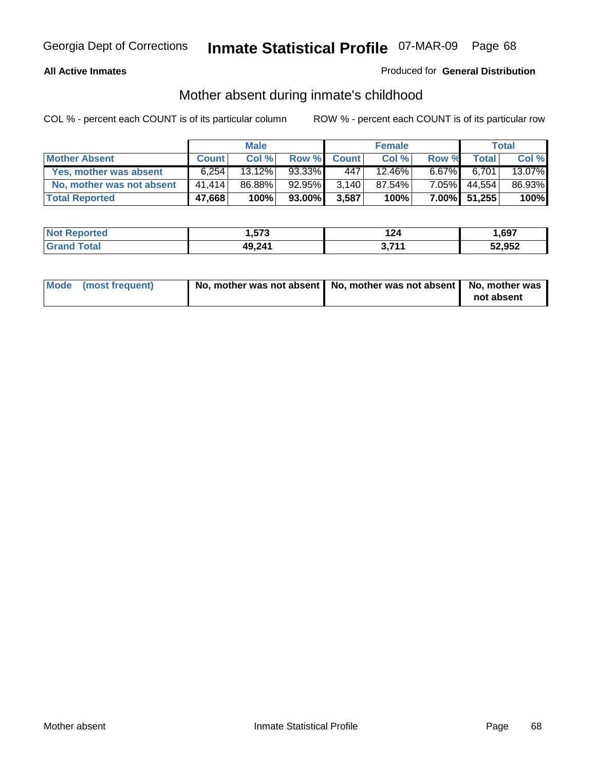**All Active Inmates**

Produced for **General Distribution**

## Mother absent during inmate's childhood

COL % - percent each COUNT is of its particular column

ROW % - percent each COUNT is of its particular row

| | Male | | | Female | | | Total | |
|---|---|---|---|---|---|---|---|---|
| **Mother Absent** | **Count** | **Col %** | **Row %** | **Count** | **Col %** | **Row %** | **Total** | **Col %** |
| **Yes, mother was absent** | 6,254 | 13.12% | 93.33% | 447 | 12.46% | 6.67% | 6,701 | 13.07% |
| **No, mother was not absent** | 41,414 | 86.88% | 92.95% | 3,140 | 87.54% | 7.05% | 44,554 | 86.93% |
| **Total Reported** | **47,668** | **100%** | **93.00%** | **3,587** | **100%** | **7.00%** | **51,255** | **100%** |

| | Male | Female | Total |
|---|---|---|---|
| **Not Reported** | **1,573** | **124** | **1,697** |
| **Grand Total** | **49,241** | **3,711** | **52,952** |

| | Male | Female | Total |
|---|---|---|---|
| **Mode (most frequent)** | **No, mother was not absent** | **No, mother was not absent** | **No, mother was not absent** |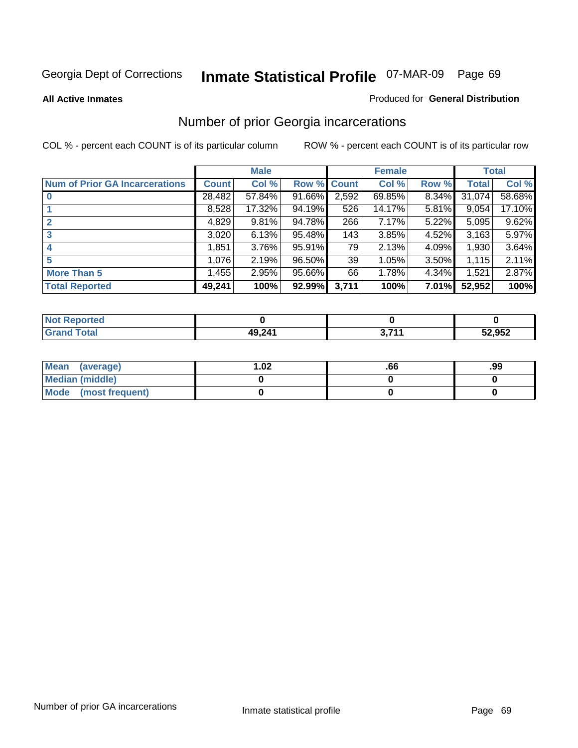Georgia Dept of Corrections **Inmate Statistical Profile** 07-MAR-09

**All Active Inmates**

Produced for **General Distribution**

## Number of prior Georgia incarcerations

COL % - percent each COUNT is of its particular column

ROW % - percent each COUNT is of its particular row

| | Male | | | Female | | | Total | |
|---|---|---|---|---|---|---|---|---|
| **Num of Prior GA Incarcerations** | **Count** | **Col %** | **Row %** | **Count** | **Col %** | **Row %** | **Total** | **Col %** |
| **0** | 28,482 | 57.84% | 91.66% | 2,592 | 69.85% | 8.34% | 31,074 | 58.68% |
| **1** | 8,528 | 17.32% | 94.19% | 526 | 14.17% | 5.81% | 9,054 | 17.10% |
| **2** | 4,829 | 9.81% | 94.78% | 266 | 7.17% | 5.22% | 5,095 | 9.62% |
| **3** | 3,020 | 6.13% | 95.48% | 143 | 3.85% | 4.52% | 3,163 | 5.97% |
| **4** | 1,851 | 3.76% | 95.91% | 79 | 2.13% | 4.09% | 1,930 | 3.64% |
| **5** | 1,076 | 2.19% | 96.50% | 39 | 1.05% | 3.50% | 1,115 | 2.11% |
| **More Than 5** | 1,455 | 2.95% | 95.66% | 66 | 1.78% | 4.34% | 1,521 | 2.87% |
| **Total Reported** | **49,241** | **100%** | **92.99%** | **3,711** | **100%** | **7.01%** | **52,952** | **100%** |

| | Male | Female | Total |
|---|---|---|---|
| **Not Reported** | **0** | **0** | **0** |
| **Grand Total** | **49,241** | **3,711** | **52,952** |

| | Male | Female | Total |
|---|---|---|---|
| **Mean (average)** | **1.02** | **.66** | **.99** |
| **Median (middle)** | **0** | **0** | **0** |
| **Mode (most frequent)** | **0** | **0** | **0** |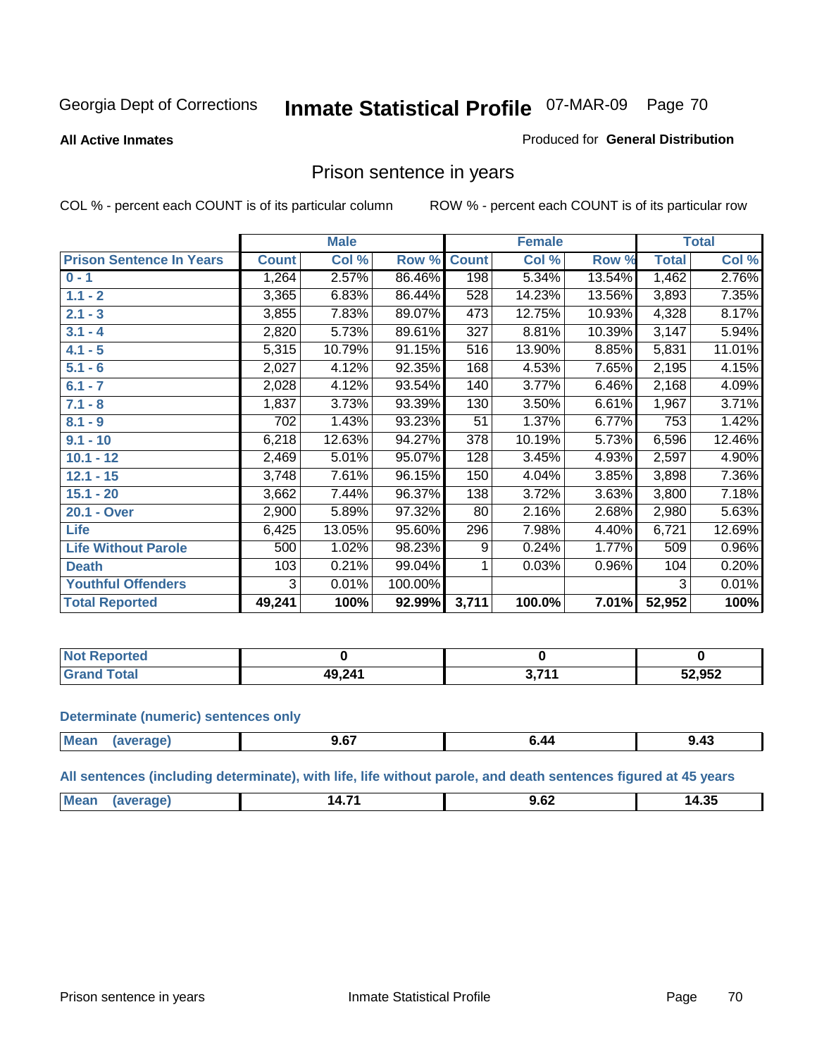Georgia Dept of Corrections **Inmate Statistical Profile** 07-MAR-09

**All Active Inmates**

Produced for **General Distribution**

## Prison sentence in years

COL % - percent each COUNT is of its particular column

ROW % - percent each COUNT is of its particular row

| | Male | | | Female | | | Total | |
|---|---|---|---|---|---|---|---|---|
| **Prison Sentence In Years** | **Count** | **Col %** | **Row %** | **Count** | **Col %** | **Row %** | **Total** | **Col %** |
| **0 - 1** | 1,264 | 2.57% | 86.46% | 198 | 5.34% | 13.54% | 1,462 | 2.76% |
| **1.1 - 2** | 3,365 | 6.83% | 86.44% | 528 | 14.23% | 13.56% | 3,893 | 7.35% |
| **2.1 - 3** | 3,855 | 7.83% | 89.07% | 473 | 12.75% | 10.93% | 4,328 | 8.17% |
| **3.1 - 4** | 2,820 | 5.73% | 89.61% | 327 | 8.81% | 10.39% | 3,147 | 5.94% |
| **4.1 - 5** | 5,315 | 10.79% | 91.15% | 516 | 13.90% | 8.85% | 5,831 | 11.01% |
| **5.1 - 6** | 2,027 | 4.12% | 92.35% | 168 | 4.53% | 7.65% | 2,195 | 4.15% |
| **6.1 - 7** | 2,028 | 4.12% | 93.54% | 140 | 3.77% | 6.46% | 2,168 | 4.09% |
| **7.1 - 8** | 1,837 | 3.73% | 93.39% | 130 | 3.50% | 6.61% | 1,967 | 3.71% |
| **8.1 - 9** | 702 | 1.43% | 93.23% | 51 | 1.37% | 6.77% | 753 | 1.42% |
| **9.1 - 10** | 6,218 | 12.63% | 94.27% | 378 | 10.19% | 5.73% | 6,596 | 12.46% |
| **10.1 - 12** | 2,469 | 5.01% | 95.07% | 128 | 3.45% | 4.93% | 2,597 | 4.90% |
| **12.1 - 15** | 3,748 | 7.61% | 96.15% | 150 | 4.04% | 3.85% | 3,898 | 7.36% |
| **15.1 - 20** | 3,662 | 7.44% | 96.37% | 138 | 3.72% | 3.63% | 3,800 | 7.18% |
| **20.1 - Over** | 2,900 | 5.89% | 97.32% | 80 | 2.16% | 2.68% | 2,980 | 5.63% |
| **Life** | 6,425 | 13.05% | 95.60% | 296 | 7.98% | 4.40% | 6,721 | 12.69% |
| **Life Without Parole** | 500 | 1.02% | 98.23% | 9 | 0.24% | 1.77% | 509 | 0.96% |
| **Death** | 103 | 0.21% | 99.04% | 1 | 0.03% | 0.96% | 104 | 0.20% |
| **Youthful Offenders** | 3 | 0.01% | 100.00% | | | | 3 | 0.01% |
| **Total Reported** | **49,241** | **100%** | **92.99%** | **3,711** | **100.0%** | **7.01%** | **52,952** | **100%** |

| | Male | Female | Total |
|---|---|---|---|
| **Not Reported** | **0** | **0** | **0** |
| **Grand Total** | **49,241** | **3,711** | **52,952** |

**Determinate (numeric) sentences only**

| | Male | Female | Total |
|---|---|---|---|
| **Mean (average)** | **9.67** | **6.44** | **9.43** |

**All sentences (including determinate), with life, life without parole, and death sentences figured at 45 years**

| | Male | Female | Total |
|---|---|---|---|
| **Mean (average)** | **14.71** | **9.62** | **14.35** |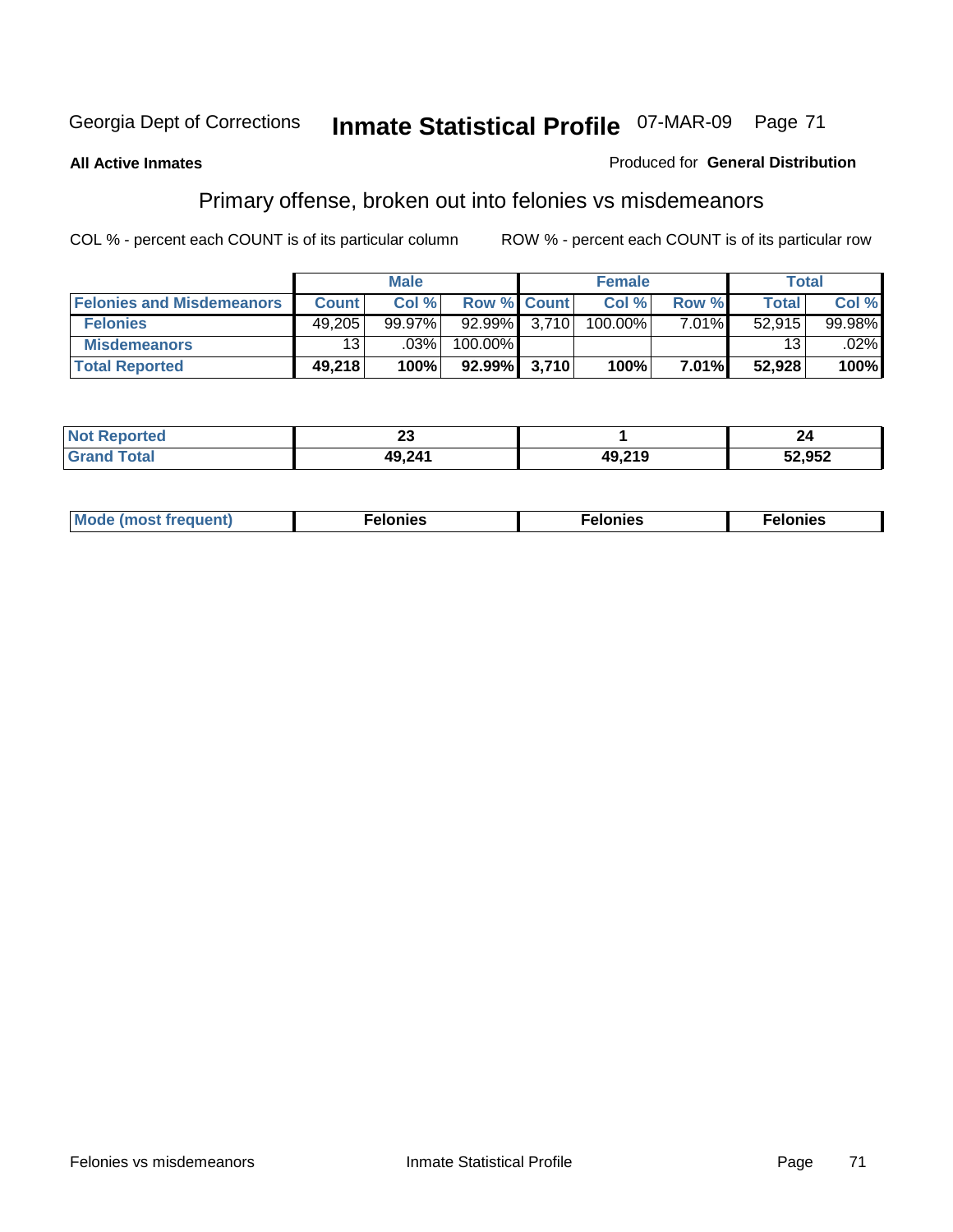Georgia Dept of Corrections **Inmate Statistical Profile** 07-MAR-09 Page 71

**All Active Inmates**

Produced for **General Distribution**

## Primary offense, broken out into felonies vs misdemeanors

COL % - percent each COUNT is of its particular column

ROW % - percent each COUNT is of its particular row

| | Male | | | Female | | | Total | |
|---|---|---|---|---|---|---|---|---|
| **Felonies and Misdemeanors** | **Count** | **Col %** | **Row %** | **Count** | **Col %** | **Row %** | **Total** | **Col %** |
| **Felonies** | 49,205 | 99.97% | 92.99% | 3,710 | 100.00% | 7.01% | 52,915 | 99.98% |
| **Misdemeanors** | 13 | .03% | 100.00% | | | | 13 | .02% |
| **Total Reported** | **49,218** | **100%** | **92.99%** | **3,710** | **100%** | **7.01%** | **52,928** | **100%** |

| | Male | Female | Total |
|---|---|---|---|
| **Not Reported** | **23** | **1** | **24** |
| **Grand Total** | **49,241** | **49,219** | **52,952** |

| | Male | Female | Total |
|---|---|---|---|
| **Mode (most frequent)** | **Felonies** | **Felonies** | **Felonies** |

Felonies vs misdemeanors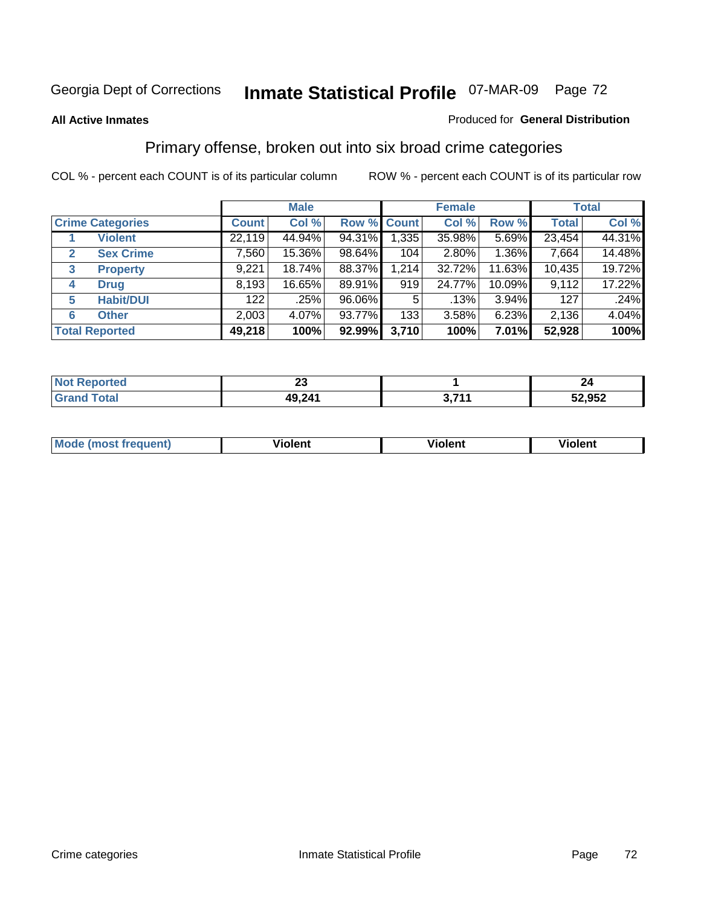Georgia Dept of Corrections **Inmate Statistical Profile** 07-MAR-09

**All Active Inmates**

Produced for **General Distribution**

## Primary offense, broken out into six broad crime categories

COL % - percent each COUNT is of its particular column

ROW % - percent each COUNT is of its particular row

| | | Male | | | Female | | | Total | |
|---|---|---|---|---|---|---|---|---|---|
| **Crime Categories** | | **Count** | **Col %** | **Row %** | **Count** | **Col %** | **Row %** | **Total** | **Col %** |
| 1 | **Violent** | 22,119 | 44.94% | 94.31% | 1,335 | 35.98% | 5.69% | 23,454 | 44.31% |
| 2 | **Sex Crime** | 7,560 | 15.36% | 98.64% | 104 | 2.80% | 1.36% | 7,664 | 14.48% |
| 3 | **Property** | 9,221 | 18.74% | 88.37% | 1,214 | 32.72% | 11.63% | 10,435 | 19.72% |
| 4 | **Drug** | 8,193 | 16.65% | 89.91% | 919 | 24.77% | 10.09% | 9,112 | 17.22% |
| 5 | **Habit/DUI** | 122 | .25% | 96.06% | 5 | .13% | 3.94% | 127 | .24% |
| 6 | **Other** | 2,003 | 4.07% | 93.77% | 133 | 3.58% | 6.23% | 2,136 | 4.04% |
| **Total Reported** | | **49,218** | **100%** | **92.99%** | **3,710** | **100%** | **7.01%** | **52,928** | **100%** |

| | Male | Female | Total |
|---|---|---|---|
| **Not Reported** | **23** | **1** | **24** |
| **Grand Total** | **49,241** | **3,711** | **52,952** |

| | Male | Female | Total |
|---|---|---|---|
| **Mode (most frequent)** | **Violent** | **Violent** | **Violent** |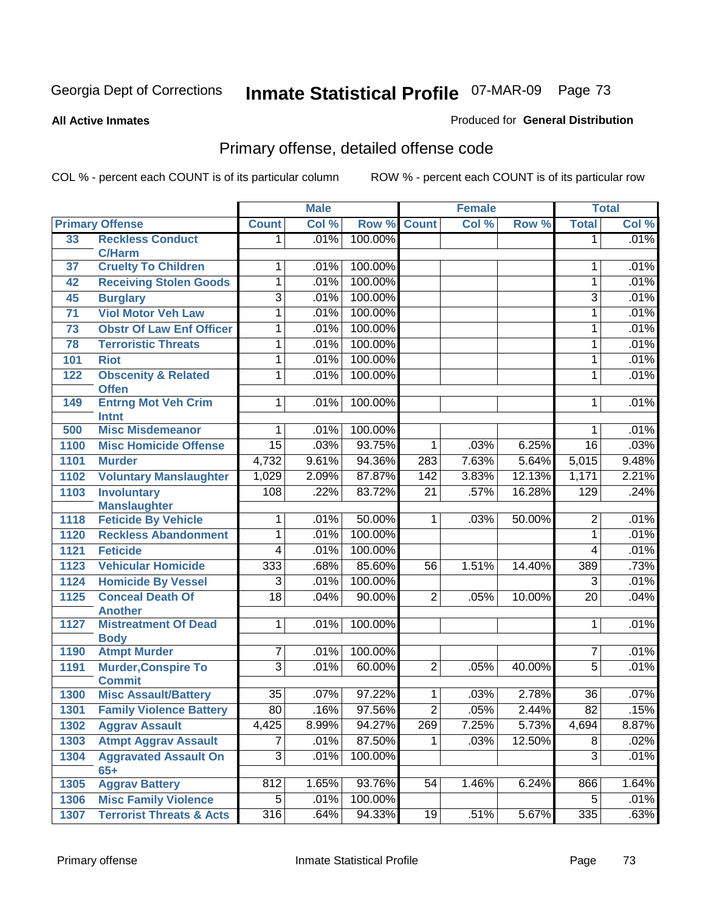Georgia Dept of Corrections **Inmate Statistical Profile** 07-MAR-09

**All Active Inmates**

Produced for **General Distribution**

## Primary offense, detailed offense code

COL % - percent each COUNT is of its particular column    ROW % - percent each COUNT is of its particular row

| Primary Offense | | Male | | | Female | | | Total | |
|---|---|---|---|---|---|---|---|---|---|
| | | Count | Col % | Row % | Count | Col % | Row % | Total | Col % |
| 33 | Reckless Conduct C/Harm | 1 | .01% | 100.00% | | | | 1 | .01% |
| 37 | Cruelty To Children | 1 | .01% | 100.00% | | | | 1 | .01% |
| 42 | Receiving Stolen Goods | 1 | .01% | 100.00% | | | | 1 | .01% |
| 45 | Burglary | 3 | .01% | 100.00% | | | | 3 | .01% |
| 71 | Viol Motor Veh Law | 1 | .01% | 100.00% | | | | 1 | .01% |
| 73 | Obstr Of Law Enf Officer | 1 | .01% | 100.00% | | | | 1 | .01% |
| 78 | Terroristic Threats | 1 | .01% | 100.00% | | | | 1 | .01% |
| 101 | Riot | 1 | .01% | 100.00% | | | | 1 | .01% |
| 122 | Obscenity & Related Offen | 1 | .01% | 100.00% | | | | 1 | .01% |
| 149 | Entrng Mot Veh Crim Intnt | 1 | .01% | 100.00% | | | | 1 | .01% |
| 500 | Misc Misdemeanor | 1 | .01% | 100.00% | | | | 1 | .01% |
| 1100 | Misc Homicide Offense | 15 | .03% | 93.75% | 1 | .03% | 6.25% | 16 | .03% |
| 1101 | Murder | 4,732 | 9.61% | 94.36% | 283 | 7.63% | 5.64% | 5,015 | 9.48% |
| 1102 | Voluntary Manslaughter | 1,029 | 2.09% | 87.87% | 142 | 3.83% | 12.13% | 1,171 | 2.21% |
| 1103 | Involuntary Manslaughter | 108 | .22% | 83.72% | 21 | .57% | 16.28% | 129 | .24% |
| 1118 | Feticide By Vehicle | 1 | .01% | 50.00% | 1 | .03% | 50.00% | 2 | .01% |
| 1120 | Reckless Abandonment | 1 | .01% | 100.00% | | | | 1 | .01% |
| 1121 | Feticide | 4 | .01% | 100.00% | | | | 4 | .01% |
| 1123 | Vehicular Homicide | 333 | .68% | 85.60% | 56 | 1.51% | 14.40% | 389 | .73% |
| 1124 | Homicide By Vessel | 3 | .01% | 100.00% | | | | 3 | .01% |
| 1125 | Conceal Death Of Another | 18 | .04% | 90.00% | 2 | .05% | 10.00% | 20 | .04% |
| 1127 | Mistreatment Of Dead Body | 1 | .01% | 100.00% | | | | 1 | .01% |
| 1190 | Atmpt Murder | 7 | .01% | 100.00% | | | | 7 | .01% |
| 1191 | Murder,Conspire To Commit | 3 | .01% | 60.00% | 2 | .05% | 40.00% | 5 | .01% |
| 1300 | Misc Assault/Battery | 35 | .07% | 97.22% | 1 | .03% | 2.78% | 36 | .07% |
| 1301 | Family Violence Battery | 80 | .16% | 97.56% | 2 | .05% | 2.44% | 82 | .15% |
| 1302 | Aggrav Assault | 4,425 | 8.99% | 94.27% | 269 | 7.25% | 5.73% | 4,694 | 8.87% |
| 1303 | Atmpt Aggrav Assault | 7 | .01% | 87.50% | 1 | .03% | 12.50% | 8 | .02% |
| 1304 | Aggravated Assault On 65+ | 3 | .01% | 100.00% | | | | 3 | .01% |
| 1305 | Aggrav Battery | 812 | 1.65% | 93.76% | 54 | 1.46% | 6.24% | 866 | 1.64% |
| 1306 | Misc Family Violence | 5 | .01% | 100.00% | | | | 5 | .01% |
| 1307 | Terrorist Threats & Acts | 316 | .64% | 94.33% | 19 | .51% | 5.67% | 335 | .63% |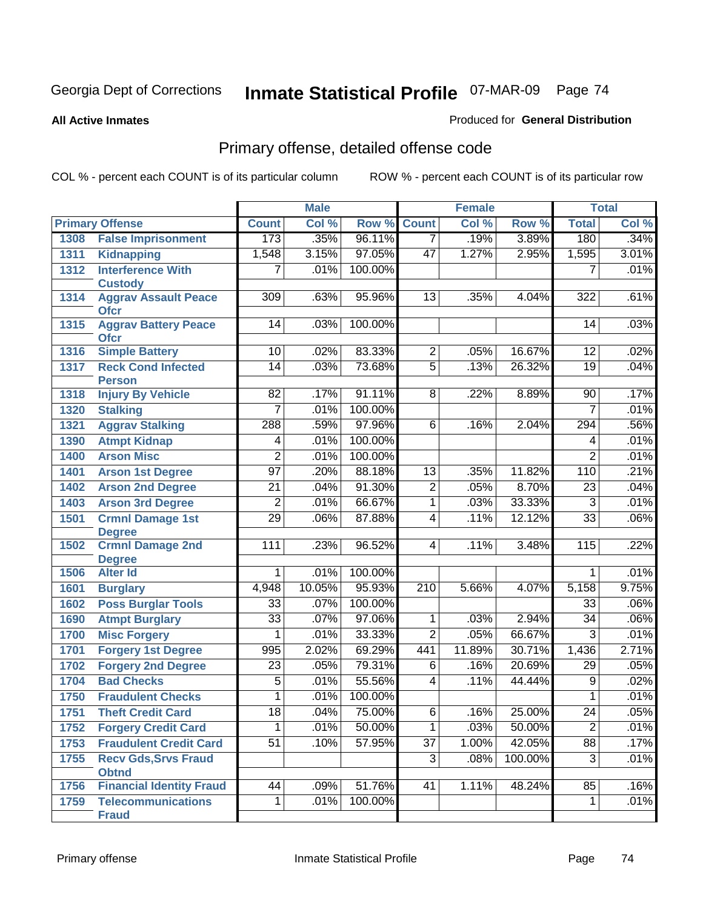# Inmate Statistical Profile

Georgia Dept of Corrections — 07-MAR-09

**All Active Inmates**

Produced for **General Distribution**

## Primary offense, detailed offense code

COL % - percent each COUNT is of its particular column

ROW % - percent each COUNT is of its particular row

| Primary Offense | | Male | | | Female | | | Total | |
|---|---|---|---|---|---|---|---|---|---|
| | | Count | Col % | Row % | Count | Col % | Row % | Total | Col % |
| 1308 | False Imprisonment | 173 | .35% | 96.11% | 7 | .19% | 3.89% | 180 | .34% |
| 1311 | Kidnapping | 1,548 | 3.15% | 97.05% | 47 | 1.27% | 2.95% | 1,595 | 3.01% |
| 1312 | Interference With Custody | 7 | .01% | 100.00% | | | | 7 | .01% |
| 1314 | Aggrav Assault Peace Ofcr | 309 | .63% | 95.96% | 13 | .35% | 4.04% | 322 | .61% |
| 1315 | Aggrav Battery Peace Ofcr | 14 | .03% | 100.00% | | | | 14 | .03% |
| 1316 | Simple Battery | 10 | .02% | 83.33% | 2 | .05% | 16.67% | 12 | .02% |
| 1317 | Reck Cond Infected Person | 14 | .03% | 73.68% | 5 | .13% | 26.32% | 19 | .04% |
| 1318 | Injury By Vehicle | 82 | .17% | 91.11% | 8 | .22% | 8.89% | 90 | .17% |
| 1320 | Stalking | 7 | .01% | 100.00% | | | | 7 | .01% |
| 1321 | Aggrav Stalking | 288 | .59% | 97.96% | 6 | .16% | 2.04% | 294 | .56% |
| 1390 | Atmpt Kidnap | 4 | .01% | 100.00% | | | | 4 | .01% |
| 1400 | Arson Misc | 2 | .01% | 100.00% | | | | 2 | .01% |
| 1401 | Arson 1st Degree | 97 | .20% | 88.18% | 13 | .35% | 11.82% | 110 | .21% |
| 1402 | Arson 2nd Degree | 21 | .04% | 91.30% | 2 | .05% | 8.70% | 23 | .04% |
| 1403 | Arson 3rd Degree | 2 | .01% | 66.67% | 1 | .03% | 33.33% | 3 | .01% |
| 1501 | Crmnl Damage 1st Degree | 29 | .06% | 87.88% | 4 | .11% | 12.12% | 33 | .06% |
| 1502 | Crmnl Damage 2nd Degree | 111 | .23% | 96.52% | 4 | .11% | 3.48% | 115 | .22% |
| 1506 | Alter Id | 1 | .01% | 100.00% | | | | 1 | .01% |
| 1601 | Burglary | 4,948 | 10.05% | 95.93% | 210 | 5.66% | 4.07% | 5,158 | 9.75% |
| 1602 | Poss Burglar Tools | 33 | .07% | 100.00% | | | | 33 | .06% |
| 1690 | Atmpt Burglary | 33 | .07% | 97.06% | 1 | .03% | 2.94% | 34 | .06% |
| 1700 | Misc Forgery | 1 | .01% | 33.33% | 2 | .05% | 66.67% | 3 | .01% |
| 1701 | Forgery 1st Degree | 995 | 2.02% | 69.29% | 441 | 11.89% | 30.71% | 1,436 | 2.71% |
| 1702 | Forgery 2nd Degree | 23 | .05% | 79.31% | 6 | .16% | 20.69% | 29 | .05% |
| 1704 | Bad Checks | 5 | .01% | 55.56% | 4 | .11% | 44.44% | 9 | .02% |
| 1750 | Fraudulent Checks | 1 | .01% | 100.00% | | | | 1 | .01% |
| 1751 | Theft Credit Card | 18 | .04% | 75.00% | 6 | .16% | 25.00% | 24 | .05% |
| 1752 | Forgery Credit Card | 1 | .01% | 50.00% | 1 | .03% | 50.00% | 2 | .01% |
| 1753 | Fraudulent Credit Card | 51 | .10% | 57.95% | 37 | 1.00% | 42.05% | 88 | .17% |
| 1755 | Recv Gds,Srvs Fraud Obtnd | | | | 3 | .08% | 100.00% | 3 | .01% |
| 1756 | Financial Identity Fraud | 44 | .09% | 51.76% | 41 | 1.11% | 48.24% | 85 | .16% |
| 1759 | Telecommunications Fraud | 1 | .01% | 100.00% | | | | 1 | .01% |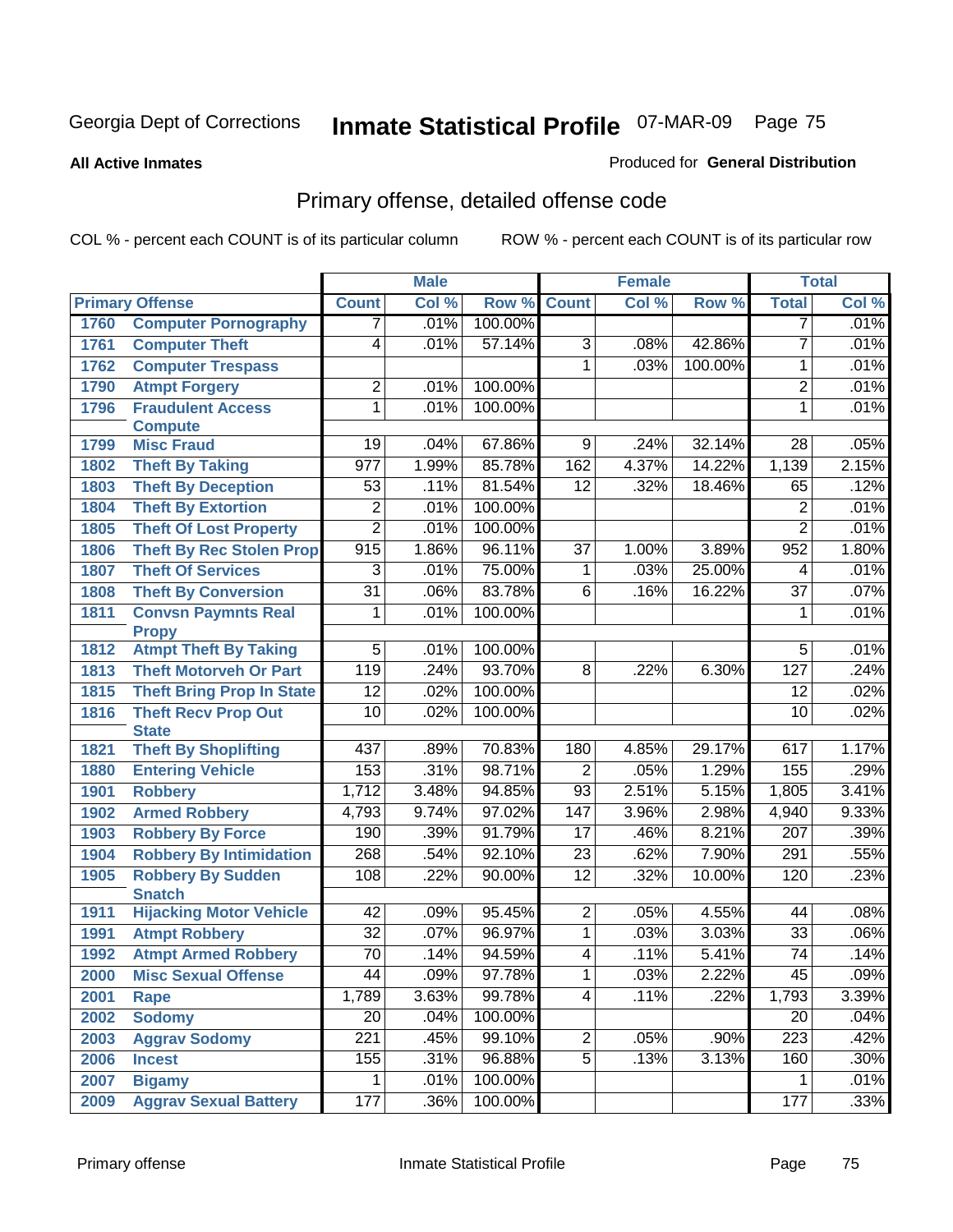Georgia Dept of Corrections

# Inmate Statistical Profile

07-MAR-09

**All Active Inmates**

Produced for **General Distribution**

## Primary offense, detailed offense code

COL % - percent each COUNT is of its particular column

ROW % - percent each COUNT is of its particular row

| Primary Offense | | Male | | | Female | | | Total | |
|---|---|---|---|---|---|---|---|---|---|
| | | Count | Col % | Row % | Count | Col % | Row % | Total | Col % |
| 1760 | Computer Pornography | 7 | .01% | 100.00% | | | | 7 | .01% |
| 1761 | Computer Theft | 4 | .01% | 57.14% | 3 | .08% | 42.86% | 7 | .01% |
| 1762 | Computer Trespass | | | | 1 | .03% | 100.00% | 1 | .01% |
| 1790 | Atmpt Forgery | 2 | .01% | 100.00% | | | | 2 | .01% |
| 1796 | Fraudulent Access Compute | 1 | .01% | 100.00% | | | | 1 | .01% |
| 1799 | Misc Fraud | 19 | .04% | 67.86% | 9 | .24% | 32.14% | 28 | .05% |
| 1802 | Theft By Taking | 977 | 1.99% | 85.78% | 162 | 4.37% | 14.22% | 1,139 | 2.15% |
| 1803 | Theft By Deception | 53 | .11% | 81.54% | 12 | .32% | 18.46% | 65 | .12% |
| 1804 | Theft By Extortion | 2 | .01% | 100.00% | | | | 2 | .01% |
| 1805 | Theft Of Lost Property | 2 | .01% | 100.00% | | | | 2 | .01% |
| 1806 | Theft By Rec Stolen Prop | 915 | 1.86% | 96.11% | 37 | 1.00% | 3.89% | 952 | 1.80% |
| 1807 | Theft Of Services | 3 | .01% | 75.00% | 1 | .03% | 25.00% | 4 | .01% |
| 1808 | Theft By Conversion | 31 | .06% | 83.78% | 6 | .16% | 16.22% | 37 | .07% |
| 1811 | Convsn Paymnts Real Propy | 1 | .01% | 100.00% | | | | 1 | .01% |
| 1812 | Atmpt Theft By Taking | 5 | .01% | 100.00% | | | | 5 | .01% |
| 1813 | Theft Motorveh Or Part | 119 | .24% | 93.70% | 8 | .22% | 6.30% | 127 | .24% |
| 1815 | Theft Bring Prop In State | 12 | .02% | 100.00% | | | | 12 | .02% |
| 1816 | Theft Recv Prop Out State | 10 | .02% | 100.00% | | | | 10 | .02% |
| 1821 | Theft By Shoplifting | 437 | .89% | 70.83% | 180 | 4.85% | 29.17% | 617 | 1.17% |
| 1880 | Entering Vehicle | 153 | .31% | 98.71% | 2 | .05% | 1.29% | 155 | .29% |
| 1901 | Robbery | 1,712 | 3.48% | 94.85% | 93 | 2.51% | 5.15% | 1,805 | 3.41% |
| 1902 | Armed Robbery | 4,793 | 9.74% | 97.02% | 147 | 3.96% | 2.98% | 4,940 | 9.33% |
| 1903 | Robbery By Force | 190 | .39% | 91.79% | 17 | .46% | 8.21% | 207 | .39% |
| 1904 | Robbery By Intimidation | 268 | .54% | 92.10% | 23 | .62% | 7.90% | 291 | .55% |
| 1905 | Robbery By Sudden Snatch | 108 | .22% | 90.00% | 12 | .32% | 10.00% | 120 | .23% |
| 1911 | Hijacking Motor Vehicle | 42 | .09% | 95.45% | 2 | .05% | 4.55% | 44 | .08% |
| 1991 | Atmpt Robbery | 32 | .07% | 96.97% | 1 | .03% | 3.03% | 33 | .06% |
| 1992 | Atmpt Armed Robbery | 70 | .14% | 94.59% | 4 | .11% | 5.41% | 74 | .14% |
| 2000 | Misc Sexual Offense | 44 | .09% | 97.78% | 1 | .03% | 2.22% | 45 | .09% |
| 2001 | Rape | 1,789 | 3.63% | 99.78% | 4 | .11% | .22% | 1,793 | 3.39% |
| 2002 | Sodomy | 20 | .04% | 100.00% | | | | 20 | .04% |
| 2003 | Aggrav Sodomy | 221 | .45% | 99.10% | 2 | .05% | .90% | 223 | .42% |
| 2006 | Incest | 155 | .31% | 96.88% | 5 | .13% | 3.13% | 160 | .30% |
| 2007 | Bigamy | 1 | .01% | 100.00% | | | | 1 | .01% |
| 2009 | Aggrav Sexual Battery | 177 | .36% | 100.00% | | | | 177 | .33% |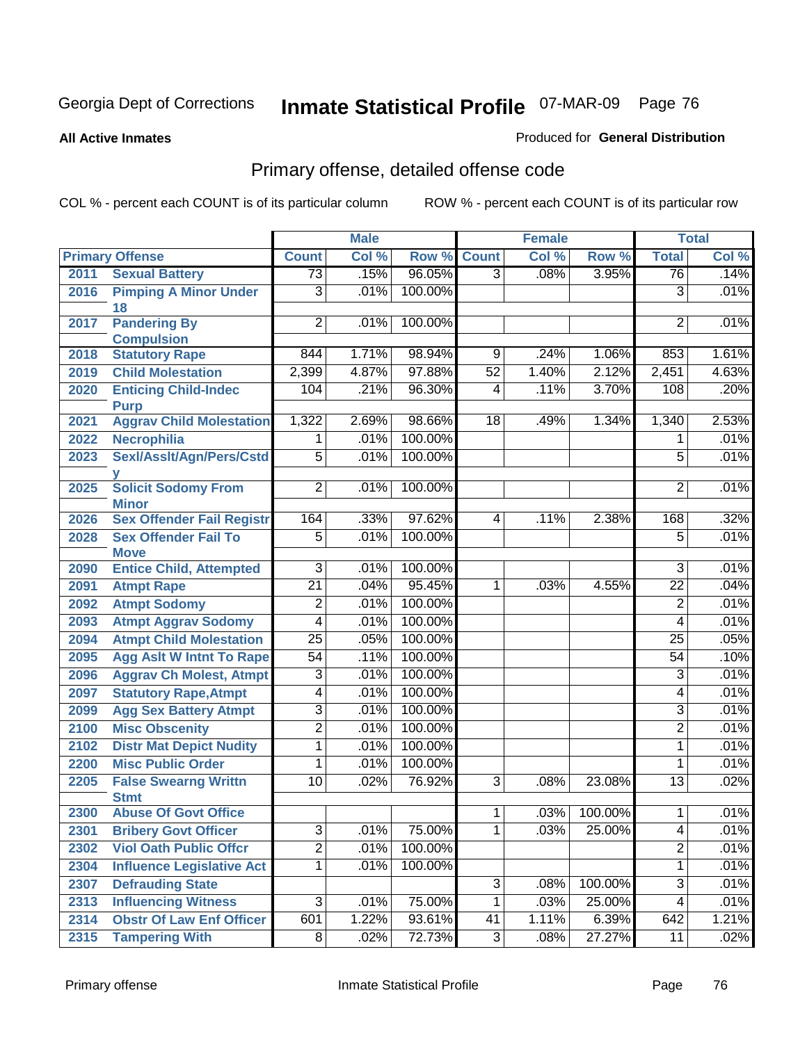Georgia Dept of Corrections **Inmate Statistical Profile** 07-MAR-09

**All Active Inmates**

Produced for **General Distribution**

## Primary offense, detailed offense code

COL % - percent each COUNT is of its particular column ROW % - percent each COUNT is of its particular row

| Primary Offense | | Male | | | Female | | | Total | |
|---|---|---|---|---|---|---|---|---|---|
| | | Count | Col % | Row % | Count | Col % | Row % | Total | Col % |
| 2011 | Sexual Battery | 73 | .15% | 96.05% | 3 | .08% | 3.95% | 76 | .14% |
| 2016 | Pimping A Minor Under 18 | 3 | .01% | 100.00% | | | | 3 | .01% |
| 2017 | Pandering By Compulsion | 2 | .01% | 100.00% | | | | 2 | .01% |
| 2018 | Statutory Rape | 844 | 1.71% | 98.94% | 9 | .24% | 1.06% | 853 | 1.61% |
| 2019 | Child Molestation | 2,399 | 4.87% | 97.88% | 52 | 1.40% | 2.12% | 2,451 | 4.63% |
| 2020 | Enticing Child-Indec Purp | 104 | .21% | 96.30% | 4 | .11% | 3.70% | 108 | .20% |
| 2021 | Aggrav Child Molestation | 1,322 | 2.69% | 98.66% | 18 | .49% | 1.34% | 1,340 | 2.53% |
| 2022 | Necrophilia | 1 | .01% | 100.00% | | | | 1 | .01% |
| 2023 | Sexl/Asslt/Agn/Pers/Cstdy | 5 | .01% | 100.00% | | | | 5 | .01% |
| 2025 | Solicit Sodomy From Minor | 2 | .01% | 100.00% | | | | 2 | .01% |
| 2026 | Sex Offender Fail Registr | 164 | .33% | 97.62% | 4 | .11% | 2.38% | 168 | .32% |
| 2028 | Sex Offender Fail To Move | 5 | .01% | 100.00% | | | | 5 | .01% |
| 2090 | Entice Child, Attempted | 3 | .01% | 100.00% | | | | 3 | .01% |
| 2091 | Atmpt Rape | 21 | .04% | 95.45% | 1 | .03% | 4.55% | 22 | .04% |
| 2092 | Atmpt Sodomy | 2 | .01% | 100.00% | | | | 2 | .01% |
| 2093 | Atmpt Aggrav Sodomy | 4 | .01% | 100.00% | | | | 4 | .01% |
| 2094 | Atmpt Child Molestation | 25 | .05% | 100.00% | | | | 25 | .05% |
| 2095 | Agg Aslt W Intnt To Rape | 54 | .11% | 100.00% | | | | 54 | .10% |
| 2096 | Aggrav Ch Molest, Atmpt | 3 | .01% | 100.00% | | | | 3 | .01% |
| 2097 | Statutory Rape,Atmpt | 4 | .01% | 100.00% | | | | 4 | .01% |
| 2099 | Agg Sex Battery Atmpt | 3 | .01% | 100.00% | | | | 3 | .01% |
| 2100 | Misc Obscenity | 2 | .01% | 100.00% | | | | 2 | .01% |
| 2102 | Distr Mat Depict Nudity | 1 | .01% | 100.00% | | | | 1 | .01% |
| 2200 | Misc Public Order | 1 | .01% | 100.00% | | | | 1 | .01% |
| 2205 | False Swearng Writtn Stmt | 10 | .02% | 76.92% | 3 | .08% | 23.08% | 13 | .02% |
| 2300 | Abuse Of Govt Office | | | | 1 | .03% | 100.00% | 1 | .01% |
| 2301 | Bribery Govt Officer | 3 | .01% | 75.00% | 1 | .03% | 25.00% | 4 | .01% |
| 2302 | Viol Oath Public Offcr | 2 | .01% | 100.00% | | | | 2 | .01% |
| 2304 | Influence Legislative Act | 1 | .01% | 100.00% | | | | 1 | .01% |
| 2307 | Defrauding State | | | | 3 | .08% | 100.00% | 3 | .01% |
| 2313 | Influencing Witness | 3 | .01% | 75.00% | 1 | .03% | 25.00% | 4 | .01% |
| 2314 | Obstr Of Law Enf Officer | 601 | 1.22% | 93.61% | 41 | 1.11% | 6.39% | 642 | 1.21% |
| 2315 | Tampering With | 8 | .02% | 72.73% | 3 | .08% | 27.27% | 11 | .02% |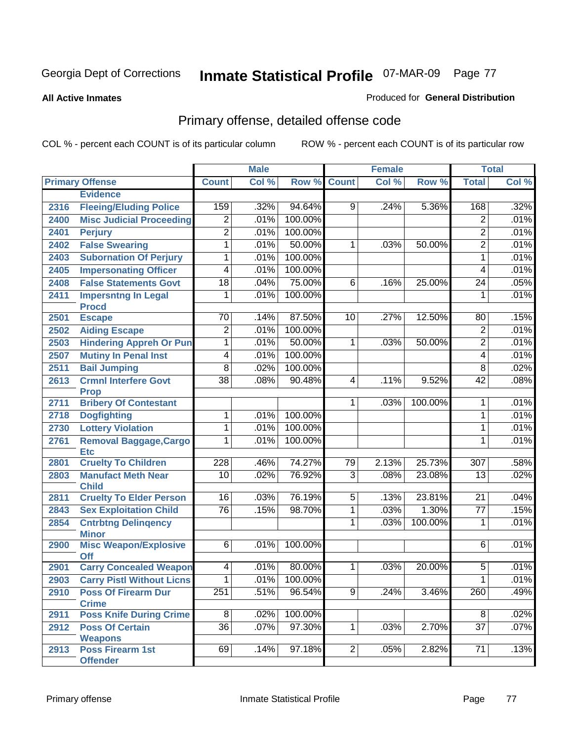Georgia Dept of Corrections **Inmate Statistical Profile** 07-MAR-09

**All Active Inmates**

Produced for **General Distribution**

## Primary offense, detailed offense code

COL % - percent each COUNT is of its particular column ROW % - percent each COUNT is of its particular row

| Primary Offense | | Male | | | Female | | | Total | |
|---|---|---|---|---|---|---|---|---|---|
| | | Count | Col % | Row % | Count | Col % | Row % | Total | Col % |
| | Evidence | | | | | | | | |
| 2316 | Fleeing/Eluding Police | 159 | .32% | 94.64% | 9 | .24% | 5.36% | 168 | .32% |
| 2400 | Misc Judicial Proceeding | 2 | .01% | 100.00% | | | | 2 | .01% |
| 2401 | Perjury | 2 | .01% | 100.00% | | | | 2 | .01% |
| 2402 | False Swearing | 1 | .01% | 50.00% | 1 | .03% | 50.00% | 2 | .01% |
| 2403 | Subornation Of Perjury | 1 | .01% | 100.00% | | | | 1 | .01% |
| 2405 | Impersonating Officer | 4 | .01% | 100.00% | | | | 4 | .01% |
| 2408 | False Statements Govt | 18 | .04% | 75.00% | 6 | .16% | 25.00% | 24 | .05% |
| 2411 | Impersntng In Legal Procd | 1 | .01% | 100.00% | | | | 1 | .01% |
| 2501 | Escape | 70 | .14% | 87.50% | 10 | .27% | 12.50% | 80 | .15% |
| 2502 | Aiding Escape | 2 | .01% | 100.00% | | | | 2 | .01% |
| 2503 | Hindering Appreh Or Pun | 1 | .01% | 50.00% | 1 | .03% | 50.00% | 2 | .01% |
| 2507 | Mutiny In Penal Inst | 4 | .01% | 100.00% | | | | 4 | .01% |
| 2511 | Bail Jumping | 8 | .02% | 100.00% | | | | 8 | .02% |
| 2613 | Crmnl Interfere Govt Prop | 38 | .08% | 90.48% | 4 | .11% | 9.52% | 42 | .08% |
| 2711 | Bribery Of Contestant | | | | 1 | .03% | 100.00% | 1 | .01% |
| 2718 | Dogfighting | 1 | .01% | 100.00% | | | | 1 | .01% |
| 2730 | Lottery Violation | 1 | .01% | 100.00% | | | | 1 | .01% |
| 2761 | Removal Baggage,Cargo Etc | 1 | .01% | 100.00% | | | | 1 | .01% |
| 2801 | Cruelty To Children | 228 | .46% | 74.27% | 79 | 2.13% | 25.73% | 307 | .58% |
| 2803 | Manufact Meth Near Child | 10 | .02% | 76.92% | 3 | .08% | 23.08% | 13 | .02% |
| 2811 | Cruelty To Elder Person | 16 | .03% | 76.19% | 5 | .13% | 23.81% | 21 | .04% |
| 2843 | Sex Exploitation Child | 76 | .15% | 98.70% | 1 | .03% | 1.30% | 77 | .15% |
| 2854 | Cntrbtng Delinqency Minor | | | | 1 | .03% | 100.00% | 1 | .01% |
| 2900 | Misc Weapon/Explosive Off | 6 | .01% | 100.00% | | | | 6 | .01% |
| 2901 | Carry Concealed Weapon | 4 | .01% | 80.00% | 1 | .03% | 20.00% | 5 | .01% |
| 2903 | Carry Pistl Without Licns | 1 | .01% | 100.00% | | | | 1 | .01% |
| 2910 | Poss Of Firearm Dur Crime | 251 | .51% | 96.54% | 9 | .24% | 3.46% | 260 | .49% |
| 2911 | Poss Knife During Crime | 8 | .02% | 100.00% | | | | 8 | .02% |
| 2912 | Poss Of Certain Weapons | 36 | .07% | 97.30% | 1 | .03% | 2.70% | 37 | .07% |
| 2913 | Poss Firearm 1st Offender | 69 | .14% | 97.18% | 2 | .05% | 2.82% | 71 | .13% |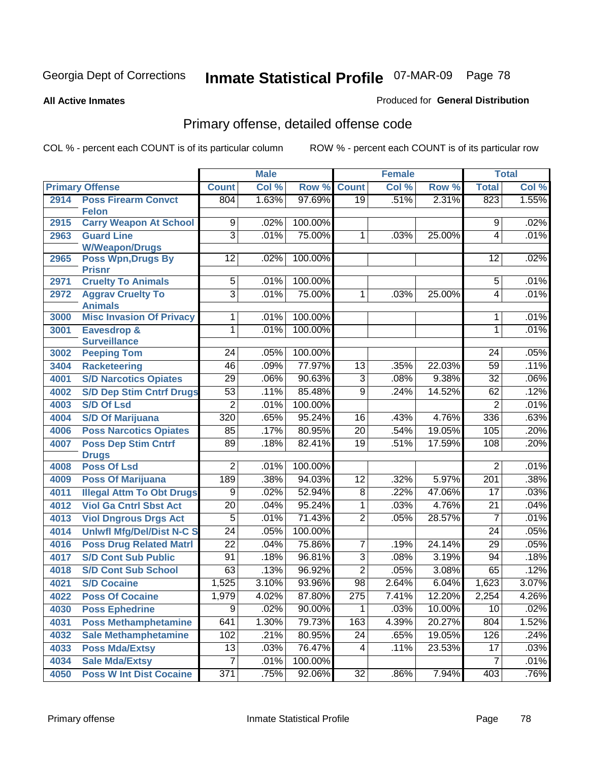Georgia Dept of Corrections **Inmate Statistical Profile** 07-MAR-09 Page 78

**All Active Inmates**

Produced for **General Distribution**

## Primary offense, detailed offense code

COL % - percent each COUNT is of its particular column ROW % - percent each COUNT is of its particular row

| Primary Offense | | Male | | | Female | | | Total | |
|---|---|---|---|---|---|---|---|---|---|
| | | Count | Col % | Row % | Count | Col % | Row % | Total | Col % |
| 2914 | Poss Firearm Convct Felon | 804 | 1.63% | 97.69% | 19 | .51% | 2.31% | 823 | 1.55% |
| 2915 | Carry Weapon At School | 9 | .02% | 100.00% | | | | 9 | .02% |
| 2963 | Guard Line W/Weapon/Drugs | 3 | .01% | 75.00% | 1 | .03% | 25.00% | 4 | .01% |
| 2965 | Poss Wpn,Drugs By Prisnr | 12 | .02% | 100.00% | | | | 12 | .02% |
| 2971 | Cruelty To Animals | 5 | .01% | 100.00% | | | | 5 | .01% |
| 2972 | Aggrav Cruelty To Animals | 3 | .01% | 75.00% | 1 | .03% | 25.00% | 4 | .01% |
| 3000 | Misc Invasion Of Privacy | 1 | .01% | 100.00% | | | | 1 | .01% |
| 3001 | Eavesdrop & Surveillance | 1 | .01% | 100.00% | | | | 1 | .01% |
| 3002 | Peeping Tom | 24 | .05% | 100.00% | | | | 24 | .05% |
| 3404 | Racketeering | 46 | .09% | 77.97% | 13 | .35% | 22.03% | 59 | .11% |
| 4001 | S/D Narcotics Opiates | 29 | .06% | 90.63% | 3 | .08% | 9.38% | 32 | .06% |
| 4002 | S/D Dep Stim Cntrf Drugs | 53 | .11% | 85.48% | 9 | .24% | 14.52% | 62 | .12% |
| 4003 | S/D Of Lsd | 2 | .01% | 100.00% | | | | 2 | .01% |
| 4004 | S/D Of Marijuana | 320 | .65% | 95.24% | 16 | .43% | 4.76% | 336 | .63% |
| 4006 | Poss Narcotics Opiates | 85 | .17% | 80.95% | 20 | .54% | 19.05% | 105 | .20% |
| 4007 | Poss Dep Stim Cntrf Drugs | 89 | .18% | 82.41% | 19 | .51% | 17.59% | 108 | .20% |
| 4008 | Poss Of Lsd | 2 | .01% | 100.00% | | | | 2 | .01% |
| 4009 | Poss Of Marijuana | 189 | .38% | 94.03% | 12 | .32% | 5.97% | 201 | .38% |
| 4011 | Illegal Attm To Obt Drugs | 9 | .02% | 52.94% | 8 | .22% | 47.06% | 17 | .03% |
| 4012 | Viol Ga Cntrl Sbst Act | 20 | .04% | 95.24% | 1 | .03% | 4.76% | 21 | .04% |
| 4013 | Viol Dngrous Drgs Act | 5 | .01% | 71.43% | 2 | .05% | 28.57% | 7 | .01% |
| 4014 | Unlwfl Mfg/Del/Dist N-C S | 24 | .05% | 100.00% | | | | 24 | .05% |
| 4016 | Poss Drug Related Matrl | 22 | .04% | 75.86% | 7 | .19% | 24.14% | 29 | .05% |
| 4017 | S/D Cont Sub Public | 91 | .18% | 96.81% | 3 | .08% | 3.19% | 94 | .18% |
| 4018 | S/D Cont Sub School | 63 | .13% | 96.92% | 2 | .05% | 3.08% | 65 | .12% |
| 4021 | S/D Cocaine | 1,525 | 3.10% | 93.96% | 98 | 2.64% | 6.04% | 1,623 | 3.07% |
| 4022 | Poss Of Cocaine | 1,979 | 4.02% | 87.80% | 275 | 7.41% | 12.20% | 2,254 | 4.26% |
| 4030 | Poss Ephedrine | 9 | .02% | 90.00% | 1 | .03% | 10.00% | 10 | .02% |
| 4031 | Poss Methamphetamine | 641 | 1.30% | 79.73% | 163 | 4.39% | 20.27% | 804 | 1.52% |
| 4032 | Sale Methamphetamine | 102 | .21% | 80.95% | 24 | .65% | 19.05% | 126 | .24% |
| 4033 | Poss Mda/Extsy | 13 | .03% | 76.47% | 4 | .11% | 23.53% | 17 | .03% |
| 4034 | Sale Mda/Extsy | 7 | .01% | 100.00% | | | | 7 | .01% |
| 4050 | Poss W Int Dist Cocaine | 371 | .75% | 92.06% | 32 | .86% | 7.94% | 403 | .76% |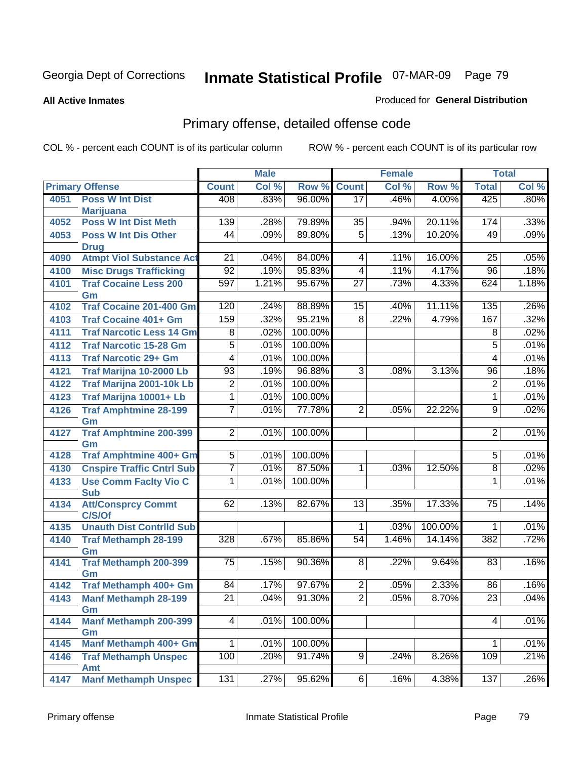Georgia Dept of Corrections

# Inmate Statistical Profile 07-MAR-09 Page 79

**All Active Inmates**

Produced for **General Distribution**

## Primary offense, detailed offense code

COL % - percent each COUNT is of its particular column

ROW % - percent each COUNT is of its particular row

| Primary Offense | | Male | | | Female | | | Total | |
|---|---|---|---|---|---|---|---|---|---|
| | | Count | Col % | Row % | Count | Col % | Row % | Total | Col % |
| 4051 | Poss W Int Dist Marijuana | 408 | .83% | 96.00% | 17 | .46% | 4.00% | 425 | .80% |
| 4052 | Poss W Int Dist Meth | 139 | .28% | 79.89% | 35 | .94% | 20.11% | 174 | .33% |
| 4053 | Poss W Int Dis Other Drug | 44 | .09% | 89.80% | 5 | .13% | 10.20% | 49 | .09% |
| 4090 | Atmpt Viol Substance Act | 21 | .04% | 84.00% | 4 | .11% | 16.00% | 25 | .05% |
| 4100 | Misc Drugs Trafficking | 92 | .19% | 95.83% | 4 | .11% | 4.17% | 96 | .18% |
| 4101 | Traf Cocaine Less 200 Gm | 597 | 1.21% | 95.67% | 27 | .73% | 4.33% | 624 | 1.18% |
| 4102 | Traf Cocaine 201-400 Gm | 120 | .24% | 88.89% | 15 | .40% | 11.11% | 135 | .26% |
| 4103 | Traf Cocaine 401+ Gm | 159 | .32% | 95.21% | 8 | .22% | 4.79% | 167 | .32% |
| 4111 | Traf Narcotic Less 14 Gm | 8 | .02% | 100.00% | | | | 8 | .02% |
| 4112 | Traf Narcotic 15-28 Gm | 5 | .01% | 100.00% | | | | 5 | .01% |
| 4113 | Traf Narcotic 29+ Gm | 4 | .01% | 100.00% | | | | 4 | .01% |
| 4121 | Traf Marijna 10-2000 Lb | 93 | .19% | 96.88% | 3 | .08% | 3.13% | 96 | .18% |
| 4122 | Traf Marijna 2001-10k Lb | 2 | .01% | 100.00% | | | | 2 | .01% |
| 4123 | Traf Marijna 10001+ Lb | 1 | .01% | 100.00% | | | | 1 | .01% |
| 4126 | Traf Amphtmine 28-199 Gm | 7 | .01% | 77.78% | 2 | .05% | 22.22% | 9 | .02% |
| 4127 | Traf Amphtmine 200-399 Gm | 2 | .01% | 100.00% | | | | 2 | .01% |
| 4128 | Traf Amphtmine 400+ Gm | 5 | .01% | 100.00% | | | | 5 | .01% |
| 4130 | Cnspire Traffic Cntrl Sub | 7 | .01% | 87.50% | 1 | .03% | 12.50% | 8 | .02% |
| 4133 | Use Comm Faclty Vio C Sub | 1 | .01% | 100.00% | | | | 1 | .01% |
| 4134 | Att/Consprcy Commt C/S/Of | 62 | .13% | 82.67% | 13 | .35% | 17.33% | 75 | .14% |
| 4135 | Unauth Dist Contrlld Sub | | | | 1 | .03% | 100.00% | 1 | .01% |
| 4140 | Traf Methamph 28-199 Gm | 328 | .67% | 85.86% | 54 | 1.46% | 14.14% | 382 | .72% |
| 4141 | Traf Methamph 200-399 Gm | 75 | .15% | 90.36% | 8 | .22% | 9.64% | 83 | .16% |
| 4142 | Traf Methamph 400+ Gm | 84 | .17% | 97.67% | 2 | .05% | 2.33% | 86 | .16% |
| 4143 | Manf Methamph 28-199 Gm | 21 | .04% | 91.30% | 2 | .05% | 8.70% | 23 | .04% |
| 4144 | Manf Methamph 200-399 Gm | 4 | .01% | 100.00% | | | | 4 | .01% |
| 4145 | Manf Methamph 400+ Gm | 1 | .01% | 100.00% | | | | 1 | .01% |
| 4146 | Traf Methamph Unspec Amt | 100 | .20% | 91.74% | 9 | .24% | 8.26% | 109 | .21% |
| 4147 | Manf Methamph Unspec | 131 | .27% | 95.62% | 6 | .16% | 4.38% | 137 | .26% |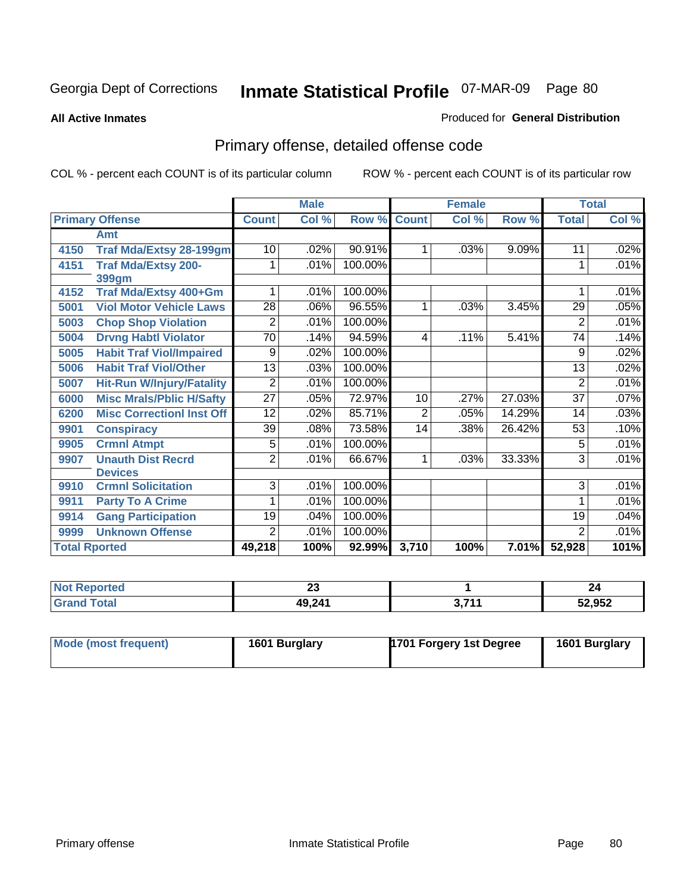Georgia Dept of Corrections

# Inmate Statistical Profile 07-MAR-09

**All Active Inmates**

Produced for **General Distribution**

## Primary offense, detailed offense code

COL % - percent each COUNT is of its particular column

ROW % - percent each COUNT is of its particular row

| Primary Offense | | Male | | | Female | | | Total | |
|---|---|---|---|---|---|---|---|---|---|
| | | Count | Col % | Row % | Count | Col % | Row % | Total | Col % |
| | Amt | | | | | | | | |
| 4150 | Traf Mda/Extsy 28-199gm | 10 | .02% | 90.91% | 1 | .03% | 9.09% | 11 | .02% |
| 4151 | Traf Mda/Extsy 200-399gm | 1 | .01% | 100.00% | | | | 1 | .01% |
| 4152 | Traf Mda/Extsy 400+Gm | 1 | .01% | 100.00% | | | | 1 | .01% |
| 5001 | Viol Motor Vehicle Laws | 28 | .06% | 96.55% | 1 | .03% | 3.45% | 29 | .05% |
| 5003 | Chop Shop Violation | 2 | .01% | 100.00% | | | | 2 | .01% |
| 5004 | Drvng Habtl Violator | 70 | .14% | 94.59% | 4 | .11% | 5.41% | 74 | .14% |
| 5005 | Habit Traf Viol/Impaired | 9 | .02% | 100.00% | | | | 9 | .02% |
| 5006 | Habit Traf Viol/Other | 13 | .03% | 100.00% | | | | 13 | .02% |
| 5007 | Hit-Run W/Injury/Fatality | 2 | .01% | 100.00% | | | | 2 | .01% |
| 6000 | Misc Mrals/Pblic H/Safty | 27 | .05% | 72.97% | 10 | .27% | 27.03% | 37 | .07% |
| 6200 | Misc Correctionl Inst Off | 12 | .02% | 85.71% | 2 | .05% | 14.29% | 14 | .03% |
| 9901 | Conspiracy | 39 | .08% | 73.58% | 14 | .38% | 26.42% | 53 | .10% |
| 9905 | Crmnl Atmpt | 5 | .01% | 100.00% | | | | 5 | .01% |
| 9907 | Unauth Dist Recrd Devices | 2 | .01% | 66.67% | 1 | .03% | 33.33% | 3 | .01% |
| 9910 | Crmnl Solicitation | 3 | .01% | 100.00% | | | | 3 | .01% |
| 9911 | Party To A Crime | 1 | .01% | 100.00% | | | | 1 | .01% |
| 9914 | Gang Participation | 19 | .04% | 100.00% | | | | 19 | .04% |
| 9999 | Unknown Offense | 2 | .01% | 100.00% | | | | 2 | .01% |
| Total Rported | | 49,218 | 100% | 92.99% | 3,710 | 100% | 7.01% | 52,928 | 101% |

| | Male | Female | Total |
|---|---|---|---|
| Not Reported | 23 | 1 | 24 |
| Grand Total | 49,241 | 3,711 | 52,952 |

| | Male | Female | Total |
|---|---|---|---|
| Mode (most frequent) | 1601 Burglary | 1701 Forgery 1st Degree | 1601 Burglary |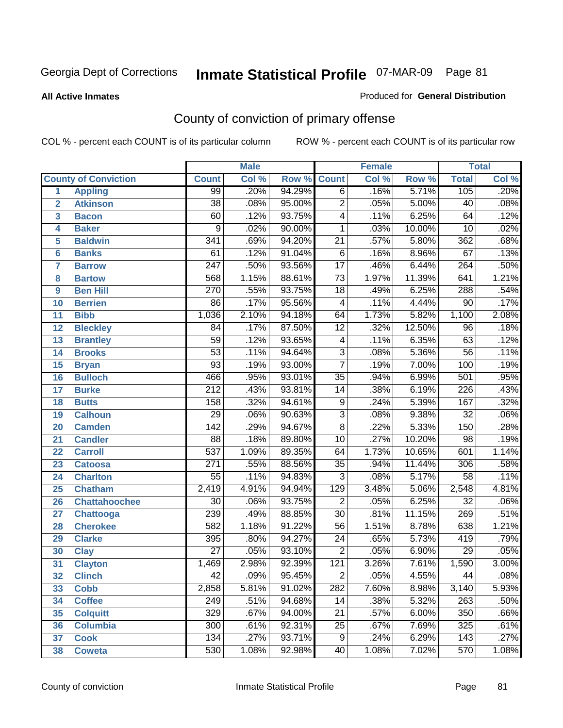Georgia Dept of Corrections **Inmate Statistical Profile** 07-MAR-09

**All Active Inmates**

Produced for **General Distribution**

## County of conviction of primary offense

COL % - percent each COUNT is of its particular column    ROW % - percent each COUNT is of its particular row

| County of Conviction | | Male | | | Female | | | Total | |
|---|---|---|---|---|---|---|---|---|---|
| | | Count | Col % | Row % | Count | Col % | Row % | Total | Col % |
| 1 | Appling | 99 | .20% | 94.29% | 6 | .16% | 5.71% | 105 | .20% |
| 2 | Atkinson | 38 | .08% | 95.00% | 2 | .05% | 5.00% | 40 | .08% |
| 3 | Bacon | 60 | .12% | 93.75% | 4 | .11% | 6.25% | 64 | .12% |
| 4 | Baker | 9 | .02% | 90.00% | 1 | .03% | 10.00% | 10 | .02% |
| 5 | Baldwin | 341 | .69% | 94.20% | 21 | .57% | 5.80% | 362 | .68% |
| 6 | Banks | 61 | .12% | 91.04% | 6 | .16% | 8.96% | 67 | .13% |
| 7 | Barrow | 247 | .50% | 93.56% | 17 | .46% | 6.44% | 264 | .50% |
| 8 | Bartow | 568 | 1.15% | 88.61% | 73 | 1.97% | 11.39% | 641 | 1.21% |
| 9 | Ben Hill | 270 | .55% | 93.75% | 18 | .49% | 6.25% | 288 | .54% |
| 10 | Berrien | 86 | .17% | 95.56% | 4 | .11% | 4.44% | 90 | .17% |
| 11 | Bibb | 1,036 | 2.10% | 94.18% | 64 | 1.73% | 5.82% | 1,100 | 2.08% |
| 12 | Bleckley | 84 | .17% | 87.50% | 12 | .32% | 12.50% | 96 | .18% |
| 13 | Brantley | 59 | .12% | 93.65% | 4 | .11% | 6.35% | 63 | .12% |
| 14 | Brooks | 53 | .11% | 94.64% | 3 | .08% | 5.36% | 56 | .11% |
| 15 | Bryan | 93 | .19% | 93.00% | 7 | .19% | 7.00% | 100 | .19% |
| 16 | Bulloch | 466 | .95% | 93.01% | 35 | .94% | 6.99% | 501 | .95% |
| 17 | Burke | 212 | .43% | 93.81% | 14 | .38% | 6.19% | 226 | .43% |
| 18 | Butts | 158 | .32% | 94.61% | 9 | .24% | 5.39% | 167 | .32% |
| 19 | Calhoun | 29 | .06% | 90.63% | 3 | .08% | 9.38% | 32 | .06% |
| 20 | Camden | 142 | .29% | 94.67% | 8 | .22% | 5.33% | 150 | .28% |
| 21 | Candler | 88 | .18% | 89.80% | 10 | .27% | 10.20% | 98 | .19% |
| 22 | Carroll | 537 | 1.09% | 89.35% | 64 | 1.73% | 10.65% | 601 | 1.14% |
| 23 | Catoosa | 271 | .55% | 88.56% | 35 | .94% | 11.44% | 306 | .58% |
| 24 | Charlton | 55 | .11% | 94.83% | 3 | .08% | 5.17% | 58 | .11% |
| 25 | Chatham | 2,419 | 4.91% | 94.94% | 129 | 3.48% | 5.06% | 2,548 | 4.81% |
| 26 | Chattahoochee | 30 | .06% | 93.75% | 2 | .05% | 6.25% | 32 | .06% |
| 27 | Chattooga | 239 | .49% | 88.85% | 30 | .81% | 11.15% | 269 | .51% |
| 28 | Cherokee | 582 | 1.18% | 91.22% | 56 | 1.51% | 8.78% | 638 | 1.21% |
| 29 | Clarke | 395 | .80% | 94.27% | 24 | .65% | 5.73% | 419 | .79% |
| 30 | Clay | 27 | .05% | 93.10% | 2 | .05% | 6.90% | 29 | .05% |
| 31 | Clayton | 1,469 | 2.98% | 92.39% | 121 | 3.26% | 7.61% | 1,590 | 3.00% |
| 32 | Clinch | 42 | .09% | 95.45% | 2 | .05% | 4.55% | 44 | .08% |
| 33 | Cobb | 2,858 | 5.81% | 91.02% | 282 | 7.60% | 8.98% | 3,140 | 5.93% |
| 34 | Coffee | 249 | .51% | 94.68% | 14 | .38% | 5.32% | 263 | .50% |
| 35 | Colquitt | 329 | .67% | 94.00% | 21 | .57% | 6.00% | 350 | .66% |
| 36 | Columbia | 300 | .61% | 92.31% | 25 | .67% | 7.69% | 325 | .61% |
| 37 | Cook | 134 | .27% | 93.71% | 9 | .24% | 6.29% | 143 | .27% |
| 38 | Coweta | 530 | 1.08% | 92.98% | 40 | 1.08% | 7.02% | 570 | 1.08% |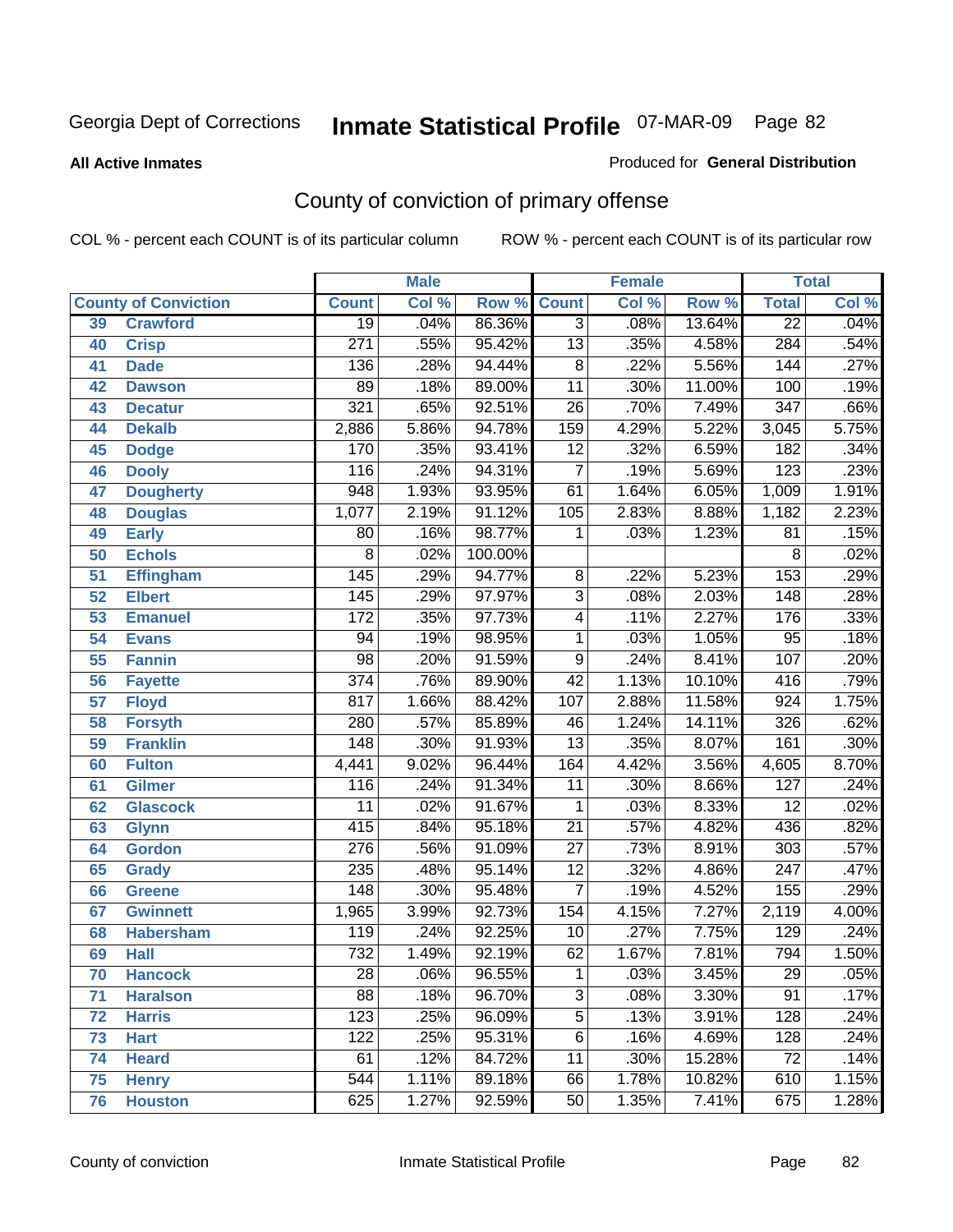Georgia Dept of Corrections **Inmate Statistical Profile** 07-MAR-09

**All Active Inmates**

Produced for **General Distribution**

## County of conviction of primary offense

COL % - percent each COUNT is of its particular column ROW % - percent each COUNT is of its particular row

| County of Conviction | | Male | | | Female | | | Total | |
|---|---|---|---|---|---|---|---|---|---|
| | | Count | Col % | Row % | Count | Col % | Row % | Total | Col % |
| 39 | Crawford | 19 | .04% | 86.36% | 3 | .08% | 13.64% | 22 | .04% |
| 40 | Crisp | 271 | .55% | 95.42% | 13 | .35% | 4.58% | 284 | .54% |
| 41 | Dade | 136 | .28% | 94.44% | 8 | .22% | 5.56% | 144 | .27% |
| 42 | Dawson | 89 | .18% | 89.00% | 11 | .30% | 11.00% | 100 | .19% |
| 43 | Decatur | 321 | .65% | 92.51% | 26 | .70% | 7.49% | 347 | .66% |
| 44 | Dekalb | 2,886 | 5.86% | 94.78% | 159 | 4.29% | 5.22% | 3,045 | 5.75% |
| 45 | Dodge | 170 | .35% | 93.41% | 12 | .32% | 6.59% | 182 | .34% |
| 46 | Dooly | 116 | .24% | 94.31% | 7 | .19% | 5.69% | 123 | .23% |
| 47 | Dougherty | 948 | 1.93% | 93.95% | 61 | 1.64% | 6.05% | 1,009 | 1.91% |
| 48 | Douglas | 1,077 | 2.19% | 91.12% | 105 | 2.83% | 8.88% | 1,182 | 2.23% |
| 49 | Early | 80 | .16% | 98.77% | 1 | .03% | 1.23% | 81 | .15% |
| 50 | Echols | 8 | .02% | 100.00% | | | | 8 | .02% |
| 51 | Effingham | 145 | .29% | 94.77% | 8 | .22% | 5.23% | 153 | .29% |
| 52 | Elbert | 145 | .29% | 97.97% | 3 | .08% | 2.03% | 148 | .28% |
| 53 | Emanuel | 172 | .35% | 97.73% | 4 | .11% | 2.27% | 176 | .33% |
| 54 | Evans | 94 | .19% | 98.95% | 1 | .03% | 1.05% | 95 | .18% |
| 55 | Fannin | 98 | .20% | 91.59% | 9 | .24% | 8.41% | 107 | .20% |
| 56 | Fayette | 374 | .76% | 89.90% | 42 | 1.13% | 10.10% | 416 | .79% |
| 57 | Floyd | 817 | 1.66% | 88.42% | 107 | 2.88% | 11.58% | 924 | 1.75% |
| 58 | Forsyth | 280 | .57% | 85.89% | 46 | 1.24% | 14.11% | 326 | .62% |
| 59 | Franklin | 148 | .30% | 91.93% | 13 | .35% | 8.07% | 161 | .30% |
| 60 | Fulton | 4,441 | 9.02% | 96.44% | 164 | 4.42% | 3.56% | 4,605 | 8.70% |
| 61 | Gilmer | 116 | .24% | 91.34% | 11 | .30% | 8.66% | 127 | .24% |
| 62 | Glascock | 11 | .02% | 91.67% | 1 | .03% | 8.33% | 12 | .02% |
| 63 | Glynn | 415 | .84% | 95.18% | 21 | .57% | 4.82% | 436 | .82% |
| 64 | Gordon | 276 | .56% | 91.09% | 27 | .73% | 8.91% | 303 | .57% |
| 65 | Grady | 235 | .48% | 95.14% | 12 | .32% | 4.86% | 247 | .47% |
| 66 | Greene | 148 | .30% | 95.48% | 7 | .19% | 4.52% | 155 | .29% |
| 67 | Gwinnett | 1,965 | 3.99% | 92.73% | 154 | 4.15% | 7.27% | 2,119 | 4.00% |
| 68 | Habersham | 119 | .24% | 92.25% | 10 | .27% | 7.75% | 129 | .24% |
| 69 | Hall | 732 | 1.49% | 92.19% | 62 | 1.67% | 7.81% | 794 | 1.50% |
| 70 | Hancock | 28 | .06% | 96.55% | 1 | .03% | 3.45% | 29 | .05% |
| 71 | Haralson | 88 | .18% | 96.70% | 3 | .08% | 3.30% | 91 | .17% |
| 72 | Harris | 123 | .25% | 96.09% | 5 | .13% | 3.91% | 128 | .24% |
| 73 | Hart | 122 | .25% | 95.31% | 6 | .16% | 4.69% | 128 | .24% |
| 74 | Heard | 61 | .12% | 84.72% | 11 | .30% | 15.28% | 72 | .14% |
| 75 | Henry | 544 | 1.11% | 89.18% | 66 | 1.78% | 10.82% | 610 | 1.15% |
| 76 | Houston | 625 | 1.27% | 92.59% | 50 | 1.35% | 7.41% | 675 | 1.28% |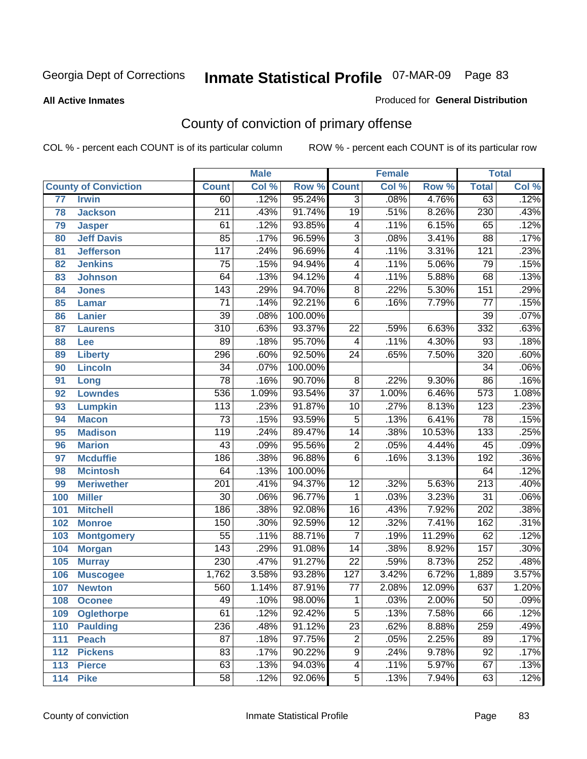Georgia Dept of Corrections

# Inmate Statistical Profile

07-MAR-09 Page 83

**All Active Inmates**

Produced for **General Distribution**

## County of conviction of primary offense

COL % - percent each COUNT is of its particular column

ROW % - percent each COUNT is of its particular row

| County of Conviction | | Male | | | Female | | | Total | |
|---|---|---|---|---|---|---|---|---|---|
| | | Count | Col % | Row % | Count | Col % | Row % | Total | Col % |
| 77 | Irwin | 60 | .12% | 95.24% | 3 | .08% | 4.76% | 63 | .12% |
| 78 | Jackson | 211 | .43% | 91.74% | 19 | .51% | 8.26% | 230 | .43% |
| 79 | Jasper | 61 | .12% | 93.85% | 4 | .11% | 6.15% | 65 | .12% |
| 80 | Jeff Davis | 85 | .17% | 96.59% | 3 | .08% | 3.41% | 88 | .17% |
| 81 | Jefferson | 117 | .24% | 96.69% | 4 | .11% | 3.31% | 121 | .23% |
| 82 | Jenkins | 75 | .15% | 94.94% | 4 | .11% | 5.06% | 79 | .15% |
| 83 | Johnson | 64 | .13% | 94.12% | 4 | .11% | 5.88% | 68 | .13% |
| 84 | Jones | 143 | .29% | 94.70% | 8 | .22% | 5.30% | 151 | .29% |
| 85 | Lamar | 71 | .14% | 92.21% | 6 | .16% | 7.79% | 77 | .15% |
| 86 | Lanier | 39 | .08% | 100.00% | | | | 39 | .07% |
| 87 | Laurens | 310 | .63% | 93.37% | 22 | .59% | 6.63% | 332 | .63% |
| 88 | Lee | 89 | .18% | 95.70% | 4 | .11% | 4.30% | 93 | .18% |
| 89 | Liberty | 296 | .60% | 92.50% | 24 | .65% | 7.50% | 320 | .60% |
| 90 | Lincoln | 34 | .07% | 100.00% | | | | 34 | .06% |
| 91 | Long | 78 | .16% | 90.70% | 8 | .22% | 9.30% | 86 | .16% |
| 92 | Lowndes | 536 | 1.09% | 93.54% | 37 | 1.00% | 6.46% | 573 | 1.08% |
| 93 | Lumpkin | 113 | .23% | 91.87% | 10 | .27% | 8.13% | 123 | .23% |
| 94 | Macon | 73 | .15% | 93.59% | 5 | .13% | 6.41% | 78 | .15% |
| 95 | Madison | 119 | .24% | 89.47% | 14 | .38% | 10.53% | 133 | .25% |
| 96 | Marion | 43 | .09% | 95.56% | 2 | .05% | 4.44% | 45 | .09% |
| 97 | Mcduffie | 186 | .38% | 96.88% | 6 | .16% | 3.13% | 192 | .36% |
| 98 | Mcintosh | 64 | .13% | 100.00% | | | | 64 | .12% |
| 99 | Meriwether | 201 | .41% | 94.37% | 12 | .32% | 5.63% | 213 | .40% |
| 100 | Miller | 30 | .06% | 96.77% | 1 | .03% | 3.23% | 31 | .06% |
| 101 | Mitchell | 186 | .38% | 92.08% | 16 | .43% | 7.92% | 202 | .38% |
| 102 | Monroe | 150 | .30% | 92.59% | 12 | .32% | 7.41% | 162 | .31% |
| 103 | Montgomery | 55 | .11% | 88.71% | 7 | .19% | 11.29% | 62 | .12% |
| 104 | Morgan | 143 | .29% | 91.08% | 14 | .38% | 8.92% | 157 | .30% |
| 105 | Murray | 230 | .47% | 91.27% | 22 | .59% | 8.73% | 252 | .48% |
| 106 | Muscogee | 1,762 | 3.58% | 93.28% | 127 | 3.42% | 6.72% | 1,889 | 3.57% |
| 107 | Newton | 560 | 1.14% | 87.91% | 77 | 2.08% | 12.09% | 637 | 1.20% |
| 108 | Oconee | 49 | .10% | 98.00% | 1 | .03% | 2.00% | 50 | .09% |
| 109 | Oglethorpe | 61 | .12% | 92.42% | 5 | .13% | 7.58% | 66 | .12% |
| 110 | Paulding | 236 | .48% | 91.12% | 23 | .62% | 8.88% | 259 | .49% |
| 111 | Peach | 87 | .18% | 97.75% | 2 | .05% | 2.25% | 89 | .17% |
| 112 | Pickens | 83 | .17% | 90.22% | 9 | .24% | 9.78% | 92 | .17% |
| 113 | Pierce | 63 | .13% | 94.03% | 4 | .11% | 5.97% | 67 | .13% |
| 114 | Pike | 58 | .12% | 92.06% | 5 | .13% | 7.94% | 63 | .12% |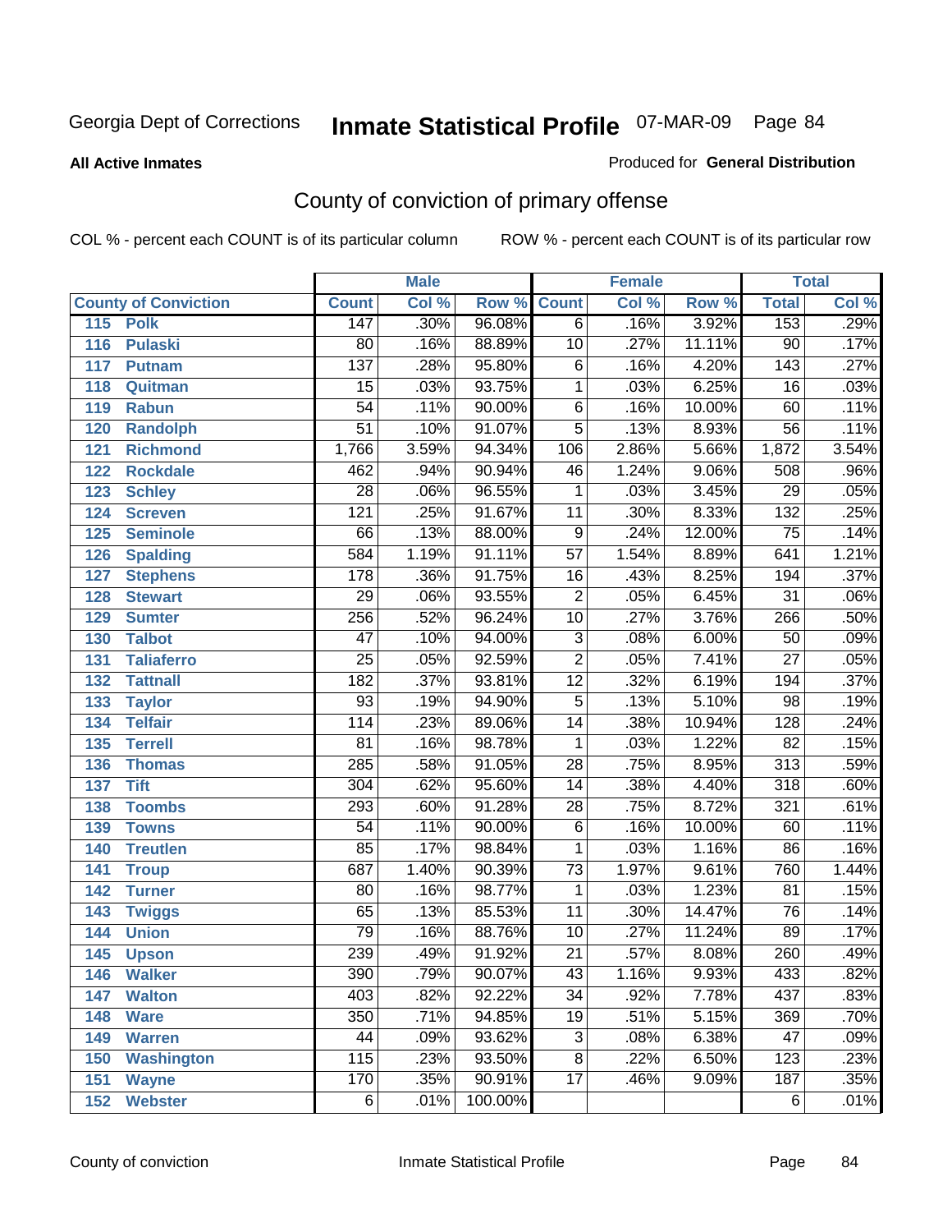Georgia Dept of Corrections **Inmate Statistical Profile** 07-MAR-09

**All Active Inmates**

Produced for **General Distribution**

## County of conviction of primary offense

COL % - percent each COUNT is of its particular column ROW % - percent each COUNT is of its particular row

| County of Conviction | | Male | | | Female | | | Total | |
|---|---|---|---|---|---|---|---|---|---|
| | | Count | Col % | Row % | Count | Col % | Row % | Total | Col % |
| 115 | Polk | 147 | .30% | 96.08% | 6 | .16% | 3.92% | 153 | .29% |
| 116 | Pulaski | 80 | .16% | 88.89% | 10 | .27% | 11.11% | 90 | .17% |
| 117 | Putnam | 137 | .28% | 95.80% | 6 | .16% | 4.20% | 143 | .27% |
| 118 | Quitman | 15 | .03% | 93.75% | 1 | .03% | 6.25% | 16 | .03% |
| 119 | Rabun | 54 | .11% | 90.00% | 6 | .16% | 10.00% | 60 | .11% |
| 120 | Randolph | 51 | .10% | 91.07% | 5 | .13% | 8.93% | 56 | .11% |
| 121 | Richmond | 1,766 | 3.59% | 94.34% | 106 | 2.86% | 5.66% | 1,872 | 3.54% |
| 122 | Rockdale | 462 | .94% | 90.94% | 46 | 1.24% | 9.06% | 508 | .96% |
| 123 | Schley | 28 | .06% | 96.55% | 1 | .03% | 3.45% | 29 | .05% |
| 124 | Screven | 121 | .25% | 91.67% | 11 | .30% | 8.33% | 132 | .25% |
| 125 | Seminole | 66 | .13% | 88.00% | 9 | .24% | 12.00% | 75 | .14% |
| 126 | Spalding | 584 | 1.19% | 91.11% | 57 | 1.54% | 8.89% | 641 | 1.21% |
| 127 | Stephens | 178 | .36% | 91.75% | 16 | .43% | 8.25% | 194 | .37% |
| 128 | Stewart | 29 | .06% | 93.55% | 2 | .05% | 6.45% | 31 | .06% |
| 129 | Sumter | 256 | .52% | 96.24% | 10 | .27% | 3.76% | 266 | .50% |
| 130 | Talbot | 47 | .10% | 94.00% | 3 | .08% | 6.00% | 50 | .09% |
| 131 | Taliaferro | 25 | .05% | 92.59% | 2 | .05% | 7.41% | 27 | .05% |
| 132 | Tattnall | 182 | .37% | 93.81% | 12 | .32% | 6.19% | 194 | .37% |
| 133 | Taylor | 93 | .19% | 94.90% | 5 | .13% | 5.10% | 98 | .19% |
| 134 | Telfair | 114 | .23% | 89.06% | 14 | .38% | 10.94% | 128 | .24% |
| 135 | Terrell | 81 | .16% | 98.78% | 1 | .03% | 1.22% | 82 | .15% |
| 136 | Thomas | 285 | .58% | 91.05% | 28 | .75% | 8.95% | 313 | .59% |
| 137 | Tift | 304 | .62% | 95.60% | 14 | .38% | 4.40% | 318 | .60% |
| 138 | Toombs | 293 | .60% | 91.28% | 28 | .75% | 8.72% | 321 | .61% |
| 139 | Towns | 54 | .11% | 90.00% | 6 | .16% | 10.00% | 60 | .11% |
| 140 | Treutlen | 85 | .17% | 98.84% | 1 | .03% | 1.16% | 86 | .16% |
| 141 | Troup | 687 | 1.40% | 90.39% | 73 | 1.97% | 9.61% | 760 | 1.44% |
| 142 | Turner | 80 | .16% | 98.77% | 1 | .03% | 1.23% | 81 | .15% |
| 143 | Twiggs | 65 | .13% | 85.53% | 11 | .30% | 14.47% | 76 | .14% |
| 144 | Union | 79 | .16% | 88.76% | 10 | .27% | 11.24% | 89 | .17% |
| 145 | Upson | 239 | .49% | 91.92% | 21 | .57% | 8.08% | 260 | .49% |
| 146 | Walker | 390 | .79% | 90.07% | 43 | 1.16% | 9.93% | 433 | .82% |
| 147 | Walton | 403 | .82% | 92.22% | 34 | .92% | 7.78% | 437 | .83% |
| 148 | Ware | 350 | .71% | 94.85% | 19 | .51% | 5.15% | 369 | .70% |
| 149 | Warren | 44 | .09% | 93.62% | 3 | .08% | 6.38% | 47 | .09% |
| 150 | Washington | 115 | .23% | 93.50% | 8 | .22% | 6.50% | 123 | .23% |
| 151 | Wayne | 170 | .35% | 90.91% | 17 | .46% | 9.09% | 187 | .35% |
| 152 | Webster | 6 | .01% | 100.00% | | | | 6 | .01% |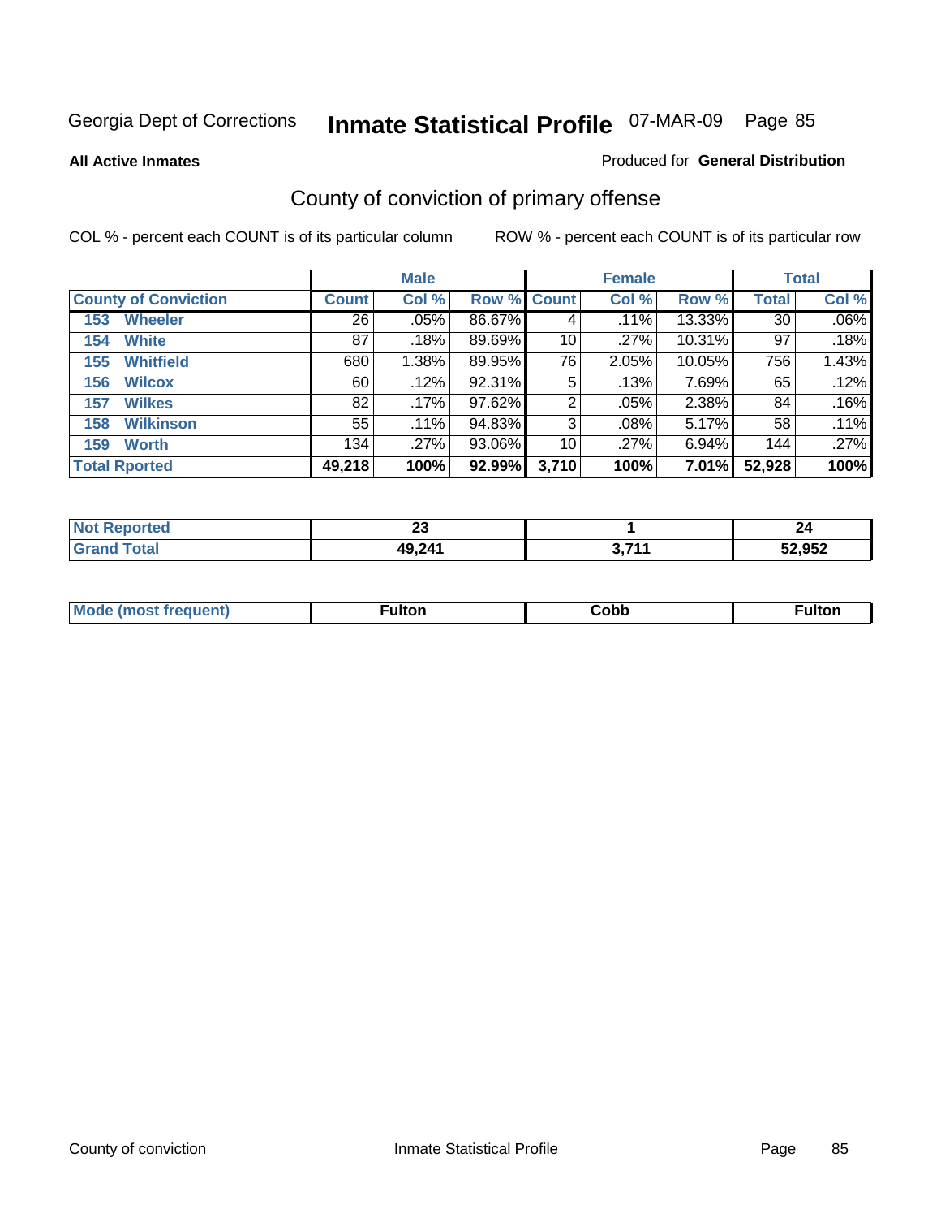Georgia Dept of Corrections **Inmate Statistical Profile** 07-MAR-09

**All Active Inmates**

Produced for **General Distribution**

## County of conviction of primary offense

COL % - percent each COUNT is of its particular column ROW % - percent each COUNT is of its particular row

| | Male | | | Female | | | Total | |
|---|---|---|---|---|---|---|---|---|
| **County of Conviction** | **Count** | **Col %** | **Row %** | **Count** | **Col %** | **Row %** | **Total** | **Col %** |
| 153 Wheeler | 26 | .05% | 86.67% | 4 | .11% | 13.33% | 30 | .06% |
| 154 White | 87 | .18% | 89.69% | 10 | .27% | 10.31% | 97 | .18% |
| 155 Whitfield | 680 | 1.38% | 89.95% | 76 | 2.05% | 10.05% | 756 | 1.43% |
| 156 Wilcox | 60 | .12% | 92.31% | 5 | .13% | 7.69% | 65 | .12% |
| 157 Wilkes | 82 | .17% | 97.62% | 2 | .05% | 2.38% | 84 | .16% |
| 158 Wilkinson | 55 | .11% | 94.83% | 3 | .08% | 5.17% | 58 | .11% |
| 159 Worth | 134 | .27% | 93.06% | 10 | .27% | 6.94% | 144 | .27% |
| **Total Rported** | **49,218** | **100%** | **92.99%** | **3,710** | **100%** | **7.01%** | **52,928** | **100%** |

| | Male | Female | Total |
|---|---|---|---|
| **Not Reported** | **23** | **1** | **24** |
| **Grand Total** | **49,241** | **3,711** | **52,952** |

| | Male | Female | Total |
|---|---|---|---|
| **Mode (most frequent)** | **Fulton** | **Cobb** | **Fulton** |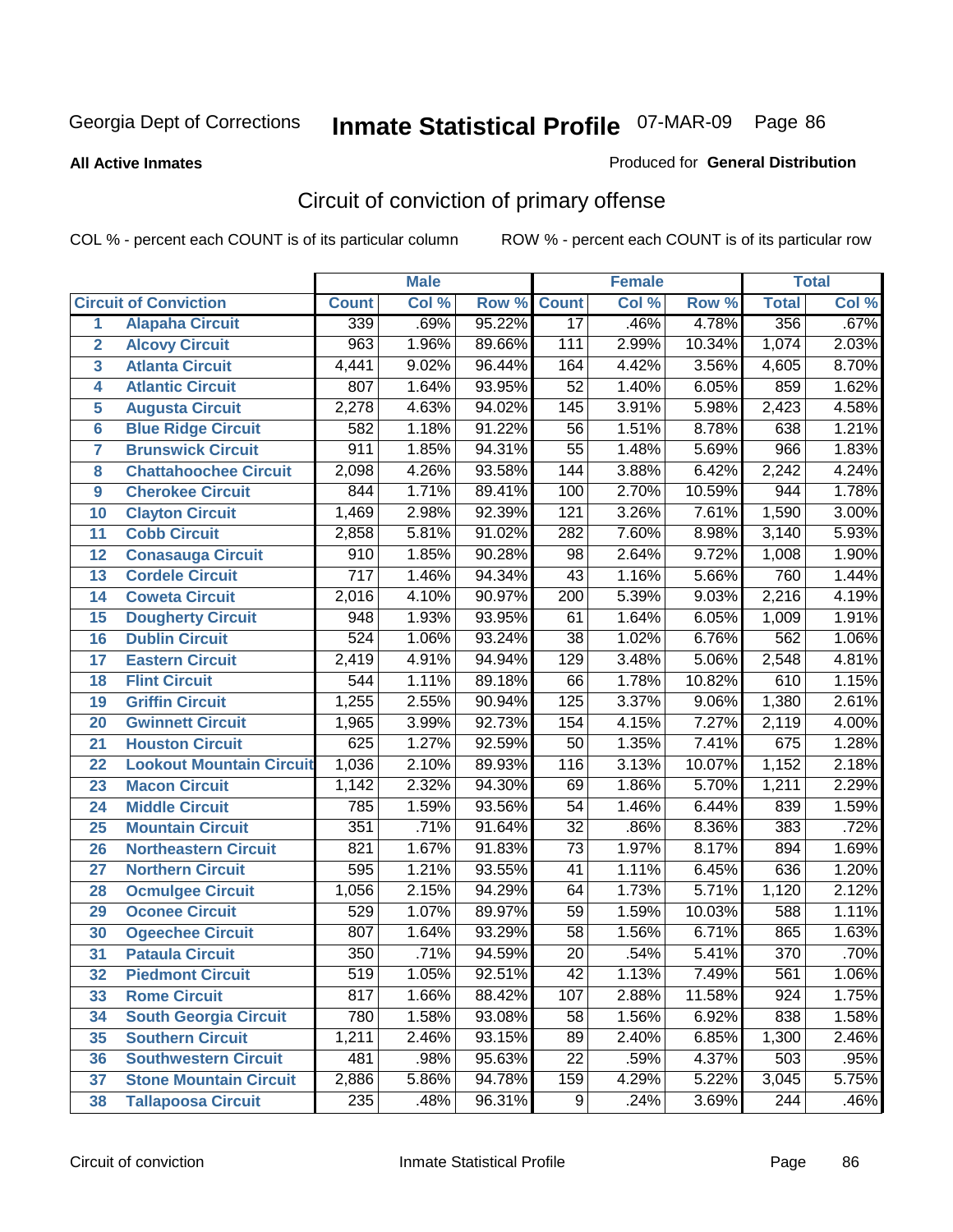Georgia Dept of Corrections

# Inmate Statistical Profile 07-MAR-09

**All Active Inmates**

Produced for **General Distribution**

## Circuit of conviction of primary offense

COL % - percent each COUNT is of its particular column     ROW % - percent each COUNT is of its particular row

| | | Male | | | Female | | | Total | |
|---|---|---|---|---|---|---|---|---|---|
| **Circuit of Conviction** | | **Count** | **Col %** | **Row %** | **Count** | **Col %** | **Row %** | **Total** | **Col %** |
| 1 | Alapaha Circuit | 339 | .69% | 95.22% | 17 | .46% | 4.78% | 356 | .67% |
| 2 | Alcovy Circuit | 963 | 1.96% | 89.66% | 111 | 2.99% | 10.34% | 1,074 | 2.03% |
| 3 | Atlanta Circuit | 4,441 | 9.02% | 96.44% | 164 | 4.42% | 3.56% | 4,605 | 8.70% |
| 4 | Atlantic Circuit | 807 | 1.64% | 93.95% | 52 | 1.40% | 6.05% | 859 | 1.62% |
| 5 | Augusta Circuit | 2,278 | 4.63% | 94.02% | 145 | 3.91% | 5.98% | 2,423 | 4.58% |
| 6 | Blue Ridge Circuit | 582 | 1.18% | 91.22% | 56 | 1.51% | 8.78% | 638 | 1.21% |
| 7 | Brunswick Circuit | 911 | 1.85% | 94.31% | 55 | 1.48% | 5.69% | 966 | 1.83% |
| 8 | Chattahoochee Circuit | 2,098 | 4.26% | 93.58% | 144 | 3.88% | 6.42% | 2,242 | 4.24% |
| 9 | Cherokee Circuit | 844 | 1.71% | 89.41% | 100 | 2.70% | 10.59% | 944 | 1.78% |
| 10 | Clayton Circuit | 1,469 | 2.98% | 92.39% | 121 | 3.26% | 7.61% | 1,590 | 3.00% |
| 11 | Cobb Circuit | 2,858 | 5.81% | 91.02% | 282 | 7.60% | 8.98% | 3,140 | 5.93% |
| 12 | Conasauga Circuit | 910 | 1.85% | 90.28% | 98 | 2.64% | 9.72% | 1,008 | 1.90% |
| 13 | Cordele Circuit | 717 | 1.46% | 94.34% | 43 | 1.16% | 5.66% | 760 | 1.44% |
| 14 | Coweta Circuit | 2,016 | 4.10% | 90.97% | 200 | 5.39% | 9.03% | 2,216 | 4.19% |
| 15 | Dougherty Circuit | 948 | 1.93% | 93.95% | 61 | 1.64% | 6.05% | 1,009 | 1.91% |
| 16 | Dublin Circuit | 524 | 1.06% | 93.24% | 38 | 1.02% | 6.76% | 562 | 1.06% |
| 17 | Eastern Circuit | 2,419 | 4.91% | 94.94% | 129 | 3.48% | 5.06% | 2,548 | 4.81% |
| 18 | Flint Circuit | 544 | 1.11% | 89.18% | 66 | 1.78% | 10.82% | 610 | 1.15% |
| 19 | Griffin Circuit | 1,255 | 2.55% | 90.94% | 125 | 3.37% | 9.06% | 1,380 | 2.61% |
| 20 | Gwinnett Circuit | 1,965 | 3.99% | 92.73% | 154 | 4.15% | 7.27% | 2,119 | 4.00% |
| 21 | Houston Circuit | 625 | 1.27% | 92.59% | 50 | 1.35% | 7.41% | 675 | 1.28% |
| 22 | Lookout Mountain Circuit | 1,036 | 2.10% | 89.93% | 116 | 3.13% | 10.07% | 1,152 | 2.18% |
| 23 | Macon Circuit | 1,142 | 2.32% | 94.30% | 69 | 1.86% | 5.70% | 1,211 | 2.29% |
| 24 | Middle Circuit | 785 | 1.59% | 93.56% | 54 | 1.46% | 6.44% | 839 | 1.59% |
| 25 | Mountain Circuit | 351 | .71% | 91.64% | 32 | .86% | 8.36% | 383 | .72% |
| 26 | Northeastern Circuit | 821 | 1.67% | 91.83% | 73 | 1.97% | 8.17% | 894 | 1.69% |
| 27 | Northern Circuit | 595 | 1.21% | 93.55% | 41 | 1.11% | 6.45% | 636 | 1.20% |
| 28 | Ocmulgee Circuit | 1,056 | 2.15% | 94.29% | 64 | 1.73% | 5.71% | 1,120 | 2.12% |
| 29 | Oconee Circuit | 529 | 1.07% | 89.97% | 59 | 1.59% | 10.03% | 588 | 1.11% |
| 30 | Ogeechee Circuit | 807 | 1.64% | 93.29% | 58 | 1.56% | 6.71% | 865 | 1.63% |
| 31 | Pataula Circuit | 350 | .71% | 94.59% | 20 | .54% | 5.41% | 370 | .70% |
| 32 | Piedmont Circuit | 519 | 1.05% | 92.51% | 42 | 1.13% | 7.49% | 561 | 1.06% |
| 33 | Rome Circuit | 817 | 1.66% | 88.42% | 107 | 2.88% | 11.58% | 924 | 1.75% |
| 34 | South Georgia Circuit | 780 | 1.58% | 93.08% | 58 | 1.56% | 6.92% | 838 | 1.58% |
| 35 | Southern Circuit | 1,211 | 2.46% | 93.15% | 89 | 2.40% | 6.85% | 1,300 | 2.46% |
| 36 | Southwestern Circuit | 481 | .98% | 95.63% | 22 | .59% | 4.37% | 503 | .95% |
| 37 | Stone Mountain Circuit | 2,886 | 5.86% | 94.78% | 159 | 4.29% | 5.22% | 3,045 | 5.75% |
| 38 | Tallapoosa Circuit | 235 | .48% | 96.31% | 9 | .24% | 3.69% | 244 | .46% |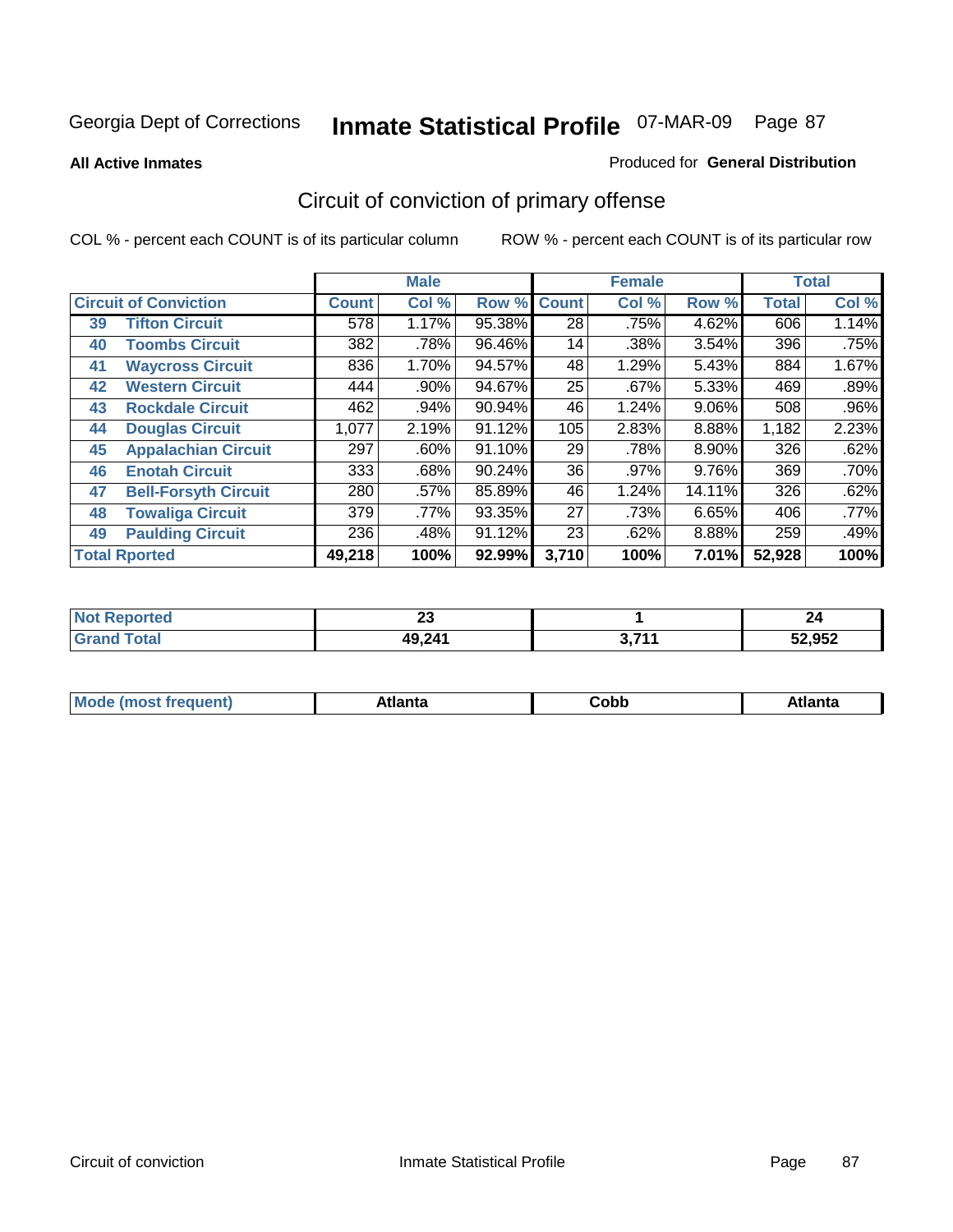Georgia Dept of Corrections

# Inmate Statistical Profile 07-MAR-09

**All Active Inmates**

Produced for **General Distribution**

## Circuit of conviction of primary offense

COL % - percent each COUNT is of its particular column

ROW % - percent each COUNT is of its particular row

| Circuit of Conviction | | Male | | | Female | | | Total | |
|---|---|---|---|---|---|---|---|---|---|
| | | Count | Col % | Row % | Count | Col % | Row % | Total | Col % |
| 39 | Tifton Circuit | 578 | 1.17% | 95.38% | 28 | .75% | 4.62% | 606 | 1.14% |
| 40 | Toombs Circuit | 382 | .78% | 96.46% | 14 | .38% | 3.54% | 396 | .75% |
| 41 | Waycross Circuit | 836 | 1.70% | 94.57% | 48 | 1.29% | 5.43% | 884 | 1.67% |
| 42 | Western Circuit | 444 | .90% | 94.67% | 25 | .67% | 5.33% | 469 | .89% |
| 43 | Rockdale Circuit | 462 | .94% | 90.94% | 46 | 1.24% | 9.06% | 508 | .96% |
| 44 | Douglas Circuit | 1,077 | 2.19% | 91.12% | 105 | 2.83% | 8.88% | 1,182 | 2.23% |
| 45 | Appalachian Circuit | 297 | .60% | 91.10% | 29 | .78% | 8.90% | 326 | .62% |
| 46 | Enotah Circuit | 333 | .68% | 90.24% | 36 | .97% | 9.76% | 369 | .70% |
| 47 | Bell-Forsyth Circuit | 280 | .57% | 85.89% | 46 | 1.24% | 14.11% | 326 | .62% |
| 48 | Towaliga Circuit | 379 | .77% | 93.35% | 27 | .73% | 6.65% | 406 | .77% |
| 49 | Paulding Circuit | 236 | .48% | 91.12% | 23 | .62% | 8.88% | 259 | .49% |
| Total Rported | | **49,218** | **100%** | **92.99%** | **3,710** | **100%** | **7.01%** | **52,928** | **100%** |

| | Male | Female | Total |
|---|---|---|---|
| Not Reported | 23 | 1 | 24 |
| Grand Total | 49,241 | 3,711 | 52,952 |

| | Male | Female | Total |
|---|---|---|---|
| Mode (most frequent) | Atlanta | Cobb | Atlanta |

Circuit of conviction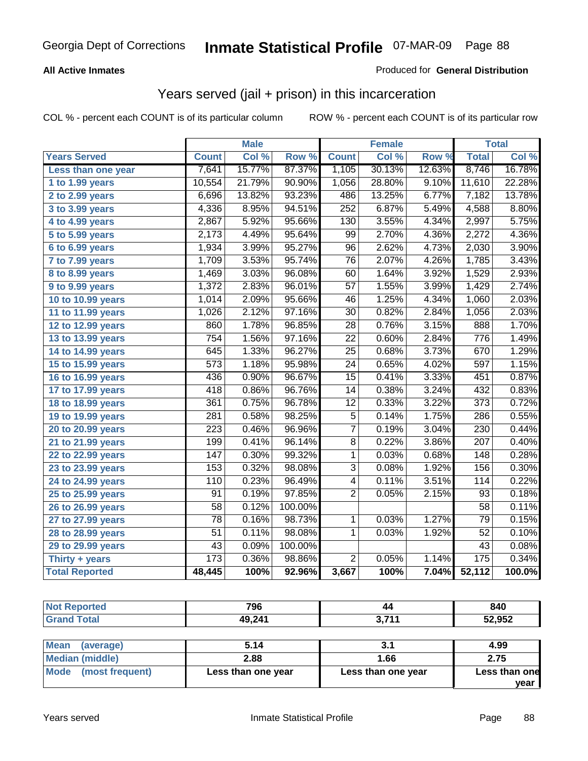Georgia Dept of Corrections **Inmate Statistical Profile** 07-MAR-09

**All Active Inmates**

Produced for **General Distribution**

## Years served (jail + prison) in this incarceration

COL % - percent each COUNT is of its particular column

ROW % - percent each COUNT is of its particular row

| | Male | | | Female | | | Total | |
|---|---|---|---|---|---|---|---|---|
| **Years Served** | **Count** | **Col %** | **Row %** | **Count** | **Col %** | **Row %** | **Total** | **Col %** |
| Less than one year | 7,641 | 15.77% | 87.37% | 1,105 | 30.13% | 12.63% | 8,746 | 16.78% |
| 1 to 1.99 years | 10,554 | 21.79% | 90.90% | 1,056 | 28.80% | 9.10% | 11,610 | 22.28% |
| 2 to 2.99 years | 6,696 | 13.82% | 93.23% | 486 | 13.25% | 6.77% | 7,182 | 13.78% |
| 3 to 3.99 years | 4,336 | 8.95% | 94.51% | 252 | 6.87% | 5.49% | 4,588 | 8.80% |
| 4 to 4.99 years | 2,867 | 5.92% | 95.66% | 130 | 3.55% | 4.34% | 2,997 | 5.75% |
| 5 to 5.99 years | 2,173 | 4.49% | 95.64% | 99 | 2.70% | 4.36% | 2,272 | 4.36% |
| 6 to 6.99 years | 1,934 | 3.99% | 95.27% | 96 | 2.62% | 4.73% | 2,030 | 3.90% |
| 7 to 7.99 years | 1,709 | 3.53% | 95.74% | 76 | 2.07% | 4.26% | 1,785 | 3.43% |
| 8 to 8.99 years | 1,469 | 3.03% | 96.08% | 60 | 1.64% | 3.92% | 1,529 | 2.93% |
| 9 to 9.99 years | 1,372 | 2.83% | 96.01% | 57 | 1.55% | 3.99% | 1,429 | 2.74% |
| 10 to 10.99 years | 1,014 | 2.09% | 95.66% | 46 | 1.25% | 4.34% | 1,060 | 2.03% |
| 11 to 11.99 years | 1,026 | 2.12% | 97.16% | 30 | 0.82% | 2.84% | 1,056 | 2.03% |
| 12 to 12.99 years | 860 | 1.78% | 96.85% | 28 | 0.76% | 3.15% | 888 | 1.70% |
| 13 to 13.99 years | 754 | 1.56% | 97.16% | 22 | 0.60% | 2.84% | 776 | 1.49% |
| 14 to 14.99 years | 645 | 1.33% | 96.27% | 25 | 0.68% | 3.73% | 670 | 1.29% |
| 15 to 15.99 years | 573 | 1.18% | 95.98% | 24 | 0.65% | 4.02% | 597 | 1.15% |
| 16 to 16.99 years | 436 | 0.90% | 96.67% | 15 | 0.41% | 3.33% | 451 | 0.87% |
| 17 to 17.99 years | 418 | 0.86% | 96.76% | 14 | 0.38% | 3.24% | 432 | 0.83% |
| 18 to 18.99 years | 361 | 0.75% | 96.78% | 12 | 0.33% | 3.22% | 373 | 0.72% |
| 19 to 19.99 years | 281 | 0.58% | 98.25% | 5 | 0.14% | 1.75% | 286 | 0.55% |
| 20 to 20.99 years | 223 | 0.46% | 96.96% | 7 | 0.19% | 3.04% | 230 | 0.44% |
| 21 to 21.99 years | 199 | 0.41% | 96.14% | 8 | 0.22% | 3.86% | 207 | 0.40% |
| 22 to 22.99 years | 147 | 0.30% | 99.32% | 1 | 0.03% | 0.68% | 148 | 0.28% |
| 23 to 23.99 years | 153 | 0.32% | 98.08% | 3 | 0.08% | 1.92% | 156 | 0.30% |
| 24 to 24.99 years | 110 | 0.23% | 96.49% | 4 | 0.11% | 3.51% | 114 | 0.22% |
| 25 to 25.99 years | 91 | 0.19% | 97.85% | 2 | 0.05% | 2.15% | 93 | 0.18% |
| 26 to 26.99 years | 58 | 0.12% | 100.00% | | | | 58 | 0.11% |
| 27 to 27.99 years | 78 | 0.16% | 98.73% | 1 | 0.03% | 1.27% | 79 | 0.15% |
| 28 to 28.99 years | 51 | 0.11% | 98.08% | 1 | 0.03% | 1.92% | 52 | 0.10% |
| 29 to 29.99 years | 43 | 0.09% | 100.00% | | | | 43 | 0.08% |
| Thirty + years | 173 | 0.36% | 98.86% | 2 | 0.05% | 1.14% | 175 | 0.34% |
| **Total Reported** | **48,445** | **100%** | **92.96%** | **3,667** | **100%** | **7.04%** | **52,112** | **100.0%** |

| | Male | Female | Total |
|---|---|---|---|
| Not Reported | **796** | **44** | **840** |
| Grand Total | **49,241** | **3,711** | **52,952** |

| | Male | Female | Total |
|---|---|---|---|
| Mean (average) | **5.14** | **3.1** | **4.99** |
| Median (middle) | **2.88** | **1.66** | **2.75** |
| Mode (most frequent) | **Less than one year** | **Less than one year** | **Less than one year** |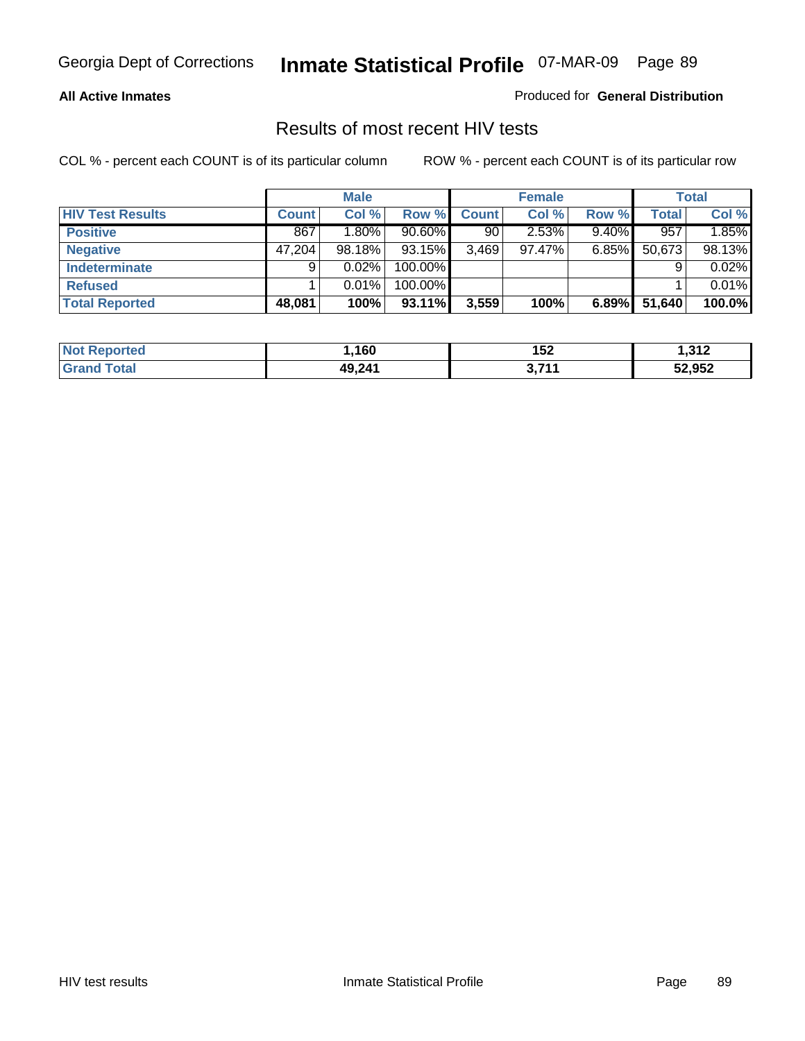**All Active Inmates**

Produced for **General Distribution**

## Results of most recent HIV tests

COL % - percent each COUNT is of its particular column

ROW % - percent each COUNT is of its particular row

| | Male | | | Female | | | Total | |
|---|---|---|---|---|---|---|---|---|
| **HIV Test Results** | **Count** | **Col %** | **Row %** | **Count** | **Col %** | **Row %** | **Total** | **Col %** |
| **Positive** | 867 | 1.80% | 90.60% | 90 | 2.53% | 9.40% | 957 | 1.85% |
| **Negative** | 47,204 | 98.18% | 93.15% | 3,469 | 97.47% | 6.85% | 50,673 | 98.13% |
| **Indeterminate** | 9 | 0.02% | 100.00% | | | | 9 | 0.02% |
| **Refused** | 1 | 0.01% | 100.00% | | | | 1 | 0.01% |
| **Total Reported** | **48,081** | **100%** | **93.11%** | **3,559** | **100%** | **6.89%** | **51,640** | **100.0%** |

| | Male | Female | Total |
|---|---|---|---|
| **Not Reported** | **1,160** | **152** | **1,312** |
| **Grand Total** | **49,241** | **3,711** | **52,952** |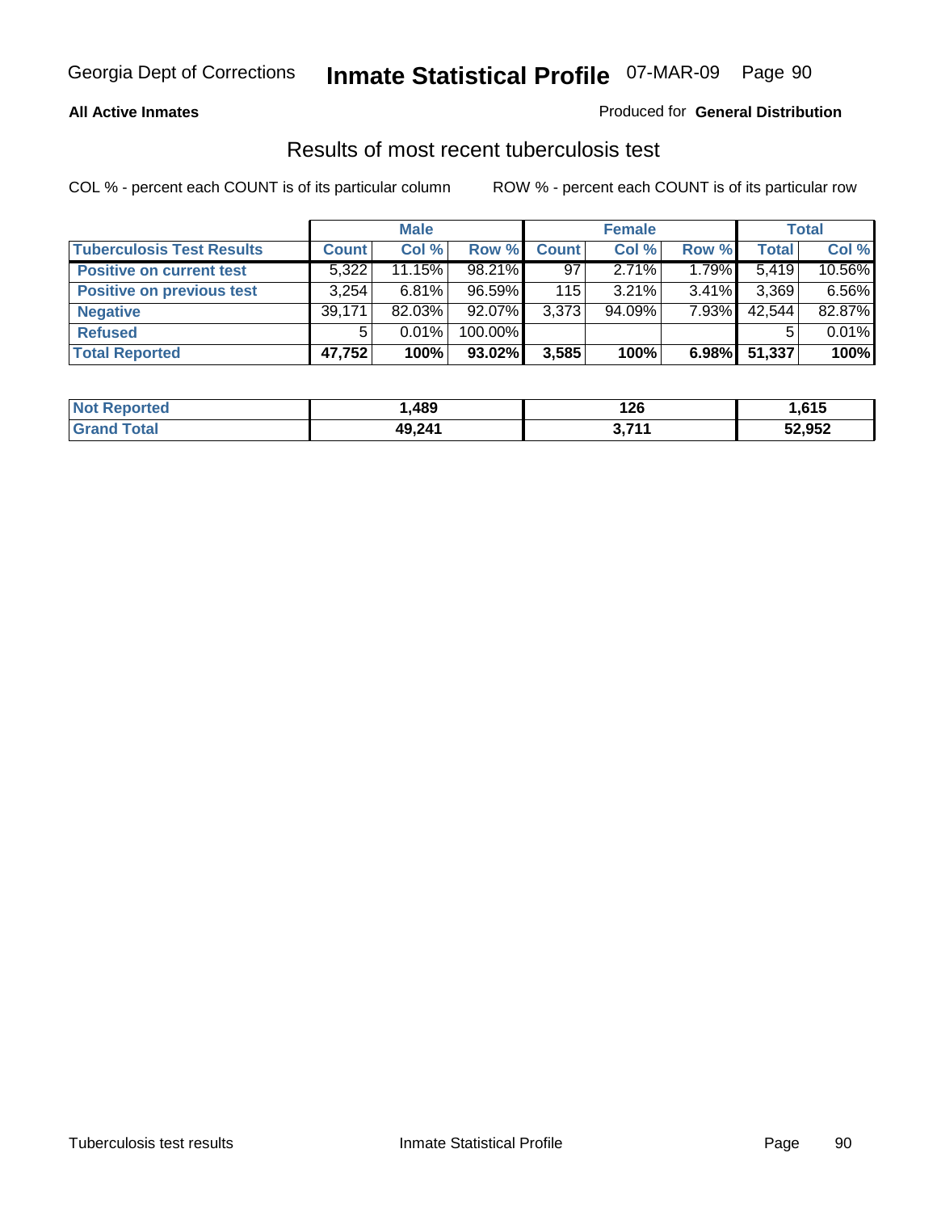Georgia Dept of Corrections **Inmate Statistical Profile** 07-MAR-09

**All Active Inmates**

Produced for **General Distribution**

## Results of most recent tuberculosis test

COL % - percent each COUNT is of its particular column

ROW % - percent each COUNT is of its particular row

| | Male | | | Female | | | Total | |
|---|---|---|---|---|---|---|---|---|
| **Tuberculosis Test Results** | **Count** | **Col %** | **Row %** | **Count** | **Col %** | **Row %** | **Total** | **Col %** |
| **Positive on current test** | 5,322 | 11.15% | 98.21% | 97 | 2.71% | 1.79% | 5,419 | 10.56% |
| **Positive on previous test** | 3,254 | 6.81% | 96.59% | 115 | 3.21% | 3.41% | 3,369 | 6.56% |
| **Negative** | 39,171 | 82.03% | 92.07% | 3,373 | 94.09% | 7.93% | 42,544 | 82.87% |
| **Refused** | 5 | 0.01% | 100.00% | | | | 5 | 0.01% |
| **Total Reported** | **47,752** | **100%** | **93.02%** | **3,585** | **100%** | **6.98%** | **51,337** | **100%** |

| | Male | Female | Total |
|---|---|---|---|
| **Not Reported** | **1,489** | **126** | **1,615** |
| **Grand Total** | **49,241** | **3,711** | **52,952** |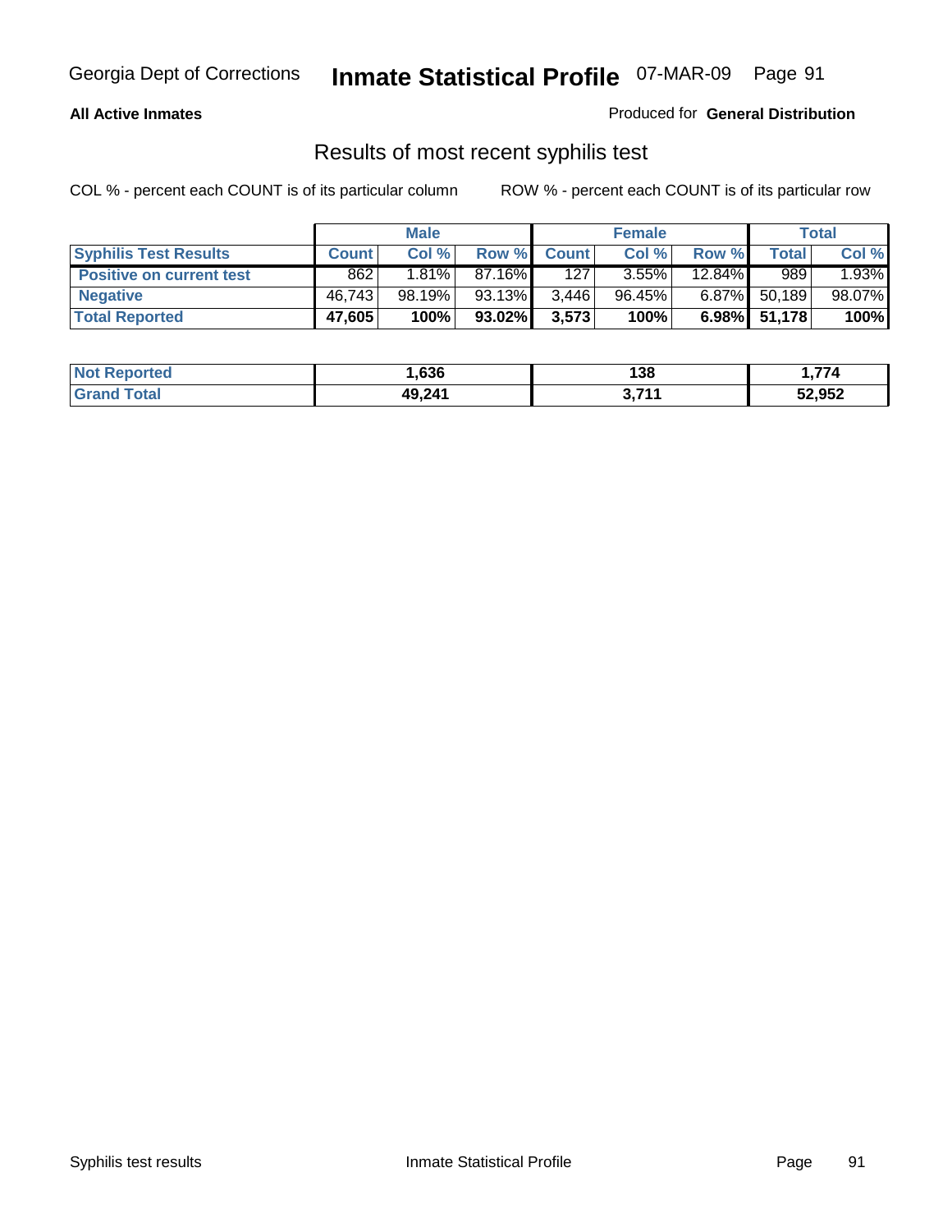**All Active Inmates**

Produced for **General Distribution**

## Results of most recent syphilis test

COL % - percent each COUNT is of its particular column

ROW % - percent each COUNT is of its particular row

| | Male | | | Female | | | Total | |
|---|---|---|---|---|---|---|---|---|
| **Syphilis Test Results** | **Count** | **Col %** | **Row %** | **Count** | **Col %** | **Row %** | **Total** | **Col %** |
| **Positive on current test** | 862 | 1.81% | 87.16% | 127 | 3.55% | 12.84% | 989 | 1.93% |
| **Negative** | 46,743 | 98.19% | 93.13% | 3,446 | 96.45% | 6.87% | 50,189 | 98.07% |
| **Total Reported** | **47,605** | **100%** | **93.02%** | **3,573** | **100%** | **6.98%** | **51,178** | **100%** |

| | Male | Female | Total |
|---|---|---|---|
| **Not Reported** | **1,636** | **138** | **1,774** |
| **Grand Total** | **49,241** | **3,711** | **52,952** |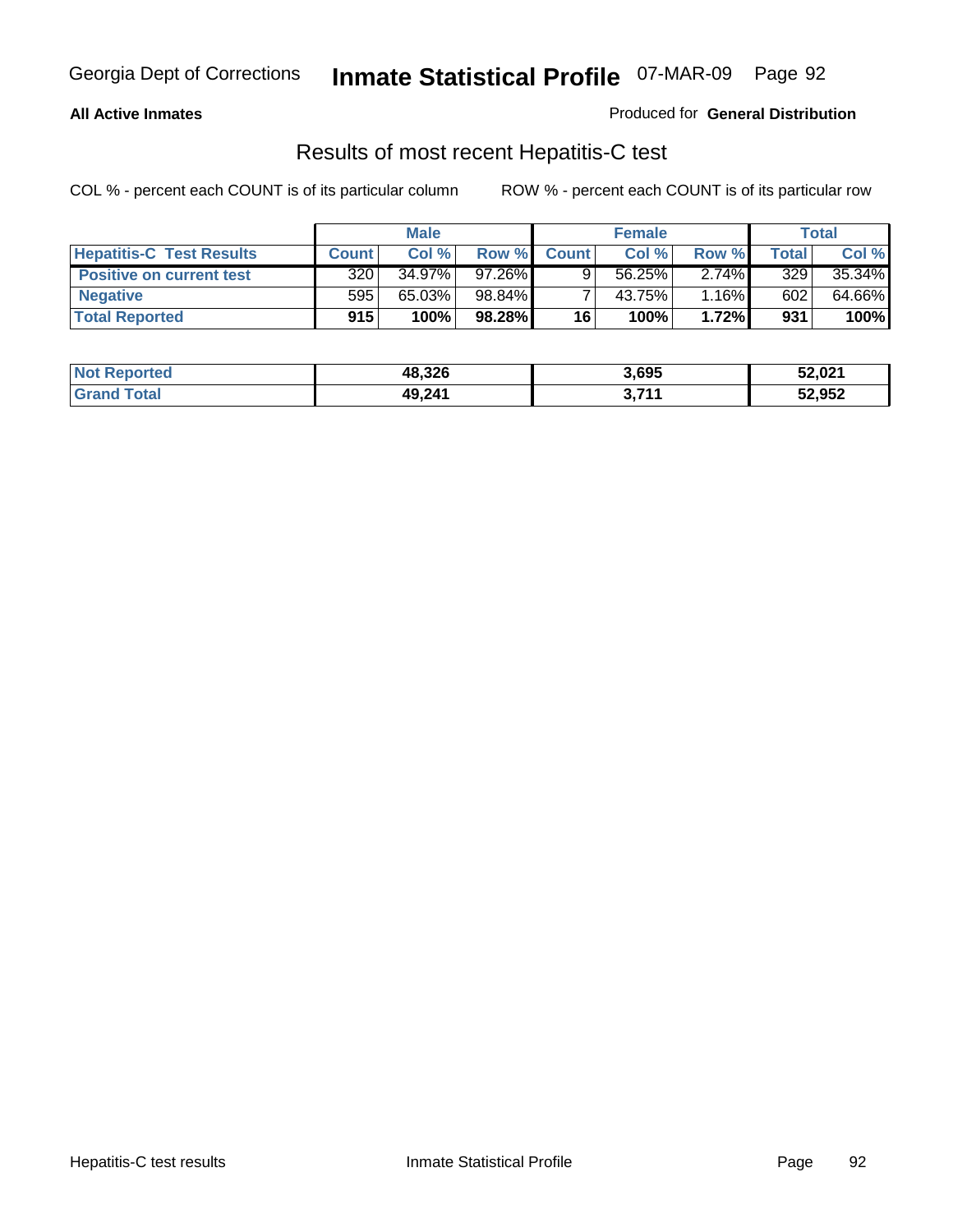**All Active Inmates**

Produced for **General Distribution**

## Results of most recent Hepatitis-C test

COL % - percent each COUNT is of its particular column

ROW % - percent each COUNT is of its particular row

| | Male | | | Female | | | Total | |
|---|---|---|---|---|---|---|---|---|
| **Hepatitis-C Test Results** | **Count** | **Col %** | **Row %** | **Count** | **Col %** | **Row %** | **Total** | **Col %** |
| **Positive on current test** | 320 | 34.97% | 97.26% | 9 | 56.25% | 2.74% | 329 | 35.34% |
| **Negative** | 595 | 65.03% | 98.84% | 7 | 43.75% | 1.16% | 602 | 64.66% |
| **Total Reported** | **915** | **100%** | **98.28%** | **16** | **100%** | **1.72%** | **931** | **100%** |

| | Male | Female | Total |
|---|---|---|---|
| **Not Reported** | **48,326** | **3,695** | **52,021** |
| **Grand Total** | **49,241** | **3,711** | **52,952** |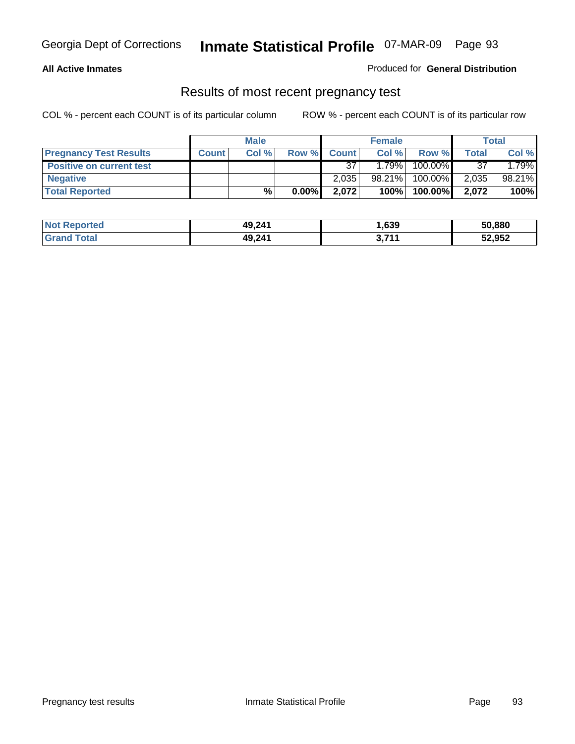**All Active Inmates**

Produced for **General Distribution**

## Results of most recent pregnancy test

COL % - percent each COUNT is of its particular column

ROW % - percent each COUNT is of its particular row

| | Male | | | Female | | | Total | |
|---|---|---|---|---|---|---|---|---|
| **Pregnancy Test Results** | **Count** | **Col %** | **Row %** | **Count** | **Col %** | **Row %** | **Total** | **Col %** |
| **Positive on current test** | | | | 37 | 1.79% | 100.00% | 37 | 1.79% |
| **Negative** | | | | 2,035 | 98.21% | 100.00% | 2,035 | 98.21% |
| **Total Reported** | | **%** | **0.00%** | **2,072** | **100%** | **100.00%** | **2,072** | **100%** |

| | Male | Female | Total |
|---|---|---|---|
| **Not Reported** | **49,241** | **1,639** | **50,880** |
| **Grand Total** | **49,241** | **3,711** | **52,952** |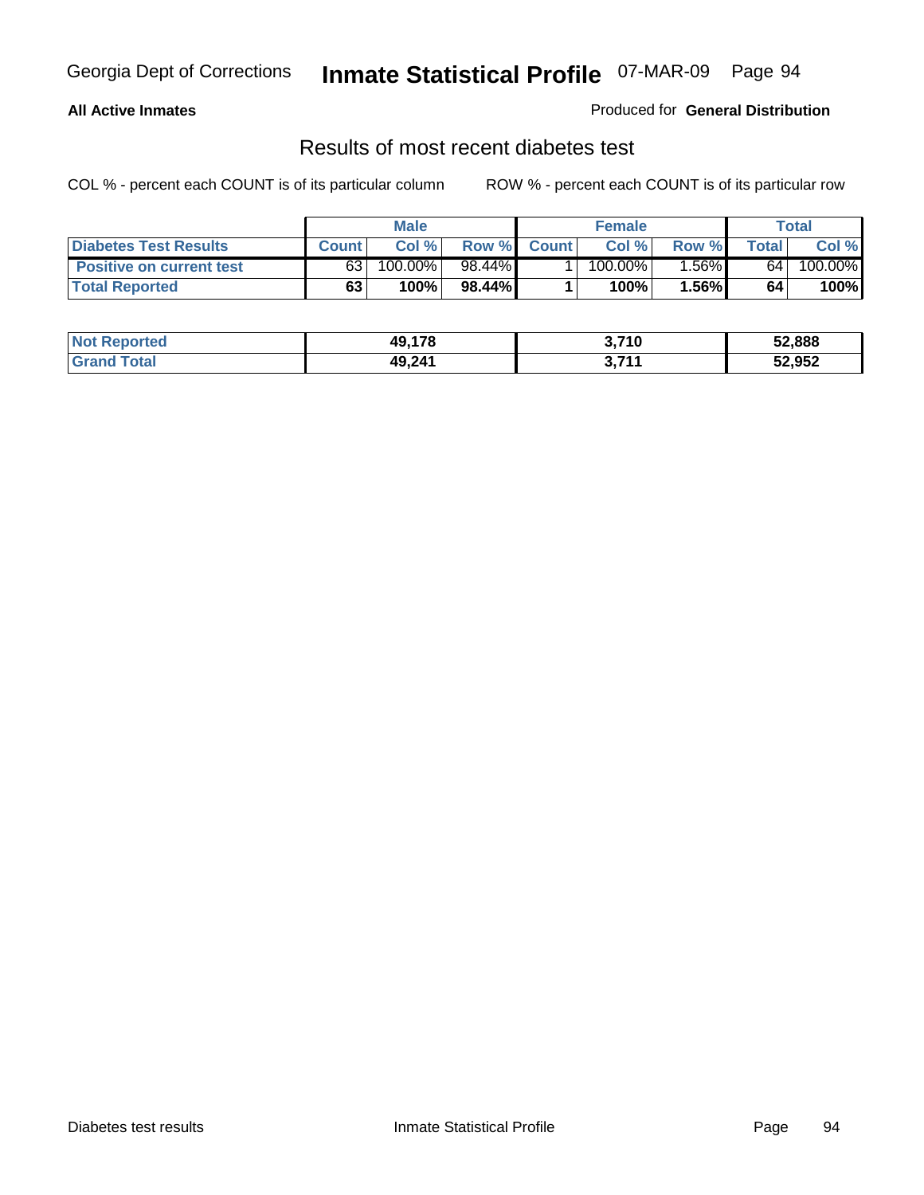Georgia Dept of Corrections **Inmate Statistical Profile** 07-MAR-09 Page 94

**All Active Inmates**

Produced for **General Distribution**

## Results of most recent diabetes test

COL % - percent each COUNT is of its particular column

ROW % - percent each COUNT is of its particular row

| | Male | | | Female | | | Total | |
|---|---|---|---|---|---|---|---|---|
| **Diabetes Test Results** | **Count** | **Col %** | **Row %** | **Count** | **Col %** | **Row %** | **Total** | **Col %** |
| **Positive on current test** | 63 | 100.00% | 98.44% | 1 | 100.00% | 1.56% | 64 | 100.00% |
| **Total Reported** | **63** | **100%** | **98.44%** | **1** | **100%** | **1.56%** | **64** | **100%** |

| | Male | Female | Total |
|---|---|---|---|
| **Not Reported** | **49,178** | **3,710** | **52,888** |
| **Grand Total** | **49,241** | **3,711** | **52,952** |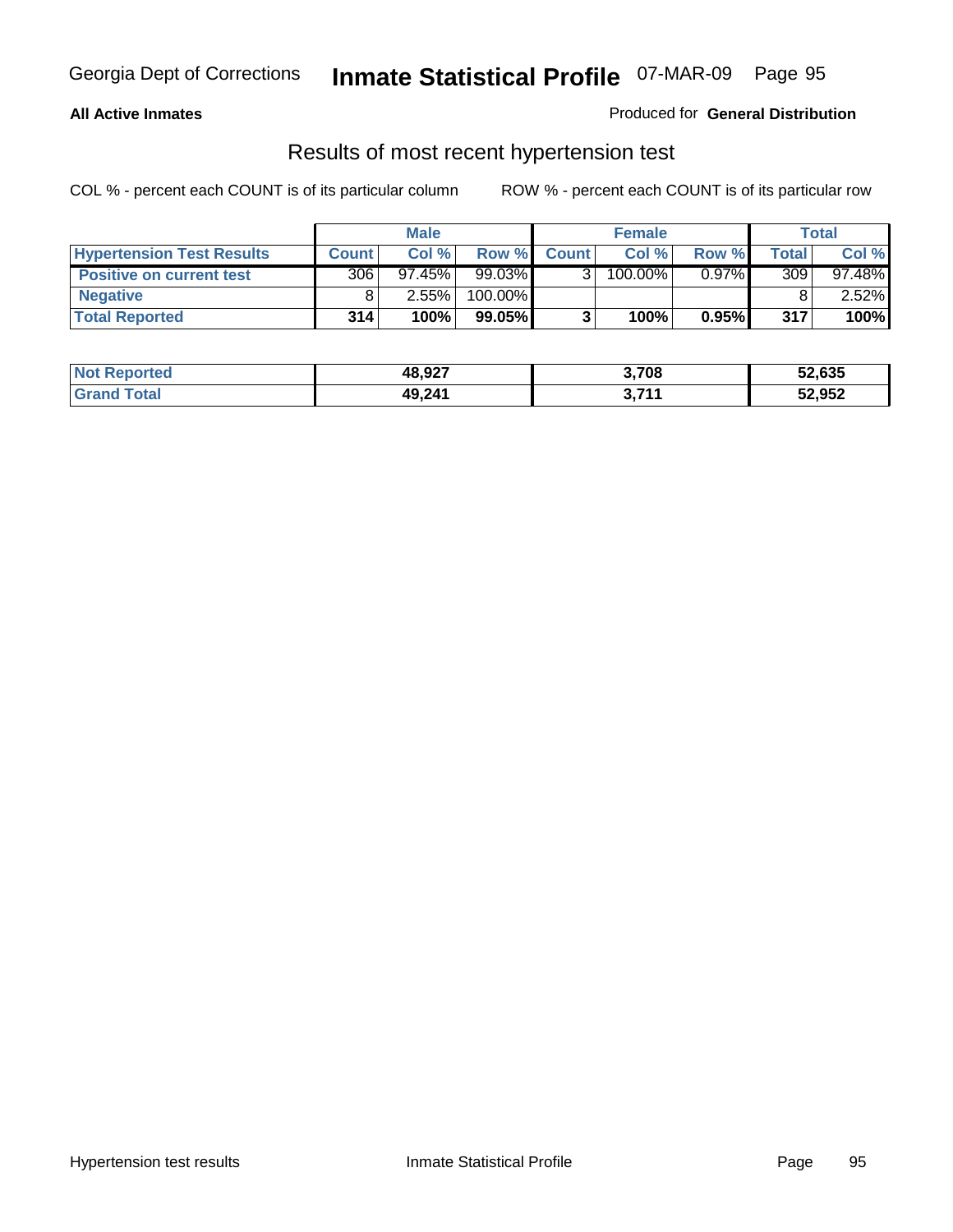**All Active Inmates**

Produced for **General Distribution**

## Results of most recent hypertension test

COL % - percent each COUNT is of its particular column

ROW % - percent each COUNT is of its particular row

| | Male | | | Female | | | Total | |
|---|---|---|---|---|---|---|---|---|
| **Hypertension Test Results** | **Count** | **Col %** | **Row %** | **Count** | **Col %** | **Row %** | **Total** | **Col %** |
| **Positive on current test** | 306 | 97.45% | 99.03% | 3 | 100.00% | 0.97% | 309 | 97.48% |
| **Negative** | 8 | 2.55% | 100.00% | | | | 8 | 2.52% |
| **Total Reported** | **314** | **100%** | **99.05%** | **3** | **100%** | **0.95%** | **317** | **100%** |

| | Male | Female | Total |
|---|---|---|---|
| **Not Reported** | **48,927** | **3,708** | **52,635** |
| **Grand Total** | **49,241** | **3,711** | **52,952** |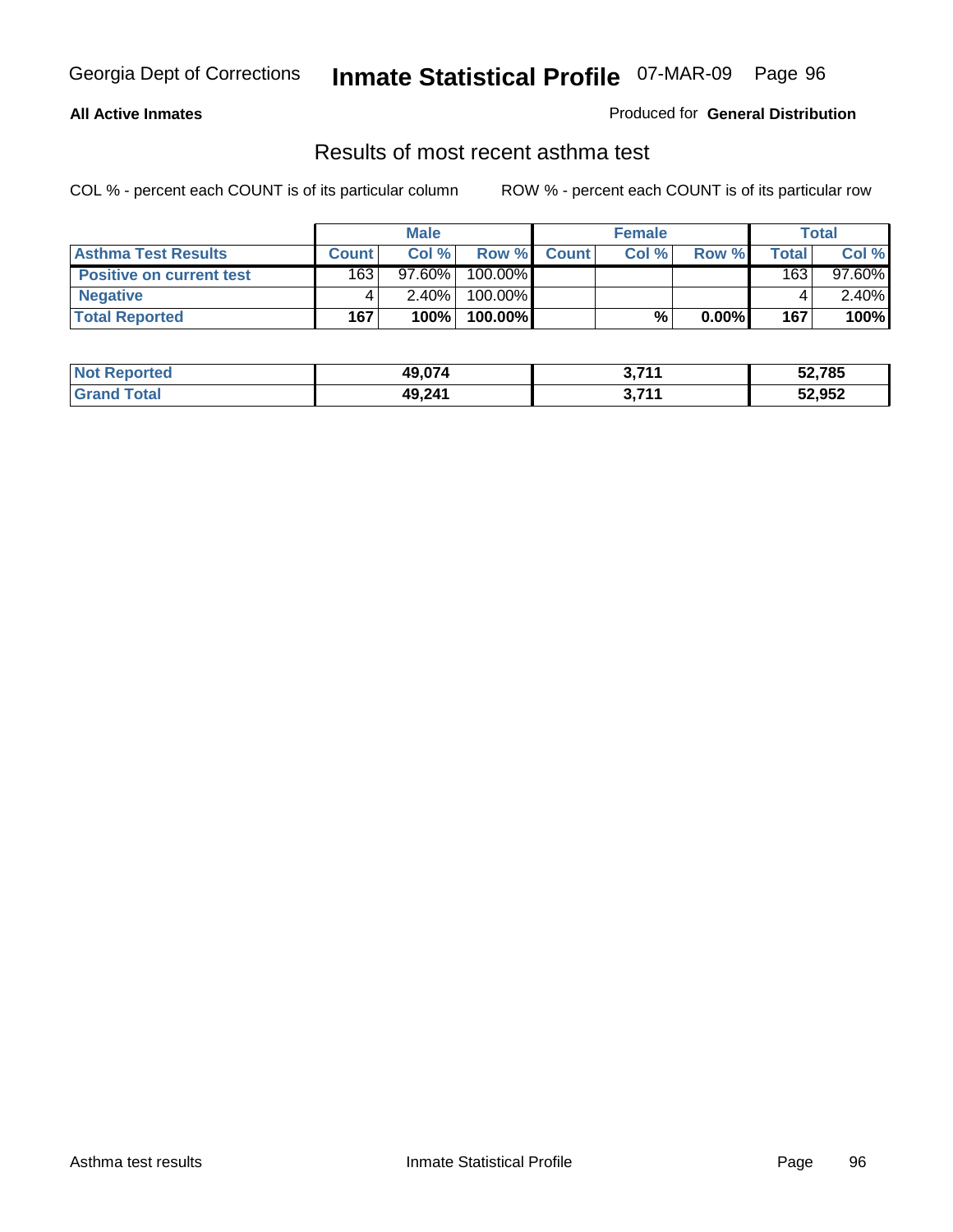Georgia Dept of Corrections **Inmate Statistical Profile** 07-MAR-09 Page 96

**All Active Inmates**

Produced for **General Distribution**

## Results of most recent asthma test

COL % - percent each COUNT is of its particular column ROW % - percent each COUNT is of its particular row

| | Male | | | Female | | | Total | |
|---|---|---|---|---|---|---|---|---|
| **Asthma Test Results** | **Count** | **Col %** | **Row %** | **Count** | **Col %** | **Row %** | **Total** | **Col %** |
| **Positive on current test** | 163 | 97.60% | 100.00% | | | | 163 | 97.60% |
| **Negative** | 4 | 2.40% | 100.00% | | | | 4 | 2.40% |
| **Total Reported** | **167** | **100%** | **100.00%** | | **%** | **0.00%** | **167** | **100%** |

| | Male | Female | Total |
|---|---|---|---|
| **Not Reported** | **49,074** | **3,711** | **52,785** |
| **Grand Total** | **49,241** | **3,711** | **52,952** |

Asthma test results Inmate Statistical Profile